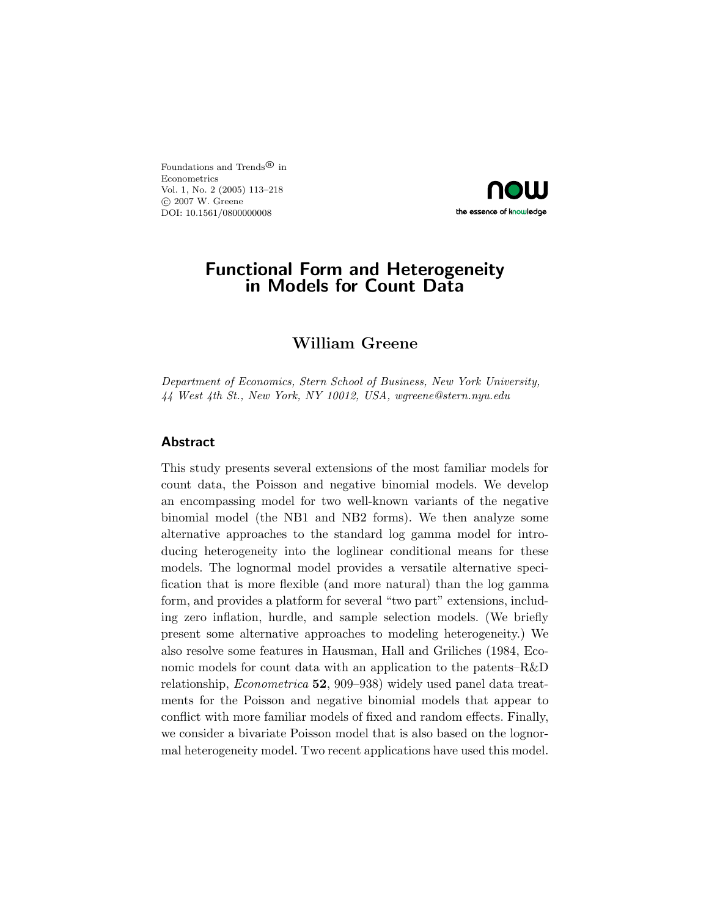Foundations and Trends® in
Econometrics
Vol. 1, No. 2 (2005) 113–218
© 2007 W. Greene
DOI: 10.1561/0800000008

# Functional Form and Heterogeneity in Models for Count Data

## William Greene

*Department of Economics, Stern School of Business, New York University, 44 West 4th St., New York, NY 10012, USA, wgreene@stern.nyu.edu*

## Abstract

This study presents several extensions of the most familiar models for count data, the Poisson and negative binomial models. We develop an encompassing model for two well-known variants of the negative binomial model (the NB1 and NB2 forms). We then analyze some alternative approaches to the standard log gamma model for introducing heterogeneity into the loglinear conditional means for these models. The lognormal model provides a versatile alternative specification that is more flexible (and more natural) than the log gamma form, and provides a platform for several "two part" extensions, including zero inflation, hurdle, and sample selection models. (We briefly present some alternative approaches to modeling heterogeneity.) We also resolve some features in Hausman, Hall and Griliches (1984, Economic models for count data with an application to the patents–R&D relationship, *Econometrica* **52**, 909–938) widely used panel data treatments for the Poisson and negative binomial models that appear to conflict with more familiar models of fixed and random effects. Finally, we consider a bivariate Poisson model that is also based on the lognormal heterogeneity model. Two recent applications have used this model.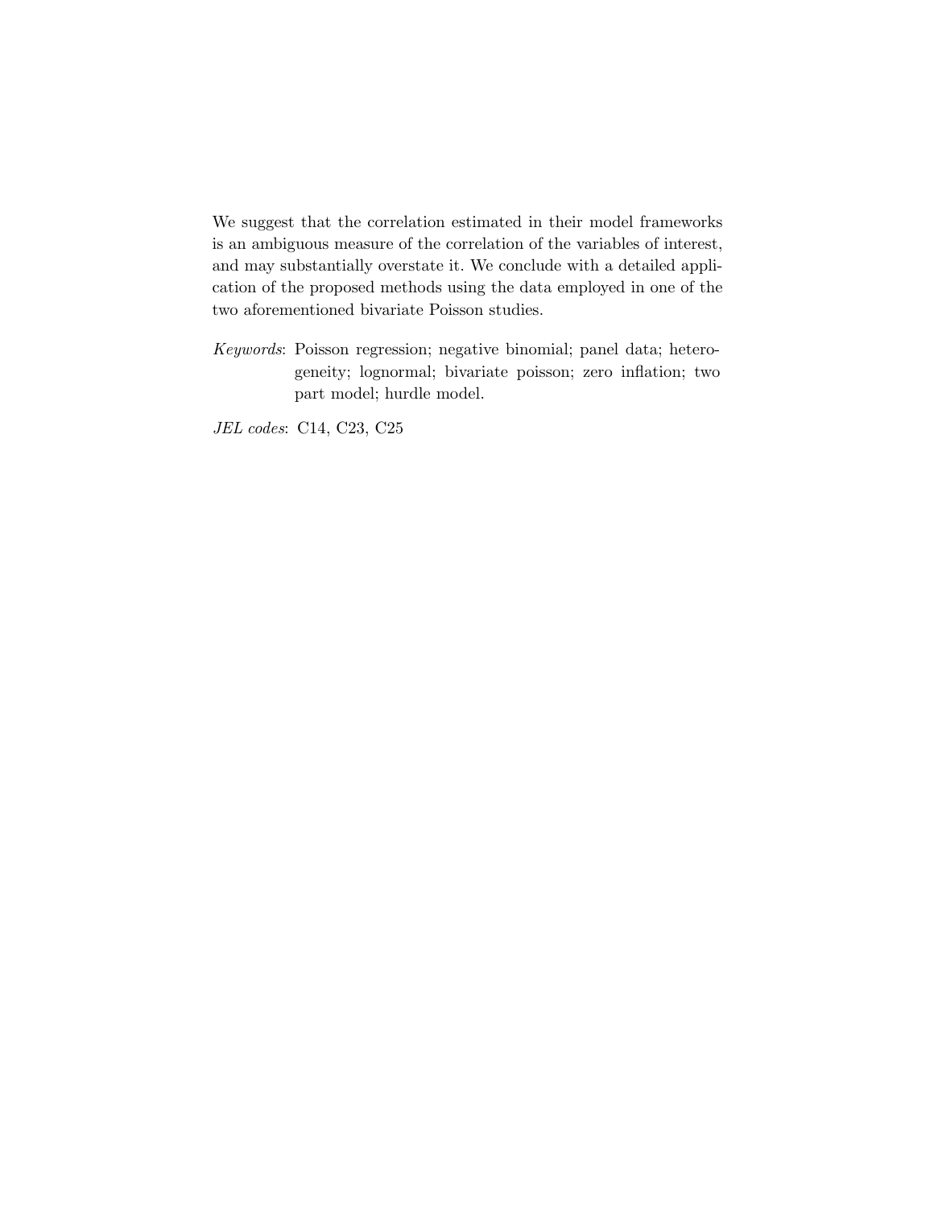We suggest that the correlation estimated in their model frameworks is an ambiguous measure of the correlation of the variables of interest, and may substantially overstate it. We conclude with a detailed application of the proposed methods using the data employed in one of the two aforementioned bivariate Poisson studies.

*Keywords*: Poisson regression; negative binomial; panel data; heterogeneity; lognormal; bivariate poisson; zero inflation; two part model; hurdle model.

*JEL codes*: C14, C23, C25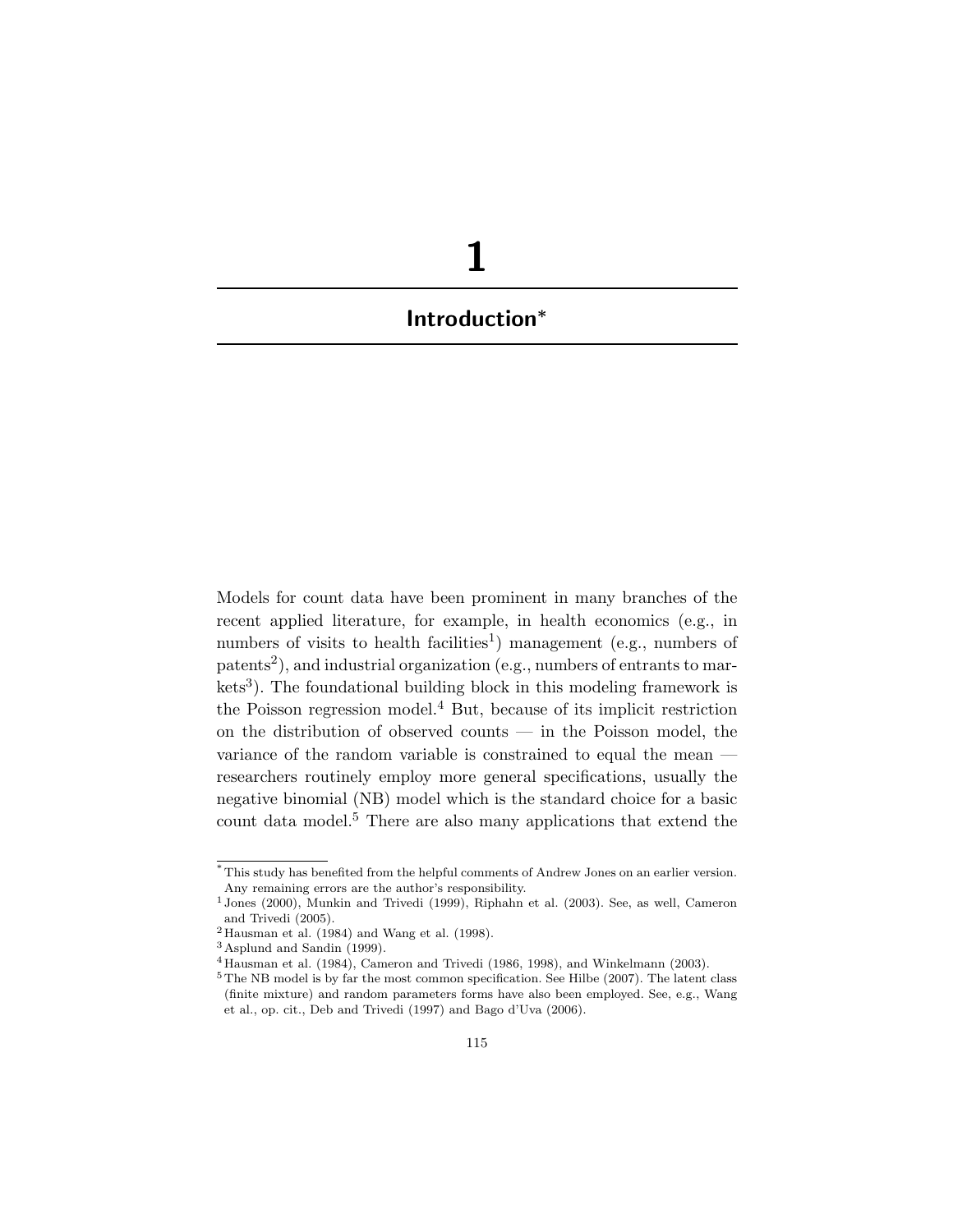# 1

## Introduction*

Models for count data have been prominent in many branches of the recent applied literature, for example, in health economics (e.g., in numbers of visits to health facilities[1]) management (e.g., numbers of patents[2]), and industrial organization (e.g., numbers of entrants to markets[3]). The foundational building block in this modeling framework is the Poisson regression model.[4] But, because of its implicit restriction on the distribution of observed counts — in the Poisson model, the variance of the random variable is constrained to equal the mean — researchers routinely employ more general specifications, usually the negative binomial (NB) model which is the standard choice for a basic count data model.[5] There are also many applications that extend the

---

* This study has benefited from the helpful comments of Andrew Jones on an earlier version. Any remaining errors are the author's responsibility.

[1] Jones (2000), Munkin and Trivedi (1999), Riphahn et al. (2003). See, as well, Cameron and Trivedi (2005).

[2] Hausman et al. (1984) and Wang et al. (1998).

[3] Asplund and Sandin (1999).

[4] Hausman et al. (1984), Cameron and Trivedi (1986, 1998), and Winkelmann (2003).

[5] The NB model is by far the most common specification. See Hilbe (2007). The latent class (finite mixture) and random parameters forms have also been employed. See, e.g., Wang et al., op. cit., Deb and Trivedi (1997) and Bago d'Uva (2006).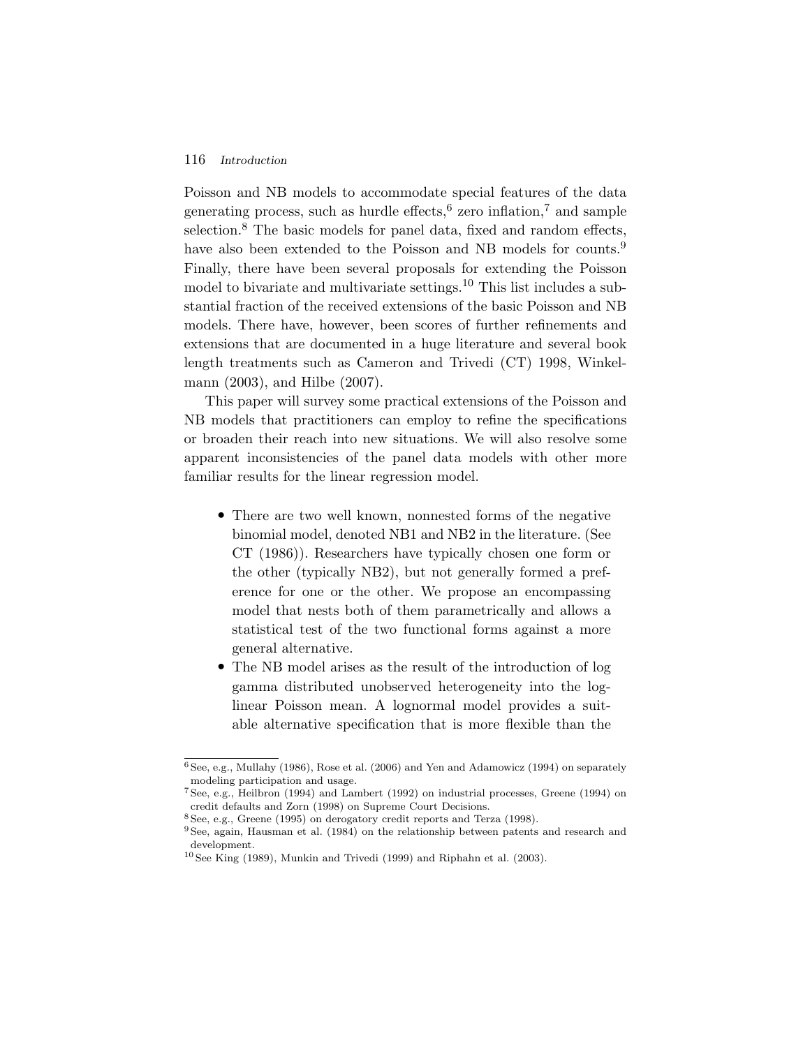Poisson and NB models to accommodate special features of the data generating process, such as hurdle effects,[6] zero inflation,[7] and sample selection.[8] The basic models for panel data, fixed and random effects, have also been extended to the Poisson and NB models for counts.[9] Finally, there have been several proposals for extending the Poisson model to bivariate and multivariate settings.[10] This list includes a substantial fraction of the received extensions of the basic Poisson and NB models. There have, however, been scores of further refinements and extensions that are documented in a huge literature and several book length treatments such as Cameron and Trivedi (CT) 1998, Winkelmann (2003), and Hilbe (2007).

This paper will survey some practical extensions of the Poisson and NB models that practitioners can employ to refine the specifications or broaden their reach into new situations. We will also resolve some apparent inconsistencies of the panel data models with other more familiar results for the linear regression model.

- There are two well known, nonnested forms of the negative binomial model, denoted NB1 and NB2 in the literature. (See CT (1986)). Researchers have typically chosen one form or the other (typically NB2), but not generally formed a preference for one or the other. We propose an encompassing model that nests both of them parametrically and allows a statistical test of the two functional forms against a more general alternative.
- The NB model arises as the result of the introduction of log gamma distributed unobserved heterogeneity into the loglinear Poisson mean. A lognormal model provides a suitable alternative specification that is more flexible than the

[6] See, e.g., Mullahy (1986), Rose et al. (2006) and Yen and Adamowicz (1994) on separately modeling participation and usage.

[7] See, e.g., Heilbron (1994) and Lambert (1992) on industrial processes, Greene (1994) on credit defaults and Zorn (1998) on Supreme Court Decisions.

[8] See, e.g., Greene (1995) on derogatory credit reports and Terza (1998).

[9] See, again, Hausman et al. (1984) on the relationship between patents and research and development.

[10] See King (1989), Munkin and Trivedi (1999) and Riphahn et al. (2003).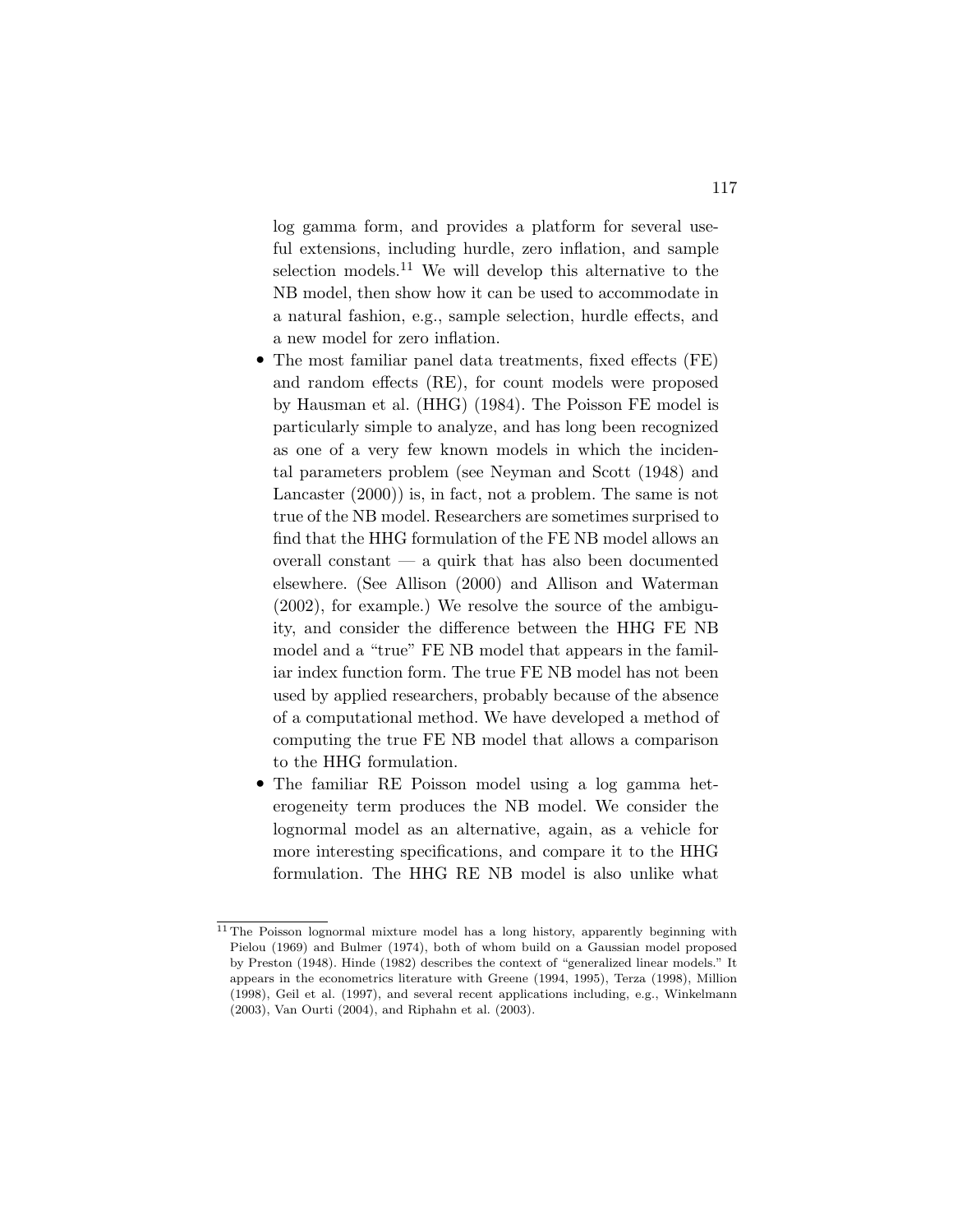log gamma form, and provides a platform for several useful extensions, including hurdle, zero inflation, and sample selection models.[11] We will develop this alternative to the NB model, then show how it can be used to accommodate in a natural fashion, e.g., sample selection, hurdle effects, and a new model for zero inflation.

- The most familiar panel data treatments, fixed effects (FE) and random effects (RE), for count models were proposed by Hausman et al. (HHG) (1984). The Poisson FE model is particularly simple to analyze, and has long been recognized as one of a very few known models in which the incidental parameters problem (see Neyman and Scott (1948) and Lancaster (2000)) is, in fact, not a problem. The same is not true of the NB model. Researchers are sometimes surprised to find that the HHG formulation of the FE NB model allows an overall constant — a quirk that has also been documented elsewhere. (See Allison (2000) and Allison and Waterman (2002), for example.) We resolve the source of the ambiguity, and consider the difference between the HHG FE NB model and a "true" FE NB model that appears in the familiar index function form. The true FE NB model has not been used by applied researchers, probably because of the absence of a computational method. We have developed a method of computing the true FE NB model that allows a comparison to the HHG formulation.
- The familiar RE Poisson model using a log gamma heterogeneity term produces the NB model. We consider the lognormal model as an alternative, again, as a vehicle for more interesting specifications, and compare it to the HHG formulation. The HHG RE NB model is also unlike what

[11] The Poisson lognormal mixture model has a long history, apparently beginning with Pielou (1969) and Bulmer (1974), both of whom build on a Gaussian model proposed by Preston (1948). Hinde (1982) describes the context of "generalized linear models." It appears in the econometrics literature with Greene (1994, 1995), Terza (1998), Million (1998), Geil et al. (1997), and several recent applications including, e.g., Winkelmann (2003), Van Ourti (2004), and Riphahn et al. (2003).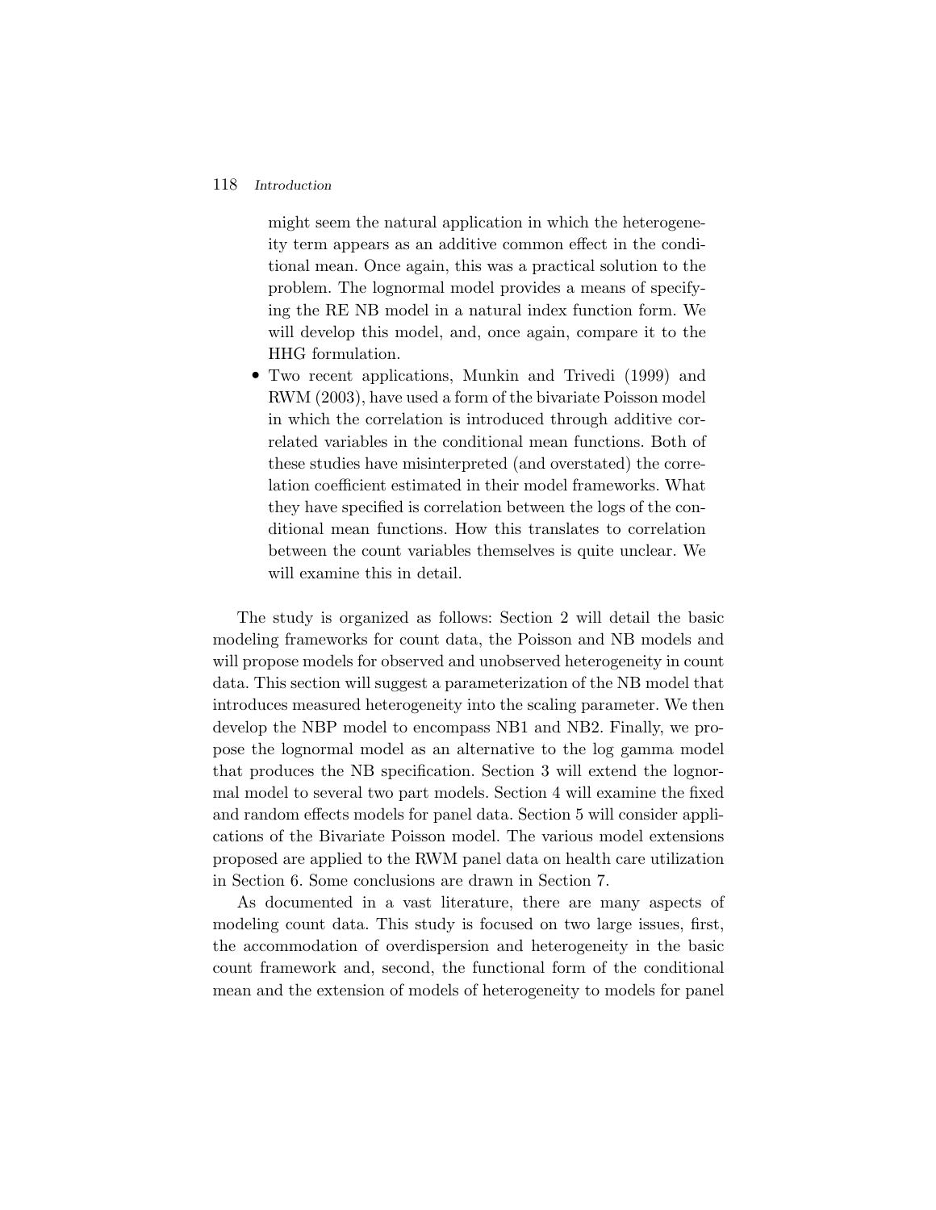might seem the natural application in which the heterogeneity term appears as an additive common effect in the conditional mean. Once again, this was a practical solution to the problem. The lognormal model provides a means of specifying the RE NB model in a natural index function form. We will develop this model, and, once again, compare it to the HHG formulation.

- Two recent applications, Munkin and Trivedi (1999) and RWM (2003), have used a form of the bivariate Poisson model in which the correlation is introduced through additive correlated variables in the conditional mean functions. Both of these studies have misinterpreted (and overstated) the correlation coefficient estimated in their model frameworks. What they have specified is correlation between the logs of the conditional mean functions. How this translates to correlation between the count variables themselves is quite unclear. We will examine this in detail.

The study is organized as follows: Section 2 will detail the basic modeling frameworks for count data, the Poisson and NB models and will propose models for observed and unobserved heterogeneity in count data. This section will suggest a parameterization of the NB model that introduces measured heterogeneity into the scaling parameter. We then develop the NBP model to encompass NB1 and NB2. Finally, we propose the lognormal model as an alternative to the log gamma model that produces the NB specification. Section 3 will extend the lognormal model to several two part models. Section 4 will examine the fixed and random effects models for panel data. Section 5 will consider applications of the Bivariate Poisson model. The various model extensions proposed are applied to the RWM panel data on health care utilization in Section 6. Some conclusions are drawn in Section 7.

As documented in a vast literature, there are many aspects of modeling count data. This study is focused on two large issues, first, the accommodation of overdispersion and heterogeneity in the basic count framework and, second, the functional form of the conditional mean and the extension of models of heterogeneity to models for panel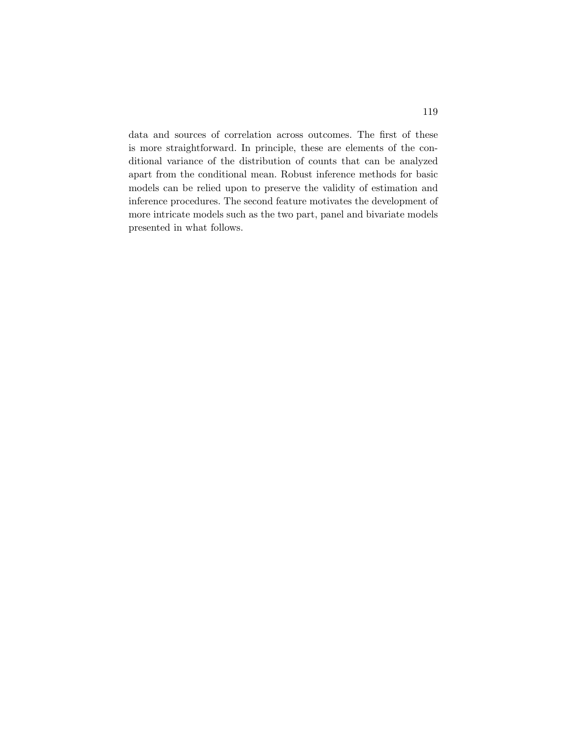data and sources of correlation across outcomes. The first of these is more straightforward. In principle, these are elements of the conditional variance of the distribution of counts that can be analyzed apart from the conditional mean. Robust inference methods for basic models can be relied upon to preserve the validity of estimation and inference procedures. The second feature motivates the development of more intricate models such as the two part, panel and bivariate models presented in what follows.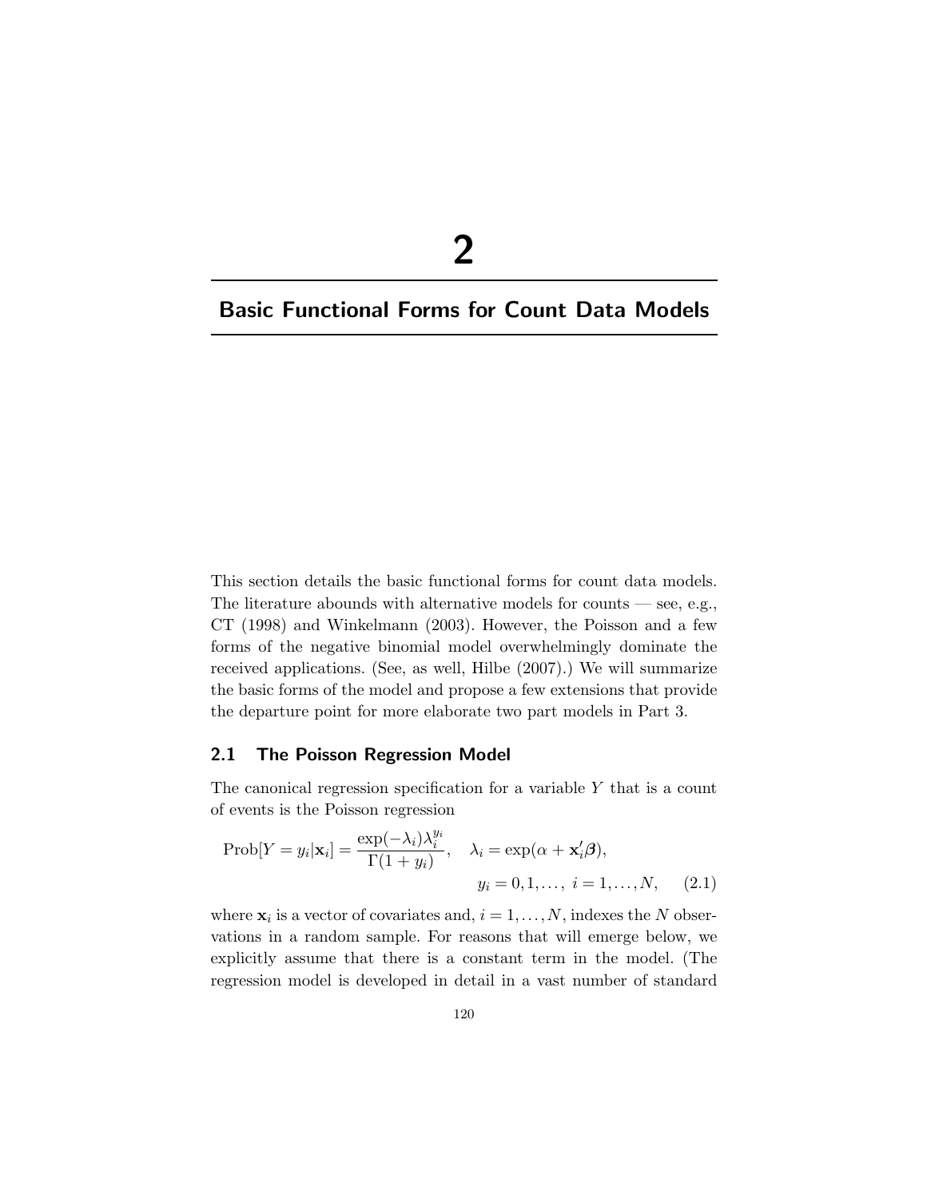# 2

## Basic Functional Forms for Count Data Models

This section details the basic functional forms for count data models. The literature abounds with alternative models for counts — see, e.g., CT (1998) and Winkelmann (2003). However, the Poisson and a few forms of the negative binomial model overwhelmingly dominate the received applications. (See, as well, Hilbe (2007).) We will summarize the basic forms of the model and propose a few extensions that provide the departure point for more elaborate two part models in Part 3.

### 2.1 The Poisson Regression Model

The canonical regression specification for a variable $Y$ that is a count of events is the Poisson regression

$$\text{Prob}[Y = y_i|\mathbf{x}_i] = \frac{\exp(-\lambda_i)\lambda_i^{y_i}}{\Gamma(1+y_i)}, \quad \lambda_i = \exp(\alpha + \mathbf{x}_i'\boldsymbol{\beta}),$$
$$y_i = 0, 1, \ldots, \; i = 1, \ldots, N, \qquad (2.1)$$

where $\mathbf{x}_i$ is a vector of covariates and, $i = 1, \ldots, N$, indexes the $N$ observations in a random sample. For reasons that will emerge below, we explicitly assume that there is a constant term in the model. (The regression model is developed in detail in a vast number of standard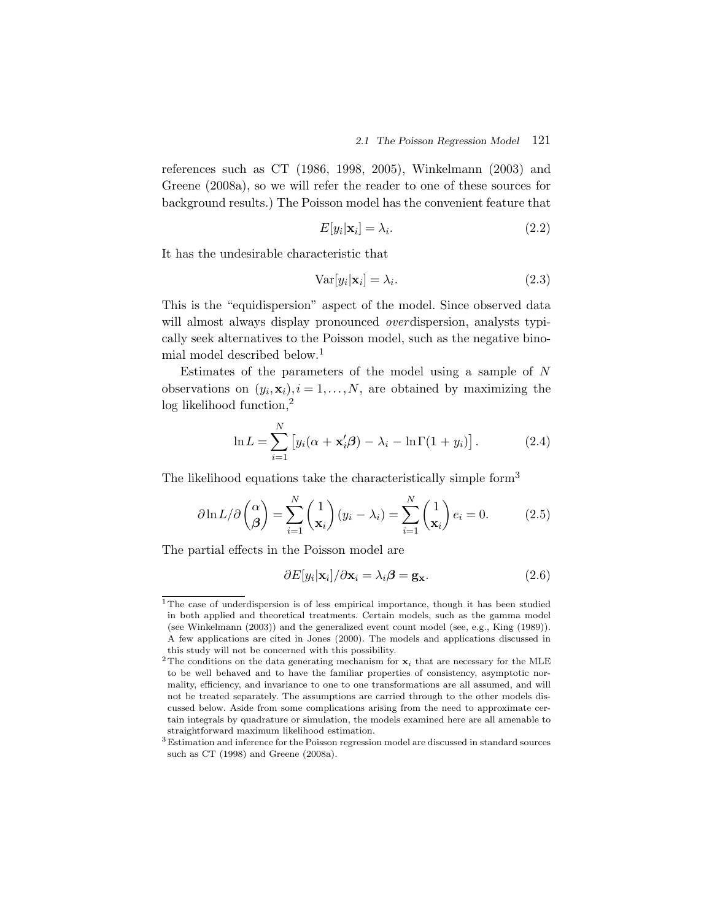references such as CT (1986, 1998, 2005), Winkelmann (2003) and Greene (2008a), so we will refer the reader to one of these sources for background results.) The Poisson model has the convenient feature that

$$E[y_i|\mathbf{x}_i] = \lambda_i. \tag{2.2}$$

It has the undesirable characteristic that

$$\text{Var}[y_i|\mathbf{x}_i] = \lambda_i. \tag{2.3}$$

This is the "equidispersion" aspect of the model. Since observed data will almost always display pronounced *over*dispersion, analysts typically seek alternatives to the Poisson model, such as the negative binomial model described below.[1]

Estimates of the parameters of the model using a sample of $N$ observations on $(y_i, \mathbf{x}_i), i = 1, \ldots, N$, are obtained by maximizing the log likelihood function,[2]

$$\ln L = \sum_{i=1}^{N} \left[ y_i(\alpha + \mathbf{x}_i'\boldsymbol{\beta}) - \lambda_i - \ln\Gamma(1 + y_i) \right]. \tag{2.4}$$

The likelihood equations take the characteristically simple form[3]

$$\partial \ln L / \partial \begin{pmatrix} \alpha \\ \boldsymbol{\beta} \end{pmatrix} = \sum_{i=1}^{N} \begin{pmatrix} 1 \\ \mathbf{x}_i \end{pmatrix} (y_i - \lambda_i) = \sum_{i=1}^{N} \begin{pmatrix} 1 \\ \mathbf{x}_i \end{pmatrix} e_i = 0. \tag{2.5}$$

The partial effects in the Poisson model are

$$\partial E[y_i|\mathbf{x}_i] / \partial \mathbf{x}_i = \lambda_i \boldsymbol{\beta} = \mathbf{g}_{\mathbf{x}}. \tag{2.6}$$

---

[1] The case of underdispersion is of less empirical importance, though it has been studied in both applied and theoretical treatments. Certain models, such as the gamma model (see Winkelmann (2003)) and the generalized event count model (see, e.g., King (1989)). A few applications are cited in Jones (2000). The models and applications discussed in this study will not be concerned with this possibility.

[2] The conditions on the data generating mechanism for $\mathbf{x}_i$ that are necessary for the MLE to be well behaved and to have the familiar properties of consistency, asymptotic normality, efficiency, and invariance to one to one transformations are all assumed, and will not be treated separately. The assumptions are carried through to the other models discussed below. Aside from some complications arising from the need to approximate certain integrals by quadrature or simulation, the models examined here are all amenable to straightforward maximum likelihood estimation.

[3] Estimation and inference for the Poisson regression model are discussed in standard sources such as CT (1998) and Greene (2008a).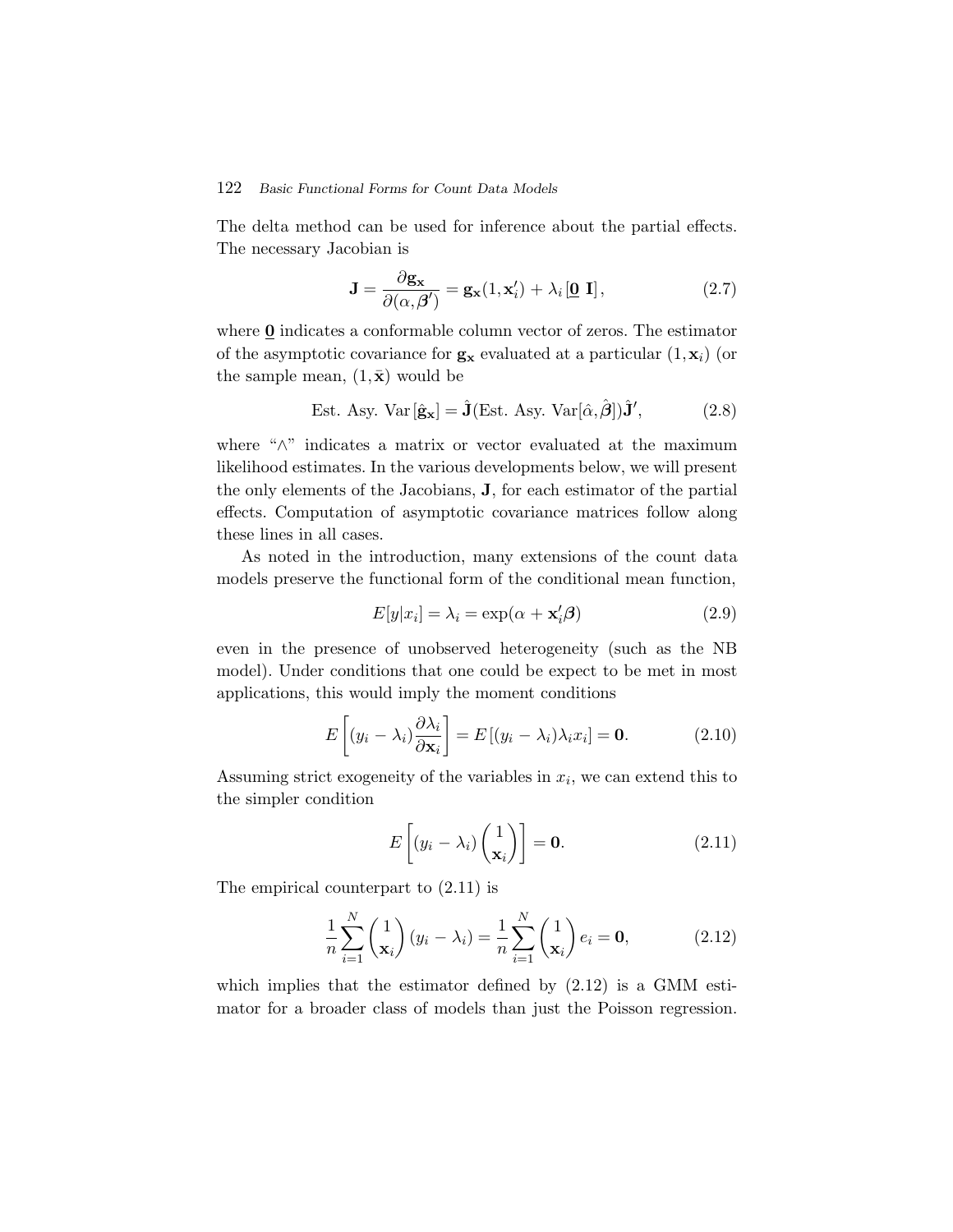The delta method can be used for inference about the partial effects. The necessary Jacobian is

$$\mathbf{J} = \frac{\partial \mathbf{g_x}}{\partial(\alpha, \boldsymbol{\beta}')} = \mathbf{g_x}(1, \mathbf{x}_i') + \lambda_i \left[\underline{\mathbf{0}}\ \mathbf{I}\right], \tag{2.7}$$

where $\underline{\mathbf{0}}$ indicates a conformable column vector of zeros. The estimator of the asymptotic covariance for $\mathbf{g_x}$ evaluated at a particular $(1, \mathbf{x}_i)$ (or the sample mean, $(1, \bar{\mathbf{x}})$ would be

$$\text{Est. Asy. Var}\left[\hat{\mathbf{g}}_\mathbf{x}\right] = \hat{\mathbf{J}}(\text{Est. Asy. Var}[\hat{\alpha}, \hat{\boldsymbol{\beta}}])\hat{\mathbf{J}}', \tag{2.8}$$

where "$\wedge$" indicates a matrix or vector evaluated at the maximum likelihood estimates. In the various developments below, we will present the only elements of the Jacobians, $\mathbf{J}$, for each estimator of the partial effects. Computation of asymptotic covariance matrices follow along these lines in all cases.

As noted in the introduction, many extensions of the count data models preserve the functional form of the conditional mean function,

$$E[y|x_i] = \lambda_i = \exp(\alpha + \mathbf{x}_i'\boldsymbol{\beta}) \tag{2.9}$$

even in the presence of unobserved heterogeneity (such as the NB model). Under conditions that one could be expect to be met in most applications, this would imply the moment conditions

$$E\left[(y_i - \lambda_i)\frac{\partial \lambda_i}{\partial \mathbf{x}_i}\right] = E\left[(y_i - \lambda_i)\lambda_i x_i\right] = \mathbf{0}. \tag{2.10}$$

Assuming strict exogeneity of the variables in $x_i$, we can extend this to the simpler condition

$$E\left[(y_i - \lambda_i)\begin{pmatrix} 1 \\ \mathbf{x}_i \end{pmatrix}\right] = \mathbf{0}. \tag{2.11}$$

The empirical counterpart to (2.11) is

$$\frac{1}{n}\sum_{i=1}^{N}\begin{pmatrix} 1 \\ \mathbf{x}_i \end{pmatrix}(y_i - \lambda_i) = \frac{1}{n}\sum_{i=1}^{N}\begin{pmatrix} 1 \\ \mathbf{x}_i \end{pmatrix} e_i = \mathbf{0}, \tag{2.12}$$

which implies that the estimator defined by (2.12) is a GMM estimator for a broader class of models than just the Poisson regression.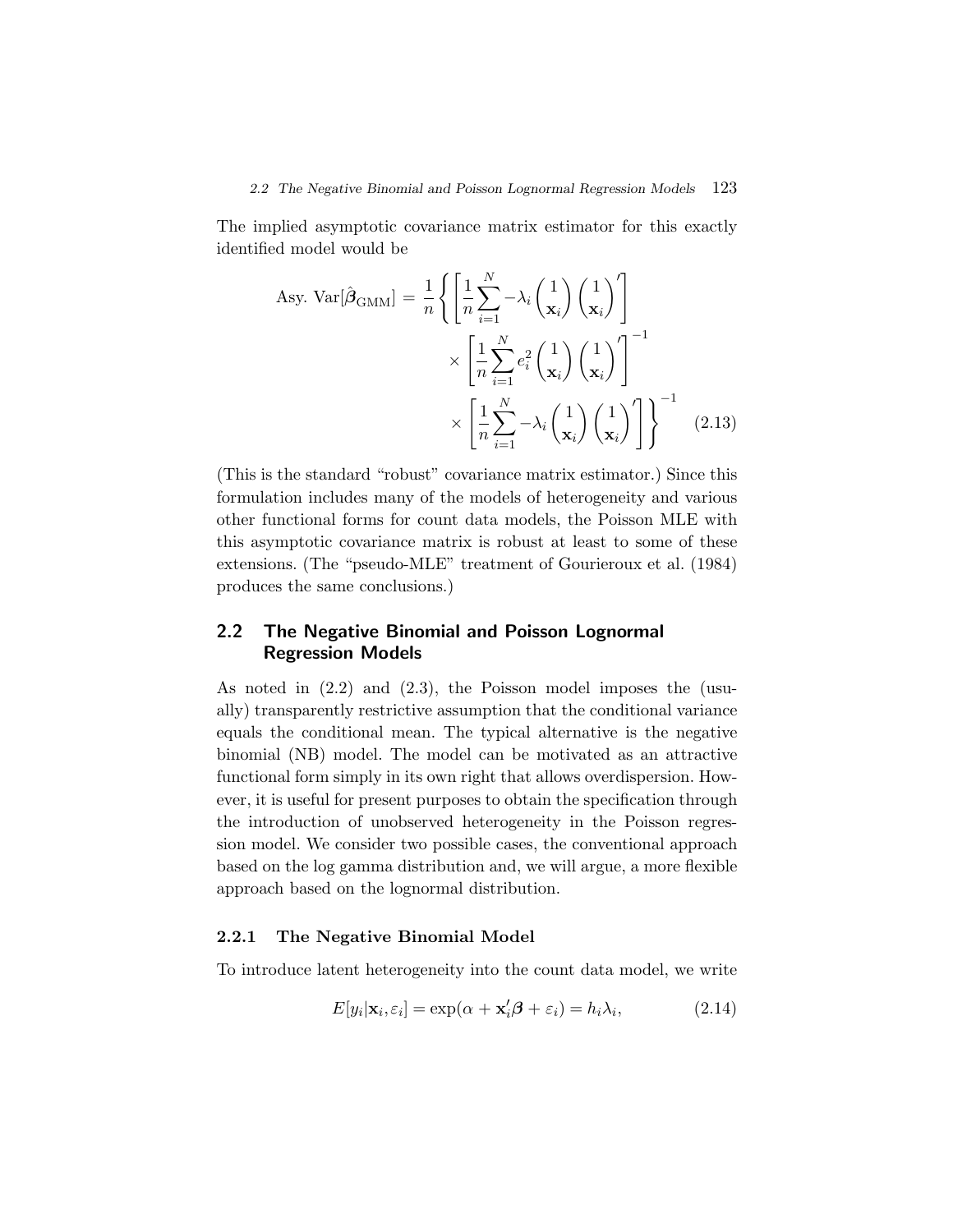The implied asymptotic covariance matrix estimator for this exactly identified model would be

$$\text{Asy. Var}[\hat{\boldsymbol{\beta}}_{\text{GMM}}] = \frac{1}{n}\left\{\left[\frac{1}{n}\sum_{i=1}^{N} -\lambda_i \begin{pmatrix} 1 \\ \mathbf{x}_i \end{pmatrix} \begin{pmatrix} 1 \\ \mathbf{x}_i \end{pmatrix}'\right] \times \left[\frac{1}{n}\sum_{i=1}^{N} e_i^2 \begin{pmatrix} 1 \\ \mathbf{x}_i \end{pmatrix} \begin{pmatrix} 1 \\ \mathbf{x}_i \end{pmatrix}'\right]^{-1} \times \left[\frac{1}{n}\sum_{i=1}^{N} -\lambda_i \begin{pmatrix} 1 \\ \mathbf{x}_i \end{pmatrix} \begin{pmatrix} 1 \\ \mathbf{x}_i \end{pmatrix}'\right]\right\}^{-1} \quad (2.13)$$

(This is the standard "robust" covariance matrix estimator.) Since this formulation includes many of the models of heterogeneity and various other functional forms for count data models, the Poisson MLE with this asymptotic covariance matrix is robust at least to some of these extensions. (The "pseudo-MLE" treatment of Gourieroux et al. (1984) produces the same conclusions.)

## 2.2 The Negative Binomial and Poisson Lognormal Regression Models

As noted in (2.2) and (2.3), the Poisson model imposes the (usually) transparently restrictive assumption that the conditional variance equals the conditional mean. The typical alternative is the negative binomial (NB) model. The model can be motivated as an attractive functional form simply in its own right that allows overdispersion. However, it is useful for present purposes to obtain the specification through the introduction of unobserved heterogeneity in the Poisson regression model. We consider two possible cases, the conventional approach based on the log gamma distribution and, we will argue, a more flexible approach based on the lognormal distribution.

### 2.2.1 The Negative Binomial Model

To introduce latent heterogeneity into the count data model, we write

$$E[y_i|\mathbf{x}_i, \varepsilon_i] = \exp(\alpha + \mathbf{x}_i'\boldsymbol{\beta} + \varepsilon_i) = h_i\lambda_i, \quad (2.14)$$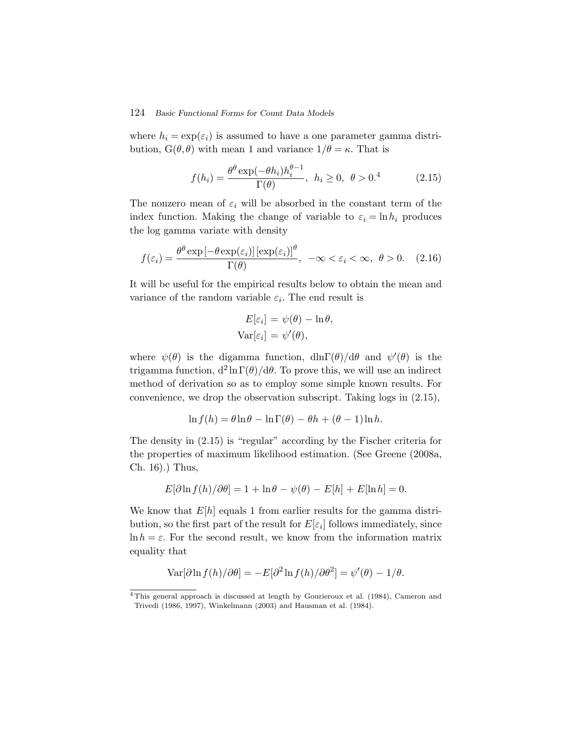where $h_i = \exp(\varepsilon_i)$ is assumed to have a one parameter gamma distribution, $G(\theta, \theta)$ with mean 1 and variance $1/\theta = \kappa$. That is

$$f(h_i) = \frac{\theta^\theta \exp(-\theta h_i) h_i^{\theta-1}}{\Gamma(\theta)}, \;\; h_i \geq 0, \;\; \theta > 0.^4 \tag{2.15}$$

The nonzero mean of $\varepsilon_i$ will be absorbed in the constant term of the index function. Making the change of variable to $\varepsilon_i = \ln h_i$ produces the log gamma variate with density

$$f(\varepsilon_i) = \frac{\theta^\theta \exp\left[-\theta \exp(\varepsilon_i)\right]\left[\exp(\varepsilon_i)\right]^\theta}{\Gamma(\theta)}, \;\; -\infty < \varepsilon_i < \infty, \;\; \theta > 0. \tag{2.16}$$

It will be useful for the empirical results below to obtain the mean and variance of the random variable $\varepsilon_i$. The end result is

$$\begin{aligned} E[\varepsilon_i] &= \psi(\theta) - \ln\theta, \\ \mathrm{Var}[\varepsilon_i] &= \psi'(\theta), \end{aligned}$$

where $\psi(\theta)$ is the digamma function, $\mathrm{d}\ln\Gamma(\theta)/\mathrm{d}\theta$ and $\psi'(\theta)$ is the trigamma function, $\mathrm{d}^2\ln\Gamma(\theta)/\mathrm{d}\theta$. To prove this, we will use an indirect method of derivation so as to employ some simple known results. For convenience, we drop the observation subscript. Taking logs in (2.15),

$$\ln f(h) = \theta\ln\theta - \ln\Gamma(\theta) - \theta h + (\theta - 1)\ln h.$$

The density in (2.15) is "regular" according by the Fischer criteria for the properties of maximum likelihood estimation. (See Greene (2008a, Ch. 16).) Thus,

$$E[\partial\ln f(h)/\partial\theta] = 1 + \ln\theta - \psi(\theta) - E[h] + E[\ln h] = 0.$$

We know that $E[h]$ equals 1 from earlier results for the gamma distribution, so the first part of the result for $E[\varepsilon_i]$ follows immediately, since $\ln h = \varepsilon$. For the second result, we know from the information matrix equality that

$$\mathrm{Var}[\partial\ln f(h)/\partial\theta] = -E[\partial^2\ln f(h)/\partial\theta^2] = \psi'(\theta) - 1/\theta.$$

[4] This general approach is discussed at length by Gourieroux et al. (1984), Cameron and Trivedi (1986, 1997), Winkelmann (2003) and Hausman et al. (1984).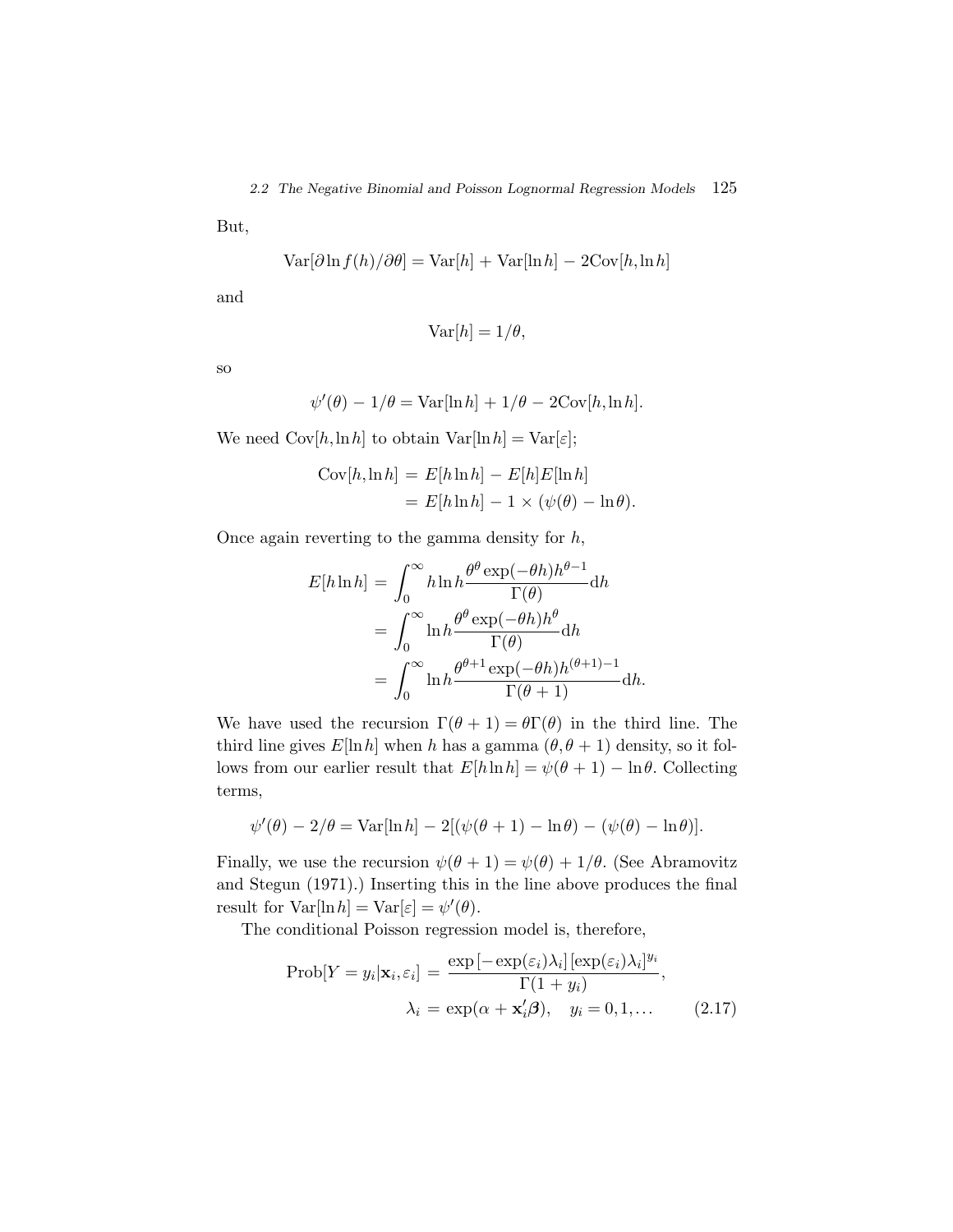But,

$$\text{Var}[\partial \ln f(h)/\partial \theta] = \text{Var}[h] + \text{Var}[\ln h] - 2\text{Cov}[h, \ln h]$$

and

$$\text{Var}[h] = 1/\theta,$$

so

$$\psi'(\theta) - 1/\theta = \text{Var}[\ln h] + 1/\theta - 2\text{Cov}[h, \ln h].$$

We need $\text{Cov}[h, \ln h]$ to obtain $\text{Var}[\ln h] = \text{Var}[\varepsilon]$;

$$\begin{aligned}\text{Cov}[h, \ln h] &= E[h \ln h] - E[h]E[\ln h] \\ &= E[h \ln h] - 1 \times (\psi(\theta) - \ln \theta).\end{aligned}$$

Once again reverting to the gamma density for $h$,

$$\begin{aligned}E[h \ln h] &= \int_0^\infty h \ln h \frac{\theta^\theta \exp(-\theta h) h^{\theta - 1}}{\Gamma(\theta)} \mathrm{d}h \\ &= \int_0^\infty \ln h \frac{\theta^\theta \exp(-\theta h) h^{\theta}}{\Gamma(\theta)} \mathrm{d}h \\ &= \int_0^\infty \ln h \frac{\theta^{\theta+1} \exp(-\theta h) h^{(\theta+1) - 1}}{\Gamma(\theta + 1)} \mathrm{d}h.\end{aligned}$$

We have used the recursion $\Gamma(\theta + 1) = \theta \Gamma(\theta)$ in the third line. The third line gives $E[\ln h]$ when $h$ has a gamma $(\theta, \theta + 1)$ density, so it follows from our earlier result that $E[h \ln h] = \psi(\theta + 1) - \ln \theta$. Collecting terms,

$$\psi'(\theta) - 2/\theta = \text{Var}[\ln h] - 2[(\psi(\theta + 1) - \ln \theta) - (\psi(\theta) - \ln \theta)].$$

Finally, we use the recursion $\psi(\theta + 1) = \psi(\theta) + 1/\theta$. (See Abramovitz and Stegun (1971).) Inserting this in the line above produces the final result for $\text{Var}[\ln h] = \text{Var}[\varepsilon] = \psi'(\theta)$.

The conditional Poisson regression model is, therefore,

$$\begin{aligned}\text{Prob}[Y = y_i | \mathbf{x}_i, \varepsilon_i] &= \frac{\exp\left[-\exp(\varepsilon_i)\lambda_i\right]\left[\exp(\varepsilon_i)\lambda_i\right]^{y_i}}{\Gamma(1 + y_i)}, \\ \lambda_i &= \exp(\alpha + \mathbf{x}_i'\boldsymbol{\beta}), \quad y_i = 0, 1, \ldots \end{aligned} \tag{2.17}$$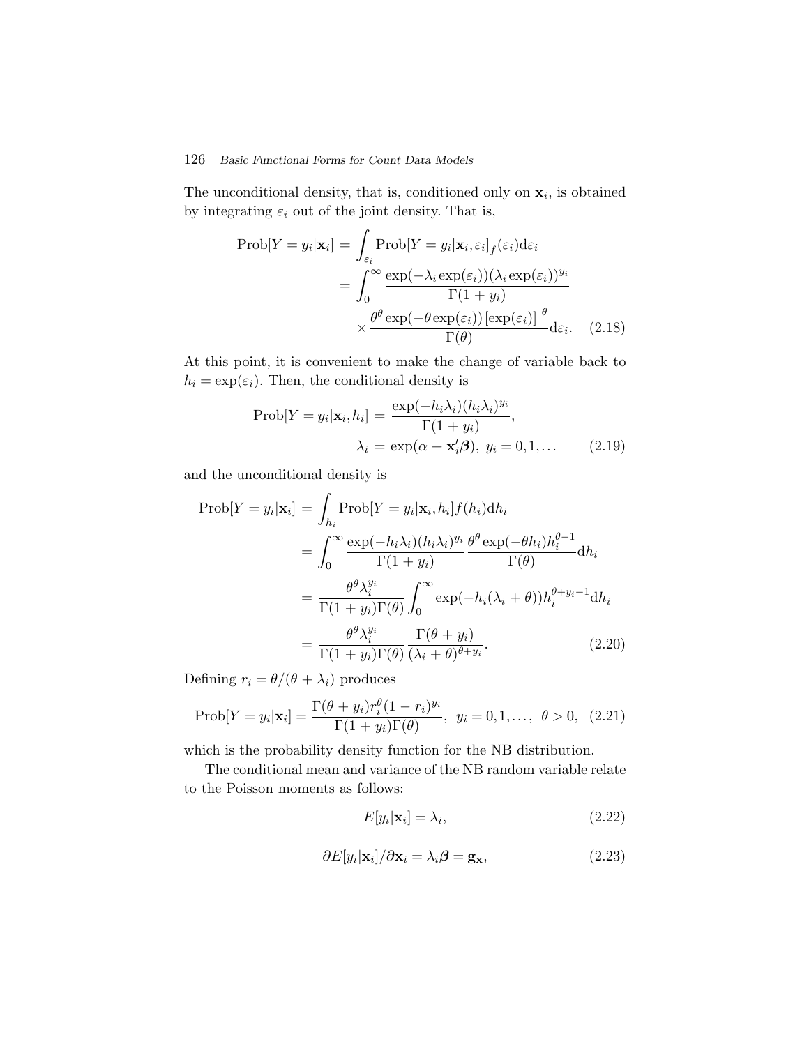The unconditional density, that is, conditioned only on $\mathbf{x}_i$, is obtained by integrating $\varepsilon_i$ out of the joint density. That is,

$$\begin{aligned}
\text{Prob}[Y = y_i|\mathbf{x}_i] &= \int_{\varepsilon_i} \text{Prob}[Y = y_i|\mathbf{x}_i, \varepsilon_i]_f(\varepsilon_i)\mathrm{d}\varepsilon_i \\
&= \int_0^\infty \frac{\exp(-\lambda_i \exp(\varepsilon_i))(\lambda_i \exp(\varepsilon_i))^{y_i}}{\Gamma(1+y_i)} \\
&\quad \times \frac{\theta^\theta \exp(-\theta \exp(\varepsilon_i))\left[\exp(\varepsilon_i)\right]^{\theta}}{\Gamma(\theta)}\mathrm{d}\varepsilon_i. \quad (2.18)
\end{aligned}$$

At this point, it is convenient to make the change of variable back to $h_i = \exp(\varepsilon_i)$. Then, the conditional density is

$$\begin{aligned}
\text{Prob}[Y = y_i|\mathbf{x}_i, h_i] &= \frac{\exp(-h_i\lambda_i)(h_i\lambda_i)^{y_i}}{\Gamma(1+y_i)}, \\
\lambda_i &= \exp(\alpha + \mathbf{x}_i'\boldsymbol{\beta}),\ y_i = 0, 1, \ldots \quad (2.19)
\end{aligned}$$

and the unconditional density is

$$\begin{aligned}
\text{Prob}[Y = y_i|\mathbf{x}_i] &= \int_{h_i} \text{Prob}[Y = y_i|\mathbf{x}_i, h_i]f(h_i)\mathrm{d}h_i \\
&= \int_0^\infty \frac{\exp(-h_i\lambda_i)(h_i\lambda_i)^{y_i}}{\Gamma(1+y_i)} \frac{\theta^\theta \exp(-\theta h_i)h_i^{\theta-1}}{\Gamma(\theta)}\mathrm{d}h_i \\
&= \frac{\theta^\theta \lambda_i^{y_i}}{\Gamma(1+y_i)\Gamma(\theta)} \int_0^\infty \exp(-h_i(\lambda_i + \theta))h_i^{\theta+y_i-1}\mathrm{d}h_i \\
&= \frac{\theta^\theta \lambda_i^{y_i}}{\Gamma(1+y_i)\Gamma(\theta)} \frac{\Gamma(\theta+y_i)}{(\lambda_i+\theta)^{\theta+y_i}}. \quad (2.20)
\end{aligned}$$

Defining $r_i = \theta/(\theta + \lambda_i)$ produces

$$\text{Prob}[Y = y_i|\mathbf{x}_i] = \frac{\Gamma(\theta+y_i)r_i^\theta(1-r_i)^{y_i}}{\Gamma(1+y_i)\Gamma(\theta)},\ y_i = 0, 1, \ldots,\ \theta > 0, \quad (2.21)$$

which is the probability density function for the NB distribution.

The conditional mean and variance of the NB random variable relate to the Poisson moments as follows:

$$E[y_i|\mathbf{x}_i] = \lambda_i, \quad (2.22)$$

$$\partial E[y_i|\mathbf{x}_i]/\partial \mathbf{x}_i = \lambda_i\boldsymbol{\beta} = \mathbf{g}_\mathbf{x}, \quad (2.23)$$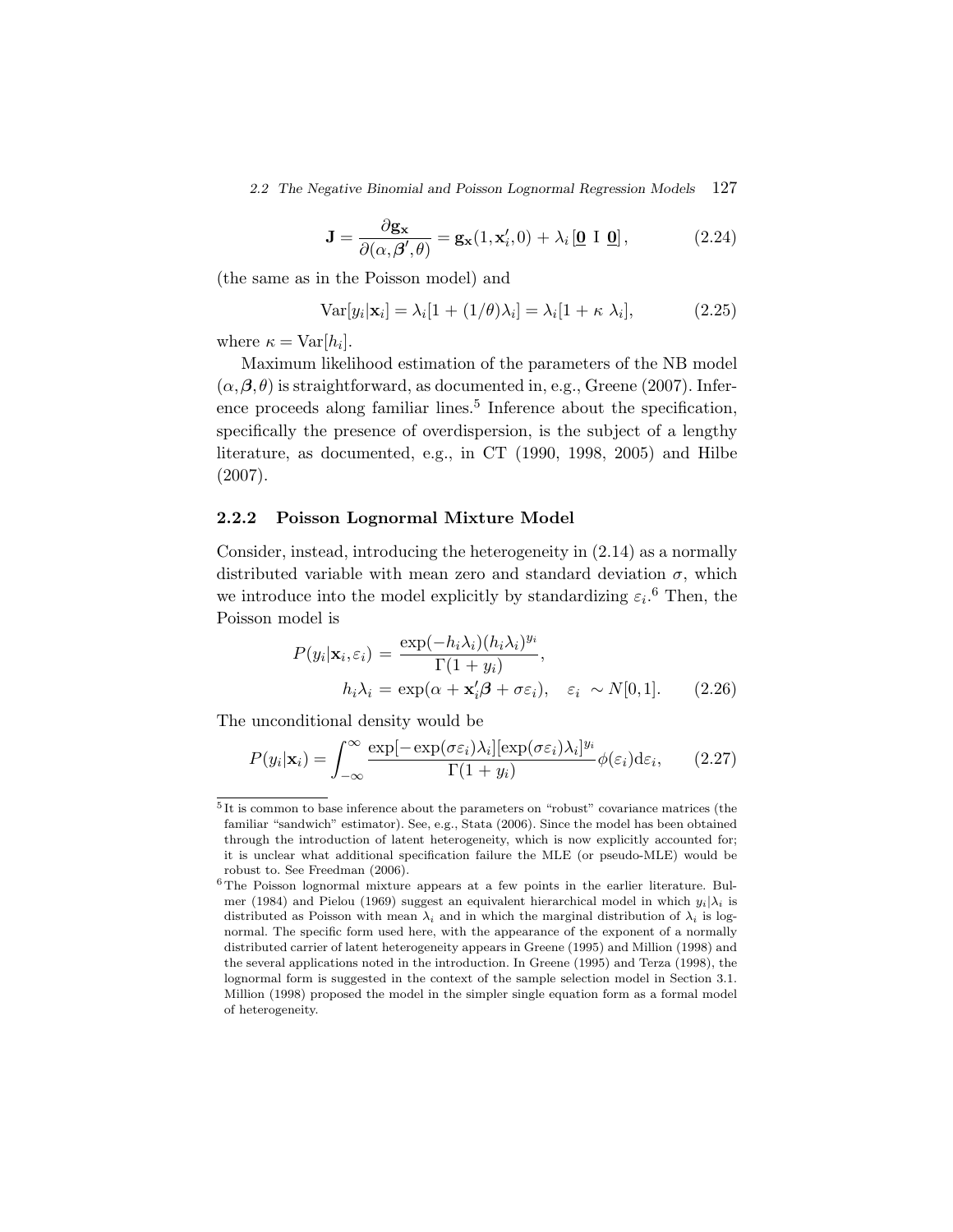$$\mathbf{J} = \frac{\partial \mathbf{g_x}}{\partial(\alpha, \boldsymbol{\beta}', \theta)} = \mathbf{g_x}(1, \mathbf{x}_i', 0) + \lambda_i \left[\underline{\mathbf{0}} \;\; \mathrm{I} \;\; \underline{\mathbf{0}}\right], \tag{2.24}$$

(the same as in the Poisson model) and

$$\mathrm{Var}[y_i|\mathbf{x}_i] = \lambda_i[1 + (1/\theta)\lambda_i] = \lambda_i[1 + \kappa\ \lambda_i], \tag{2.25}$$

where $\kappa = \mathrm{Var}[h_i]$.

Maximum likelihood estimation of the parameters of the NB model $(\alpha, \boldsymbol{\beta}, \theta)$ is straightforward, as documented in, e.g., Greene (2007). Inference proceeds along familiar lines.[5] Inference about the specification, specifically the presence of overdispersion, is the subject of a lengthy literature, as documented, e.g., in CT (1990, 1998, 2005) and Hilbe (2007).

### 2.2.2 Poisson Lognormal Mixture Model

Consider, instead, introducing the heterogeneity in (2.14) as a normally distributed variable with mean zero and standard deviation $\sigma$, which we introduce into the model explicitly by standardizing $\varepsilon_i$.[6] Then, the Poisson model is

$$P(y_i|\mathbf{x}_i, \varepsilon_i) = \frac{\exp(-h_i\lambda_i)(h_i\lambda_i)^{y_i}}{\Gamma(1 + y_i)},$$
$$h_i\lambda_i = \exp(\alpha + \mathbf{x}_i'\boldsymbol{\beta} + \sigma\varepsilon_i), \quad \varepsilon_i \sim N[0,1]. \tag{2.26}$$

The unconditional density would be

$$P(y_i|\mathbf{x}_i) = \int_{-\infty}^{\infty} \frac{\exp[-\exp(\sigma\varepsilon_i)\lambda_i][\exp(\sigma\varepsilon_i)\lambda_i]^{y_i}}{\Gamma(1 + y_i)} \phi(\varepsilon_i)\mathrm{d}\varepsilon_i, \tag{2.27}$$

---

[5] It is common to base inference about the parameters on "robust" covariance matrices (the familiar "sandwich" estimator). See, e.g., Stata (2006). Since the model has been obtained through the introduction of latent heterogeneity, which is now explicitly accounted for; it is unclear what additional specification failure the MLE (or pseudo-MLE) would be robust to. See Freedman (2006).

[6] The Poisson lognormal mixture appears at a few points in the earlier literature. Bulmer (1984) and Pielou (1969) suggest an equivalent hierarchical model in which $y_i|\lambda_i$ is distributed as Poisson with mean $\lambda_i$ and in which the marginal distribution of $\lambda_i$ is lognormal. The specific form used here, with the appearance of the exponent of a normally distributed carrier of latent heterogeneity appears in Greene (1995) and Million (1998) and the several applications noted in the introduction. In Greene (1995) and Terza (1998), the lognormal form is suggested in the context of the sample selection model in Section 3.1. Million (1998) proposed the model in the simpler single equation form as a formal model of heterogeneity.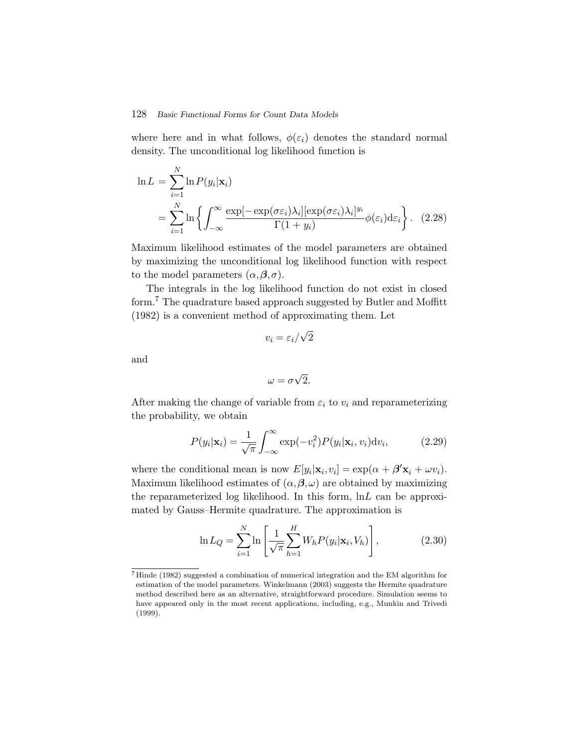where here and in what follows, $\phi(\varepsilon_i)$ denotes the standard normal density. The unconditional log likelihood function is

$$\begin{aligned}
\ln L &= \sum_{i=1}^{N} \ln P(y_i|\mathbf{x}_i) \\
&= \sum_{i=1}^{N} \ln \left\{ \int_{-\infty}^{\infty} \frac{\exp[-\exp(\sigma\varepsilon_i)\lambda_i][\exp(\sigma\varepsilon_i)\lambda_i]^{y_i}}{\Gamma(1+y_i)} \phi(\varepsilon_i) \mathrm{d}\varepsilon_i \right\}. \quad (2.28)
\end{aligned}$$

Maximum likelihood estimates of the model parameters are obtained by maximizing the unconditional log likelihood function with respect to the model parameters $(\alpha, \boldsymbol{\beta}, \sigma)$.

The integrals in the log likelihood function do not exist in closed form.[7] The quadrature based approach suggested by Butler and Moffitt (1982) is a convenient method of approximating them. Let

$$v_i = \varepsilon_i / \sqrt{2}$$

and

$$\omega = \sigma\sqrt{2}.$$

After making the change of variable from $\varepsilon_i$ to $v_i$ and reparameterizing the probability, we obtain

$$P(y_i|\mathbf{x}_i) = \frac{1}{\sqrt{\pi}} \int_{-\infty}^{\infty} \exp(-v_i^2) P(y_i|\mathbf{x}_i, v_i) \mathrm{d}v_i, \quad (2.29)$$

where the conditional mean is now $E[y_i|\mathbf{x}_i, v_i] = \exp(\alpha + \boldsymbol{\beta}'\mathbf{x}_i + \omega v_i)$. Maximum likelihood estimates of $(\alpha, \boldsymbol{\beta}, \omega)$ are obtained by maximizing the reparameterized log likelihood. In this form, ln$L$ can be approximated by Gauss–Hermite quadrature. The approximation is

$$\ln L_Q = \sum_{i=1}^{N} \ln \left[ \frac{1}{\sqrt{\pi}} \sum_{h=1}^{H} W_h P(y_i|\mathbf{x}_i, V_h) \right], \quad (2.30)$$

[7] Hinde (1982) suggested a combination of numerical integration and the EM algorithm for estimation of the model parameters. Winkelmann (2003) suggests the Hermite quadrature method described here as an alternative, straightforward procedure. Simulation seems to have appeared only in the most recent applications, including, e.g., Munkin and Trivedi (1999).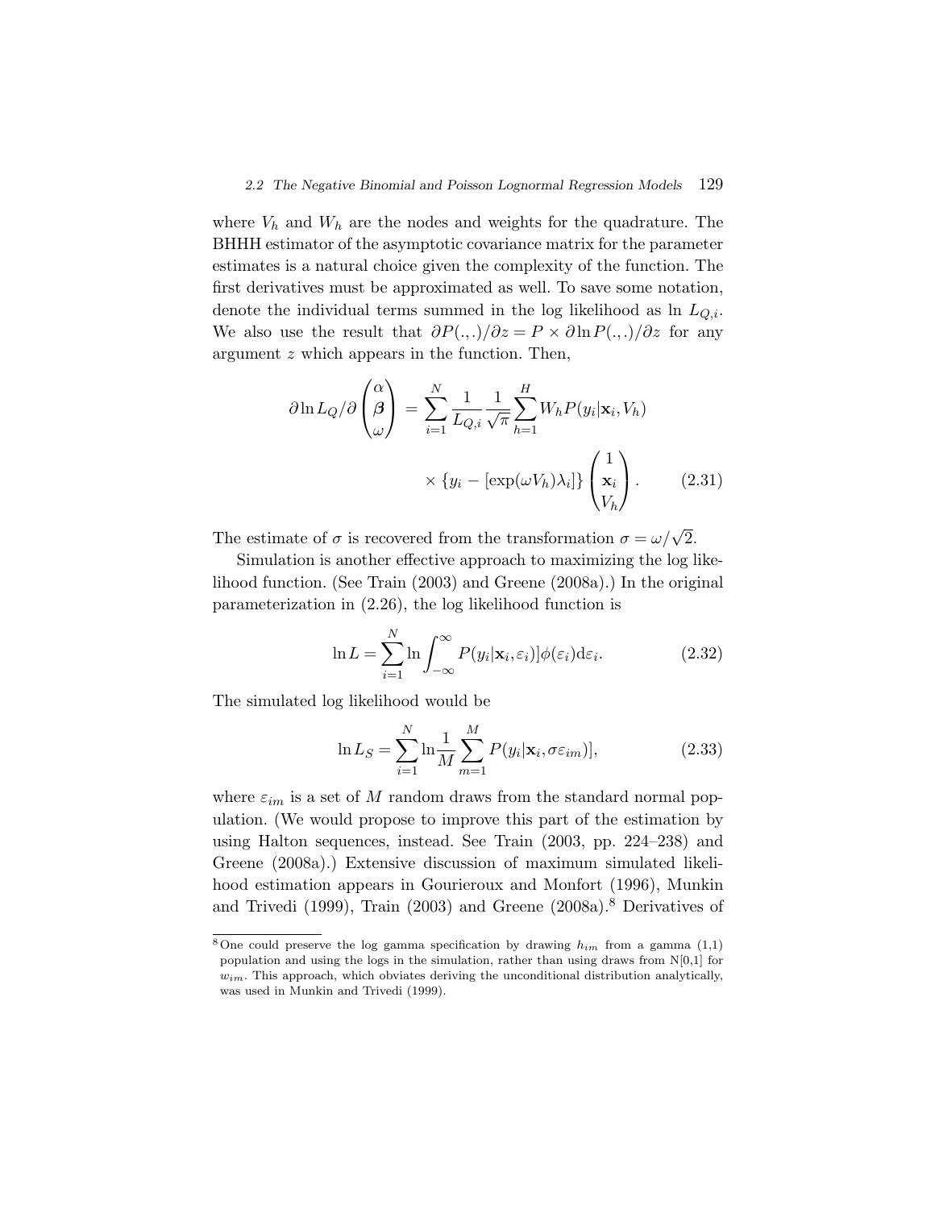where $V_h$ and $W_h$ are the nodes and weights for the quadrature. The BHHH estimator of the asymptotic covariance matrix for the parameter estimates is a natural choice given the complexity of the function. The first derivatives must be approximated as well. To save some notation, denote the individual terms summed in the log likelihood as ln $L_{Q,i}$. We also use the result that $\partial P(.,.)/\partial z = P \times \partial \ln P(.,.)/\partial z$ for any argument $z$ which appears in the function. Then,

$$\partial \ln L_Q / \partial \begin{pmatrix} \alpha \\ \boldsymbol{\beta} \\ \omega \end{pmatrix} = \sum_{i=1}^{N} \frac{1}{L_{Q,i}} \frac{1}{\sqrt{\pi}} \sum_{h=1}^{H} W_h P(y_i | \mathbf{x}_i, V_h) \times \{y_i - [\exp(\omega V_h)\lambda_i]\} \begin{pmatrix} 1 \\ \mathbf{x}_i \\ V_h \end{pmatrix}. \tag{2.31}$$

The estimate of $\sigma$ is recovered from the transformation $\sigma = \omega/\sqrt{2}$.

Simulation is another effective approach to maximizing the log likelihood function. (See Train (2003) and Greene (2008a).) In the original parameterization in (2.26), the log likelihood function is

$$\ln L = \sum_{i=1}^{N} \ln \int_{-\infty}^{\infty} P(y_i | \mathbf{x}_i, \varepsilon_i)] \phi(\varepsilon_i) \mathrm{d}\varepsilon_i. \tag{2.32}$$

The simulated log likelihood would be

$$\ln L_S = \sum_{i=1}^{N} \ln \frac{1}{M} \sum_{m=1}^{M} P(y_i | \mathbf{x}_i, \sigma \varepsilon_{im})], \tag{2.33}$$

where $\varepsilon_{im}$ is a set of $M$ random draws from the standard normal population. (We would propose to improve this part of the estimation by using Halton sequences, instead. See Train (2003, pp. 224–238) and Greene (2008a).) Extensive discussion of maximum simulated likelihood estimation appears in Gourieroux and Monfort (1996), Munkin and Trivedi (1999), Train (2003) and Greene (2008a).[8] Derivatives of

[8] One could preserve the log gamma specification by drawing $h_{im}$ from a gamma (1,1) population and using the logs in the simulation, rather than using draws from N[0,1] for $w_{im}$. This approach, which obviates deriving the unconditional distribution analytically, was used in Munkin and Trivedi (1999).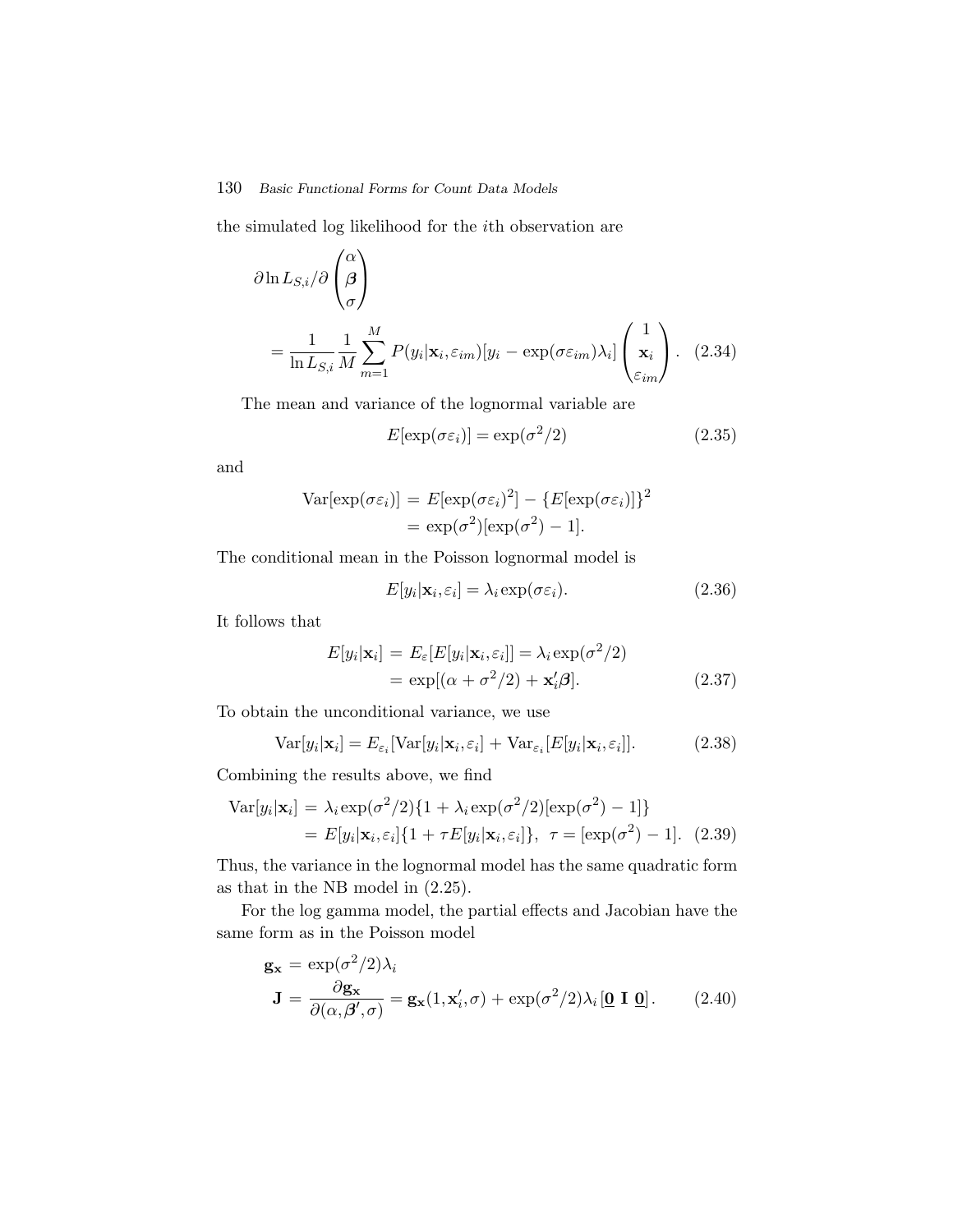the simulated log likelihood for the $i$th observation are

$$
\begin{aligned}
&\partial \ln L_{S,i} / \partial \begin{pmatrix} \alpha \\ \boldsymbol{\beta} \\ \sigma \end{pmatrix} \\
&\quad = \frac{1}{\ln L_{S,i}} \frac{1}{M} \sum_{m=1}^{M} P(y_i|\mathbf{x}_i, \varepsilon_{im})[y_i - \exp(\sigma\varepsilon_{im})\lambda_i] \begin{pmatrix} 1 \\ \mathbf{x}_i \\ \varepsilon_{im} \end{pmatrix}. \quad (2.34)
\end{aligned}
$$

The mean and variance of the lognormal variable are

$$
E[\exp(\sigma\varepsilon_i)] = \exp(\sigma^2/2) \quad (2.35)
$$

and

$$
\begin{aligned}
\mathrm{Var}[\exp(\sigma\varepsilon_i)] &= E[\exp(\sigma\varepsilon_i)^2] - \{E[\exp(\sigma\varepsilon_i)]\}^2 \\
&= \exp(\sigma^2)[\exp(\sigma^2) - 1].
\end{aligned}
$$

The conditional mean in the Poisson lognormal model is

$$
E[y_i|\mathbf{x}_i, \varepsilon_i] = \lambda_i \exp(\sigma\varepsilon_i). \quad (2.36)
$$

It follows that

$$
\begin{aligned}
E[y_i|\mathbf{x}_i] &= E_\varepsilon[E[y_i|\mathbf{x}_i, \varepsilon_i]] = \lambda_i \exp(\sigma^2/2) \\
&= \exp[(\alpha + \sigma^2/2) + \mathbf{x}_i'\boldsymbol{\beta}]. \quad (2.37)
\end{aligned}
$$

To obtain the unconditional variance, we use

$$
\mathrm{Var}[y_i|\mathbf{x}_i] = E_{\varepsilon_i}[\mathrm{Var}[y_i|\mathbf{x}_i, \varepsilon_i] + \mathrm{Var}_{\varepsilon_i}[E[y_i|\mathbf{x}_i, \varepsilon_i]]. \quad (2.38)
$$

Combining the results above, we find

$$
\begin{aligned}
\mathrm{Var}[y_i|\mathbf{x}_i] &= \lambda_i \exp(\sigma^2/2)\{1 + \lambda_i \exp(\sigma^2/2)[\exp(\sigma^2) - 1]\} \\
&= E[y_i|\mathbf{x}_i, \varepsilon_i]\{1 + \tau E[y_i|\mathbf{x}_i, \varepsilon_i]\}, \;\; \tau = [\exp(\sigma^2) - 1]. \quad (2.39)
\end{aligned}
$$

Thus, the variance in the lognormal model has the same quadratic form as that in the NB model in (2.25).

For the log gamma model, the partial effects and Jacobian have the same form as in the Poisson model

$$
\begin{aligned}
\mathbf{g_x} &= \exp(\sigma^2/2)\lambda_i \\
\mathbf{J} &= \frac{\partial \mathbf{g_x}}{\partial(\alpha, \boldsymbol{\beta}', \sigma)} = \mathbf{g_x}(1, \mathbf{x}_i', \sigma) + \exp(\sigma^2/2)\lambda_i\,[\underline{\mathbf{0}}\ \mathbf{I}\ \underline{\mathbf{0}}]. \quad (2.40)
\end{aligned}
$$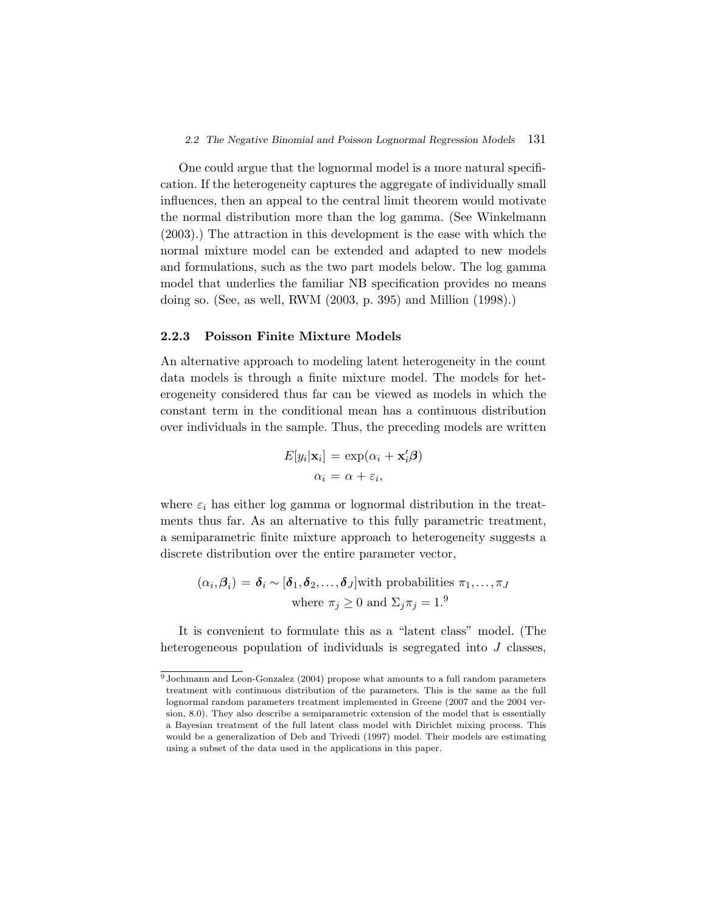One could argue that the lognormal model is a more natural specification. If the heterogeneity captures the aggregate of individually small influences, then an appeal to the central limit theorem would motivate the normal distribution more than the log gamma. (See Winkelmann (2003).) The attraction in this development is the ease with which the normal mixture model can be extended and adapted to new models and formulations, such as the two part models below. The log gamma model that underlies the familiar NB specification provides no means doing so. (See, as well, RWM (2003, p. 395) and Million (1998).)

### 2.2.3 Poisson Finite Mixture Models

An alternative approach to modeling latent heterogeneity in the count data models is through a finite mixture model. The models for heterogeneity considered thus far can be viewed as models in which the constant term in the conditional mean has a continuous distribution over individuals in the sample. Thus, the preceding models are written

$$E[y_i|\mathbf{x}_i] = \exp(\alpha_i + \mathbf{x}_i'\boldsymbol{\beta})$$
$$\alpha_i = \alpha + \varepsilon_i,$$

where $\varepsilon_i$ has either log gamma or lognormal distribution in the treatments thus far. As an alternative to this fully parametric treatment, a semiparametric finite mixture approach to heterogeneity suggests a discrete distribution over the entire parameter vector,

$$(\alpha_i, \boldsymbol{\beta}_i) = \boldsymbol{\delta}_i \sim [\boldsymbol{\delta}_1, \boldsymbol{\delta}_2, \ldots, \boldsymbol{\delta}_J] \text{with probabilities } \pi_1, \ldots, \pi_J$$
$$\text{where } \pi_j \geq 0 \text{ and } \Sigma_j \pi_j = 1.$$[9]

It is convenient to formulate this as a "latent class" model. (The heterogeneous population of individuals is segregated into $J$ classes,

[9] Jochmann and Leon-Gonzalez (2004) propose what amounts to a full random parameters treatment with continuous distribution of the parameters. This is the same as the full lognormal random parameters treatment implemented in Greene (2007 and the 2004 version, 8.0). They also describe a semiparametric extension of the model that is essentially a Bayesian treatment of the full latent class model with Dirichlet mixing process. This would be a generalization of Deb and Trivedi (1997) model. Their models are estimating using a subset of the data used in the applications in this paper.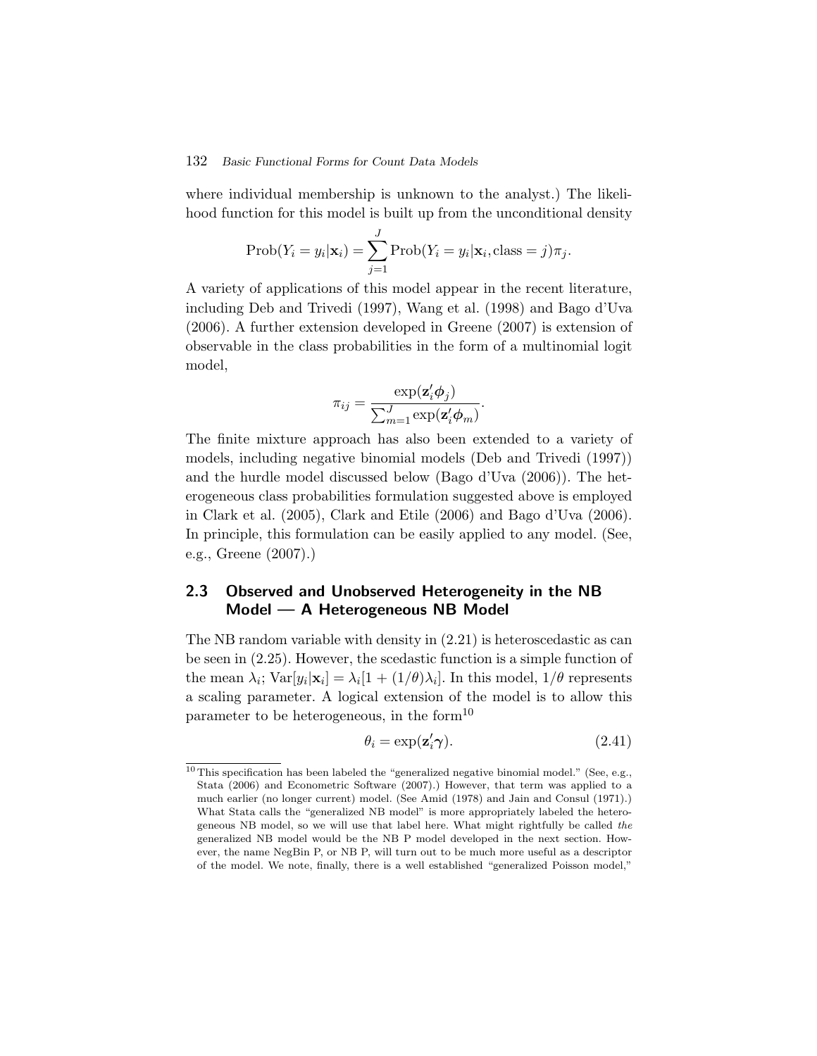where individual membership is unknown to the analyst.) The likelihood function for this model is built up from the unconditional density

$$\text{Prob}(Y_i = y_i|\mathbf{x}_i) = \sum_{j=1}^{J} \text{Prob}(Y_i = y_i|\mathbf{x}_i, \text{class} = j)\pi_j.$$

A variety of applications of this model appear in the recent literature, including Deb and Trivedi (1997), Wang et al. (1998) and Bago d'Uva (2006). A further extension developed in Greene (2007) is extension of observable in the class probabilities in the form of a multinomial logit model,

$$\pi_{ij} = \frac{\exp(\mathbf{z}_i'\boldsymbol{\phi}_j)}{\sum_{m=1}^{J}\exp(\mathbf{z}_i'\boldsymbol{\phi}_m)}.$$

The finite mixture approach has also been extended to a variety of models, including negative binomial models (Deb and Trivedi (1997)) and the hurdle model discussed below (Bago d'Uva (2006)). The heterogeneous class probabilities formulation suggested above is employed in Clark et al. (2005), Clark and Etile (2006) and Bago d'Uva (2006). In principle, this formulation can be easily applied to any model. (See, e.g., Greene (2007).)

## 2.3 Observed and Unobserved Heterogeneity in the NB Model — A Heterogeneous NB Model

The NB random variable with density in (2.21) is heteroscedastic as can be seen in (2.25). However, the scedastic function is a simple function of the mean $\lambda_i$; $\text{Var}[y_i|\mathbf{x}_i] = \lambda_i[1 + (1/\theta)\lambda_i]$. In this model, $1/\theta$ represents a scaling parameter. A logical extension of the model is to allow this parameter to be heterogeneous, in the form[10]

$$\theta_i = \exp(\mathbf{z}_i'\boldsymbol{\gamma}). \tag{2.41}$$

[10] This specification has been labeled the "generalized negative binomial model." (See, e.g., Stata (2006) and Econometric Software (2007).) However, that term was applied to a much earlier (no longer current) model. (See Amid (1978) and Jain and Consul (1971).) What Stata calls the "generalized NB model" is more appropriately labeled the heterogeneous NB model, so we will use that label here. What might rightfully be called *the* generalized NB model would be the NB P model developed in the next section. However, the name NegBin P, or NB P, will turn out to be much more useful as a descriptor of the model. We note, finally, there is a well established "generalized Poisson model,"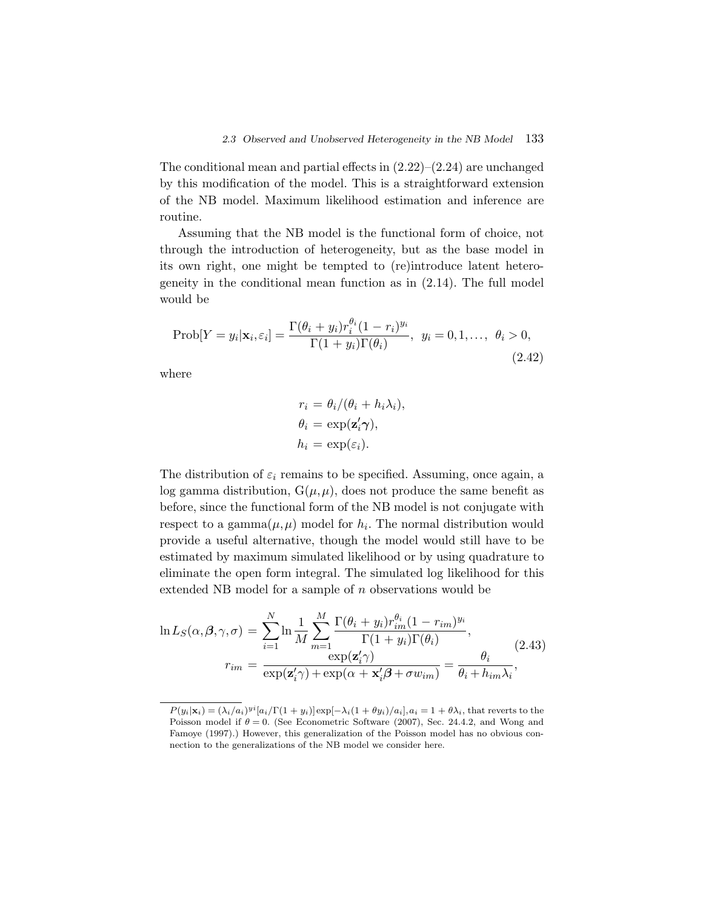The conditional mean and partial effects in (2.22)–(2.24) are unchanged by this modification of the model. This is a straightforward extension of the NB model. Maximum likelihood estimation and inference are routine.

Assuming that the NB model is the functional form of choice, not through the introduction of heterogeneity, but as the base model in its own right, one might be tempted to (re)introduce latent heterogeneity in the conditional mean function as in (2.14). The full model would be

$$\text{Prob}[Y = y_i|\mathbf{x}_i, \varepsilon_i] = \frac{\Gamma(\theta_i + y_i) r_i^{\theta_i}(1 - r_i)^{y_i}}{\Gamma(1 + y_i)\Gamma(\theta_i)}, \;\; y_i = 0, 1, \ldots, \;\; \theta_i > 0, \tag{2.42}$$

where

$$\begin{aligned} r_i &= \theta_i/(\theta_i + h_i\lambda_i), \\ \theta_i &= \exp(\mathbf{z}_i'\boldsymbol{\gamma}), \\ h_i &= \exp(\varepsilon_i). \end{aligned}$$

The distribution of $\varepsilon_i$ remains to be specified. Assuming, once again, a log gamma distribution, $\mathrm{G}(\mu, \mu)$, does not produce the same benefit as before, since the functional form of the NB model is not conjugate with respect to a gamma$(\mu, \mu)$ model for $h_i$. The normal distribution would provide a useful alternative, though the model would still have to be estimated by maximum simulated likelihood or by using quadrature to eliminate the open form integral. The simulated log likelihood for this extended NB model for a sample of $n$ observations would be

$$\begin{aligned} \ln L_S(\alpha, \boldsymbol{\beta}, \gamma, \sigma) &= \sum_{i=1}^{N} \ln \frac{1}{M} \sum_{m=1}^{M} \frac{\Gamma(\theta_i + y_i) r_{im}^{\theta_i}(1 - r_{im})^{y_i}}{\Gamma(1 + y_i)\Gamma(\theta_i)}, \\ r_{im} &= \frac{\exp(\mathbf{z}_i'\gamma)}{\exp(\mathbf{z}_i'\gamma) + \exp(\alpha + \mathbf{x}_i'\boldsymbol{\beta} + \sigma w_{im})} = \frac{\theta_i}{\theta_i + h_{im}\lambda_i}, \end{aligned} \tag{2.43}$$

---

$P(y_i|\mathbf{x}_i) = (\lambda_i/a_i)^{y_i}[a_i/\Gamma(1 + y_i)]\exp[-\lambda_i(1 + \theta y_i)/a_i], a_i = 1 + \theta\lambda_i$, that reverts to the Poisson model if $\theta = 0$. (See Econometric Software (2007), Sec. 24.4.2, and Wong and Famoye (1997).) However, this generalization of the Poisson model has no obvious connection to the generalizations of the NB model we consider here.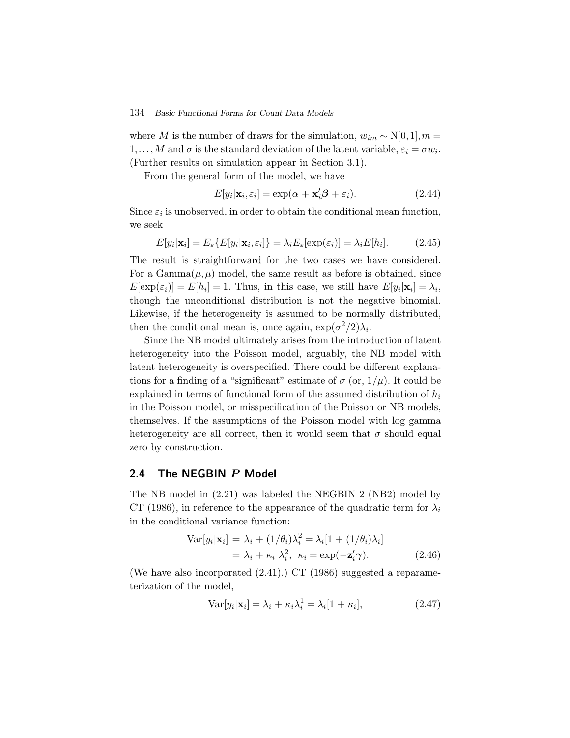where $M$ is the number of draws for the simulation, $w_{im} \sim \text{N}[0,1], m = 1,\ldots,M$ and $\sigma$ is the standard deviation of the latent variable, $\varepsilon_i = \sigma w_i$. (Further results on simulation appear in Section 3.1).

From the general form of the model, we have

$$E[y_i|\mathbf{x}_i, \varepsilon_i] = \exp(\alpha + \mathbf{x}_i'\boldsymbol{\beta} + \varepsilon_i). \tag{2.44}$$

Since $\varepsilon_i$ is unobserved, in order to obtain the conditional mean function, we seek

$$E[y_i|\mathbf{x}_i] = E_\varepsilon\{E[y_i|\mathbf{x}_i, \varepsilon_i]\} = \lambda_i E_\varepsilon[\exp(\varepsilon_i)] = \lambda_i E[h_i]. \tag{2.45}$$

The result is straightforward for the two cases we have considered. For a Gamma$(\mu, \mu)$ model, the same result as before is obtained, since $E[\exp(\varepsilon_i)] = E[h_i] = 1$. Thus, in this case, we still have $E[y_i|\mathbf{x}_i] = \lambda_i$, though the unconditional distribution is not the negative binomial. Likewise, if the heterogeneity is assumed to be normally distributed, then the conditional mean is, once again, $\exp(\sigma^2/2)\lambda_i$.

Since the NB model ultimately arises from the introduction of latent heterogeneity into the Poisson model, arguably, the NB model with latent heterogeneity is overspecified. There could be different explanations for a finding of a "significant" estimate of $\sigma$ (or, $1/\mu$). It could be explained in terms of functional form of the assumed distribution of $h_i$ in the Poisson model, or misspecification of the Poisson or NB models, themselves. If the assumptions of the Poisson model with log gamma heterogeneity are all correct, then it would seem that $\sigma$ should equal zero by construction.

## 2.4 The NEGBIN $P$ Model

The NB model in (2.21) was labeled the NEGBIN 2 (NB2) model by CT (1986), in reference to the appearance of the quadratic term for $\lambda_i$ in the conditional variance function:

$$\begin{aligned}\text{Var}[y_i|\mathbf{x}_i] &= \lambda_i + (1/\theta_i)\lambda_i^2 = \lambda_i[1 + (1/\theta_i)\lambda_i] \\ &= \lambda_i + \kappa_i\ \lambda_i^2,\ \ \kappa_i = \exp(-\mathbf{z}_i'\boldsymbol{\gamma}).\end{aligned} \tag{2.46}$$

(We have also incorporated (2.41).) CT (1986) suggested a reparameterization of the model,

$$\text{Var}[y_i|\mathbf{x}_i] = \lambda_i + \kappa_i\lambda_i^1 = \lambda_i[1 + \kappa_i], \tag{2.47}$$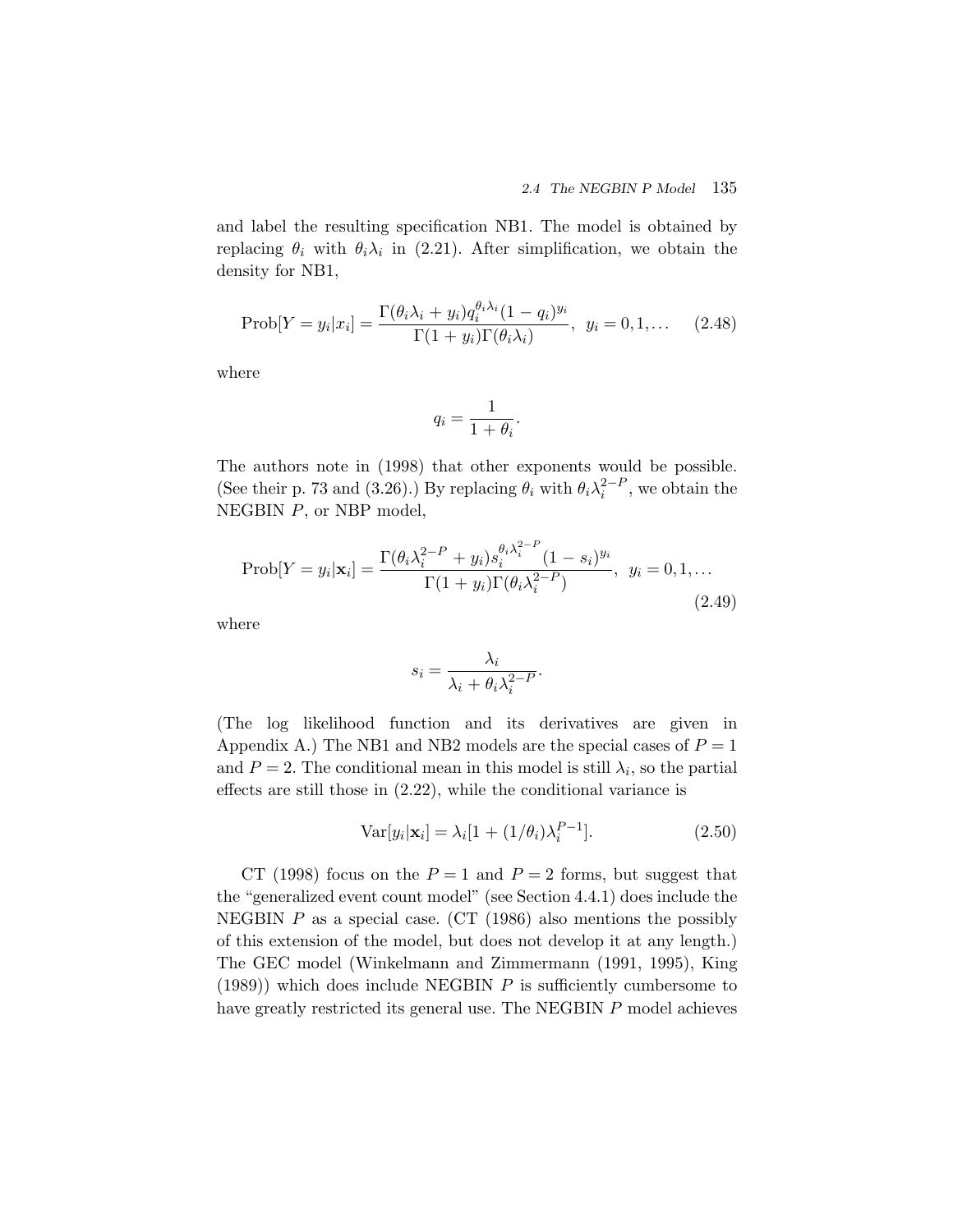and label the resulting specification NB1. The model is obtained by replacing $\theta_i$ with $\theta_i\lambda_i$ in (2.21). After simplification, we obtain the density for NB1,

$$\text{Prob}[Y = y_i|x_i] = \frac{\Gamma(\theta_i\lambda_i + y_i)q_i^{\theta_i\lambda_i}(1 - q_i)^{y_i}}{\Gamma(1 + y_i)\Gamma(\theta_i\lambda_i)}, \;\; y_i = 0, 1, \ldots \tag{2.48}$$

where

$$q_i = \frac{1}{1 + \theta_i}.$$

The authors note in (1998) that other exponents would be possible. (See their p. 73 and (3.26).) By replacing $\theta_i$ with $\theta_i\lambda_i^{2-P}$, we obtain the NEGBIN $P$, or NBP model,

$$\text{Prob}[Y = y_i|\mathbf{x}_i] = \frac{\Gamma(\theta_i\lambda_i^{2-P} + y_i)s_i^{\theta_i\lambda_i^{2-P}}(1 - s_i)^{y_i}}{\Gamma(1 + y_i)\Gamma(\theta_i\lambda_i^{2-P})}, \;\; y_i = 0, 1, \ldots \tag{2.49}$$

where

$$s_i = \frac{\lambda_i}{\lambda_i + \theta_i\lambda_i^{2-P}}.$$

(The log likelihood function and its derivatives are given in Appendix A.) The NB1 and NB2 models are the special cases of $P = 1$ and $P = 2$. The conditional mean in this model is still $\lambda_i$, so the partial effects are still those in (2.22), while the conditional variance is

$$\text{Var}[y_i|\mathbf{x}_i] = \lambda_i[1 + (1/\theta_i)\lambda_i^{P-1}]. \tag{2.50}$$

CT (1998) focus on the $P = 1$ and $P = 2$ forms, but suggest that the "generalized event count model" (see Section 4.4.1) does include the NEGBIN $P$ as a special case. (CT (1986) also mentions the possibly of this extension of the model, but does not develop it at any length.) The GEC model (Winkelmann and Zimmermann (1991, 1995), King (1989)) which does include NEGBIN $P$ is sufficiently cumbersome to have greatly restricted its general use. The NEGBIN $P$ model achieves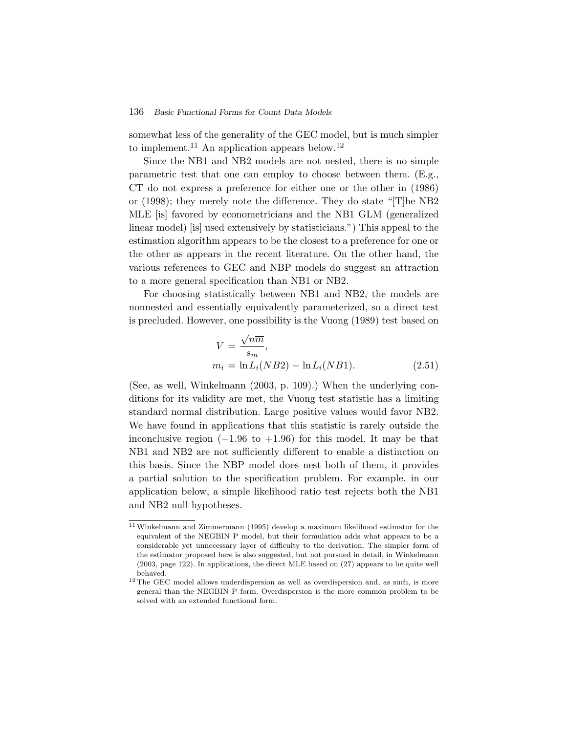somewhat less of the generality of the GEC model, but is much simpler to implement.[11] An application appears below.[12]

Since the NB1 and NB2 models are not nested, there is no simple parametric test that one can employ to choose between them. (E.g., CT do not express a preference for either one or the other in (1986) or (1998); they merely note the difference. They do state "[T]he NB2 MLE [is] favored by econometricians and the NB1 GLM (generalized linear model) [is] used extensively by statisticians.") This appeal to the estimation algorithm appears to be the closest to a preference for one or the other as appears in the recent literature. On the other hand, the various references to GEC and NBP models do suggest an attraction to a more general specification than NB1 or NB2.

For choosing statistically between NB1 and NB2, the models are nonnested and essentially equivalently parameterized, so a direct test is precluded. However, one possibility is the Vuong (1989) test based on

$$
\begin{aligned}
V &= \frac{\sqrt{n}\overline{m}}{s_m}, \\
m_i &= \ln L_i(NB2) - \ln L_i(NB1). \qquad (2.51)
\end{aligned}
$$

(See, as well, Winkelmann (2003, p. 109).) When the underlying conditions for its validity are met, the Vuong test statistic has a limiting standard normal distribution. Large positive values would favor NB2. We have found in applications that this statistic is rarely outside the inconclusive region ($-1.96$ to $+1.96$) for this model. It may be that NB1 and NB2 are not sufficiently different to enable a distinction on this basis. Since the NBP model does nest both of them, it provides a partial solution to the specification problem. For example, in our application below, a simple likelihood ratio test rejects both the NB1 and NB2 null hypotheses.

---

[11] Winkelmann and Zimmermann (1995) develop a maximum likelihood estimator for the equivalent of the NEGBIN P model, but their formulation adds what appears to be a considerable yet unnecessary layer of difficulty to the derivation. The simpler form of the estimator proposed here is also suggested, but not pursued in detail, in Winkelmann (2003, page 122). In applications, the direct MLE based on (27) appears to be quite well behaved.

[12] The GEC model allows underdispersion as well as overdispersion and, as such, is more general than the NEGBIN P form. Overdispersion is the more common problem to be solved with an extended functional form.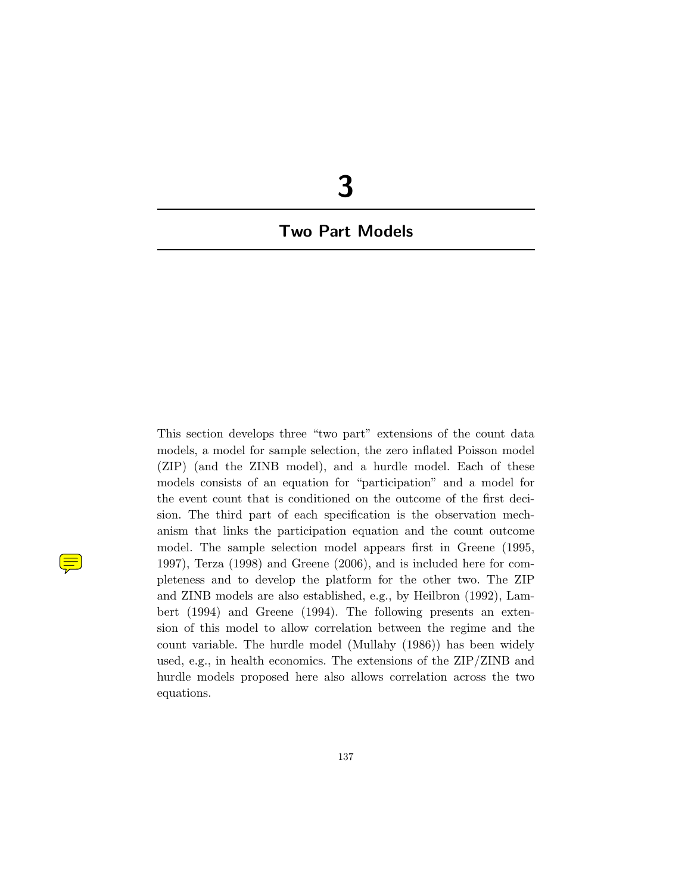# 3

## Two Part Models

This section develops three "two part" extensions of the count data models, a model for sample selection, the zero inflated Poisson model (ZIP) (and the ZINB model), and a hurdle model. Each of these models consists of an equation for "participation" and a model for the event count that is conditioned on the outcome of the first decision. The third part of each specification is the observation mechanism that links the participation equation and the count outcome model. The sample selection model appears first in Greene (1995, 1997), Terza (1998) and Greene (2006), and is included here for completeness and to develop the platform for the other two. The ZIP and ZINB models are also established, e.g., by Heilbron (1992), Lambert (1994) and Greene (1994). The following presents an extension of this model to allow correlation between the regime and the count variable. The hurdle model (Mullahy (1986)) has been widely used, e.g., in health economics. The extensions of the ZIP/ZINB and hurdle models proposed here also allows correlation across the two equations.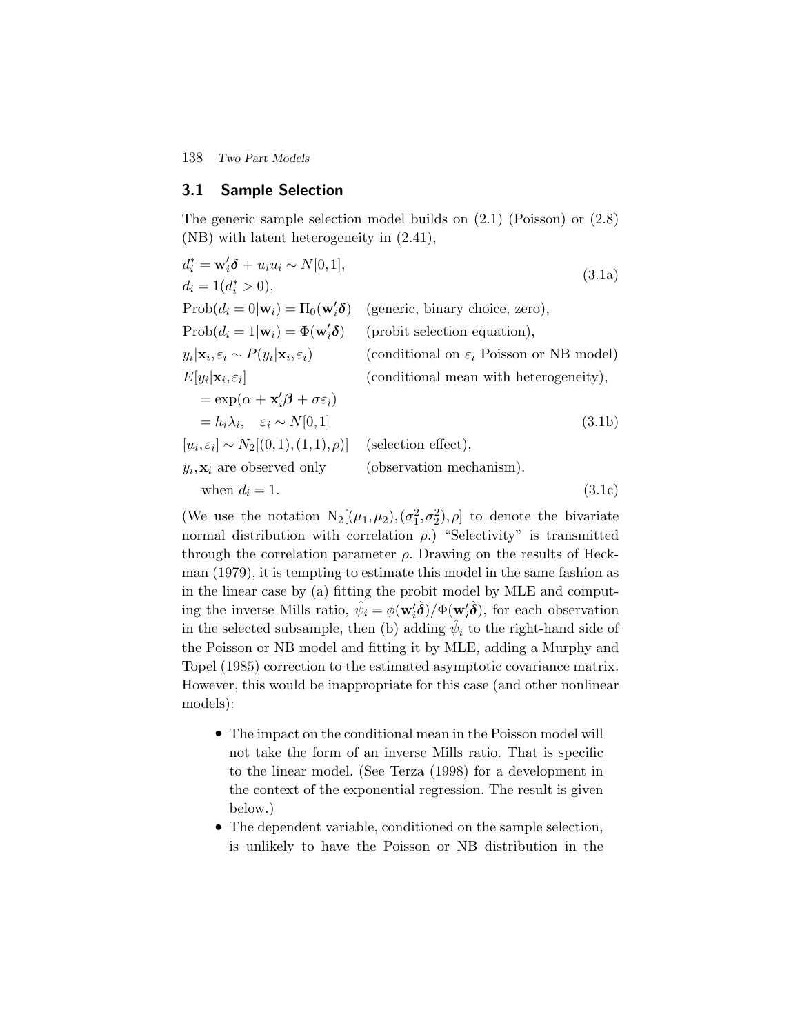## 3.1 Sample Selection

The generic sample selection model builds on (2.1) (Poisson) or (2.8) (NB) with latent heterogeneity in (2.41),

$$
\begin{aligned}
&d_i^* = \mathbf{w}_i'\boldsymbol{\delta} + u_i u_i \sim N[0,1], \\
&d_i = 1(d_i^* > 0), && \text{(3.1a)} \\
&\text{Prob}(d_i = 0|\mathbf{w}_i) = \Pi_0(\mathbf{w}_i'\boldsymbol{\delta}) && \text{(generic, binary choice, zero),} \\
&\text{Prob}(d_i = 1|\mathbf{w}_i) = \Phi(\mathbf{w}_i'\boldsymbol{\delta}) && \text{(probit selection equation),} \\
&y_i|\mathbf{x}_i, \varepsilon_i \sim P(y_i|\mathbf{x}_i, \varepsilon_i) && \text{(conditional on } \varepsilon_i \text{ Poisson or NB model)} \\
&E[y_i|\mathbf{x}_i, \varepsilon_i] && \text{(conditional mean with heterogeneity),} \\
&\quad = \exp(\alpha + \mathbf{x}_i'\boldsymbol{\beta} + \sigma\varepsilon_i) \\
&\quad = h_i\lambda_i, \quad \varepsilon_i \sim N[0,1] && \text{(3.1b)} \\
&[u_i, \varepsilon_i] \sim N_2[(0,1),(1,1),\rho)] && \text{(selection effect),} \\
&y_i, \mathbf{x}_i \text{ are observed only} && \text{(observation mechanism).} \\
&\quad \text{when } d_i = 1. && \text{(3.1c)}
\end{aligned}
$$

(We use the notation $\mathrm{N}_2[(\mu_1, \mu_2), (\sigma_1^2, \sigma_2^2), \rho]$ to denote the bivariate normal distribution with correlation $\rho$.) "Selectivity" is transmitted through the correlation parameter $\rho$. Drawing on the results of Heckman (1979), it is tempting to estimate this model in the same fashion as in the linear case by (a) fitting the probit model by MLE and computing the inverse Mills ratio, $\hat{\psi}_i = \phi(\mathbf{w}_i'\hat{\boldsymbol{\delta}})/\Phi(\mathbf{w}_i'\hat{\boldsymbol{\delta}})$, for each observation in the selected subsample, then (b) adding $\hat{\psi}_i$ to the right-hand side of the Poisson or NB model and fitting it by MLE, adding a Murphy and Topel (1985) correction to the estimated asymptotic covariance matrix. However, this would be inappropriate for this case (and other nonlinear models):

- The impact on the conditional mean in the Poisson model will not take the form of an inverse Mills ratio. That is specific to the linear model. (See Terza (1998) for a development in the context of the exponential regression. The result is given below.)
- The dependent variable, conditioned on the sample selection, is unlikely to have the Poisson or NB distribution in the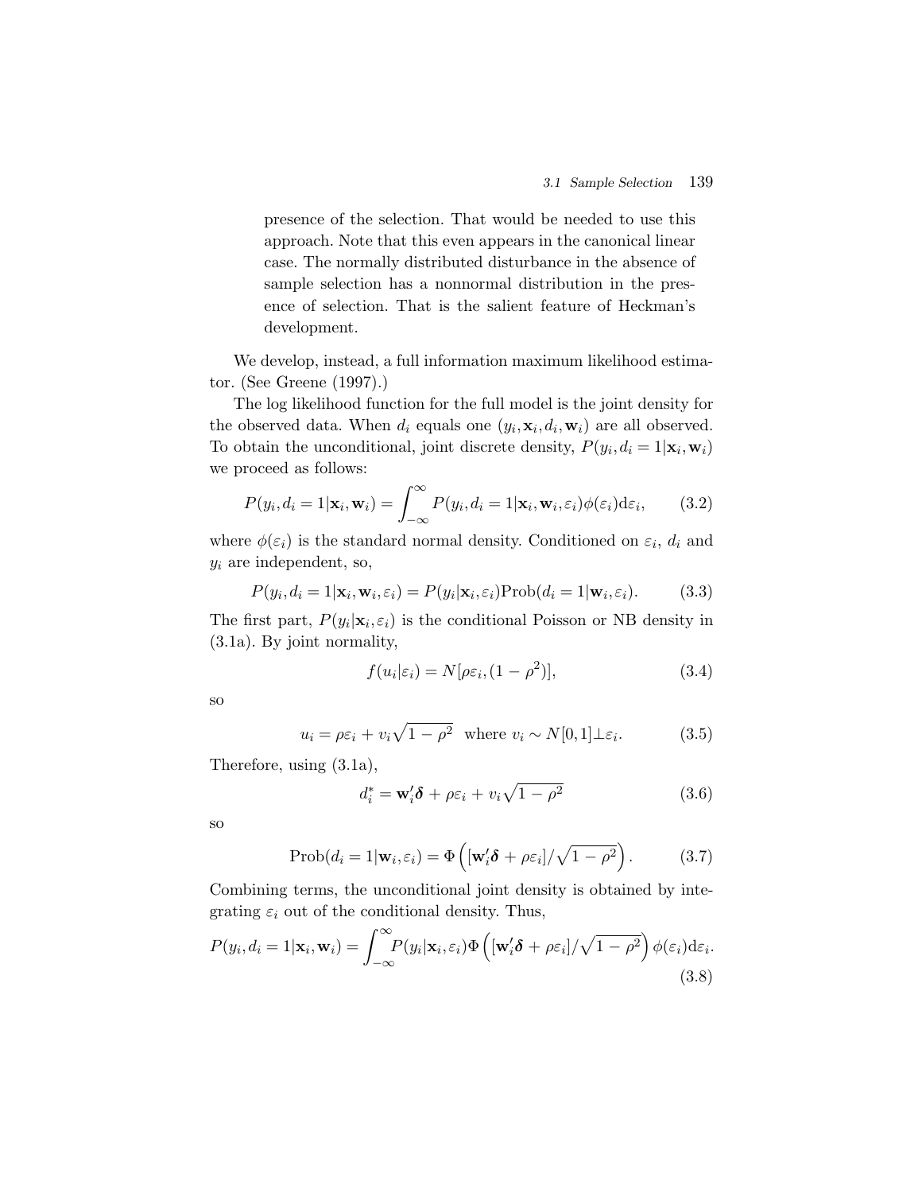presence of the selection. That would be needed to use this approach. Note that this even appears in the canonical linear case. The normally distributed disturbance in the absence of sample selection has a nonnormal distribution in the presence of selection. That is the salient feature of Heckman's development.

We develop, instead, a full information maximum likelihood estimator. (See Greene (1997).)

The log likelihood function for the full model is the joint density for the observed data. When $d_i$ equals one $(y_i, \mathbf{x}_i, d_i, \mathbf{w}_i)$ are all observed. To obtain the unconditional, joint discrete density, $P(y_i, d_i = 1|\mathbf{x}_i, \mathbf{w}_i)$ we proceed as follows:

$$P(y_i, d_i = 1|\mathbf{x}_i, \mathbf{w}_i) = \int_{-\infty}^{\infty} P(y_i, d_i = 1|\mathbf{x}_i, \mathbf{w}_i, \varepsilon_i)\phi(\varepsilon_i)\mathrm{d}\varepsilon_i, \tag{3.2}$$

where $\phi(\varepsilon_i)$ is the standard normal density. Conditioned on $\varepsilon_i$, $d_i$ and $y_i$ are independent, so,

$$P(y_i, d_i = 1|\mathbf{x}_i, \mathbf{w}_i, \varepsilon_i) = P(y_i|\mathbf{x}_i, \varepsilon_i)\mathrm{Prob}(d_i = 1|\mathbf{w}_i, \varepsilon_i). \tag{3.3}$$

The first part, $P(y_i|\mathbf{x}_i, \varepsilon_i)$ is the conditional Poisson or NB density in (3.1a). By joint normality,

$$f(u_i|\varepsilon_i) = N[\rho\varepsilon_i, (1 - \rho^2)], \tag{3.4}$$

so

$$u_i = \rho\varepsilon_i + v_i\sqrt{1 - \rho^2} \ \ \text{where } v_i \sim N[0, 1]\perp\varepsilon_i. \tag{3.5}$$

Therefore, using (3.1a),

$$d_i^* = \mathbf{w}_i'\boldsymbol{\delta} + \rho\varepsilon_i + v_i\sqrt{1 - \rho^2} \tag{3.6}$$

so

$$\mathrm{Prob}(d_i = 1|\mathbf{w}_i, \varepsilon_i) = \Phi\left([\mathbf{w}_i'\boldsymbol{\delta} + \rho\varepsilon_i]/\sqrt{1 - \rho^2}\right). \tag{3.7}$$

Combining terms, the unconditional joint density is obtained by integrating $\varepsilon_i$ out of the conditional density. Thus,

$$P(y_i, d_i = 1|\mathbf{x}_i, \mathbf{w}_i) = \int_{-\infty}^{\infty} P(y_i|\mathbf{x}_i, \varepsilon_i)\Phi\left([\mathbf{w}_i'\boldsymbol{\delta} + \rho\varepsilon_i]/\sqrt{1 - \rho^2}\right)\phi(\varepsilon_i)\mathrm{d}\varepsilon_i. \tag{3.8}$$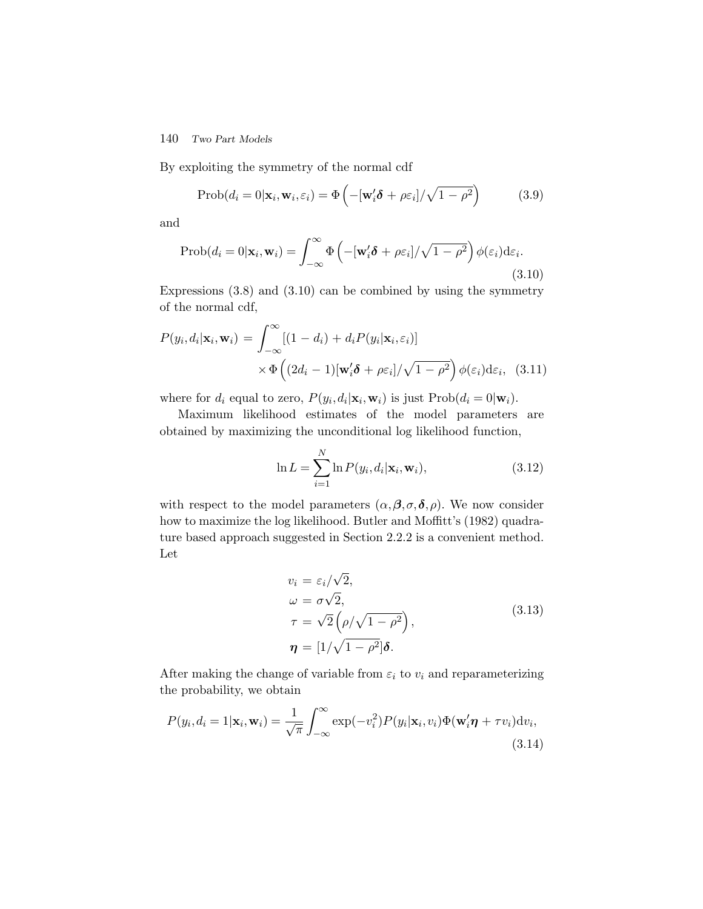By exploiting the symmetry of the normal cdf

$$\text{Prob}(d_i = 0|\mathbf{x}_i, \mathbf{w}_i, \varepsilon_i) = \Phi\left(-[\mathbf{w}_i'\boldsymbol{\delta} + \rho\varepsilon_i]/\sqrt{1-\rho^2}\right) \tag{3.9}$$

and

$$\text{Prob}(d_i = 0|\mathbf{x}_i, \mathbf{w}_i) = \int_{-\infty}^{\infty} \Phi\left(-[\mathbf{w}_i'\boldsymbol{\delta} + \rho\varepsilon_i]/\sqrt{1-\rho^2}\right)\phi(\varepsilon_i)\mathrm{d}\varepsilon_i. \tag{3.10}$$

Expressions (3.8) and (3.10) can be combined by using the symmetry of the normal cdf,

$$\begin{aligned} P(y_i, d_i|\mathbf{x}_i, \mathbf{w}_i) = &\int_{-\infty}^{\infty} [(1 - d_i) + d_i P(y_i|\mathbf{x}_i, \varepsilon_i)] \\ &\times \Phi\left((2d_i - 1)[\mathbf{w}_i'\boldsymbol{\delta} + \rho\varepsilon_i]/\sqrt{1-\rho^2}\right)\phi(\varepsilon_i)\mathrm{d}\varepsilon_i, \end{aligned} \tag{3.11}$$

where for $d_i$ equal to zero, $P(y_i, d_i|\mathbf{x}_i, \mathbf{w}_i)$ is just $\text{Prob}(d_i = 0|\mathbf{w}_i)$.

Maximum likelihood estimates of the model parameters are obtained by maximizing the unconditional log likelihood function,

$$\ln L = \sum_{i=1}^{N} \ln P(y_i, d_i|\mathbf{x}_i, \mathbf{w}_i), \tag{3.12}$$

with respect to the model parameters $(\alpha, \boldsymbol{\beta}, \sigma, \boldsymbol{\delta}, \rho)$. We now consider how to maximize the log likelihood. Butler and Moffitt's (1982) quadrature based approach suggested in Section 2.2.2 is a convenient method. Let

$$\begin{aligned} v_i &= \varepsilon_i/\sqrt{2}, \\ \omega &= \sigma\sqrt{2}, \\ \tau &= \sqrt{2}\left(\rho/\sqrt{1-\rho^2}\right), \\ \boldsymbol{\eta} &= [1/\sqrt{1-\rho^2}]\boldsymbol{\delta}. \end{aligned} \tag{3.13}$$

After making the change of variable from $\varepsilon_i$ to $v_i$ and reparameterizing the probability, we obtain

$$P(y_i, d_i = 1|\mathbf{x}_i, \mathbf{w}_i) = \frac{1}{\sqrt{\pi}} \int_{-\infty}^{\infty} \exp(-v_i^2) P(y_i|\mathbf{x}_i, v_i)\Phi(\mathbf{w}_i'\boldsymbol{\eta} + \tau v_i)\mathrm{d}v_i, \tag{3.14}$$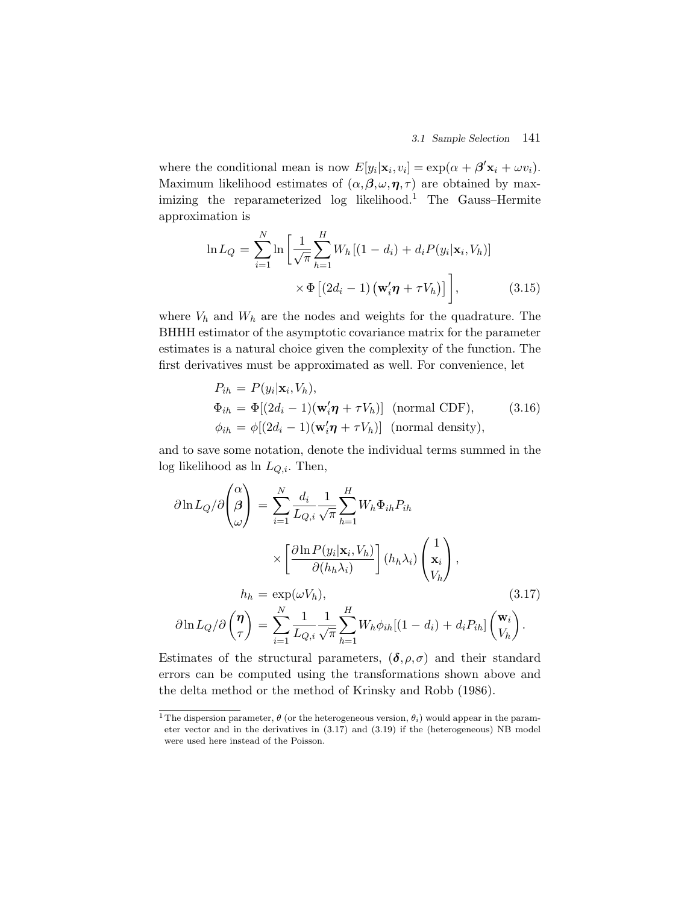where the conditional mean is now $E[y_i|\mathbf{x}_i, v_i] = \exp(\alpha + \boldsymbol{\beta}'\mathbf{x}_i + \omega v_i)$. Maximum likelihood estimates of $(\alpha, \boldsymbol{\beta}, \omega, \boldsymbol{\eta}, \tau)$ are obtained by maximizing the reparameterized log likelihood.[1] The Gauss–Hermite approximation is

$$
\begin{aligned}
\ln L_Q = \sum_{i=1}^{N} \ln \Bigg[ \frac{1}{\sqrt{\pi}} \sum_{h=1}^{H} W_h \left[(1-d_i) + d_i P(y_i|\mathbf{x}_i, V_h)\right] \\
\times \Phi\left[(2d_i - 1)\left(\mathbf{w}_i'\boldsymbol{\eta} + \tau V_h\right)\right] \Bigg], \qquad (3.15)
\end{aligned}
$$

where $V_h$ and $W_h$ are the nodes and weights for the quadrature. The BHHH estimator of the asymptotic covariance matrix for the parameter estimates is a natural choice given the complexity of the function. The first derivatives must be approximated as well. For convenience, let

$$
\begin{aligned}
P_{ih} &= P(y_i|\mathbf{x}_i, V_h), \\
\Phi_{ih} &= \Phi[(2d_i - 1)(\mathbf{w}_i'\boldsymbol{\eta} + \tau V_h)] \quad \text{(normal CDF)}, \qquad (3.16) \\
\phi_{ih} &= \phi[(2d_i - 1)(\mathbf{w}_i'\boldsymbol{\eta} + \tau V_h)] \quad \text{(normal density)},
\end{aligned}
$$

and to save some notation, denote the individual terms summed in the log likelihood as $\ln L_{Q,i}$. Then,

$$
\begin{aligned}
\partial \ln L_Q / \partial \begin{pmatrix} \alpha \\ \boldsymbol{\beta} \\ \omega \end{pmatrix} &= \sum_{i=1}^{N} \frac{d_i}{L_{Q,i}} \frac{1}{\sqrt{\pi}} \sum_{h=1}^{H} W_h \Phi_{ih} P_{ih} \\
&\quad \times \left[ \frac{\partial \ln P(y_i|\mathbf{x}_i, V_h)}{\partial (h_h \lambda_i)} \right] (h_h \lambda_i) \begin{pmatrix} 1 \\ \mathbf{x}_i \\ V_h \end{pmatrix}, \\
h_h &= \exp(\omega V_h), \qquad (3.17) \\
\partial \ln L_Q / \partial \begin{pmatrix} \boldsymbol{\eta} \\ \tau \end{pmatrix} &= \sum_{i=1}^{N} \frac{1}{L_{Q,i}} \frac{1}{\sqrt{\pi}} \sum_{h=1}^{H} W_h \phi_{ih} [(1-d_i) + d_i P_{ih}] \begin{pmatrix} \mathbf{w}_i \\ V_h \end{pmatrix}.
\end{aligned}
$$

Estimates of the structural parameters, $(\boldsymbol{\delta}, \rho, \sigma)$ and their standard errors can be computed using the transformations shown above and the delta method or the method of Krinsky and Robb (1986).

[1] The dispersion parameter, $\theta$ (or the heterogeneous version, $\theta_i$) would appear in the parameter vector and in the derivatives in (3.17) and (3.19) if the (heterogeneous) NB model were used here instead of the Poisson.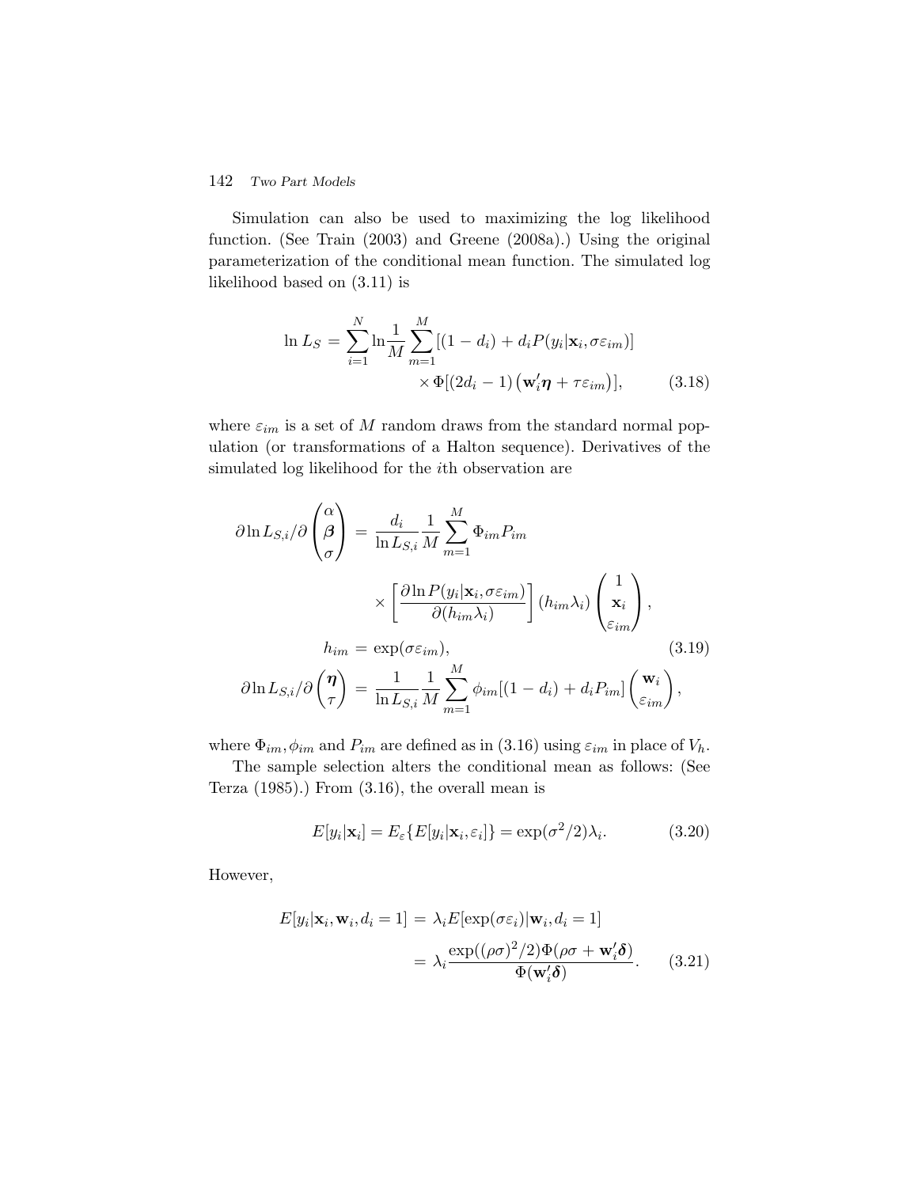Simulation can also be used to maximizing the log likelihood function. (See Train (2003) and Greene (2008a).) Using the original parameterization of the conditional mean function. The simulated log likelihood based on (3.11) is

$$\ln L_S = \sum_{i=1}^{N} \ln \frac{1}{M} \sum_{m=1}^{M} [(1-d_i) + d_i P(y_i|\mathbf{x}_i, \sigma\varepsilon_{im})] \times \Phi[(2d_i - 1)\left(\mathbf{w}_i'\boldsymbol{\eta} + \tau\varepsilon_{im}\right)], \tag{3.18}$$

where $\varepsilon_{im}$ is a set of $M$ random draws from the standard normal population (or transformations of a Halton sequence). Derivatives of the simulated log likelihood for the $i$th observation are

$$\begin{aligned}
\partial \ln L_{S,i}/\partial \begin{pmatrix} \alpha \\ \boldsymbol{\beta} \\ \sigma \end{pmatrix} &= \frac{d_i}{\ln L_{S,i}} \frac{1}{M} \sum_{m=1}^{M} \Phi_{im} P_{im} \\
&\quad \times \left[\frac{\partial \ln P(y_i|\mathbf{x}_i, \sigma\varepsilon_{im})}{\partial(h_{im}\lambda_i)}\right](h_{im}\lambda_i) \begin{pmatrix} 1 \\ \mathbf{x}_i \\ \varepsilon_{im} \end{pmatrix}, \\
h_{im} &= \exp(\sigma\varepsilon_{im}), \\
\partial \ln L_{S,i}/\partial \begin{pmatrix} \boldsymbol{\eta} \\ \tau \end{pmatrix} &= \frac{1}{\ln L_{S,i}} \frac{1}{M} \sum_{m=1}^{M} \phi_{im}[(1-d_i) + d_i P_{im}] \begin{pmatrix} \mathbf{w}_i \\ \varepsilon_{im} \end{pmatrix},
\end{aligned} \tag{3.19}$$

where $\Phi_{im}, \phi_{im}$ and $P_{im}$ are defined as in (3.16) using $\varepsilon_{im}$ in place of $V_h$.

The sample selection alters the conditional mean as follows: (See Terza (1985).) From (3.16), the overall mean is

$$E[y_i|\mathbf{x}_i] = E_{\varepsilon}\{E[y_i|\mathbf{x}_i, \varepsilon_i]\} = \exp(\sigma^2/2)\lambda_i. \tag{3.20}$$

However,

$$\begin{aligned}
E[y_i|\mathbf{x}_i, \mathbf{w}_i, d_i = 1] &= \lambda_i E[\exp(\sigma\varepsilon_i)|\mathbf{w}_i, d_i = 1] \\
&= \lambda_i \frac{\exp((\rho\sigma)^2/2)\Phi(\rho\sigma + \mathbf{w}_i'\boldsymbol{\delta})}{\Phi(\mathbf{w}_i'\boldsymbol{\delta})}.
\end{aligned} \tag{3.21}$$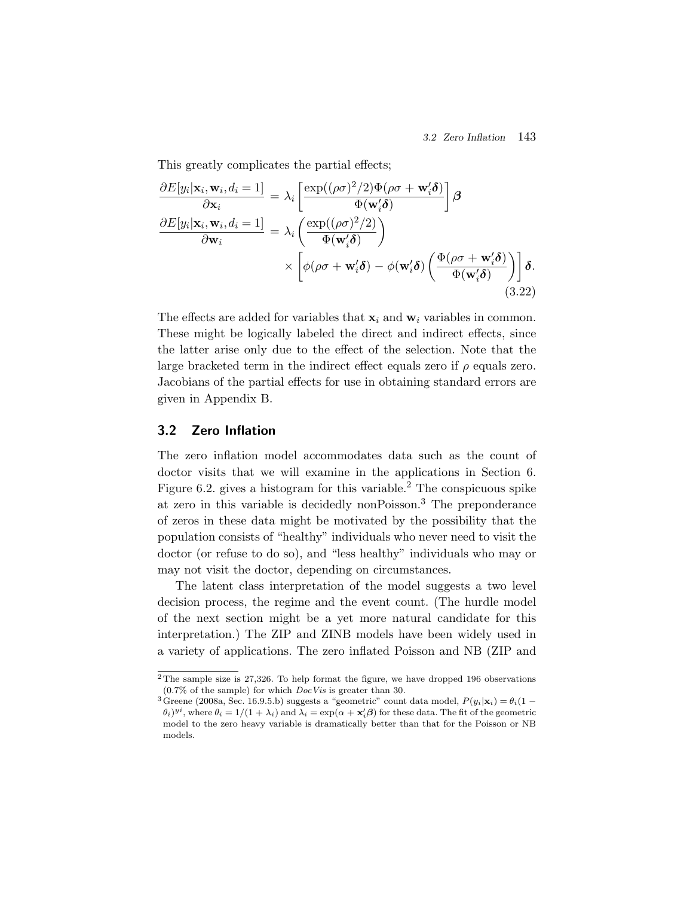This greatly complicates the partial effects;

$$
\begin{aligned}
\frac{\partial E[y_i|\mathbf{x}_i, \mathbf{w}_i, d_i = 1]}{\partial \mathbf{x}_i} &= \lambda_i \left[ \frac{\exp((\rho\sigma)^2/2)\Phi(\rho\sigma + \mathbf{w}_i'\boldsymbol{\delta})}{\Phi(\mathbf{w}_i'\boldsymbol{\delta})} \right] \boldsymbol{\beta} \\
\frac{\partial E[y_i|\mathbf{x}_i, \mathbf{w}_i, d_i = 1]}{\partial \mathbf{w}_i} &= \lambda_i \left( \frac{\exp((\rho\sigma)^2/2)}{\Phi(\mathbf{w}_i'\boldsymbol{\delta})} \right) \\
&\quad \times \left[ \phi(\rho\sigma + \mathbf{w}_i'\boldsymbol{\delta}) - \phi(\mathbf{w}_i'\boldsymbol{\delta}) \left( \frac{\Phi(\rho\sigma + \mathbf{w}_i'\boldsymbol{\delta})}{\Phi(\mathbf{w}_i'\boldsymbol{\delta})} \right) \right] \boldsymbol{\delta}.
\end{aligned}
\tag{3.22}
$$

The effects are added for variables that $\mathbf{x}_i$ and $\mathbf{w}_i$ variables in common. These might be logically labeled the direct and indirect effects, since the latter arise only due to the effect of the selection. Note that the large bracketed term in the indirect effect equals zero if $\rho$ equals zero. Jacobians of the partial effects for use in obtaining standard errors are given in Appendix B.

## 3.2 Zero Inflation

The zero inflation model accommodates data such as the count of doctor visits that we will examine in the applications in Section 6. Figure 6.2. gives a histogram for this variable.[2] The conspicuous spike at zero in this variable is decidedly nonPoisson.[3] The preponderance of zeros in these data might be motivated by the possibility that the population consists of "healthy" individuals who never need to visit the doctor (or refuse to do so), and "less healthy" individuals who may or may not visit the doctor, depending on circumstances.

The latent class interpretation of the model suggests a two level decision process, the regime and the event count. (The hurdle model of the next section might be a yet more natural candidate for this interpretation.) The ZIP and ZINB models have been widely used in a variety of applications. The zero inflated Poisson and NB (ZIP and

---

[2] The sample size is 27,326. To help format the figure, we have dropped 196 observations (0.7% of the sample) for which *DocVis* is greater than 30.

[3] Greene (2008a, Sec. 16.9.5.b) suggests a "geometric" count data model, $P(y_i|\mathbf{x}_i) = \theta_i(1 - \theta_i)^{y_i}$, where $\theta_i = 1/(1 + \lambda_i)$ and $\lambda_i = \exp(\alpha + \mathbf{x}_i'\boldsymbol{\beta})$ for these data. The fit of the geometric model to the zero heavy variable is dramatically better than that for the Poisson or NB models.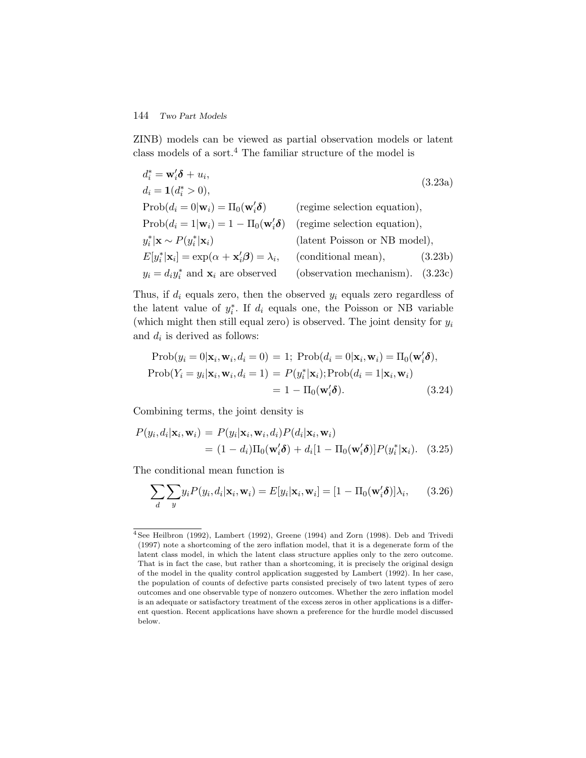ZINB) models can be viewed as partial observation models or latent class models of a sort.[4] The familiar structure of the model is

$$
\begin{aligned}
&d_i^* = \mathbf{w}_i'\boldsymbol{\delta} + u_i, \\
&d_i = \mathbf{1}(d_i^* > 0),
\end{aligned} \tag{3.23a}
$$

$$
\begin{aligned}
&\text{Prob}(d_i = 0|\mathbf{w}_i) = \Pi_0(\mathbf{w}_i'\boldsymbol{\delta}) && \text{(regime selection equation)}, \\
&\text{Prob}(d_i = 1|\mathbf{w}_i) = 1 - \Pi_0(\mathbf{w}_i'\boldsymbol{\delta}) && \text{(regime selection equation)}, \\
&y_i^*|\mathbf{x} \sim P(y_i^*|\mathbf{x}_i) && \text{(latent Poisson or NB model)}, \\
&E[y_i^*|\mathbf{x}_i] = \exp(\alpha + \mathbf{x}_i'\boldsymbol{\beta}) = \lambda_i, && \text{(conditional mean)}, \qquad (3.23\text{b}) \\
&y_i = d_i y_i^* \text{ and } \mathbf{x}_i \text{ are observed} && \text{(observation mechanism)}. \quad (3.23\text{c})
\end{aligned}
$$

Thus, if $d_i$ equals zero, then the observed $y_i$ equals zero regardless of the latent value of $y_i^*$. If $d_i$ equals one, the Poisson or NB variable (which might then still equal zero) is observed. The joint density for $y_i$ and $d_i$ is derived as follows:

$$
\begin{aligned}
\text{Prob}(y_i = 0|\mathbf{x}_i, \mathbf{w}_i, d_i = 0) &= 1;\ \text{Prob}(d_i = 0|\mathbf{x}_i, \mathbf{w}_i) = \Pi_0(\mathbf{w}_i'\boldsymbol{\delta}), \\
\text{Prob}(Y_i = y_i|\mathbf{x}_i, \mathbf{w}_i, d_i = 1) &= P(y_i^*|\mathbf{x}_i); \text{Prob}(d_i = 1|\mathbf{x}_i, \mathbf{w}_i) \\
&= 1 - \Pi_0(\mathbf{w}_i'\boldsymbol{\delta}).
\end{aligned} \tag{3.24}
$$

Combining terms, the joint density is

$$
\begin{aligned}
P(y_i, d_i|\mathbf{x}_i, \mathbf{w}_i) &= P(y_i|\mathbf{x}_i, \mathbf{w}_i, d_i)P(d_i|\mathbf{x}_i, \mathbf{w}_i) \\
&= (1 - d_i)\Pi_0(\mathbf{w}_i'\boldsymbol{\delta}) + d_i[1 - \Pi_0(\mathbf{w}_i'\boldsymbol{\delta})]P(y_i^*|\mathbf{x}_i).
\end{aligned} \tag{3.25}
$$

The conditional mean function is

$$
\sum_d \sum_y y_i P(y_i, d_i|\mathbf{x}_i, \mathbf{w}_i) = E[y_i|\mathbf{x}_i, \mathbf{w}_i] = [1 - \Pi_0(\mathbf{w}_i'\boldsymbol{\delta})]\lambda_i, \tag{3.26}
$$

[4] See Heilbron (1992), Lambert (1992), Greene (1994) and Zorn (1998). Deb and Trivedi (1997) note a shortcoming of the zero inflation model, that it is a degenerate form of the latent class model, in which the latent class structure applies only to the zero outcome. That is in fact the case, but rather than a shortcoming, it is precisely the original design of the model in the quality control application suggested by Lambert (1992). In her case, the population of counts of defective parts consisted precisely of two latent types of zero outcomes and one observable type of nonzero outcomes. Whether the zero inflation model is an adequate or satisfactory treatment of the excess zeros in other applications is a different question. Recent applications have shown a preference for the hurdle model discussed below.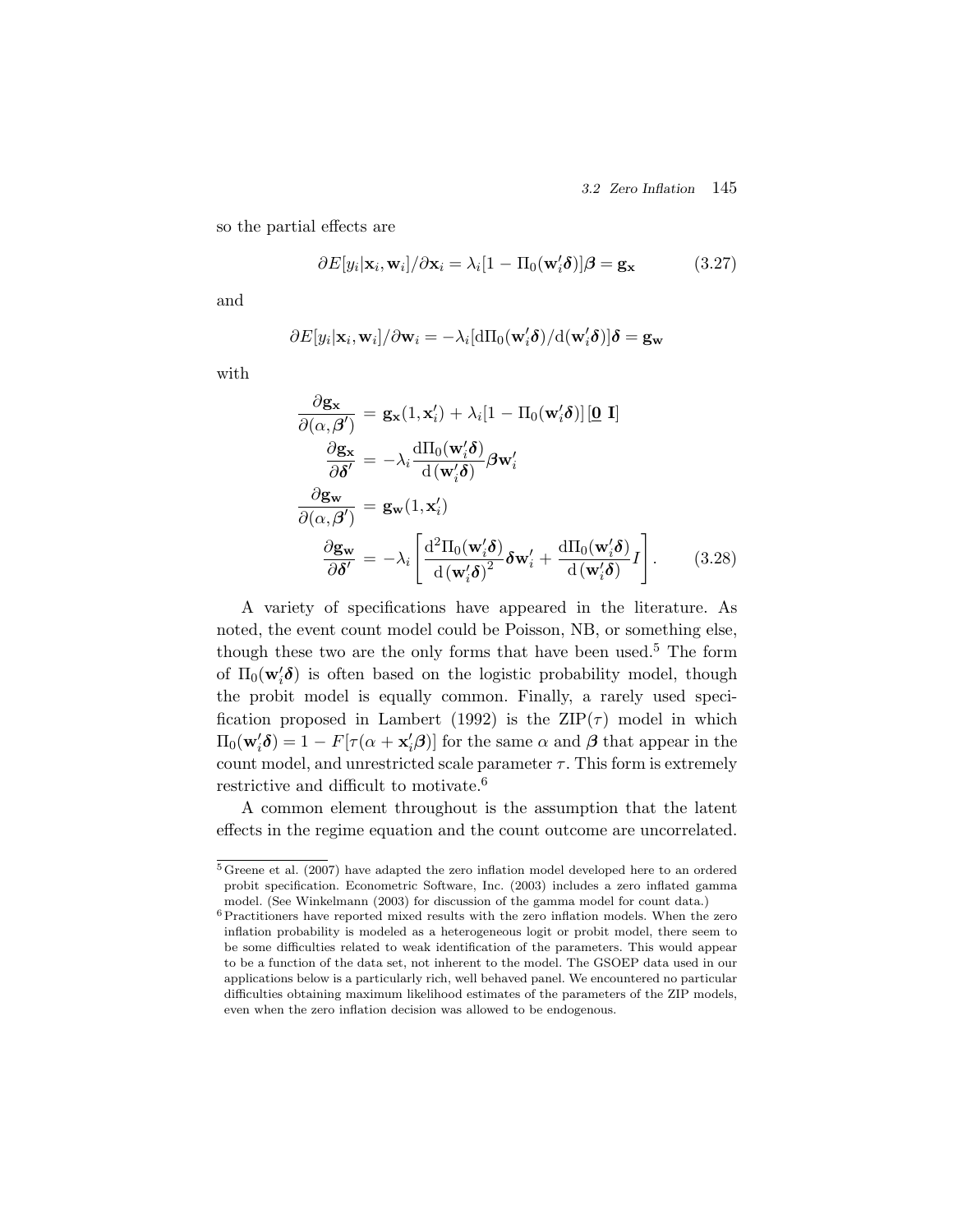so the partial effects are

$$\partial E[y_i|\mathbf{x}_i, \mathbf{w}_i]/\partial \mathbf{x}_i = \lambda_i[1 - \Pi_0(\mathbf{w}_i'\boldsymbol{\delta})]\boldsymbol{\beta} = \mathbf{g_x} \tag{3.27}$$

and

$$\partial E[y_i|\mathbf{x}_i, \mathbf{w}_i]/\partial \mathbf{w}_i = -\lambda_i[\mathrm{d}\Pi_0(\mathbf{w}_i'\boldsymbol{\delta})/\mathrm{d}(\mathbf{w}_i'\boldsymbol{\delta})]\boldsymbol{\delta} = \mathbf{g_w}$$

with

$$\begin{aligned}
\frac{\partial \mathbf{g_x}}{\partial(\alpha, \boldsymbol{\beta}')} &= \mathbf{g_x}(1, \mathbf{x}_i') + \lambda_i[1 - \Pi_0(\mathbf{w}_i'\boldsymbol{\delta})]\,[\underline{\mathbf{0}}\ \mathbf{I}] \\
\frac{\partial \mathbf{g_x}}{\partial \boldsymbol{\delta}'} &= -\lambda_i \frac{\mathrm{d}\Pi_0(\mathbf{w}_i'\boldsymbol{\delta})}{\mathrm{d}\,(\mathbf{w}_i'\boldsymbol{\delta})}\boldsymbol{\beta}\mathbf{w}_i' \\
\frac{\partial \mathbf{g_w}}{\partial(\alpha, \boldsymbol{\beta}')} &= \mathbf{g_w}(1, \mathbf{x}_i') \\
\frac{\partial \mathbf{g_w}}{\partial \boldsymbol{\delta}'} &= -\lambda_i \left[\frac{\mathrm{d}^2\Pi_0(\mathbf{w}_i'\boldsymbol{\delta})}{\mathrm{d}\,(\mathbf{w}_i'\boldsymbol{\delta})^2}\boldsymbol{\delta}\mathbf{w}_i' + \frac{\mathrm{d}\Pi_0(\mathbf{w}_i'\boldsymbol{\delta})}{\mathrm{d}\,(\mathbf{w}_i'\boldsymbol{\delta})} I\right].
\end{aligned} \tag{3.28}$$

A variety of specifications have appeared in the literature. As noted, the event count model could be Poisson, NB, or something else, though these two are the only forms that have been used.[5] The form of $\Pi_0(\mathbf{w}_i'\boldsymbol{\delta})$ is often based on the logistic probability model, though the probit model is equally common. Finally, a rarely used specification proposed in Lambert (1992) is the ZIP($\tau$) model in which $\Pi_0(\mathbf{w}_i'\boldsymbol{\delta}) = 1 - F[\tau(\alpha + \mathbf{x}_i'\boldsymbol{\beta})]$ for the same $\alpha$ and $\boldsymbol{\beta}$ that appear in the count model, and unrestricted scale parameter $\tau$. This form is extremely restrictive and difficult to motivate.[6]

A common element throughout is the assumption that the latent effects in the regime equation and the count outcome are uncorrelated.

---

[5] Greene et al. (2007) have adapted the zero inflation model developed here to an ordered probit specification. Econometric Software, Inc. (2003) includes a zero inflated gamma model. (See Winkelmann (2003) for discussion of the gamma model for count data.)

[6] Practitioners have reported mixed results with the zero inflation models. When the zero inflation probability is modeled as a heterogeneous logit or probit model, there seem to be some difficulties related to weak identification of the parameters. This would appear to be a function of the data set, not inherent to the model. The GSOEP data used in our applications below is a particularly rich, well behaved panel. We encountered no particular difficulties obtaining maximum likelihood estimates of the parameters of the ZIP models, even when the zero inflation decision was allowed to be endogenous.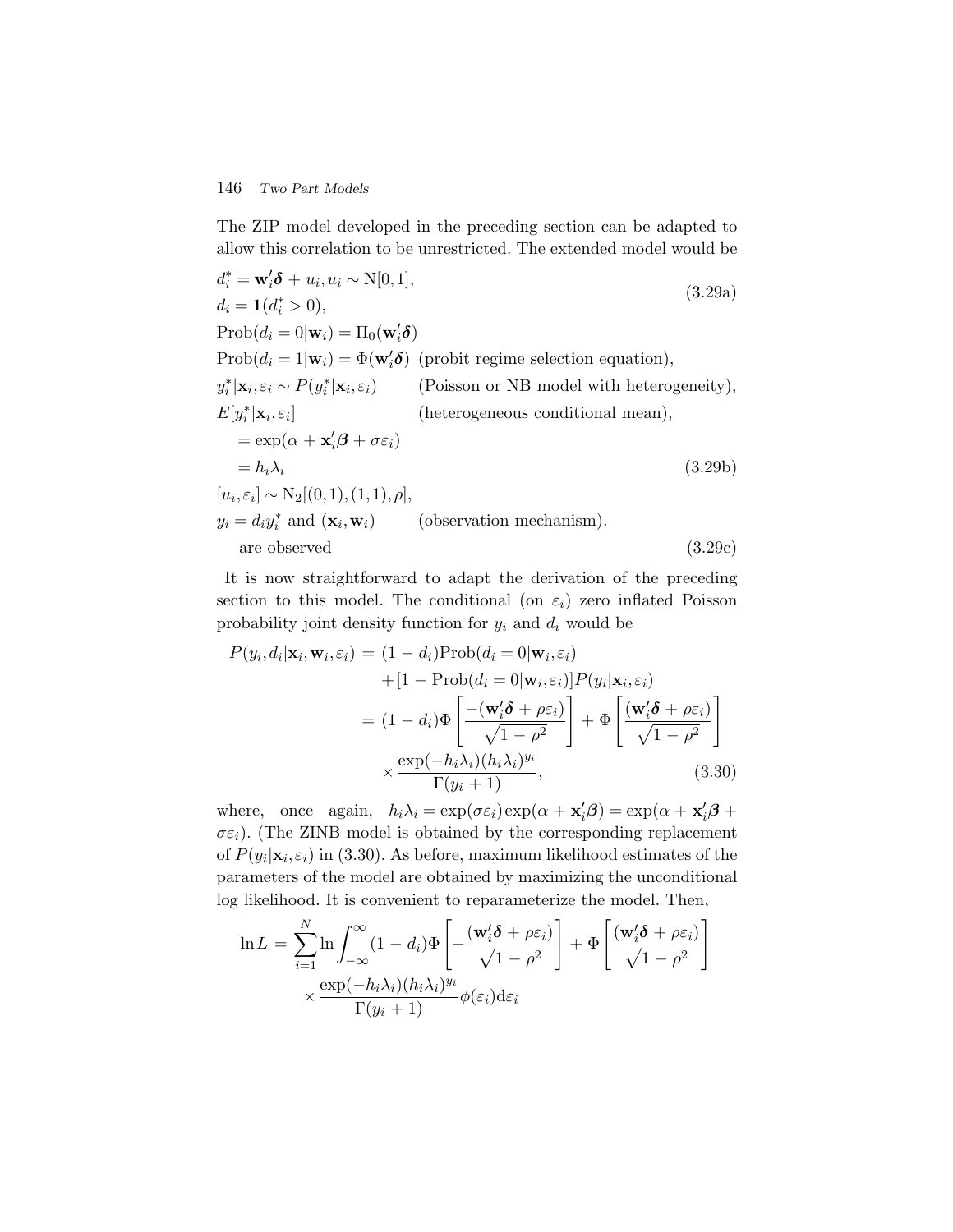The ZIP model developed in the preceding section can be adapted to allow this correlation to be unrestricted. The extended model would be

$$
\begin{aligned}
& d_i^* = \mathbf{w}_i'\boldsymbol{\delta} + u_i, u_i \sim \mathrm{N}[0,1], \\
& d_i = \mathbf{1}(d_i^* > 0),
\end{aligned} \tag{3.29a}
$$

$$
\begin{aligned}
& \mathrm{Prob}(d_i = 0|\mathbf{w}_i) = \Pi_0(\mathbf{w}_i'\boldsymbol{\delta}) \\
& \mathrm{Prob}(d_i = 1|\mathbf{w}_i) = \Phi(\mathbf{w}_i'\boldsymbol{\delta}) \quad \text{(probit regime selection equation)}, \\
& y_i^*|\mathbf{x}_i, \varepsilon_i \sim P(y_i^*|\mathbf{x}_i, \varepsilon_i) \quad \text{(Poisson or NB model with heterogeneity)}, \\
& E[y_i^*|\mathbf{x}_i, \varepsilon_i] \quad \text{(heterogeneous conditional mean)}, \\
& \quad = \exp(\alpha + \mathbf{x}_i'\boldsymbol{\beta} + \sigma\varepsilon_i) \\
& \quad = h_i\lambda_i
\end{aligned} \tag{3.29b}
$$

$$
\begin{aligned}
& [u_i, \varepsilon_i] \sim \mathrm{N}_2[(0,1),(1,1),\rho], \\
& y_i = d_i y_i^* \text{ and } (\mathbf{x}_i, \mathbf{w}_i) \quad \text{(observation mechanism)}. \\
& \quad \text{are observed}
\end{aligned} \tag{3.29c}
$$

It is now straightforward to adapt the derivation of the preceding section to this model. The conditional (on $\varepsilon_i$) zero inflated Poisson probability joint density function for $y_i$ and $d_i$ would be

$$
\begin{aligned}
P(y_i, d_i|\mathbf{x}_i, \mathbf{w}_i, \varepsilon_i) &= (1 - d_i)\mathrm{Prob}(d_i = 0|\mathbf{w}_i, \varepsilon_i) \\
&\quad + [1 - \mathrm{Prob}(d_i = 0|\mathbf{w}_i, \varepsilon_i)]P(y_i|\mathbf{x}_i, \varepsilon_i) \\
&= (1 - d_i)\Phi\left[\frac{-(\mathbf{w}_i'\boldsymbol{\delta} + \rho\varepsilon_i)}{\sqrt{1-\rho^2}}\right] + \Phi\left[\frac{(\mathbf{w}_i'\boldsymbol{\delta} + \rho\varepsilon_i)}{\sqrt{1-\rho^2}}\right] \\
&\quad \times \frac{\exp(-h_i\lambda_i)(h_i\lambda_i)^{y_i}}{\Gamma(y_i + 1)},
\end{aligned} \tag{3.30}
$$

where, once again, $h_i\lambda_i = \exp(\sigma\varepsilon_i)\exp(\alpha + \mathbf{x}_i'\boldsymbol{\beta}) = \exp(\alpha + \mathbf{x}_i'\boldsymbol{\beta} + \sigma\varepsilon_i)$. (The ZINB model is obtained by the corresponding replacement of $P(y_i|\mathbf{x}_i, \varepsilon_i)$ in (3.30). As before, maximum likelihood estimates of the parameters of the model are obtained by maximizing the unconditional log likelihood. It is convenient to reparameterize the model. Then,

$$
\begin{aligned}
\ln L = \sum_{i=1}^{N} \ln \int_{-\infty}^{\infty} (1 - d_i)\Phi\left[-\frac{(\mathbf{w}_i'\boldsymbol{\delta} + \rho\varepsilon_i)}{\sqrt{1-\rho^2}}\right] + \Phi\left[\frac{(\mathbf{w}_i'\boldsymbol{\delta} + \rho\varepsilon_i)}{\sqrt{1-\rho^2}}\right] \\
\times \frac{\exp(-h_i\lambda_i)(h_i\lambda_i)^{y_i}}{\Gamma(y_i + 1)}\phi(\varepsilon_i)\mathrm{d}\varepsilon_i
\end{aligned}
$$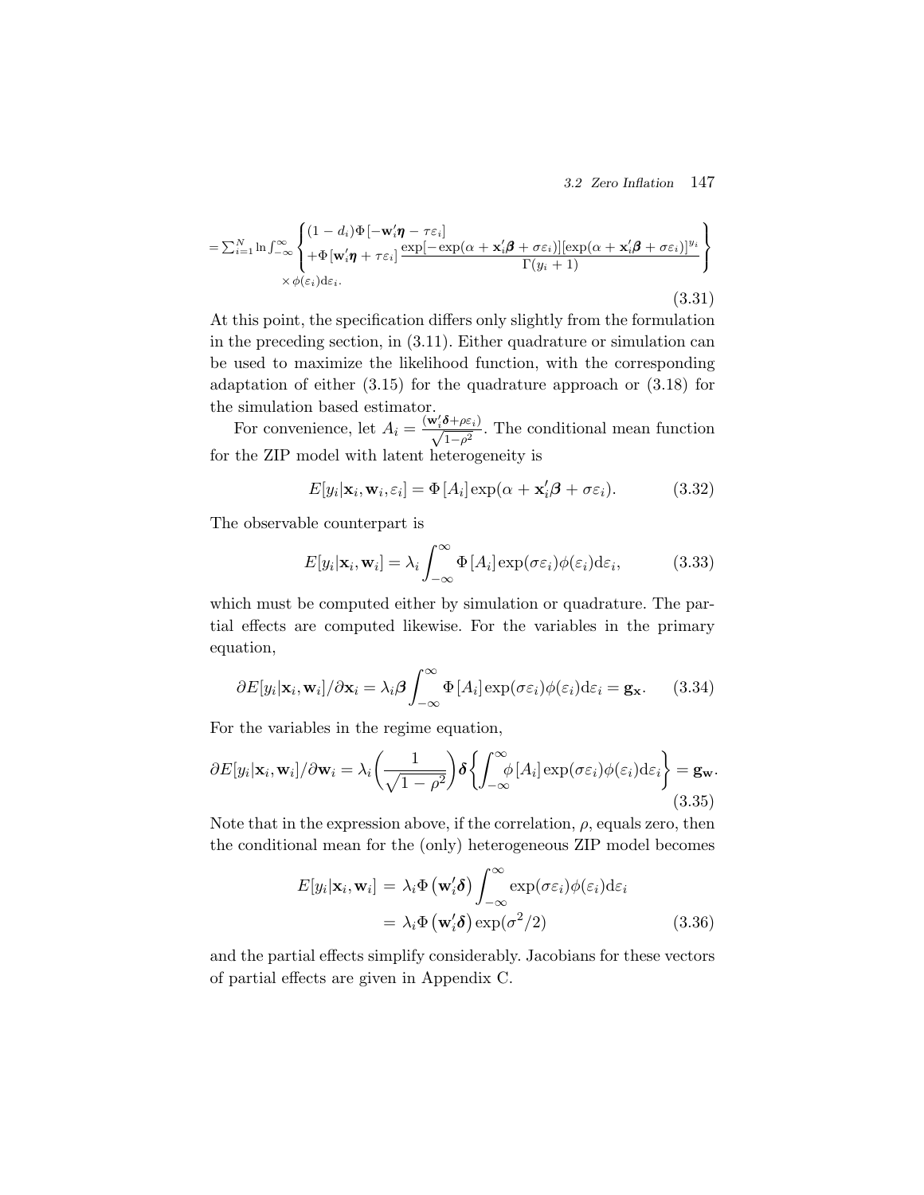$$= \sum_{i=1}^{N} \ln \int_{-\infty}^{\infty} \left\{ \begin{array}{l} (1-d_i)\Phi\left[-\mathbf{w}_i'\boldsymbol{\eta} - \tau\varepsilon_i\right] \\ +\Phi\left[\mathbf{w}_i'\boldsymbol{\eta} + \tau\varepsilon_i\right] \dfrac{\exp[-\exp(\alpha + \mathbf{x}_i'\boldsymbol{\beta} + \sigma\varepsilon_i)][\exp(\alpha + \mathbf{x}_i'\boldsymbol{\beta} + \sigma\varepsilon_i)]^{y_i}}{\Gamma(y_i+1)} \end{array} \right\}$$
$$\times \phi(\varepsilon_i)\mathrm{d}\varepsilon_i. \tag{3.31}$$

At this point, the specification differs only slightly from the formulation in the preceding section, in (3.11). Either quadrature or simulation can be used to maximize the likelihood function, with the corresponding adaptation of either (3.15) for the quadrature approach or (3.18) for the simulation based estimator.

For convenience, let $A_i = \frac{(\mathbf{w}_i'\boldsymbol{\delta} + \rho\varepsilon_i)}{\sqrt{1-\rho^2}}$. The conditional mean function for the ZIP model with latent heterogeneity is

$$E[y_i|\mathbf{x}_i, \mathbf{w}_i, \varepsilon_i] = \Phi\left[A_i\right]\exp(\alpha + \mathbf{x}_i'\boldsymbol{\beta} + \sigma\varepsilon_i). \tag{3.32}$$

The observable counterpart is

$$E[y_i|\mathbf{x}_i, \mathbf{w}_i] = \lambda_i \int_{-\infty}^{\infty} \Phi\left[A_i\right]\exp(\sigma\varepsilon_i)\phi(\varepsilon_i)\mathrm{d}\varepsilon_i, \tag{3.33}$$

which must be computed either by simulation or quadrature. The partial effects are computed likewise. For the variables in the primary equation,

$$\partial E[y_i|\mathbf{x}_i, \mathbf{w}_i]/\partial \mathbf{x}_i = \lambda_i \boldsymbol{\beta} \int_{-\infty}^{\infty} \Phi\left[A_i\right]\exp(\sigma\varepsilon_i)\phi(\varepsilon_i)\mathrm{d}\varepsilon_i = \mathbf{g}_{\mathbf{x}}. \tag{3.34}$$

For the variables in the regime equation,

$$\partial E[y_i|\mathbf{x}_i, \mathbf{w}_i]/\partial \mathbf{w}_i = \lambda_i \left(\frac{1}{\sqrt{1-\rho^2}}\right)\boldsymbol{\delta}\left\{\int_{-\infty}^{\infty} \phi\left[A_i\right]\exp(\sigma\varepsilon_i)\phi(\varepsilon_i)\mathrm{d}\varepsilon_i\right\} = \mathbf{g}_{\mathbf{w}}. \tag{3.35}$$

Note that in the expression above, if the correlation, $\rho$, equals zero, then the conditional mean for the (only) heterogeneous ZIP model becomes

$$\begin{aligned} E[y_i|\mathbf{x}_i, \mathbf{w}_i] &= \lambda_i \Phi\left(\mathbf{w}_i'\boldsymbol{\delta}\right) \int_{-\infty}^{\infty} \exp(\sigma\varepsilon_i)\phi(\varepsilon_i)\mathrm{d}\varepsilon_i \\ &= \lambda_i \Phi\left(\mathbf{w}_i'\boldsymbol{\delta}\right)\exp(\sigma^2/2) \end{aligned} \tag{3.36}$$

and the partial effects simplify considerably. Jacobians for these vectors of partial effects are given in Appendix C.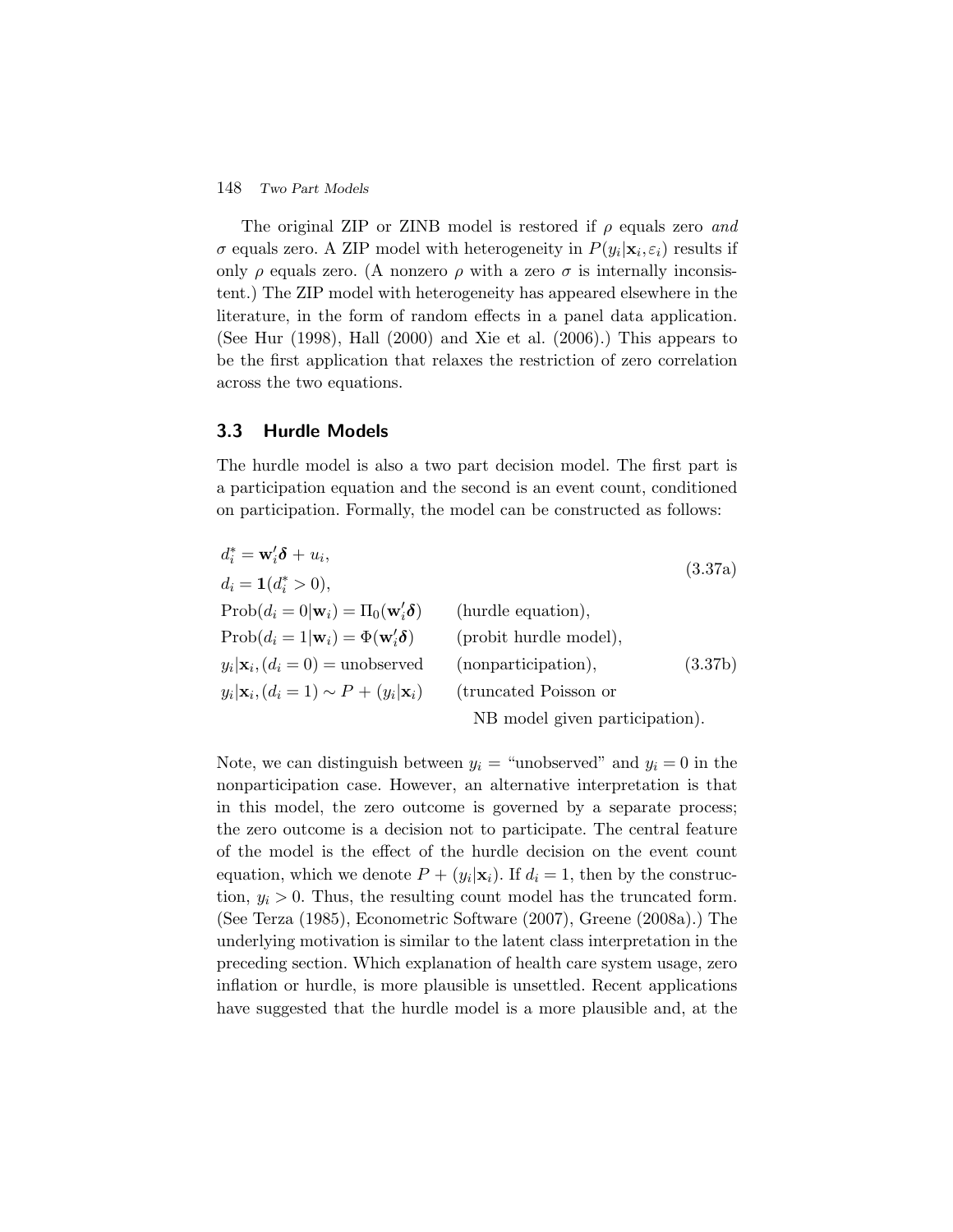The original ZIP or ZINB model is restored if $\rho$ equals zero *and* $\sigma$ equals zero. A ZIP model with heterogeneity in $P(y_i|\mathbf{x}_i, \varepsilon_i)$ results if only $\rho$ equals zero. (A nonzero $\rho$ with a zero $\sigma$ is internally inconsistent.) The ZIP model with heterogeneity has appeared elsewhere in the literature, in the form of random effects in a panel data application. (See Hur (1998), Hall (2000) and Xie et al. (2006).) This appears to be the first application that relaxes the restriction of zero correlation across the two equations.

## 3.3 Hurdle Models

The hurdle model is also a two part decision model. The first part is a participation equation and the second is an event count, conditioned on participation. Formally, the model can be constructed as follows:

$$
\begin{aligned}
d_i^* &= \mathbf{w}_i'\boldsymbol{\delta} + u_i, \\
d_i &= \mathbf{1}(d_i^* > 0),
\end{aligned}
\tag{3.37a}
$$

$$
\begin{aligned}
&\text{Prob}(d_i = 0|\mathbf{w}_i) = \Pi_0(\mathbf{w}_i'\boldsymbol{\delta}) && \text{(hurdle equation)}, \\
&\text{Prob}(d_i = 1|\mathbf{w}_i) = \Phi(\mathbf{w}_i'\boldsymbol{\delta}) && \text{(probit hurdle model)}, \\
&y_i|\mathbf{x}_i, (d_i = 0) = \text{unobserved} && \text{(nonparticipation)}, \\
&y_i|\mathbf{x}_i, (d_i = 1) \sim P+(y_i|\mathbf{x}_i) && \text{(truncated Poisson or NB model given participation)}.
\end{aligned}
\tag{3.37b}
$$

Note, we can distinguish between $y_i =$ "unobserved" and $y_i = 0$ in the nonparticipation case. However, an alternative interpretation is that in this model, the zero outcome is governed by a separate process; the zero outcome is a decision not to participate. The central feature of the model is the effect of the hurdle decision on the event count equation, which we denote $P+(y_i|\mathbf{x}_i)$. If $d_i = 1$, then by the construction, $y_i > 0$. Thus, the resulting count model has the truncated form. (See Terza (1985), Econometric Software (2007), Greene (2008a).) The underlying motivation is similar to the latent class interpretation in the preceding section. Which explanation of health care system usage, zero inflation or hurdle, is more plausible is unsettled. Recent applications have suggested that the hurdle model is a more plausible and, at the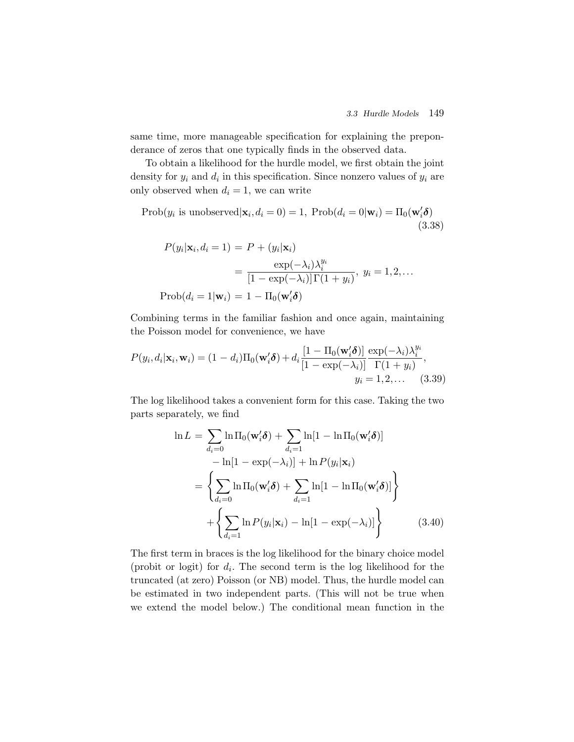same time, more manageable specification for explaining the preponderance of zeros that one typically finds in the observed data.

To obtain a likelihood for the hurdle model, we first obtain the joint density for $y_i$ and $d_i$ in this specification. Since nonzero values of $y_i$ are only observed when $d_i = 1$, we can write

$$\text{Prob}(y_i \text{ is unobserved}|\mathbf{x}_i, d_i = 0) = 1,\ \text{Prob}(d_i = 0|\mathbf{w}_i) = \Pi_0(\mathbf{w}_i'\boldsymbol{\delta}) \tag{3.38}$$

$$\begin{aligned}
P(y_i|\mathbf{x}_i, d_i = 1) &= P + (y_i|\mathbf{x}_i) \\
&= \frac{\exp(-\lambda_i)\lambda_i^{y_i}}{[1 - \exp(-\lambda_i)]\,\Gamma(1 + y_i)},\ y_i = 1, 2, \ldots \\
\text{Prob}(d_i = 1|\mathbf{w}_i) &= 1 - \Pi_0(\mathbf{w}_i'\boldsymbol{\delta})
\end{aligned}$$

Combining terms in the familiar fashion and once again, maintaining the Poisson model for convenience, we have

$$P(y_i, d_i|\mathbf{x}_i, \mathbf{w}_i) = (1 - d_i)\Pi_0(\mathbf{w}_i'\boldsymbol{\delta}) + d_i \frac{[1 - \Pi_0(\mathbf{w}_i'\boldsymbol{\delta})]}{[1 - \exp(-\lambda_i)]} \frac{\exp(-\lambda_i)\lambda_i^{y_i}}{\Gamma(1 + y_i)},\quad y_i = 1, 2, \ldots \tag{3.39}$$

The log likelihood takes a convenient form for this case. Taking the two parts separately, we find

$$\begin{aligned}
\ln L &= \sum_{d_i=0} \ln \Pi_0(\mathbf{w}_i'\boldsymbol{\delta}) + \sum_{d_i=1} \ln[1 - \ln \Pi_0(\mathbf{w}_i'\boldsymbol{\delta})] \\
&\quad - \ln[1 - \exp(-\lambda_i)] + \ln P(y_i|\mathbf{x}_i) \\
&= \left\{ \sum_{d_i=0} \ln \Pi_0(\mathbf{w}_i'\boldsymbol{\delta}) + \sum_{d_i=1} \ln[1 - \ln \Pi_0(\mathbf{w}_i'\boldsymbol{\delta})] \right\} \\
&\quad + \left\{ \sum_{d_i=1} \ln P(y_i|\mathbf{x}_i) - \ln[1 - \exp(-\lambda_i)] \right\}
\end{aligned} \tag{3.40}$$

The first term in braces is the log likelihood for the binary choice model (probit or logit) for $d_i$. The second term is the log likelihood for the truncated (at zero) Poisson (or NB) model. Thus, the hurdle model can be estimated in two independent parts. (This will not be true when we extend the model below.) The conditional mean function in the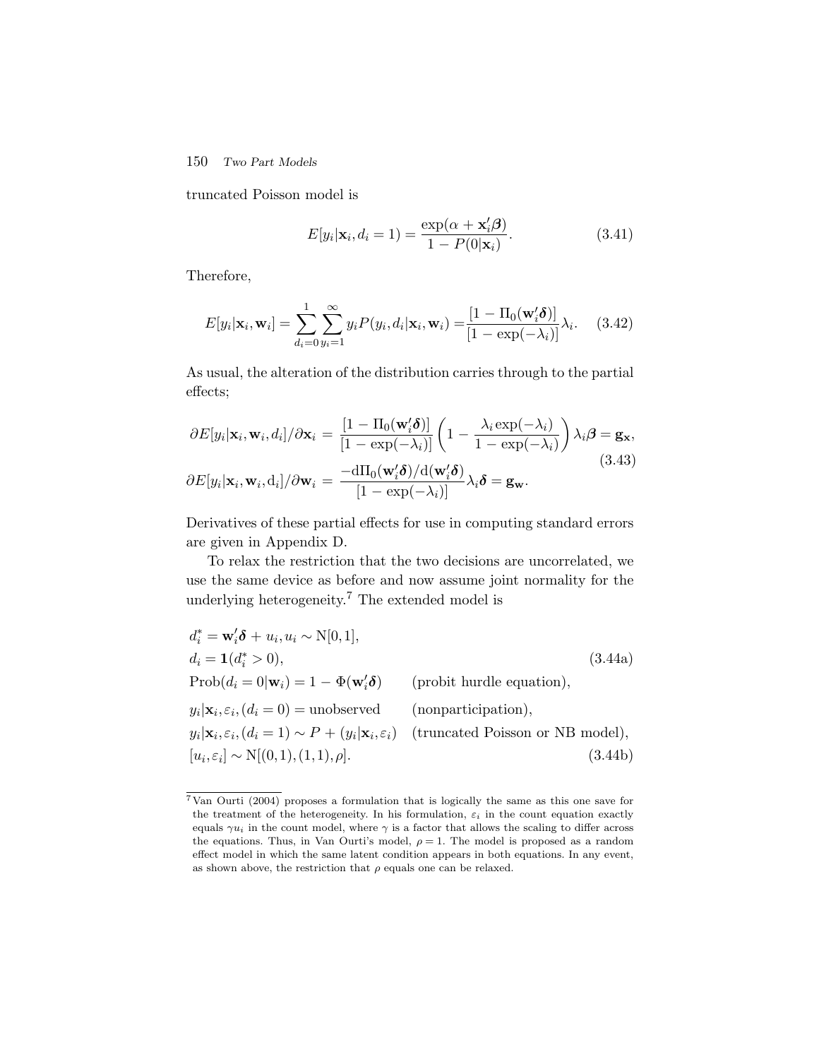truncated Poisson model is

$$E[y_i|\mathbf{x}_i, d_i = 1) = \frac{\exp(\alpha + \mathbf{x}_i'\boldsymbol{\beta})}{1 - P(0|\mathbf{x}_i)}. \tag{3.41}$$

Therefore,

$$E[y_i|\mathbf{x}_i, \mathbf{w}_i] = \sum_{d_i=0}^{1} \sum_{y_i=1}^{\infty} y_i P(y_i, d_i|\mathbf{x}_i, \mathbf{w}_i) = \frac{[1 - \Pi_0(\mathbf{w}_i'\boldsymbol{\delta})]}{[1 - \exp(-\lambda_i)]}\lambda_i. \tag{3.42}$$

As usual, the alteration of the distribution carries through to the partial effects;

$$\begin{aligned}
\partial E[y_i|\mathbf{x}_i, \mathbf{w}_i, d_i]/\partial \mathbf{x}_i &= \frac{[1 - \Pi_0(\mathbf{w}_i'\boldsymbol{\delta})]}{[1 - \exp(-\lambda_i)]}\left(1 - \frac{\lambda_i \exp(-\lambda_i)}{1 - \exp(-\lambda_i)}\right)\lambda_i\boldsymbol{\beta} = \mathbf{g}_{\mathbf{x}}, \\
\partial E[y_i|\mathbf{x}_i, \mathbf{w}_i, \mathrm{d}_i]/\partial \mathbf{w}_i &= \frac{-\mathrm{d}\Pi_0(\mathbf{w}_i'\boldsymbol{\delta})/\mathrm{d}(\mathbf{w}_i'\boldsymbol{\delta})}{[1 - \exp(-\lambda_i)]}\lambda_i\boldsymbol{\delta} = \mathbf{g}_{\mathbf{w}}.
\end{aligned} \tag{3.43}$$

Derivatives of these partial effects for use in computing standard errors are given in Appendix D.

To relax the restriction that the two decisions are uncorrelated, we use the same device as before and now assume joint normality for the underlying heterogeneity.[7] The extended model is

$$\begin{aligned}
&d_i^* = \mathbf{w}_i'\boldsymbol{\delta} + u_i, u_i \sim \mathrm{N}[0,1], \\
&d_i = \mathbf{1}(d_i^* > 0), \qquad\qquad\qquad\qquad\qquad\qquad\qquad\qquad\qquad (3.44\text{a}) \\
&\mathrm{Prob}(d_i = 0|\mathbf{w}_i) = 1 - \Phi(\mathbf{w}_i'\boldsymbol{\delta}) \qquad \text{(probit hurdle equation)}, \\
&y_i|\mathbf{x}_i, \varepsilon_i, (d_i = 0) = \text{unobserved} \qquad \text{(nonparticipation)}, \\
&y_i|\mathbf{x}_i, \varepsilon_i, (d_i = 1) \sim P + (y_i|\mathbf{x}_i, \varepsilon_i) \quad \text{(truncated Poisson or NB model)}, \\
&[u_i, \varepsilon_i] \sim \mathrm{N}[(0,1),(1,1),\rho]. \qquad\qquad\qquad\qquad\qquad\qquad\quad (3.44\text{b})
\end{aligned}$$

[7] Van Ourti (2004) proposes a formulation that is logically the same as this one save for the treatment of the heterogeneity. In his formulation, $\varepsilon_i$ in the count equation exactly equals $\gamma u_i$ in the count model, where $\gamma$ is a factor that allows the scaling to differ across the equations. Thus, in Van Ourti's model, $\rho = 1$. The model is proposed as a random effect model in which the same latent condition appears in both equations. In any event, as shown above, the restriction that $\rho$ equals one can be relaxed.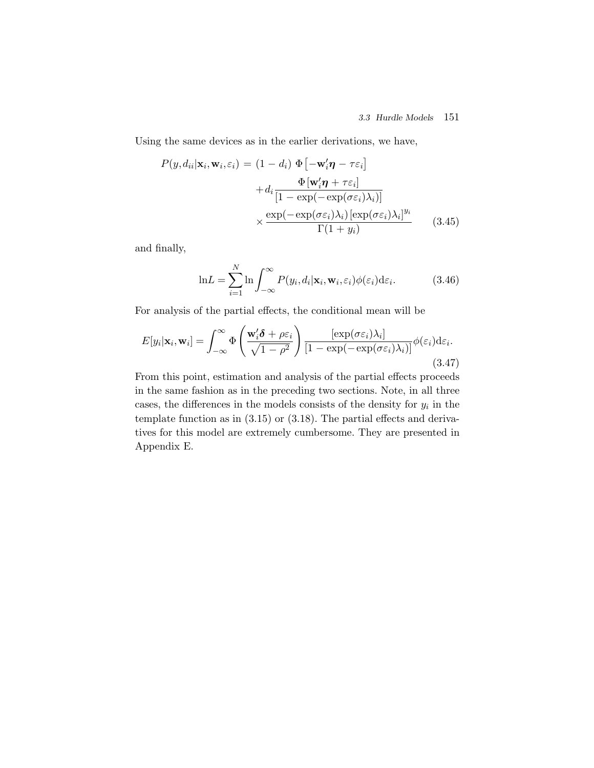Using the same devices as in the earlier derivations, we have,

$$
\begin{aligned}
P(y, d_{ii}|\mathbf{x}_i, \mathbf{w}_i, \varepsilon_i) = \; & (1 - d_i)\ \Phi\left[-\mathbf{w}_i'\boldsymbol{\eta} - \tau\varepsilon_i\right] \\
& + d_i \frac{\Phi\left[\mathbf{w}_i'\boldsymbol{\eta} + \tau\varepsilon_i\right]}{[1 - \exp(-\exp(\sigma\varepsilon_i)\lambda_i)]} \\
& \times \frac{\exp(-\exp(\sigma\varepsilon_i)\lambda_i)\,[\exp(\sigma\varepsilon_i)\lambda_i]^{y_i}}{\Gamma(1 + y_i)} \qquad (3.45)
\end{aligned}
$$

and finally,

$$
\ln L = \sum_{i=1}^{N} \ln \int_{-\infty}^{\infty} P(y_i, d_i|\mathbf{x}_i, \mathbf{w}_i, \varepsilon_i)\phi(\varepsilon_i)\mathrm{d}\varepsilon_i. \qquad (3.46)
$$

For analysis of the partial effects, the conditional mean will be

$$
E[y_i|\mathbf{x}_i, \mathbf{w}_i] = \int_{-\infty}^{\infty} \Phi\left(\frac{\mathbf{w}_i'\boldsymbol{\delta} + \rho\varepsilon_i}{\sqrt{1-\rho^2}}\right) \frac{[\exp(\sigma\varepsilon_i)\lambda_i]}{[1 - \exp(-\exp(\sigma\varepsilon_i)\lambda_i)]}\phi(\varepsilon_i)\mathrm{d}\varepsilon_i. \qquad (3.47)
$$

From this point, estimation and analysis of the partial effects proceeds in the same fashion as in the preceding two sections. Note, in all three cases, the differences in the models consists of the density for $y_i$ in the template function as in (3.15) or (3.18). The partial effects and derivatives for this model are extremely cumbersome. They are presented in Appendix E.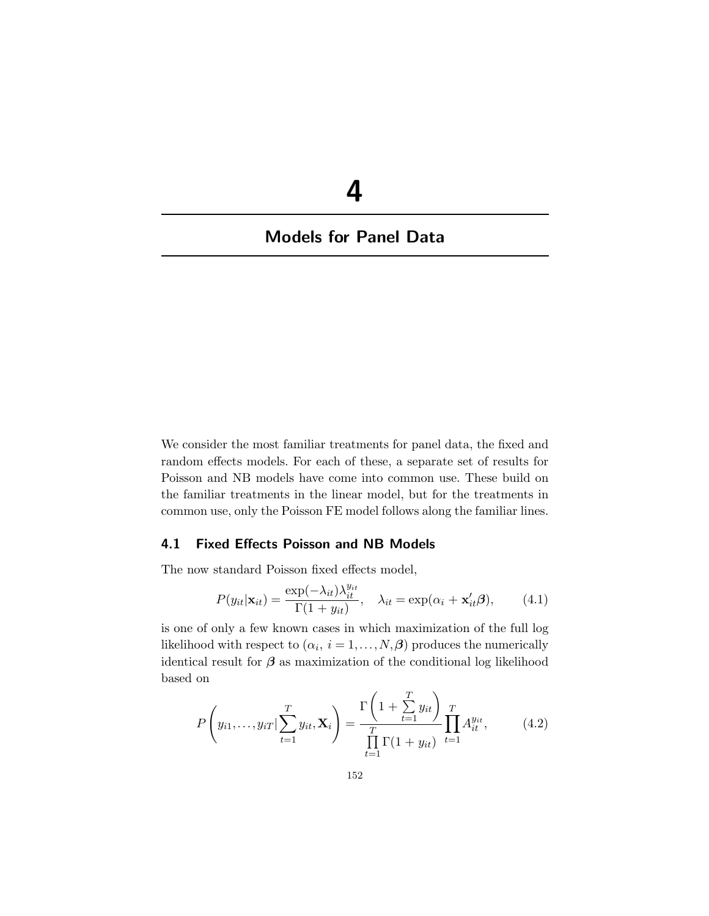# 4

## Models for Panel Data

We consider the most familiar treatments for panel data, the fixed and random effects models. For each of these, a separate set of results for Poisson and NB models have come into common use. These build on the familiar treatments in the linear model, but for the treatments in common use, only the Poisson FE model follows along the familiar lines.

### 4.1 Fixed Effects Poisson and NB Models

The now standard Poisson fixed effects model,

$$P(y_{it}|\mathbf{x}_{it}) = \frac{\exp(-\lambda_{it})\lambda_{it}^{y_{it}}}{\Gamma(1+y_{it})}, \quad \lambda_{it} = \exp(\alpha_i + \mathbf{x}_{it}'\boldsymbol{\beta}), \tag{4.1}$$

is one of only a few known cases in which maximization of the full log likelihood with respect to $(\alpha_i,\ i = 1,\ldots,N, \boldsymbol{\beta})$ produces the numerically identical result for $\boldsymbol{\beta}$ as maximization of the conditional log likelihood based on

$$P\left(y_{i1},\ldots,y_{iT}|\sum_{t=1}^{T} y_{it}, \mathbf{X}_i\right) = \frac{\Gamma\left(1+\sum\limits_{t=1}^{T} y_{it}\right)}{\prod\limits_{t=1}^{T}\Gamma(1+y_{it})} \prod_{t=1}^{T} A_{it}^{y_{it}}, \tag{4.2}$$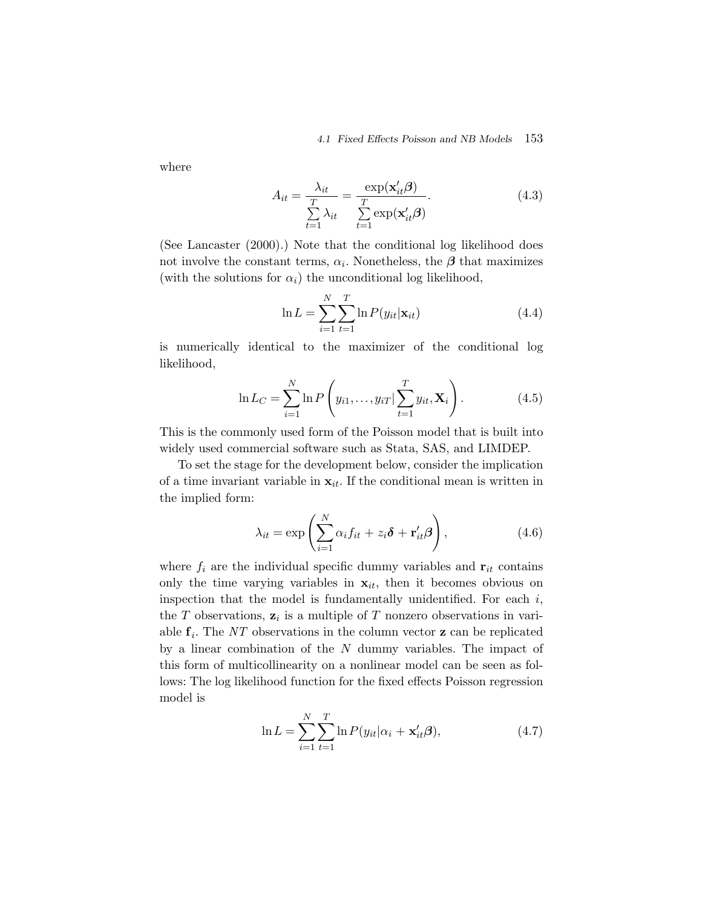where

$$A_{it} = \frac{\lambda_{it}}{\sum_{t=1}^{T} \lambda_{it}} = \frac{\exp(\mathbf{x}_{it}'\boldsymbol{\beta})}{\sum_{t=1}^{T} \exp(\mathbf{x}_{it}'\boldsymbol{\beta})}. \tag{4.3}$$

(See Lancaster (2000).) Note that the conditional log likelihood does not involve the constant terms, $\alpha_i$. Nonetheless, the $\boldsymbol{\beta}$ that maximizes (with the solutions for $\alpha_i$) the unconditional log likelihood,

$$\ln L = \sum_{i=1}^{N} \sum_{t=1}^{T} \ln P(y_{it}|\mathbf{x}_{it}) \tag{4.4}$$

is numerically identical to the maximizer of the conditional log likelihood,

$$\ln L_C = \sum_{i=1}^{N} \ln P\left(y_{i1}, \ldots, y_{iT} | \sum_{t=1}^{T} y_{it}, \mathbf{X}_i\right). \tag{4.5}$$

This is the commonly used form of the Poisson model that is built into widely used commercial software such as Stata, SAS, and LIMDEP.

To set the stage for the development below, consider the implication of a time invariant variable in $\mathbf{x}_{it}$. If the conditional mean is written in the implied form:

$$\lambda_{it} = \exp\left(\sum_{i=1}^{N} \alpha_i f_{it} + z_i \boldsymbol{\delta} + \mathbf{r}_{it}'\boldsymbol{\beta}\right), \tag{4.6}$$

where $f_i$ are the individual specific dummy variables and $\mathbf{r}_{it}$ contains only the time varying variables in $\mathbf{x}_{it}$, then it becomes obvious on inspection that the model is fundamentally unidentified. For each $i$, the $T$ observations, $\mathbf{z}_i$ is a multiple of $T$ nonzero observations in variable $\mathbf{f}_i$. The $NT$ observations in the column vector $\mathbf{z}$ can be replicated by a linear combination of the $N$ dummy variables. The impact of this form of multicollinearity on a nonlinear model can be seen as follows: The log likelihood function for the fixed effects Poisson regression model is

$$\ln L = \sum_{i=1}^{N} \sum_{t=1}^{T} \ln P(y_{it}|\alpha_i + \mathbf{x}_{it}'\boldsymbol{\beta}), \tag{4.7}$$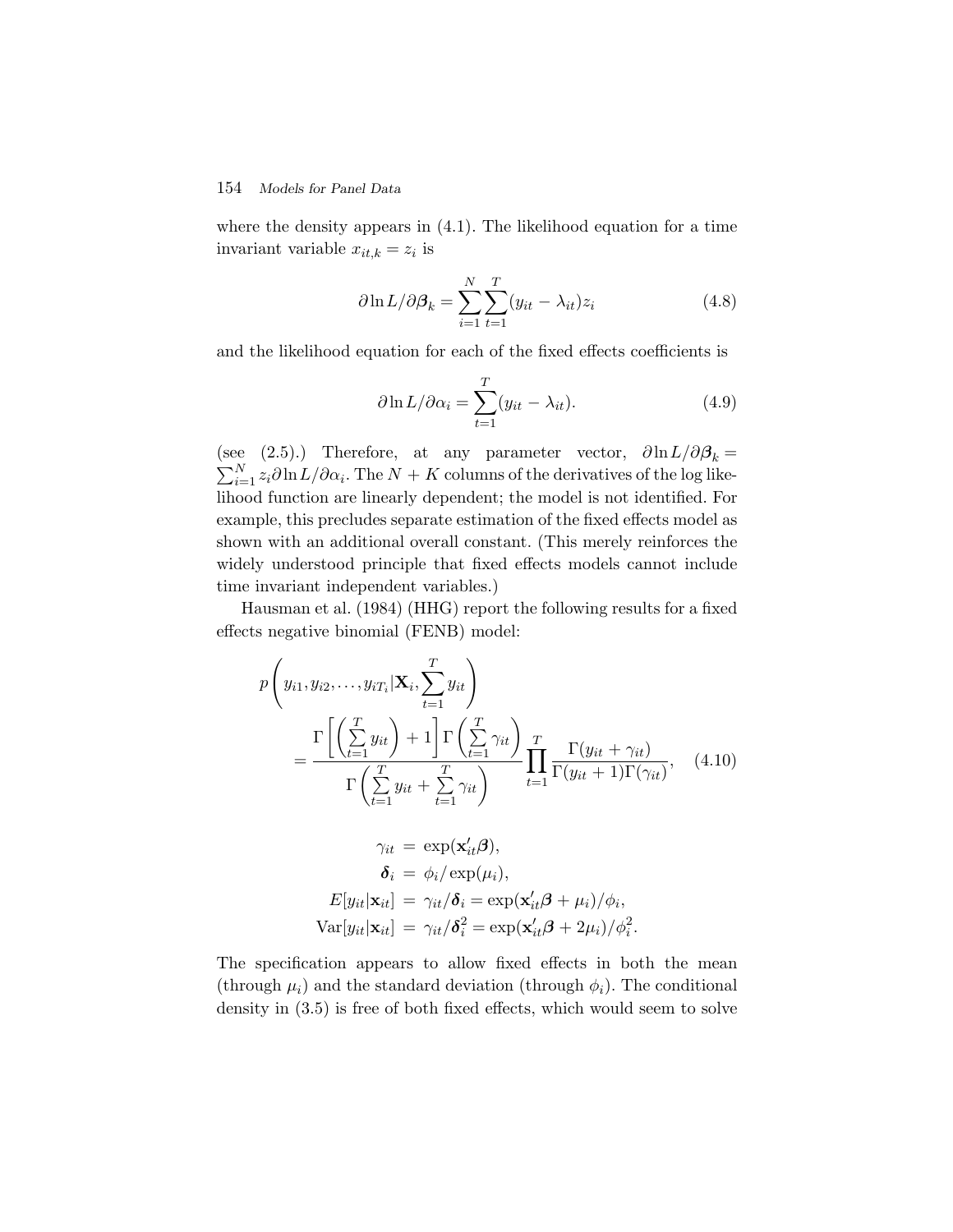where the density appears in (4.1). The likelihood equation for a time invariant variable $x_{it,k} = z_i$ is

$$\partial \ln L / \partial \boldsymbol{\beta}_k = \sum_{i=1}^{N} \sum_{t=1}^{T} (y_{it} - \lambda_{it}) z_i \tag{4.8}$$

and the likelihood equation for each of the fixed effects coefficients is

$$\partial \ln L / \partial \alpha_i = \sum_{t=1}^{T} (y_{it} - \lambda_{it}). \tag{4.9}$$

(see (2.5).) Therefore, at any parameter vector, $\partial \ln L / \partial \boldsymbol{\beta}_k = \sum_{i=1}^{N} z_i \partial \ln L / \partial \alpha_i$. The $N + K$ columns of the derivatives of the log likelihood function are linearly dependent; the model is not identified. For example, this precludes separate estimation of the fixed effects model as shown with an additional overall constant. (This merely reinforces the widely understood principle that fixed effects models cannot include time invariant independent variables.)

Hausman et al. (1984) (HHG) report the following results for a fixed effects negative binomial (FENB) model:

$$p\left(y_{i1}, y_{i2}, \ldots, y_{iT_i} | \mathbf{X}_i, \sum_{t=1}^{T} y_{it}\right) = \frac{\Gamma\left[\left(\sum_{t=1}^{T} y_{it}\right) + 1\right] \Gamma\left(\sum_{t=1}^{T} \gamma_{it}\right)}{\Gamma\left(\sum_{t=1}^{T} y_{it} + \sum_{t=1}^{T} \gamma_{it}\right)} \prod_{t=1}^{T} \frac{\Gamma(y_{it} + \gamma_{it})}{\Gamma(y_{it} + 1)\Gamma(\gamma_{it})}, \tag{4.10}$$

$$\begin{aligned}
\gamma_{it} &= \exp(\mathbf{x}_{it}' \boldsymbol{\beta}), \\
\boldsymbol{\delta}_i &= \phi_i / \exp(\mu_i), \\
E[y_{it} | \mathbf{x}_{it}] &= \gamma_{it} / \boldsymbol{\delta}_i = \exp(\mathbf{x}_{it}' \boldsymbol{\beta} + \mu_i) / \phi_i, \\
\text{Var}[y_{it} | \mathbf{x}_{it}] &= \gamma_{it} / \boldsymbol{\delta}_i^2 = \exp(\mathbf{x}_{it}' \boldsymbol{\beta} + 2\mu_i) / \phi_i^2.
\end{aligned}$$

The specification appears to allow fixed effects in both the mean (through $\mu_i$) and the standard deviation (through $\phi_i$). The conditional density in (3.5) is free of both fixed effects, which would seem to solve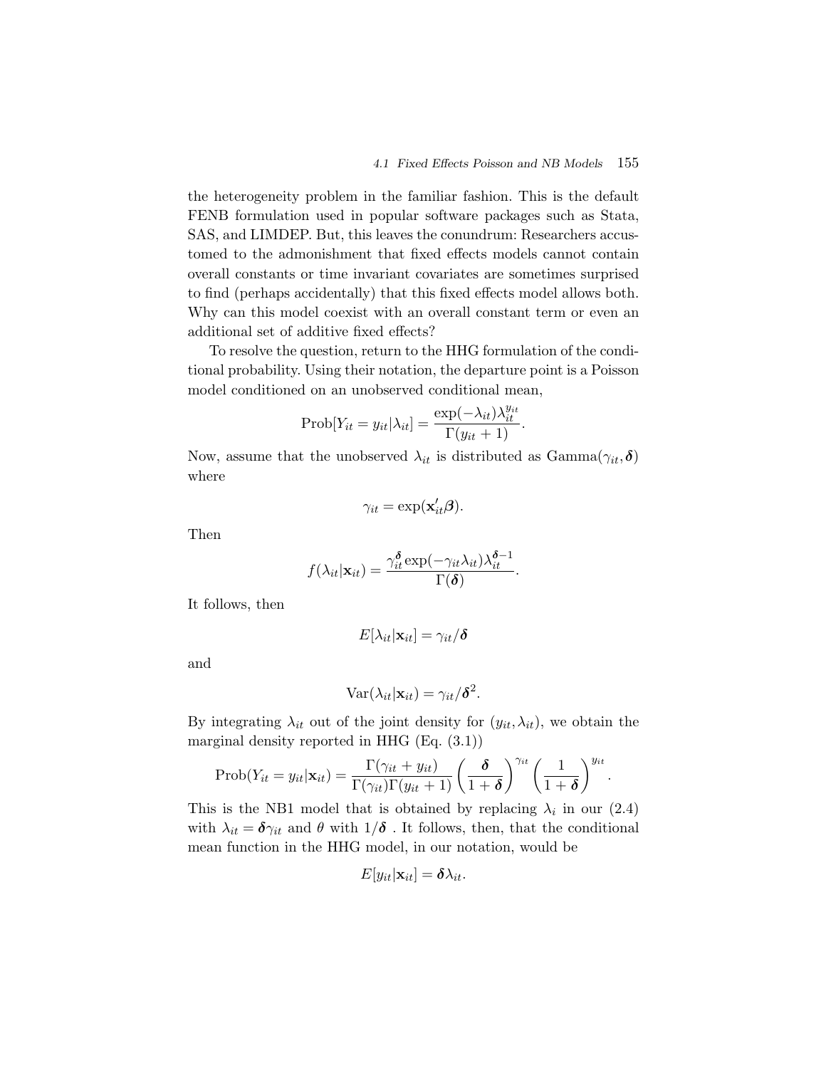the heterogeneity problem in the familiar fashion. This is the default FENB formulation used in popular software packages such as Stata, SAS, and LIMDEP. But, this leaves the conundrum: Researchers accustomed to the admonishment that fixed effects models cannot contain overall constants or time invariant covariates are sometimes surprised to find (perhaps accidentally) that this fixed effects model allows both. Why can this model coexist with an overall constant term or even an additional set of additive fixed effects?

To resolve the question, return to the HHG formulation of the conditional probability. Using their notation, the departure point is a Poisson model conditioned on an unobserved conditional mean,

$$\text{Prob}[Y_{it} = y_{it}|\lambda_{it}] = \frac{\exp(-\lambda_{it})\lambda_{it}^{y_{it}}}{\Gamma(y_{it}+1)}.$$

Now, assume that the unobserved $\lambda_{it}$ is distributed as Gamma$(\gamma_{it}, \boldsymbol{\delta})$ where

$$\gamma_{it} = \exp(\mathbf{x}_{it}'\boldsymbol{\beta}).$$

Then

$$f(\lambda_{it}|\mathbf{x}_{it}) = \frac{\gamma_{it}^{\boldsymbol{\delta}}\exp(-\gamma_{it}\lambda_{it})\lambda_{it}^{\boldsymbol{\delta}-1}}{\Gamma(\boldsymbol{\delta})}.$$

It follows, then

$$E[\lambda_{it}|\mathbf{x}_{it}] = \gamma_{it}/\boldsymbol{\delta}$$

and

$$\text{Var}(\lambda_{it}|\mathbf{x}_{it}) = \gamma_{it}/\boldsymbol{\delta}^2.$$

By integrating $\lambda_{it}$ out of the joint density for $(y_{it}, \lambda_{it})$, we obtain the marginal density reported in HHG (Eq. (3.1))

$$\text{Prob}(Y_{it} = y_{it}|\mathbf{x}_{it}) = \frac{\Gamma(\gamma_{it}+y_{it})}{\Gamma(\gamma_{it})\Gamma(y_{it}+1)}\left(\frac{\boldsymbol{\delta}}{1+\boldsymbol{\delta}}\right)^{\gamma_{it}}\left(\frac{1}{1+\boldsymbol{\delta}}\right)^{y_{it}}.$$

This is the NB1 model that is obtained by replacing $\lambda_i$ in our (2.4) with $\lambda_{it} = \boldsymbol{\delta}\gamma_{it}$ and $\theta$ with $1/\boldsymbol{\delta}$ . It follows, then, that the conditional mean function in the HHG model, in our notation, would be

$$E[y_{it}|\mathbf{x}_{it}] = \boldsymbol{\delta}\lambda_{it}.$$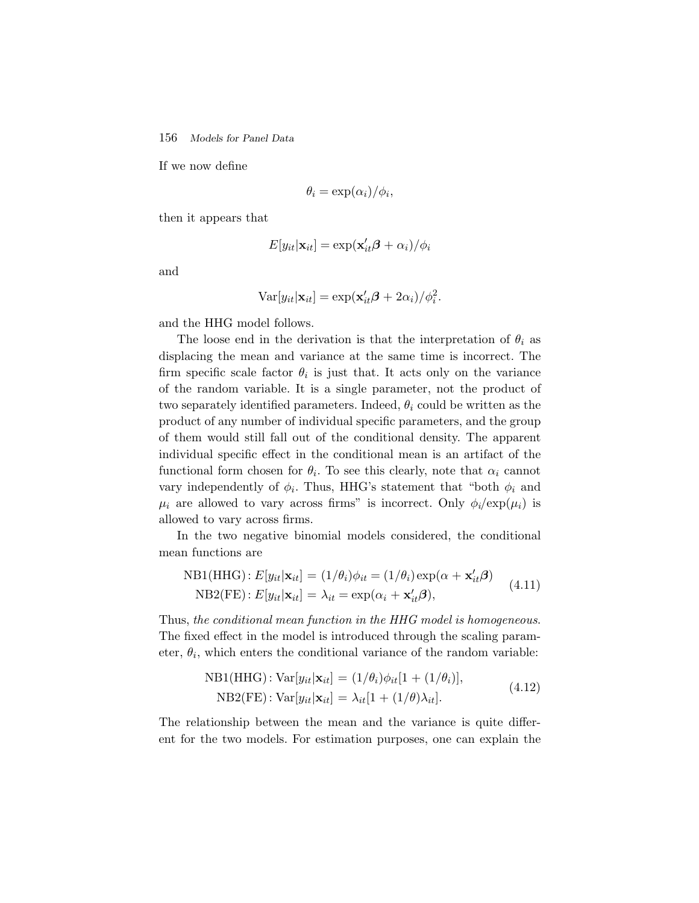If we now define

$$\theta_i = \exp(\alpha_i)/\phi_i,$$

then it appears that

$$E[y_{it}|\mathbf{x}_{it}] = \exp(\mathbf{x}_{it}'\boldsymbol{\beta} + \alpha_i)/\phi_i$$

and

$$\text{Var}[y_{it}|\mathbf{x}_{it}] = \exp(\mathbf{x}_{it}'\boldsymbol{\beta} + 2\alpha_i)/\phi_i^2.$$

and the HHG model follows.

The loose end in the derivation is that the interpretation of $\theta_i$ as displacing the mean and variance at the same time is incorrect. The firm specific scale factor $\theta_i$ is just that. It acts only on the variance of the random variable. It is a single parameter, not the product of two separately identified parameters. Indeed, $\theta_i$ could be written as the product of any number of individual specific parameters, and the group of them would still fall out of the conditional density. The apparent individual specific effect in the conditional mean is an artifact of the functional form chosen for $\theta_i$. To see this clearly, note that $\alpha_i$ cannot vary independently of $\phi_i$. Thus, HHG's statement that "both $\phi_i$ and $\mu_i$ are allowed to vary across firms" is incorrect. Only $\phi_i/\exp(\mu_i)$ is allowed to vary across firms.

In the two negative binomial models considered, the conditional mean functions are

$$\begin{aligned}
\text{NB1(HHG)}: E[y_{it}|\mathbf{x}_{it}] &= (1/\theta_i)\phi_{it} = (1/\theta_i)\exp(\alpha + \mathbf{x}_{it}'\boldsymbol{\beta}) \\
\text{NB2(FE)}: E[y_{it}|\mathbf{x}_{it}] &= \lambda_{it} = \exp(\alpha_i + \mathbf{x}_{it}'\boldsymbol{\beta}),
\end{aligned} \tag{4.11}$$

Thus, *the conditional mean function in the HHG model is homogeneous*. The fixed effect in the model is introduced through the scaling parameter, $\theta_i$, which enters the conditional variance of the random variable:

$$\begin{aligned}
\text{NB1(HHG)}: \text{Var}[y_{it}|\mathbf{x}_{it}] &= (1/\theta_i)\phi_{it}[1 + (1/\theta_i)], \\
\text{NB2(FE)}: \text{Var}[y_{it}|\mathbf{x}_{it}] &= \lambda_{it}[1 + (1/\theta)\lambda_{it}].
\end{aligned} \tag{4.12}$$

The relationship between the mean and the variance is quite different for the two models. For estimation purposes, one can explain the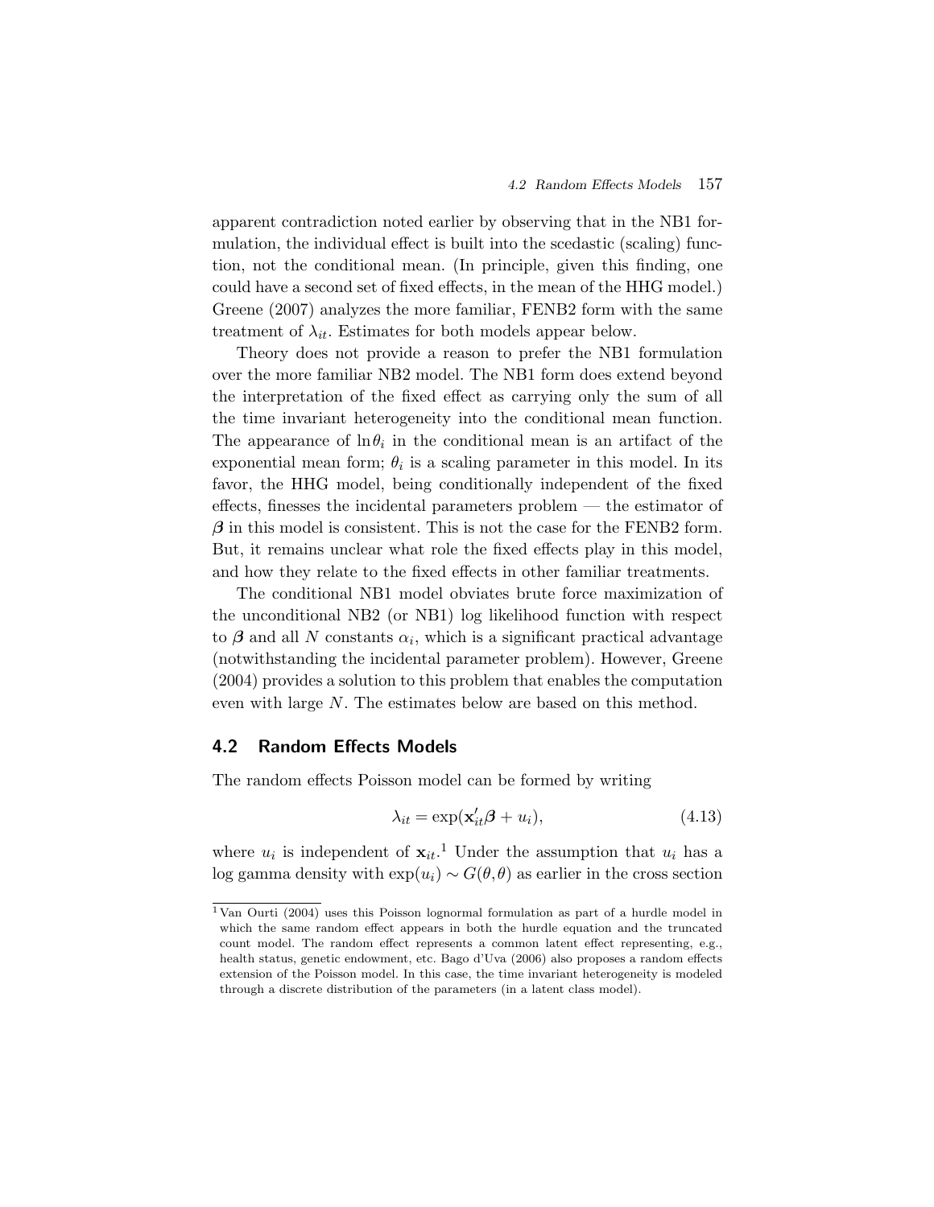apparent contradiction noted earlier by observing that in the NB1 formulation, the individual effect is built into the scedastic (scaling) function, not the conditional mean. (In principle, given this finding, one could have a second set of fixed effects, in the mean of the HHG model.) Greene (2007) analyzes the more familiar, FENB2 form with the same treatment of $\lambda_{it}$. Estimates for both models appear below.

Theory does not provide a reason to prefer the NB1 formulation over the more familiar NB2 model. The NB1 form does extend beyond the interpretation of the fixed effect as carrying only the sum of all the time invariant heterogeneity into the conditional mean function. The appearance of $\ln\theta_i$ in the conditional mean is an artifact of the exponential mean form; $\theta_i$ is a scaling parameter in this model. In its favor, the HHG model, being conditionally independent of the fixed effects, finesses the incidental parameters problem — the estimator of $\boldsymbol{\beta}$ in this model is consistent. This is not the case for the FENB2 form. But, it remains unclear what role the fixed effects play in this model, and how they relate to the fixed effects in other familiar treatments.

The conditional NB1 model obviates brute force maximization of the unconditional NB2 (or NB1) log likelihood function with respect to $\boldsymbol{\beta}$ and all $N$ constants $\alpha_i$, which is a significant practical advantage (notwithstanding the incidental parameter problem). However, Greene (2004) provides a solution to this problem that enables the computation even with large $N$. The estimates below are based on this method.

## 4.2 Random Effects Models

The random effects Poisson model can be formed by writing

$$\lambda_{it} = \exp(\mathbf{x}_{it}'\boldsymbol{\beta} + u_i), \tag{4.13}$$

where $u_i$ is independent of $\mathbf{x}_{it}$.[1] Under the assumption that $u_i$ has a log gamma density with $\exp(u_i) \sim G(\theta,\theta)$ as earlier in the cross section

[1] Van Ourti (2004) uses this Poisson lognormal formulation as part of a hurdle model in which the same random effect appears in both the hurdle equation and the truncated count model. The random effect represents a common latent effect representing, e.g., health status, genetic endowment, etc. Bago d'Uva (2006) also proposes a random effects extension of the Poisson model. In this case, the time invariant heterogeneity is modeled through a discrete distribution of the parameters (in a latent class model).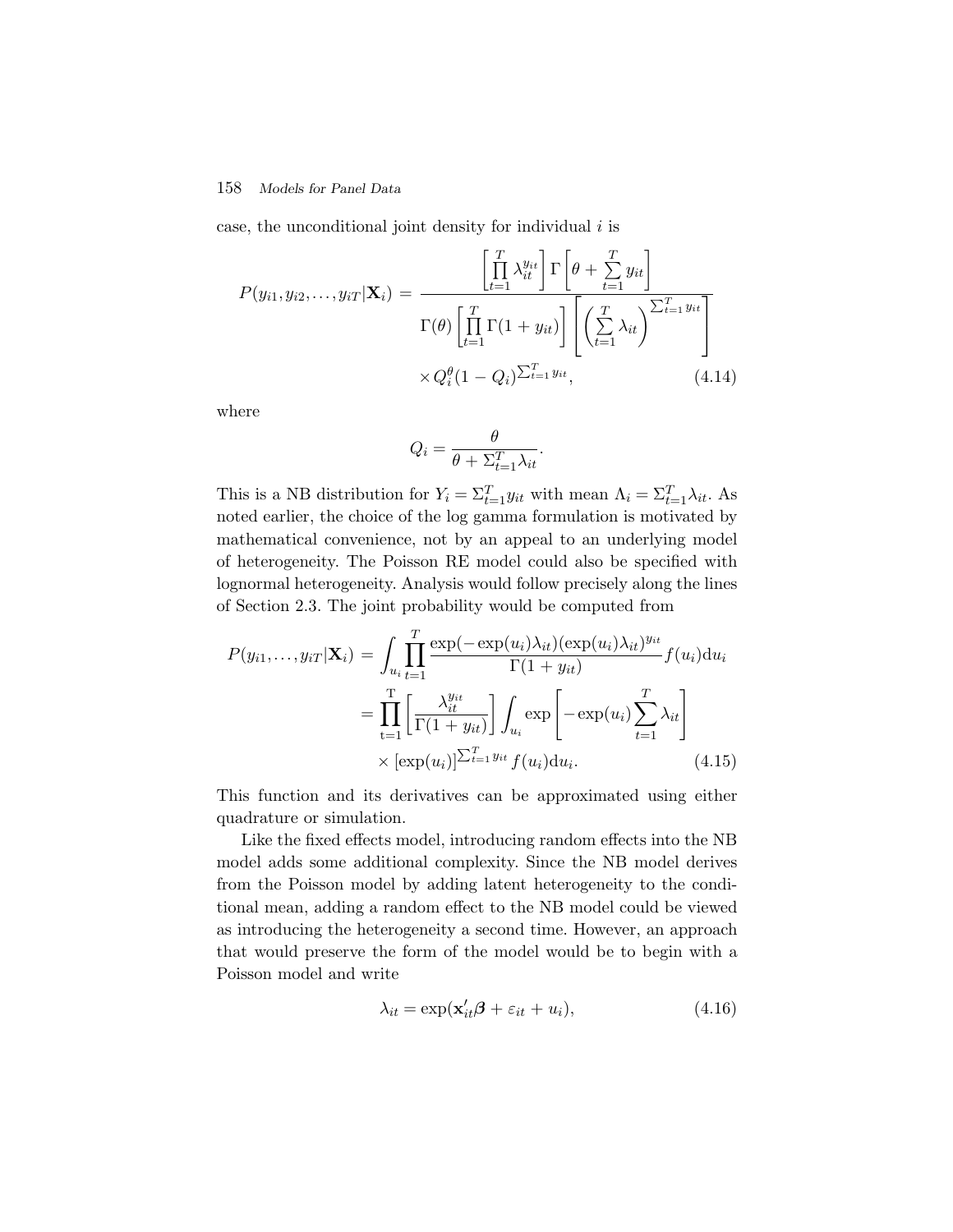case, the unconditional joint density for individual $i$ is

$$P(y_{i1}, y_{i2}, \ldots, y_{iT}|\mathbf{X}_i) = \frac{\left[\prod_{t=1}^{T} \lambda_{it}^{y_{it}}\right] \Gamma\left[\theta + \sum_{t=1}^{T} y_{it}\right]}{\Gamma(\theta)\left[\prod_{t=1}^{T} \Gamma(1 + y_{it})\right]\left[\left(\sum_{t=1}^{T} \lambda_{it}\right)^{\sum_{t=1}^{T} y_{it}}\right]} \times Q_i^{\theta}(1 - Q_i)^{\sum_{t=1}^{T} y_{it}}, \tag{4.14}$$

where

$$Q_i = \frac{\theta}{\theta + \Sigma_{t=1}^{T} \lambda_{it}}.$$

This is a NB distribution for $Y_i = \Sigma_{t=1}^{T} y_{it}$ with mean $\Lambda_i = \Sigma_{t=1}^{T} \lambda_{it}$. As noted earlier, the choice of the log gamma formulation is motivated by mathematical convenience, not by an appeal to an underlying model of heterogeneity. The Poisson RE model could also be specified with lognormal heterogeneity. Analysis would follow precisely along the lines of Section 2.3. The joint probability would be computed from

$$\begin{aligned}
P(y_{i1}, \ldots, y_{iT}|\mathbf{X}_i) &= \int_{u_i} \prod_{t=1}^{T} \frac{\exp(-\exp(u_i)\lambda_{it})(\exp(u_i)\lambda_{it})^{y_{it}}}{\Gamma(1 + y_{it})} f(u_i) \mathrm{d}u_i \\
&= \prod_{t=1}^{T} \left[\frac{\lambda_{it}^{y_{it}}}{\Gamma(1 + y_{it})}\right] \int_{u_i} \exp\left[-\exp(u_i) \sum_{t=1}^{T} \lambda_{it}\right] \\
&\quad \times [\exp(u_i)]^{\sum_{t=1}^{T} y_{it}} f(u_i) \mathrm{d}u_i.
\end{aligned} \tag{4.15}$$

This function and its derivatives can be approximated using either quadrature or simulation.

Like the fixed effects model, introducing random effects into the NB model adds some additional complexity. Since the NB model derives from the Poisson model by adding latent heterogeneity to the conditional mean, adding a random effect to the NB model could be viewed as introducing the heterogeneity a second time. However, an approach that would preserve the form of the model would be to begin with a Poisson model and write

$$\lambda_{it} = \exp(\mathbf{x}_{it}'\boldsymbol{\beta} + \varepsilon_{it} + u_i), \tag{4.16}$$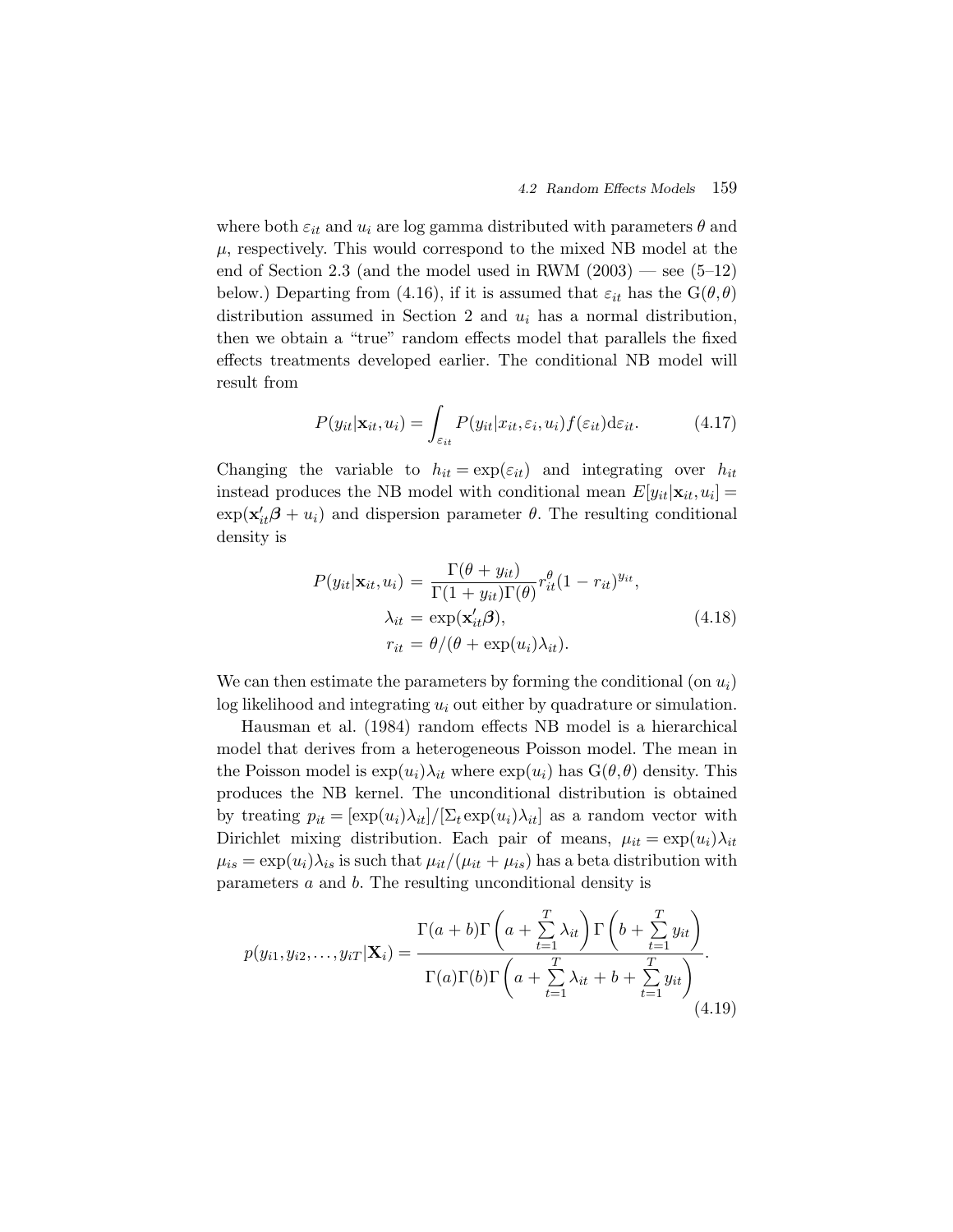where both $\varepsilon_{it}$ and $u_i$ are log gamma distributed with parameters $\theta$ and $\mu$, respectively. This would correspond to the mixed NB model at the end of Section 2.3 (and the model used in RWM (2003) — see (5–12) below.) Departing from (4.16), if it is assumed that $\varepsilon_{it}$ has the $\mathrm{G}(\theta,\theta)$ distribution assumed in Section 2 and $u_i$ has a normal distribution, then we obtain a "true" random effects model that parallels the fixed effects treatments developed earlier. The conditional NB model will result from

$$P(y_{it}|\mathbf{x}_{it},u_i) = \int_{\varepsilon_{it}} P(y_{it}|x_{it},\varepsilon_i,u_i)f(\varepsilon_{it})\mathrm{d}\varepsilon_{it}. \tag{4.17}$$

Changing the variable to $h_{it} = \exp(\varepsilon_{it})$ and integrating over $h_{it}$ instead produces the NB model with conditional mean $E[y_{it}|\mathbf{x}_{it},u_i] = \exp(\mathbf{x}_{it}'\boldsymbol{\beta} + u_i)$ and dispersion parameter $\theta$. The resulting conditional density is

$$\begin{aligned}
P(y_{it}|\mathbf{x}_{it},u_i) &= \frac{\Gamma(\theta + y_{it})}{\Gamma(1+y_{it})\Gamma(\theta)} r_{it}^{\theta}(1-r_{it})^{y_{it}}, \\
\lambda_{it} &= \exp(\mathbf{x}_{it}'\boldsymbol{\beta}), \\
r_{it} &= \theta/(\theta + \exp(u_i)\lambda_{it}).
\end{aligned} \tag{4.18}$$

We can then estimate the parameters by forming the conditional (on $u_i$) log likelihood and integrating $u_i$ out either by quadrature or simulation.

Hausman et al. (1984) random effects NB model is a hierarchical model that derives from a heterogeneous Poisson model. The mean in the Poisson model is $\exp(u_i)\lambda_{it}$ where $\exp(u_i)$ has $\mathrm{G}(\theta,\theta)$ density. This produces the NB kernel. The unconditional distribution is obtained by treating $p_{it} = [\exp(u_i)\lambda_{it}]/[\Sigma_t \exp(u_i)\lambda_{it}]$ as a random vector with Dirichlet mixing distribution. Each pair of means, $\mu_{it} = \exp(u_i)\lambda_{it}$ $\mu_{is} = \exp(u_i)\lambda_{is}$ is such that $\mu_{it}/(\mu_{it} + \mu_{is})$ has a beta distribution with parameters $a$ and $b$. The resulting unconditional density is

$$p(y_{i1},y_{i2},\ldots,y_{iT}|\mathbf{X}_i) = \frac{\Gamma(a+b)\Gamma\left(a + \sum_{t=1}^{T}\lambda_{it}\right)\Gamma\left(b + \sum_{t=1}^{T} y_{it}\right)}{\Gamma(a)\Gamma(b)\Gamma\left(a + \sum_{t=1}^{T}\lambda_{it} + b + \sum_{t=1}^{T} y_{it}\right)}. \tag{4.19}$$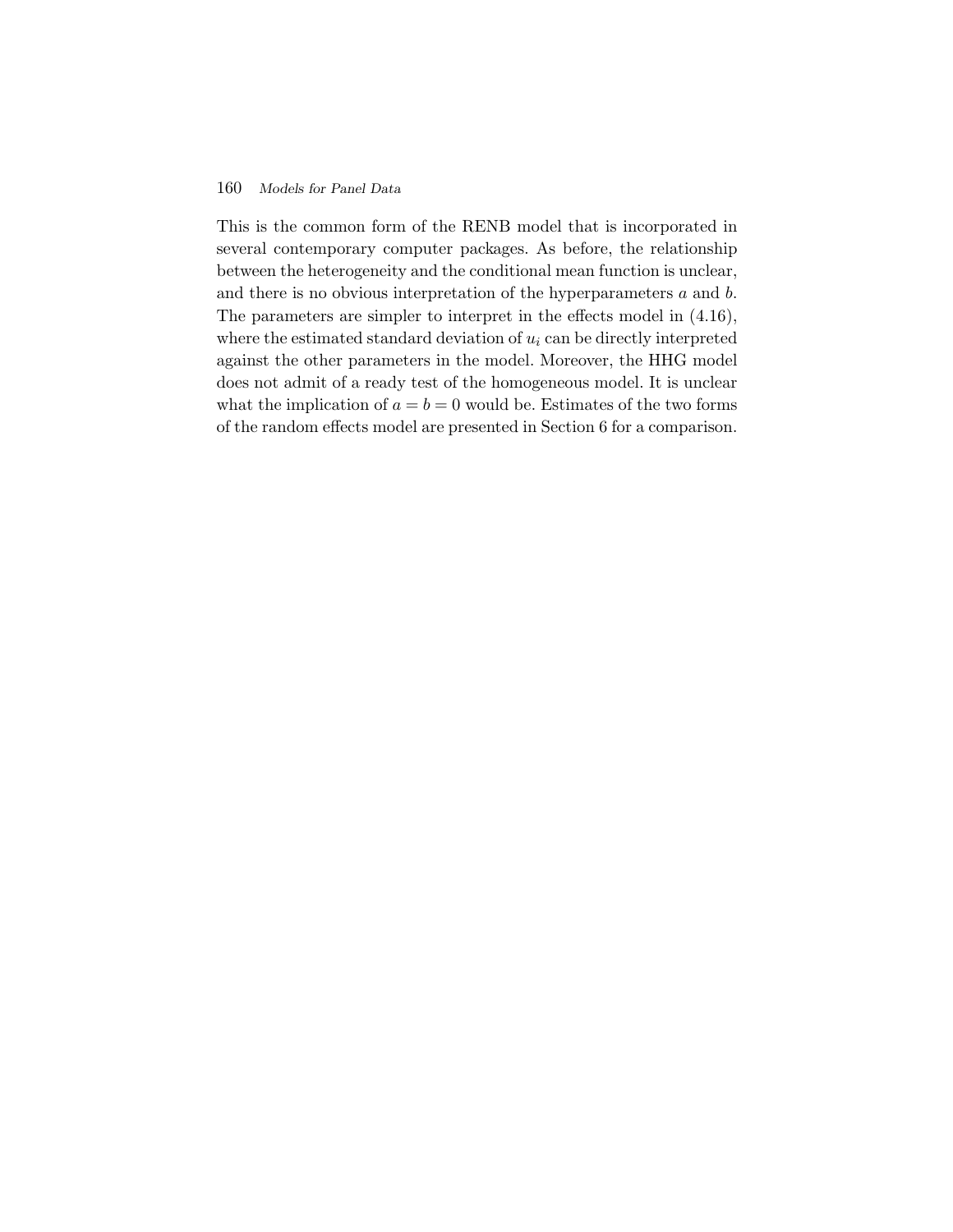This is the common form of the RENB model that is incorporated in several contemporary computer packages. As before, the relationship between the heterogeneity and the conditional mean function is unclear, and there is no obvious interpretation of the hyperparameters $a$ and $b$. The parameters are simpler to interpret in the effects model in (4.16), where the estimated standard deviation of $u_i$ can be directly interpreted against the other parameters in the model. Moreover, the HHG model does not admit of a ready test of the homogeneous model. It is unclear what the implication of $a = b = 0$ would be. Estimates of the two forms of the random effects model are presented in Section 6 for a comparison.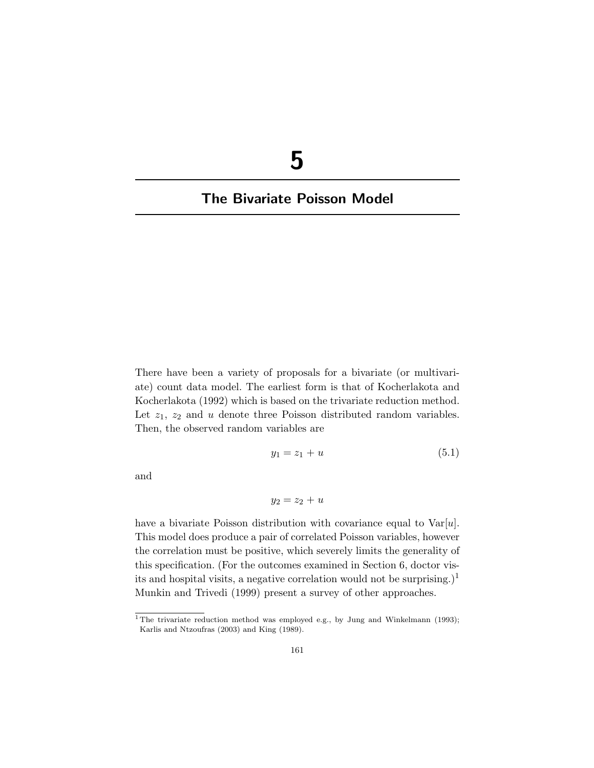# 5

## The Bivariate Poisson Model

There have been a variety of proposals for a bivariate (or multivariate) count data model. The earliest form is that of Kocherlakota and Kocherlakota (1992) which is based on the trivariate reduction method. Let $z_1$, $z_2$ and $u$ denote three Poisson distributed random variables. Then, the observed random variables are

$$y_1 = z_1 + u \tag{5.1}$$

and

$$y_2 = z_2 + u$$

have a bivariate Poisson distribution with covariance equal to $\text{Var}[u]$. This model does produce a pair of correlated Poisson variables, however the correlation must be positive, which severely limits the generality of this specification. (For the outcomes examined in Section 6, doctor visits and hospital visits, a negative correlation would not be surprising.)[1] Munkin and Trivedi (1999) present a survey of other approaches.

[1] The trivariate reduction method was employed e.g., by Jung and Winkelmann (1993); Karlis and Ntzoufras (2003) and King (1989).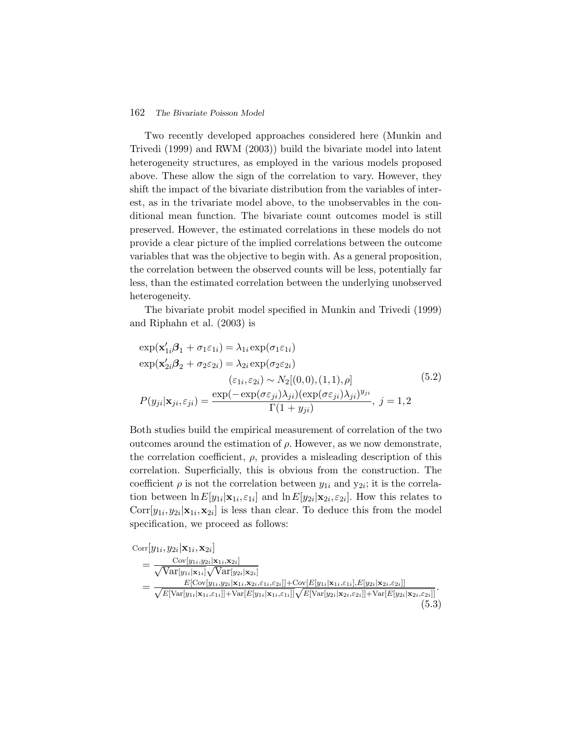Two recently developed approaches considered here (Munkin and Trivedi (1999) and RWM (2003)) build the bivariate model into latent heterogeneity structures, as employed in the various models proposed above. These allow the sign of the correlation to vary. However, they shift the impact of the bivariate distribution from the variables of interest, as in the trivariate model above, to the unobservables in the conditional mean function. The bivariate count outcomes model is still preserved. However, the estimated correlations in these models do not provide a clear picture of the implied correlations between the outcome variables that was the objective to begin with. As a general proposition, the correlation between the observed counts will be less, potentially far less, than the estimated correlation between the underlying unobserved heterogeneity.

The bivariate probit model specified in Munkin and Trivedi (1999) and Riphahn et al. (2003) is

$$
\begin{aligned}
\exp(\mathbf{x}_{1i}'\boldsymbol{\beta}_1 + \sigma_1\varepsilon_{1i}) &= \lambda_{1i}\exp(\sigma_1\varepsilon_{1i}) \\
\exp(\mathbf{x}_{2i}'\boldsymbol{\beta}_2 + \sigma_2\varepsilon_{2i}) &= \lambda_{2i}\exp(\sigma_2\varepsilon_{2i}) \\
(\varepsilon_{1i}, \varepsilon_{2i}) &\sim N_2[(0,0),(1,1),\rho] \\
P(y_{ji}|\mathbf{x}_{ji},\varepsilon_{ji}) &= \frac{\exp(-\exp(\sigma\varepsilon_{ji})\lambda_{ji})(\exp(\sigma\varepsilon_{ji})\lambda_{ji})^{y_{ji}}}{\Gamma(1+y_{ji})},\ j = 1,2
\end{aligned}
\tag{5.2}
$$

Both studies build the empirical measurement of correlation of the two outcomes around the estimation of $\rho$. However, as we now demonstrate, the correlation coefficient, $\rho$, provides a misleading description of this correlation. Superficially, this is obvious from the construction. The coefficient $\rho$ is not the correlation between $y_{1i}$ and $y_{2i}$; it is the correlation between $\ln E[y_{1i}|\mathbf{x}_{1i},\varepsilon_{1i}]$ and $\ln E[y_{2i}|\mathbf{x}_{2i},\varepsilon_{2i}]$. How this relates to $\mathrm{Corr}[y_{1i}, y_{2i}|\mathbf{x}_{1i},\mathbf{x}_{2i}]$ is less than clear. To deduce this from the model specification, we proceed as follows:

$$
\begin{aligned}
&\mathrm{Corr}[y_{1i}, y_{2i}|\mathbf{x}_{1i},\mathbf{x}_{2i}] \\
&= \frac{\mathrm{Cov}[y_{1i},y_{2i}|\mathbf{x}_{1i},\mathbf{x}_{2i}]}{\sqrt{\mathrm{Var}[y_{1i}|\mathbf{x}_{1i}]}\sqrt{\mathrm{Var}[y_{2i}|\mathbf{x}_{2i}]}} \\
&= \frac{E[\mathrm{Cov}[y_{1i},y_{2i}|\mathbf{x}_{1i},\mathbf{x}_{2i},\varepsilon_{1i},\varepsilon_{2i}]]+\mathrm{Cov}[E[y_{1i}|\mathbf{x}_{1i},\varepsilon_{1i}],E[y_{2i}|\mathbf{x}_{2i},\varepsilon_{2i}]]}{\sqrt{E[\mathrm{Var}[y_{1i}|\mathbf{x}_{1i},\varepsilon_{1i}]]+\mathrm{Var}[E[y_{1i}|\mathbf{x}_{1i},\varepsilon_{1i}]]}\sqrt{E[\mathrm{Var}[y_{2i}|\mathbf{x}_{2i},\varepsilon_{2i}]]+\mathrm{Var}[E[y_{2i}|\mathbf{x}_{2i},\varepsilon_{2i}]]}}.
\end{aligned}
\tag{5.3}
$$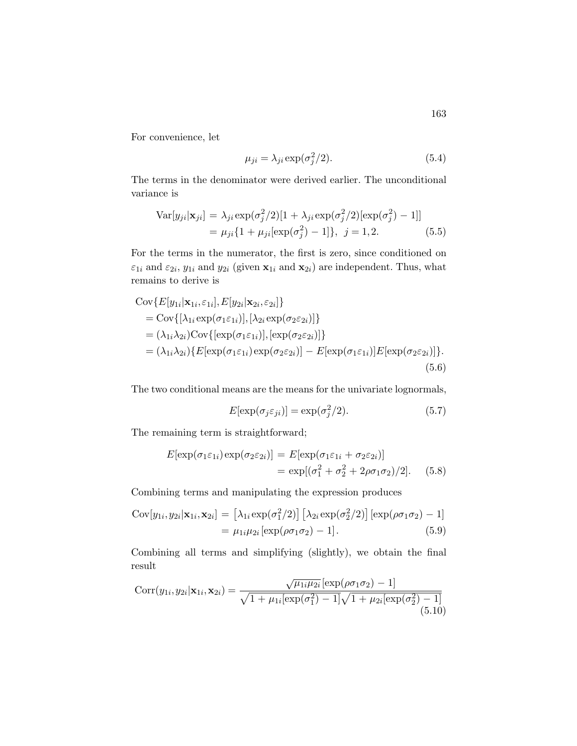For convenience, let

$$\mu_{ji} = \lambda_{ji} \exp(\sigma_j^2/2). \tag{5.4}$$

The terms in the denominator were derived earlier. The unconditional variance is

$$\begin{aligned}
\text{Var}[y_{ji}|\mathbf{x}_{ji}] &= \lambda_{ji} \exp(\sigma_j^2/2)[1 + \lambda_{ji} \exp(\sigma_j^2/2)[\exp(\sigma_j^2) - 1]] \\
&= \mu_{ji}\{1 + \mu_{ji}[\exp(\sigma_j^2) - 1]\}, \;\; j = 1, 2. 
\end{aligned} \tag{5.5}$$

For the terms in the numerator, the first is zero, since conditioned on $\varepsilon_{1i}$ and $\varepsilon_{2i}$, $y_{1i}$ and $y_{2i}$ (given $\mathbf{x}_{1i}$ and $\mathbf{x}_{2i}$) are independent. Thus, what remains to derive is

$$\begin{aligned}
&\text{Cov}\{E[y_{1i}|\mathbf{x}_{1i}, \varepsilon_{1i}], E[y_{2i}|\mathbf{x}_{2i}, \varepsilon_{2i}]\} \\
&\quad = \text{Cov}\{[\lambda_{1i} \exp(\sigma_1 \varepsilon_{1i})], [\lambda_{2i} \exp(\sigma_2 \varepsilon_{2i})]\} \\
&\quad = (\lambda_{1i}\lambda_{2i})\text{Cov}\{[\exp(\sigma_1 \varepsilon_{1i})], [\exp(\sigma_2 \varepsilon_{2i})]\} \\
&\quad = (\lambda_{1i}\lambda_{2i})\{E[\exp(\sigma_1 \varepsilon_{1i}) \exp(\sigma_2 \varepsilon_{2i})] - E[\exp(\sigma_1 \varepsilon_{1i})]E[\exp(\sigma_2 \varepsilon_{2i})]\}.
\end{aligned} \tag{5.6}$$

The two conditional means are the means for the univariate lognormals,

$$E[\exp(\sigma_j \varepsilon_{ji})] = \exp(\sigma_j^2/2). \tag{5.7}$$

The remaining term is straightforward;

$$\begin{aligned}
E[\exp(\sigma_1 \varepsilon_{1i}) \exp(\sigma_2 \varepsilon_{2i})] &= E[\exp(\sigma_1 \varepsilon_{1i} + \sigma_2 \varepsilon_{2i})] \\
&= \exp[(\sigma_1^2 + \sigma_2^2 + 2\rho\sigma_1\sigma_2)/2].
\end{aligned} \tag{5.8}$$

Combining terms and manipulating the expression produces

$$\begin{aligned}
\text{Cov}[y_{1i}, y_{2i}|\mathbf{x}_{1i}, \mathbf{x}_{2i}] &= \left[\lambda_{1i} \exp(\sigma_1^2/2)\right] \left[\lambda_{2i} \exp(\sigma_2^2/2)\right] \left[\exp(\rho\sigma_1\sigma_2) - 1\right] \\
&= \mu_{1i}\mu_{2i} \left[\exp(\rho\sigma_1\sigma_2) - 1\right].
\end{aligned} \tag{5.9}$$

Combining all terms and simplifying (slightly), we obtain the final result

$$\text{Corr}(y_{1i}, y_{2i}|\mathbf{x}_{1i}, \mathbf{x}_{2i}) = \frac{\sqrt{\mu_{1i}\mu_{2i}}\left[\exp(\rho\sigma_1\sigma_2) - 1\right]}{\sqrt{1 + \mu_{1i}[\exp(\sigma_1^2) - 1]}\sqrt{1 + \mu_{2i}[\exp(\sigma_2^2) - 1]}} \tag{5.10}$$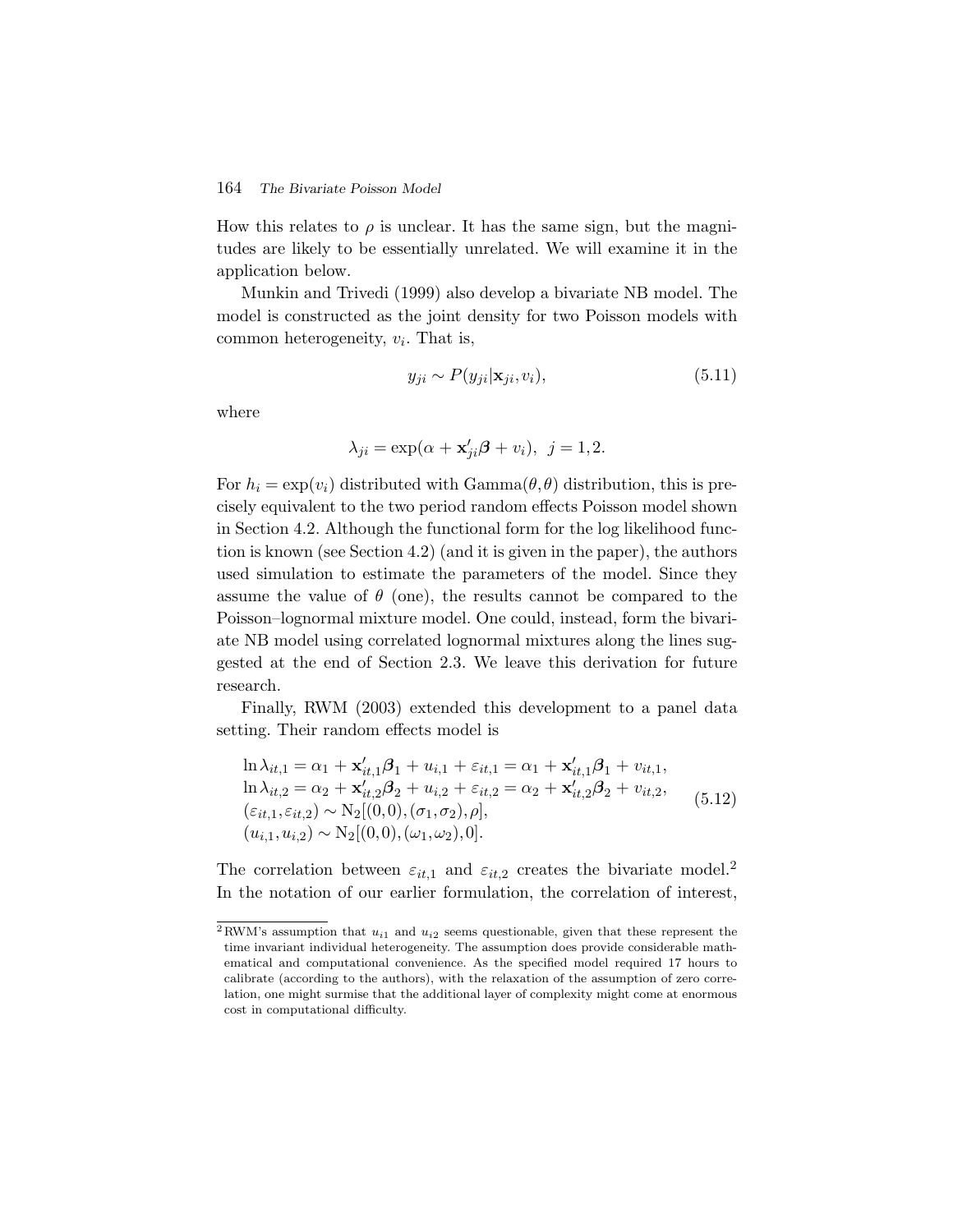How this relates to $\rho$ is unclear. It has the same sign, but the magnitudes are likely to be essentially unrelated. We will examine it in the application below.

Munkin and Trivedi (1999) also develop a bivariate NB model. The model is constructed as the joint density for two Poisson models with common heterogeneity, $v_i$. That is,

$$y_{ji} \sim P(y_{ji}|\mathbf{x}_{ji}, v_i), \tag{5.11}$$

where

$$\lambda_{ji} = \exp(\alpha + \mathbf{x}_{ji}'\boldsymbol{\beta} + v_i), \;\; j = 1, 2.$$

For $h_i = \exp(v_i)$ distributed with $\text{Gamma}(\theta, \theta)$ distribution, this is precisely equivalent to the two period random effects Poisson model shown in Section 4.2. Although the functional form for the log likelihood function is known (see Section 4.2) (and it is given in the paper), the authors used simulation to estimate the parameters of the model. Since they assume the value of $\theta$ (one), the results cannot be compared to the Poisson–lognormal mixture model. One could, instead, form the bivariate NB model using correlated lognormal mixtures along the lines suggested at the end of Section 2.3. We leave this derivation for future research.

Finally, RWM (2003) extended this development to a panel data setting. Their random effects model is

$$\begin{aligned}
&\ln \lambda_{it,1} = \alpha_1 + \mathbf{x}_{it,1}'\boldsymbol{\beta}_1 + u_{i,1} + \varepsilon_{it,1} = \alpha_1 + \mathbf{x}_{it,1}'\boldsymbol{\beta}_1 + v_{it,1},\\
&\ln \lambda_{it,2} = \alpha_2 + \mathbf{x}_{it,2}'\boldsymbol{\beta}_2 + u_{i,2} + \varepsilon_{it,2} = \alpha_2 + \mathbf{x}_{it,2}'\boldsymbol{\beta}_2 + v_{it,2},\\
&(\varepsilon_{it,1}, \varepsilon_{it,2}) \sim \text{N}_2[(0,0), (\sigma_1, \sigma_2), \rho],\\
&(u_{i,1}, u_{i,2}) \sim \text{N}_2[(0,0), (\omega_1, \omega_2), 0].
\end{aligned} \tag{5.12}$$

The correlation between $\varepsilon_{it,1}$ and $\varepsilon_{it,2}$ creates the bivariate model.[2] In the notation of our earlier formulation, the correlation of interest,

---

[2] RWM's assumption that $u_{i1}$ and $u_{i2}$ seems questionable, given that these represent the time invariant individual heterogeneity. The assumption does provide considerable mathematical and computational convenience. As the specified model required 17 hours to calibrate (according to the authors), with the relaxation of the assumption of zero correlation, one might surmise that the additional layer of complexity might come at enormous cost in computational difficulty.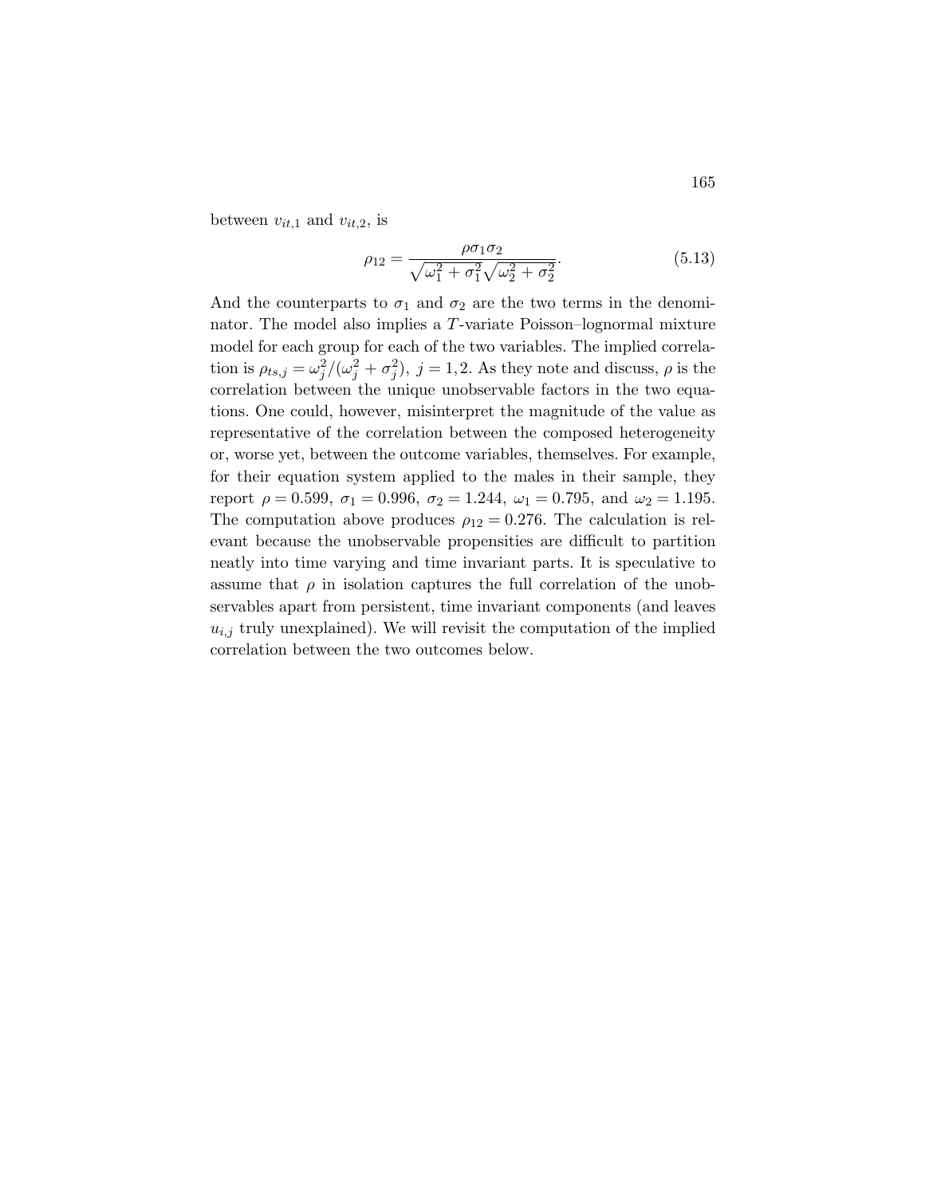between $v_{it,1}$ and $v_{it,2}$, is

$$\rho_{12} = \frac{\rho\sigma_1\sigma_2}{\sqrt{\omega_1^2 + \sigma_1^2}\sqrt{\omega_2^2 + \sigma_2^2}}. \tag{5.13}$$

And the counterparts to $\sigma_1$ and $\sigma_2$ are the two terms in the denominator. The model also implies a $T$-variate Poisson–lognormal mixture model for each group for each of the two variables. The implied correlation is $\rho_{ts,j} = \omega_j^2/(\omega_j^2 + \sigma_j^2),\ j = 1, 2$. As they note and discuss, $\rho$ is the correlation between the unique unobservable factors in the two equations. One could, however, misinterpret the magnitude of the value as representative of the correlation between the composed heterogeneity or, worse yet, between the outcome variables, themselves. For example, for their equation system applied to the males in their sample, they report $\rho = 0.599,\ \sigma_1 = 0.996,\ \sigma_2 = 1.244,\ \omega_1 = 0.795$, and $\omega_2 = 1.195$. The computation above produces $\rho_{12} = 0.276$. The calculation is relevant because the unobservable propensities are difficult to partition neatly into time varying and time invariant parts. It is speculative to assume that $\rho$ in isolation captures the full correlation of the unobservables apart from persistent, time invariant components (and leaves $u_{i,j}$ truly unexplained). We will revisit the computation of the implied correlation between the two outcomes below.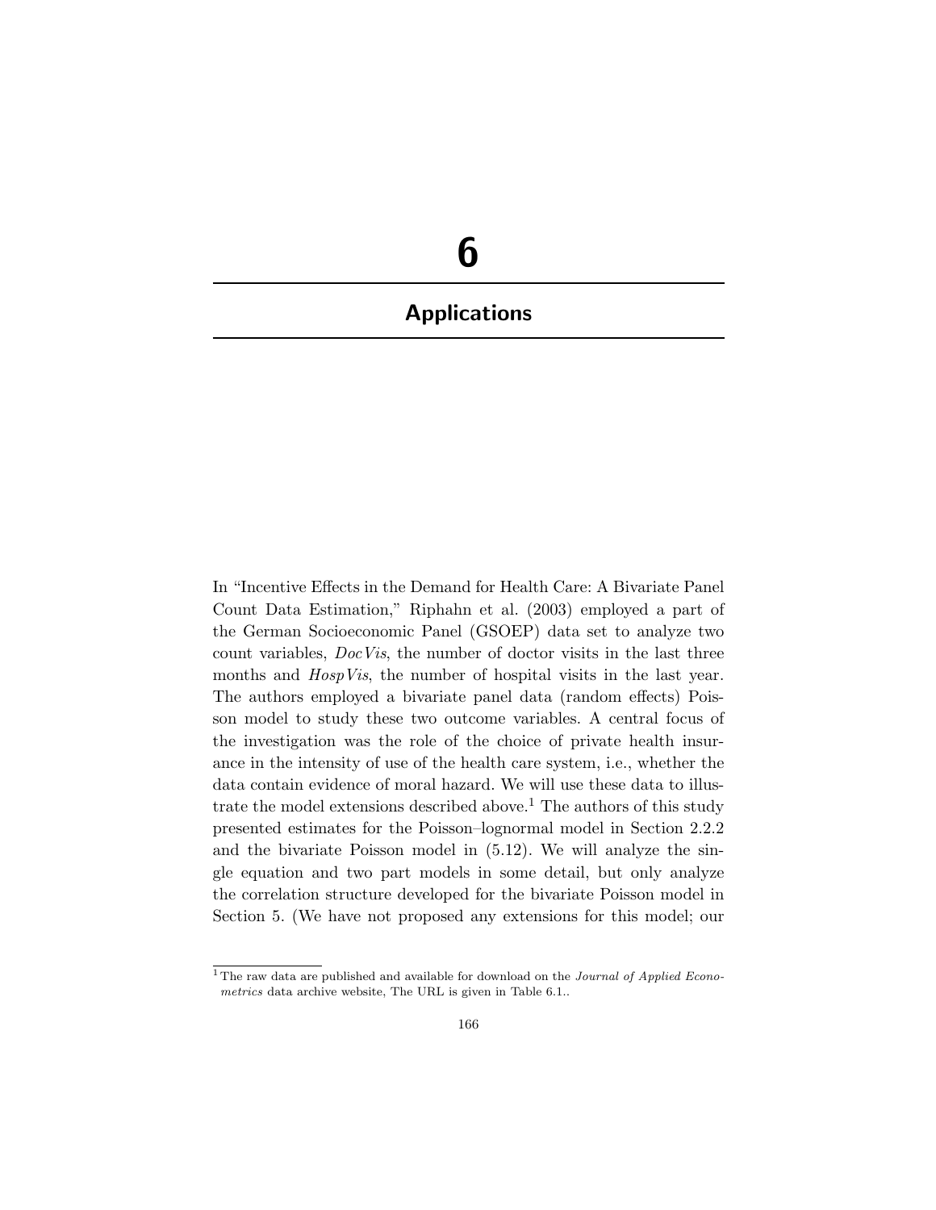# 6

## Applications

In "Incentive Effects in the Demand for Health Care: A Bivariate Panel Count Data Estimation," Riphahn et al. (2003) employed a part of the German Socioeconomic Panel (GSOEP) data set to analyze two count variables, *DocVis*, the number of doctor visits in the last three months and *HospVis*, the number of hospital visits in the last year. The authors employed a bivariate panel data (random effects) Poisson model to study these two outcome variables. A central focus of the investigation was the role of the choice of private health insurance in the intensity of use of the health care system, i.e., whether the data contain evidence of moral hazard. We will use these data to illustrate the model extensions described above.[1] The authors of this study presented estimates for the Poisson–lognormal model in Section 2.2.2 and the bivariate Poisson model in (5.12). We will analyze the single equation and two part models in some detail, but only analyze the correlation structure developed for the bivariate Poisson model in Section 5. (We have not proposed any extensions for this model; our

[1] The raw data are published and available for download on the *Journal of Applied Econometrics* data archive website, The URL is given in Table 6.1..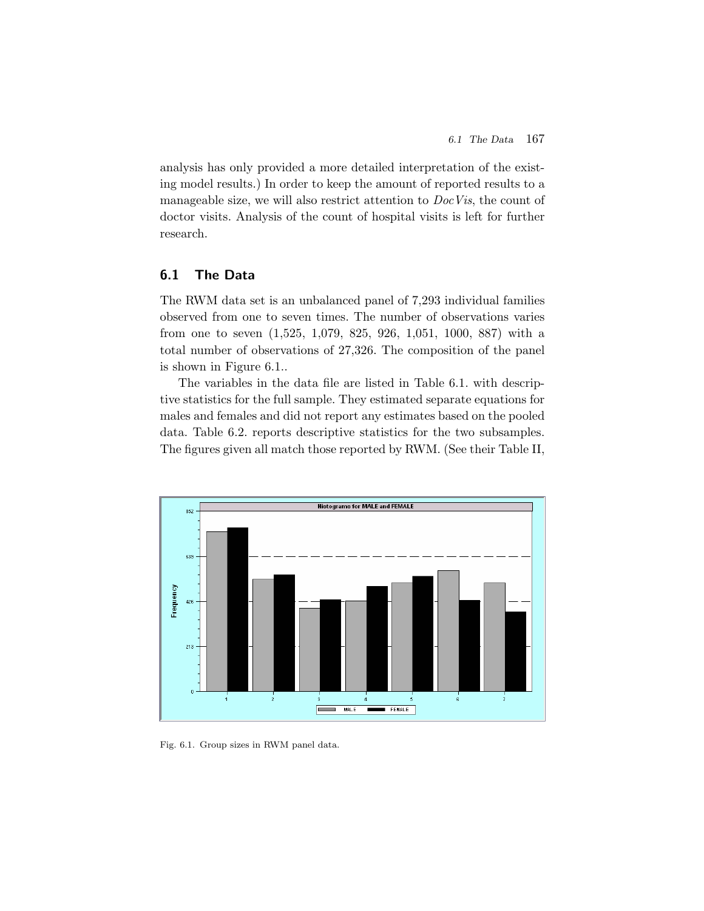analysis has only provided a more detailed interpretation of the existing model results.) In order to keep the amount of reported results to a manageable size, we will also restrict attention to *DocVis*, the count of doctor visits. Analysis of the count of hospital visits is left for further research.

## 6.1 The Data

The RWM data set is an unbalanced panel of 7,293 individual families observed from one to seven times. The number of observations varies from one to seven (1,525, 1,079, 825, 926, 1,051, 1000, 887) with a total number of observations of 27,326. The composition of the panel is shown in Figure 6.1..

The variables in the data file are listed in Table 6.1. with descriptive statistics for the full sample. They estimated separate equations for males and females and did not report any estimates based on the pooled data. Table 6.2. reports descriptive statistics for the two subsamples. The figures given all match those reported by RWM. (See their Table II,

Fig. 6.1. Group sizes in RWM panel data.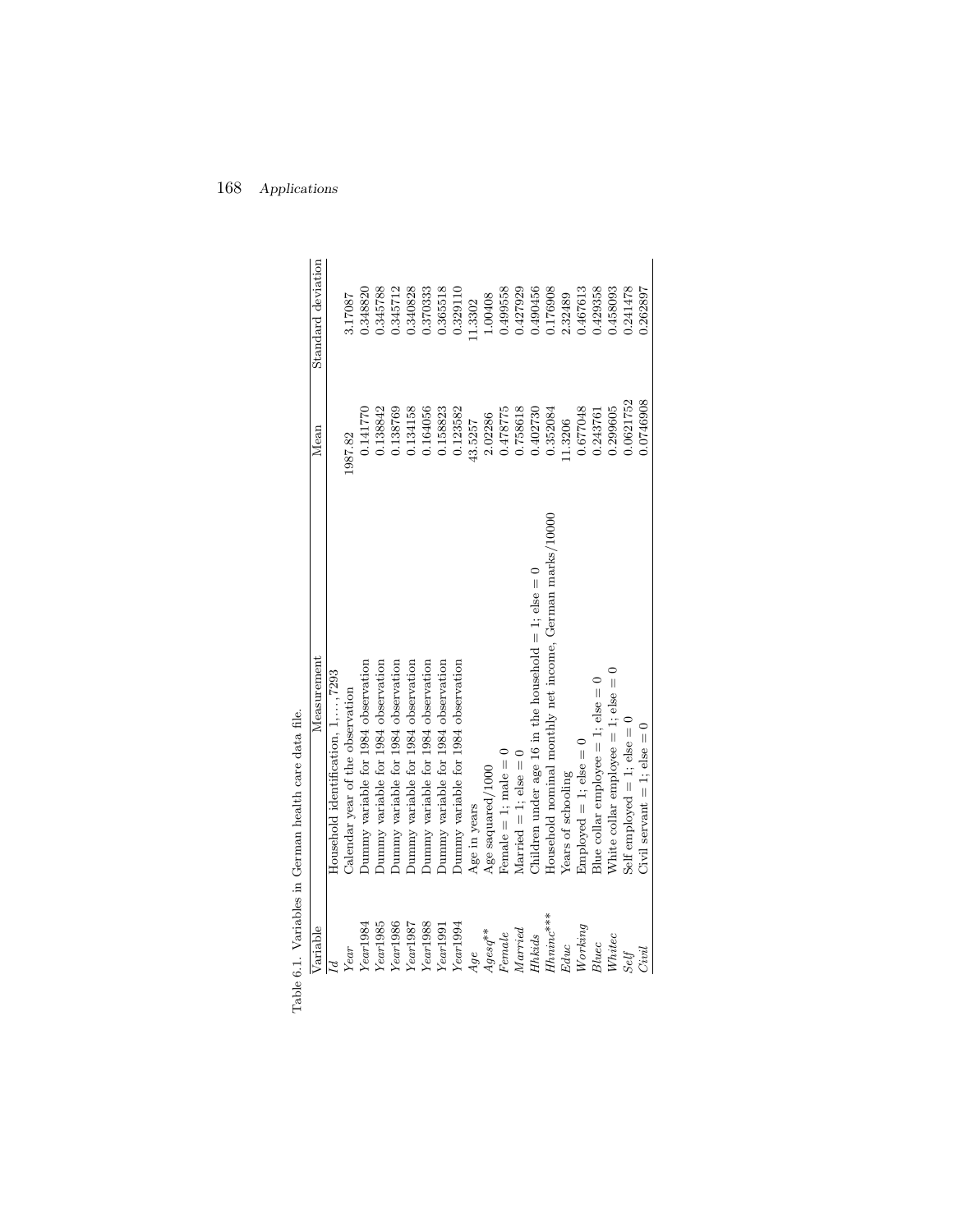Table 6.1. Variables in German health care data file.

| Variable | Measurement | Mean | Standard deviation |
|---|---|---|---|
| *Id* | Household identification, 1, . . . , 7293 | | |
| *Year* | Calendar year of the observation | 1987.82 | 3.17087 |
| *Year*1984 | Dummy variable for 1984 observation | 0.141770 | 0.348820 |
| *Year*1985 | Dummy variable for 1984 observation | 0.138842 | 0.345788 |
| *Year*1986 | Dummy variable for 1984 observation | 0.138769 | 0.345712 |
| *Year*1987 | Dummy variable for 1984 observation | 0.134158 | 0.340828 |
| *Year*1988 | Dummy variable for 1984 observation | 0.164056 | 0.370333 |
| *Year*1991 | Dummy variable for 1984 observation | 0.158823 | 0.365518 |
| *Year*1994 | Dummy variable for 1984 observation | 0.123582 | 0.329110 |
| *Age* | Age in years | 43.5257 | 11.3302 |
| *Agesq*** | Age saquared/1000 | 2.02286 | 1.00408 |
| *Female* | Female = 1; male = 0 | 0.478775 | 0.499558 |
| *Married* | Married = 1; else = 0 | 0.758618 | 0.427929 |
| *Hhkids* | Children under age 16 in the household = 1; else = 0 | 0.402730 | 0.490456 |
| *Hhninc**** | Household nominal monthly net income, German marks/10000 | 0.352084 | 0.176908 |
| *Educ* | Years of schooling | 11.3206 | 2.32489 |
| *Working* | Employed = 1; else = 0 | 0.677048 | 0.467613 |
| *Bluec* | Blue collar employee = 1; else = 0 | 0.243761 | 0.429358 |
| *Whitec* | White collar employee = 1; else = 0 | 0.299605 | 0.458093 |
| *Self* | Self employed = 1; else = 0 | 0.0621752 | 0.241478 |
| *Civil* | Civil servant = 1; else = 0 | 0.0746908 | 0.262897 |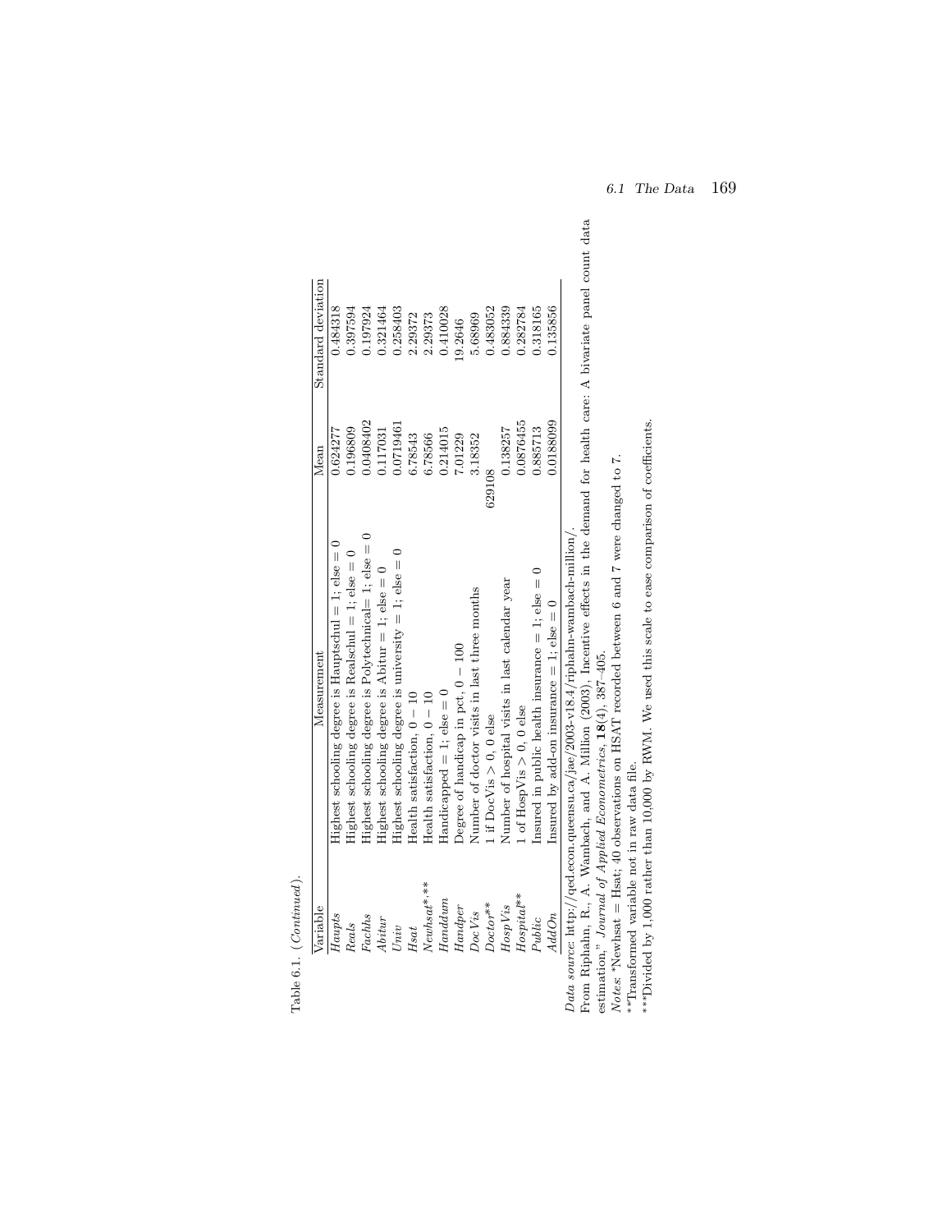Table 6.1. (*Continued*).

| Variable | Measurement | Mean | Standard deviation |
|---|---|---|---|
| *Haupts* | Highest schooling degree is Hauptschul = 1; else = 0 | 0.624277 | 0.484318 |
| *Reals* | Highest schooling degree is Realschul = 1; else = 0 | 0.196809 | 0.397594 |
| *Fachhs* | Highest schooling degree is Polytechnical= 1; else = 0 | 0.0408402 | 0.197924 |
| *Abitur* | Highest schooling degree is Abitur = 1; else = 0 | 0.117031 | 0.321464 |
| *Univ* | Highest schooling degree is university = 1; else = 0 | 0.0719461 | 0.258403 |
| *Hsat* | Health satisfaction, $0 - 10$ | 6.78543 | 2.29372 |
| *Newhsat*\*,\*\* | Health satisfaction, $0 - 10$ | 6.78566 | 2.29373 |
| *Handdum* | Handicapped = 1; else = 0 | 0.214015 | 0.410028 |
| *Handper* | Degree of handicap in pct, $0 - 100$ | 7.01229 | 19.2646 |
| *DocVis* | Number of doctor visits in last three months | 3.18352 | 5.68969 |
| *Doctor*\*\* | 1 if DocVis > 0, 0 else | 629108 | 0.483052 |
| *HospVis* | Number of hospital visits in last calendar year | 0.138257 | 0.884339 |
| *Hospital*\*\* | 1 of HospVis > 0, 0 else | 0.0876455 | 0.282784 |
| *Public* | Insured in public health insurance = 1; else = 0 | 0.885713 | 0.318165 |
| *AddOn* | Insured by add-on insurance = 1; else = 0 | 0.0188099 | 0.135856 |

*Data source*: http://qed.econ.queensu.ca/jae/2003-v18.4/riphahn-wambach-million/.
From Riphahn, R., A. Wambach, and A. Million (2003), Incentive effects in the demand for health care: A bivariate panel count data estimation," *Journal of Applied Econometrics*, **18**(4), 387–405.

*Notes*. \*Newhsat = Hsat; 40 observations on HSAT recorded between 6 and 7 were changed to 7.
\*\*Transformed variable not in raw data file.
\*\*\*Divided by 1,000 rather than 10,000 by RWM. We used this scale to ease comparison of coefficients.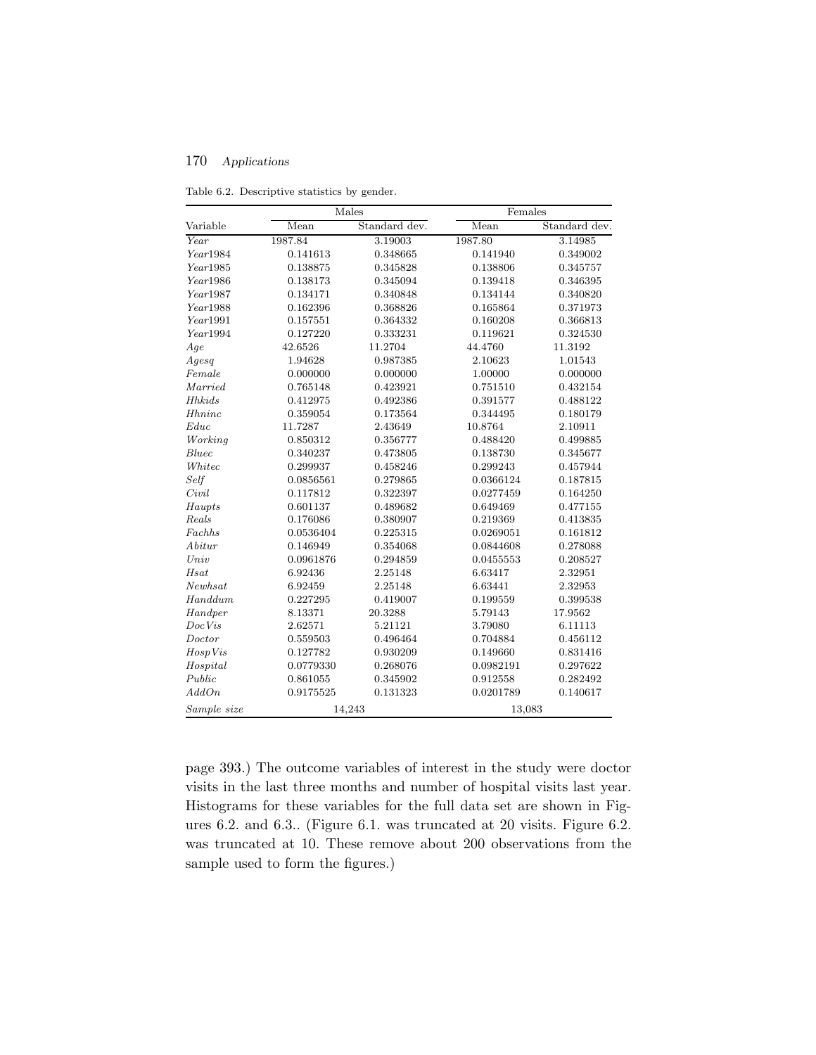Table 6.2. Descriptive statistics by gender.

| | Males | | Females | |
|---|---|---|---|---|
| Variable | Mean | Standard dev. | Mean | Standard dev. |
| *Year* | 1987.84 | 3.19003 | 1987.80 | 3.14985 |
| *Year*1984 | 0.141613 | 0.348665 | 0.141940 | 0.349002 |
| *Year*1985 | 0.138875 | 0.345828 | 0.138806 | 0.345757 |
| *Year*1986 | 0.138173 | 0.345094 | 0.139418 | 0.346395 |
| *Year*1987 | 0.134171 | 0.340848 | 0.134144 | 0.340820 |
| *Year*1988 | 0.162396 | 0.368826 | 0.165864 | 0.371973 |
| *Year*1991 | 0.157551 | 0.364332 | 0.160208 | 0.366813 |
| *Year*1994 | 0.127220 | 0.333231 | 0.119621 | 0.324530 |
| *Age* | 42.6526 | 11.2704 | 44.4760 | 11.3192 |
| *Agesq* | 1.94628 | 0.987385 | 2.10623 | 1.01543 |
| *Female* | 0.000000 | 0.000000 | 1.00000 | 0.000000 |
| *Married* | 0.765148 | 0.423921 | 0.751510 | 0.432154 |
| *Hhkids* | 0.412975 | 0.492386 | 0.391577 | 0.488122 |
| *Hhninc* | 0.359054 | 0.173564 | 0.344495 | 0.180179 |
| *Educ* | 11.7287 | 2.43649 | 10.8764 | 2.10911 |
| *Working* | 0.850312 | 0.356777 | 0.488420 | 0.499885 |
| *Bluec* | 0.340237 | 0.473805 | 0.138730 | 0.345677 |
| *Whitec* | 0.299937 | 0.458246 | 0.299243 | 0.457944 |
| *Self* | 0.0856561 | 0.279865 | 0.0366124 | 0.187815 |
| *Civil* | 0.117812 | 0.322397 | 0.0277459 | 0.164250 |
| *Haupts* | 0.601137 | 0.489682 | 0.649469 | 0.477155 |
| *Reals* | 0.176086 | 0.380907 | 0.219369 | 0.413835 |
| *Fachhs* | 0.0536404 | 0.225315 | 0.0269051 | 0.161812 |
| *Abitur* | 0.146949 | 0.354068 | 0.0844608 | 0.278088 |
| *Univ* | 0.0961876 | 0.294859 | 0.0455553 | 0.208527 |
| *Hsat* | 6.92436 | 2.25148 | 6.63417 | 2.32951 |
| *Newhsat* | 6.92459 | 2.25148 | 6.63441 | 2.32953 |
| *Handdum* | 0.227295 | 0.419007 | 0.199559 | 0.399538 |
| *Handper* | 8.13371 | 20.3288 | 5.79143 | 17.9562 |
| *DocVis* | 2.62571 | 5.21121 | 3.79080 | 6.11113 |
| *Doctor* | 0.559503 | 0.496464 | 0.704884 | 0.456112 |
| *HospVis* | 0.127782 | 0.930209 | 0.149660 | 0.831416 |
| *Hospital* | 0.0779330 | 0.268076 | 0.0982191 | 0.297622 |
| *Public* | 0.861055 | 0.345902 | 0.912558 | 0.282492 |
| *AddOn* | 0.9175525 | 0.131323 | 0.0201789 | 0.140617 |
| *Sample size* | 14,243 | | 13,083 | |

page 393.) The outcome variables of interest in the study were doctor visits in the last three months and number of hospital visits last year. Histograms for these variables for the full data set are shown in Figures 6.2. and 6.3.. (Figure 6.1. was truncated at 20 visits. Figure 6.2. was truncated at 10. These remove about 200 observations from the sample used to form the figures.)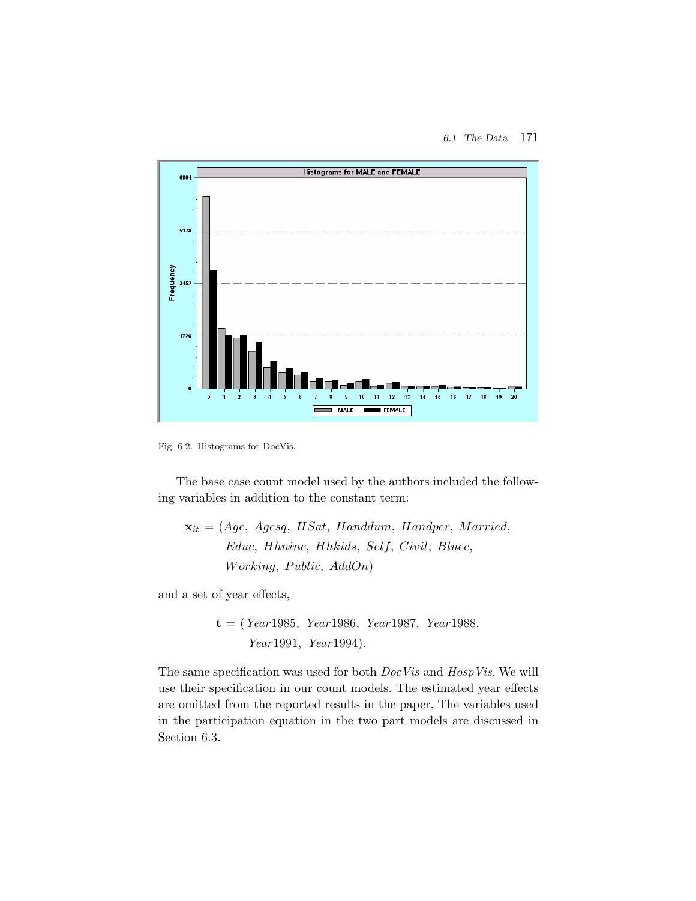Fig. 6.2. Histograms for DocVis.

The base case count model used by the authors included the following variables in addition to the constant term:

$$\mathbf{x}_{it} = (Age,\ Agesq,\ HSat,\ Handdum,\ Handper,\ Married,\ Educ,\ Hhninc,\ Hhkids,\ Self,\ Civil,\ Bluec,\ Working,\ Public,\ AddOn)$$

and a set of year effects,

$$\mathbf{t} = (\mathit{Year}1985,\ \mathit{Year}1986,\ \mathit{Year}1987,\ \mathit{Year}1988,\ \mathit{Year}1991,\ \mathit{Year}1994).$$

The same specification was used for both *DocVis* and *HospVis*. We will use their specification in our count models. The estimated year effects are omitted from the reported results in the paper. The variables used in the participation equation in the two part models are discussed in Section 6.3.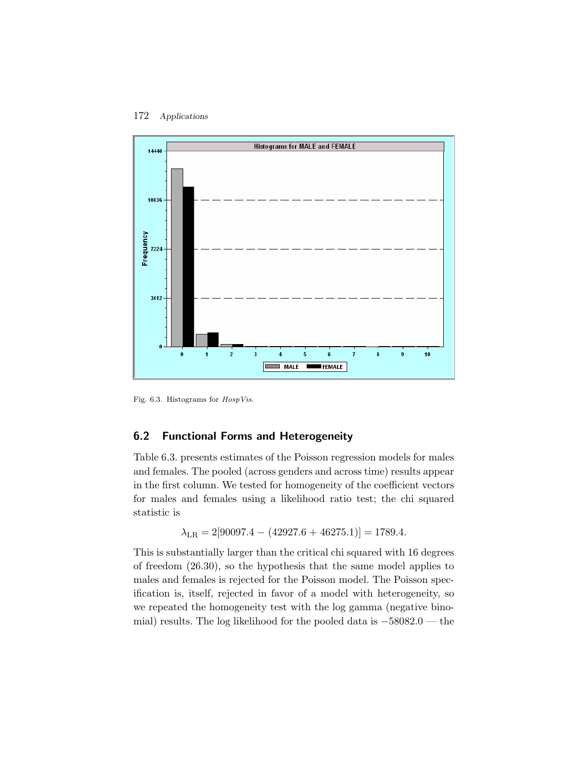Fig. 6.3. Histograms for *HospVis*.

## 6.2 Functional Forms and Heterogeneity

Table 6.3. presents estimates of the Poisson regression models for males and females. The pooled (across genders and across time) results appear in the first column. We tested for homogeneity of the coefficient vectors for males and females using a likelihood ratio test; the chi squared statistic is

$$\lambda_{\mathrm{LR}} = 2[90097.4 - (42927.6 + 46275.1)] = 1789.4.$$

This is substantially larger than the critical chi squared with 16 degrees of freedom (26.30), so the hypothesis that the same model applies to males and females is rejected for the Poisson model. The Poisson specification is, itself, rejected in favor of a model with heterogeneity, so we repeated the homogeneity test with the log gamma (negative binomial) results. The log likelihood for the pooled data is $-58082.0$ — the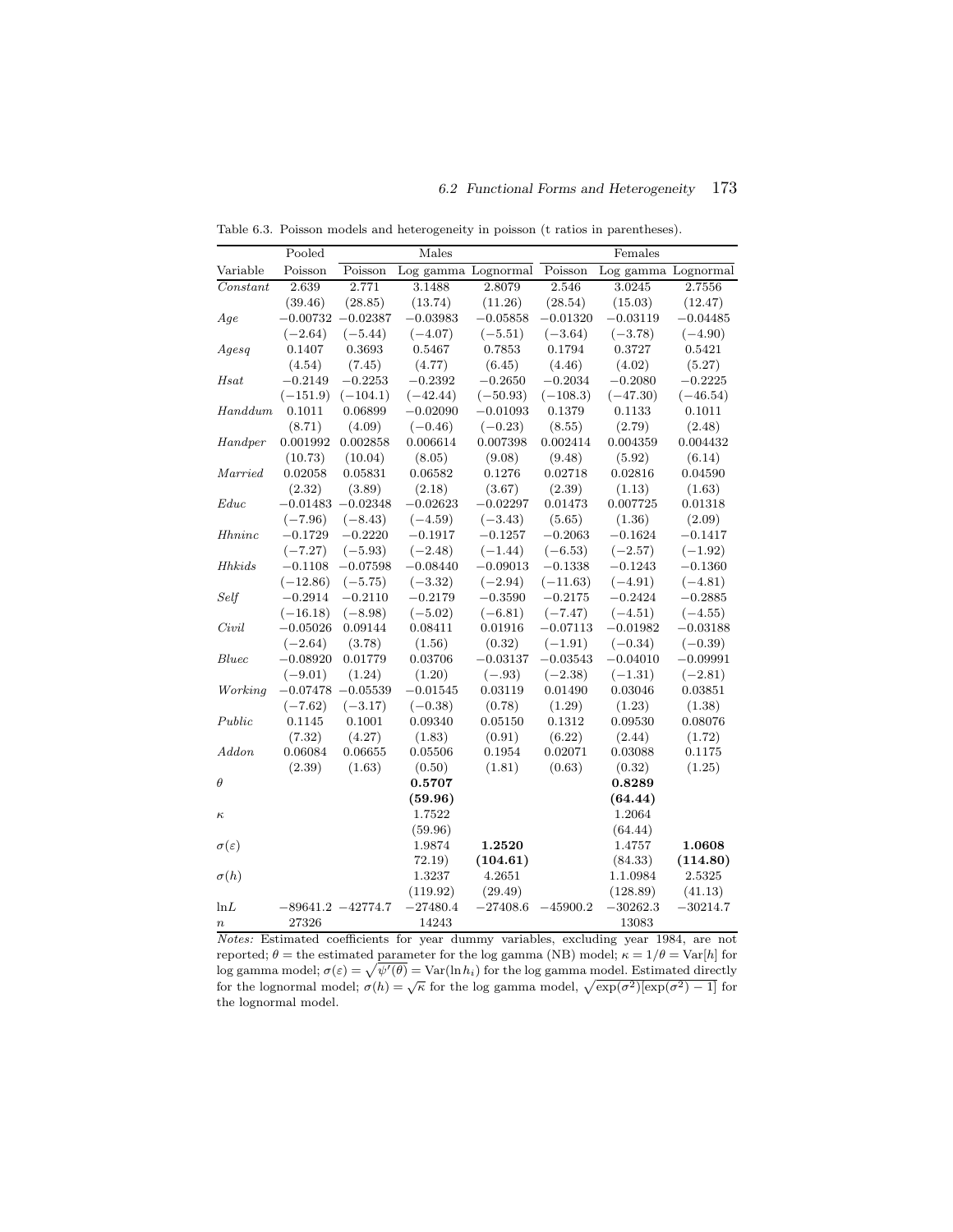Table 6.3. Poisson models and heterogeneity in poisson (t ratios in parentheses).

| | Pooled | Males | | | Females | | |
|---|---|---|---|---|---|---|---|
| Variable | Poisson | Poisson | Log gamma | Lognormal | Poisson | Log gamma | Lognormal |
| *Constant* | 2.639 | 2.771 | 3.1488 | 2.8079 | 2.546 | 3.0245 | 2.7556 |
| | (39.46) | (28.85) | (13.74) | (11.26) | (28.54) | (15.03) | (12.47) |
| *Age* | −0.00732 | −0.02387 | −0.03983 | −0.05858 | −0.01320 | −0.03119 | −0.04485 |
| | (−2.64) | (−5.44) | (−4.07) | (−5.51) | (−3.64) | (−3.78) | (−4.90) |
| *Agesq* | 0.1407 | 0.3693 | 0.5467 | 0.7853 | 0.1794 | 0.3727 | 0.5421 |
| | (4.54) | (7.45) | (4.77) | (6.45) | (4.46) | (4.02) | (5.27) |
| *Hsat* | −0.2149 | −0.2253 | −0.2392 | −0.2650 | −0.2034 | −0.2080 | −0.2225 |
| | (−151.9) | (−104.1) | (−42.44) | (−50.93) | (−108.3) | (−47.30) | (−46.54) |
| *Handdum* | 0.1011 | 0.06899 | −0.02090 | −0.01093 | 0.1379 | 0.1133 | 0.1011 |
| | (8.71) | (4.09) | (−0.46) | (−0.23) | (8.55) | (2.79) | (2.48) |
| *Handper* | 0.001992 | 0.002858 | 0.006614 | 0.007398 | 0.002414 | 0.004359 | 0.004432 |
| | (10.73) | (10.04) | (8.05) | (9.08) | (9.48) | (5.92) | (6.14) |
| *Married* | 0.02058 | 0.05831 | 0.06582 | 0.1276 | 0.02718 | 0.02816 | 0.04590 |
| | (2.32) | (3.89) | (2.18) | (3.67) | (2.39) | (1.13) | (1.63) |
| *Educ* | −0.01483 | −0.02348 | −0.02623 | −0.02297 | 0.01473 | 0.007725 | 0.01318 |
| | (−7.96) | (−8.43) | (−4.59) | (−3.43) | (5.65) | (1.36) | (2.09) |
| *Hhninc* | −0.1729 | −0.2220 | −0.1917 | −0.1257 | −0.2063 | −0.1624 | −0.1417 |
| | (−7.27) | (−5.93) | (−2.48) | (−1.44) | (−6.53) | (−2.57) | (−1.92) |
| *Hhkids* | −0.1108 | −0.07598 | −0.08440 | −0.09013 | −0.1338 | −0.1243 | −0.1360 |
| | (−12.86) | (−5.75) | (−3.32) | (−2.94) | (−11.63) | (−4.91) | (−4.81) |
| *Self* | −0.2914 | −0.2110 | −0.2179 | −0.3590 | −0.2175 | −0.2424 | −0.2885 |
| | (−16.18) | (−8.98) | (−5.02) | (−6.81) | (−7.47) | (−4.51) | (−4.55) |
| *Civil* | −0.05026 | 0.09144 | 0.08411 | 0.01916 | −0.07113 | −0.01982 | −0.03188 |
| | (−2.64) | (3.78) | (1.56) | (0.32) | (−1.91) | (−0.34) | (−0.39) |
| *Bluec* | −0.08920 | 0.01779 | 0.03706 | −0.03137 | −0.03543 | −0.04010 | −0.09991 |
| | (−9.01) | (1.24) | (1.20) | (−.93) | (−2.38) | (−1.31) | (−2.81) |
| *Working* | −0.07478 | −0.05539 | −0.01545 | 0.03119 | 0.01490 | 0.03046 | 0.03851 |
| | (−7.62) | (−3.17) | (−0.38) | (0.78) | (1.29) | (1.23) | (1.38) |
| *Public* | 0.1145 | 0.1001 | 0.09340 | 0.05150 | 0.1312 | 0.09530 | 0.08076 |
| | (7.32) | (4.27) | (1.83) | (0.91) | (6.22) | (2.44) | (1.72) |
| *Addon* | 0.06084 | 0.06655 | 0.05506 | 0.1954 | 0.02071 | 0.03088 | 0.1175 |
| | (2.39) | (1.63) | (0.50) | (1.81) | (0.63) | (0.32) | (1.25) |
| $\theta$ | | | **0.5707** | | | **0.8289** | |
| | | | **(59.96)** | | | **(64.44)** | |
| $\kappa$ | | | 1.7522 | | | 1.2064 | |
| | | | (59.96) | | | (64.44) | |
| $\sigma(\varepsilon)$ | | | 1.9874 | **1.2520** | | 1.4757 | **1.0608** |
| | | | 72.19) | **(104.61)** | | (84.33) | **(114.80)** |
| $\sigma(h)$ | | | 1.3237 | 4.2651 | | 1.1.0984 | 2.5325 |
| | | | (119.92) | (29.49) | | (128.89) | (41.13) |
| $\ln L$ | −89641.2 | −42774.7 | −27480.4 | −27408.6 | −45900.2 | −30262.3 | −30214.7 |
| $n$ | 27326 | | 14243 | | | 13083 | |

*Notes:* Estimated coefficients for year dummy variables, excluding year 1984, are not reported; $\theta$ = the estimated parameter for the log gamma (NB) model; $\kappa = 1/\theta = \text{Var}[h]$ for log gamma model; $\sigma(\varepsilon) = \sqrt{\psi'(\theta)} = \text{Var}(\ln h_i)$ for the log gamma model. Estimated directly for the lognormal model; $\sigma(h) = \sqrt{\kappa}$ for the log gamma model, $\sqrt{\exp(\sigma^2)[\exp(\sigma^2) - 1]}$ for the lognormal model.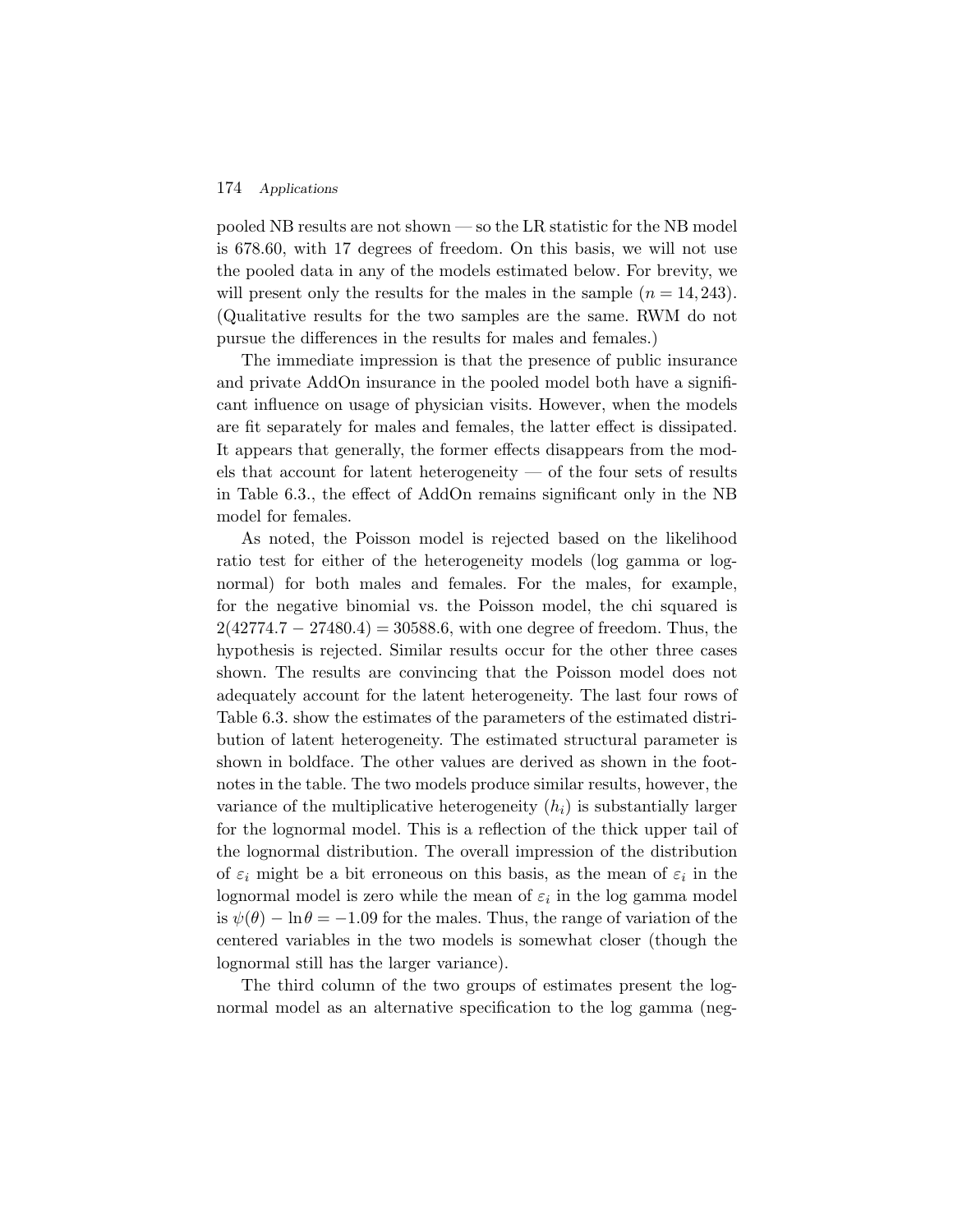pooled NB results are not shown — so the LR statistic for the NB model is 678.60, with 17 degrees of freedom. On this basis, we will not use the pooled data in any of the models estimated below. For brevity, we will present only the results for the males in the sample ($n = 14,243$). (Qualitative results for the two samples are the same. RWM do not pursue the differences in the results for males and females.)

The immediate impression is that the presence of public insurance and private AddOn insurance in the pooled model both have a significant influence on usage of physician visits. However, when the models are fit separately for males and females, the latter effect is dissipated. It appears that generally, the former effects disappears from the models that account for latent heterogeneity — of the four sets of results in Table 6.3., the effect of AddOn remains significant only in the NB model for females.

As noted, the Poisson model is rejected based on the likelihood ratio test for either of the heterogeneity models (log gamma or lognormal) for both males and females. For the males, for example, for the negative binomial vs. the Poisson model, the chi squared is $2(42774.7 - 27480.4) = 30588.6$, with one degree of freedom. Thus, the hypothesis is rejected. Similar results occur for the other three cases shown. The results are convincing that the Poisson model does not adequately account for the latent heterogeneity. The last four rows of Table 6.3. show the estimates of the parameters of the estimated distribution of latent heterogeneity. The estimated structural parameter is shown in boldface. The other values are derived as shown in the footnotes in the table. The two models produce similar results, however, the variance of the multiplicative heterogeneity ($h_i$) is substantially larger for the lognormal model. This is a reflection of the thick upper tail of the lognormal distribution. The overall impression of the distribution of $\varepsilon_i$ might be a bit erroneous on this basis, as the mean of $\varepsilon_i$ in the lognormal model is zero while the mean of $\varepsilon_i$ in the log gamma model is $\psi(\theta) - \ln\theta = -1.09$ for the males. Thus, the range of variation of the centered variables in the two models is somewhat closer (though the lognormal still has the larger variance).

The third column of the two groups of estimates present the lognormal model as an alternative specification to the log gamma (neg-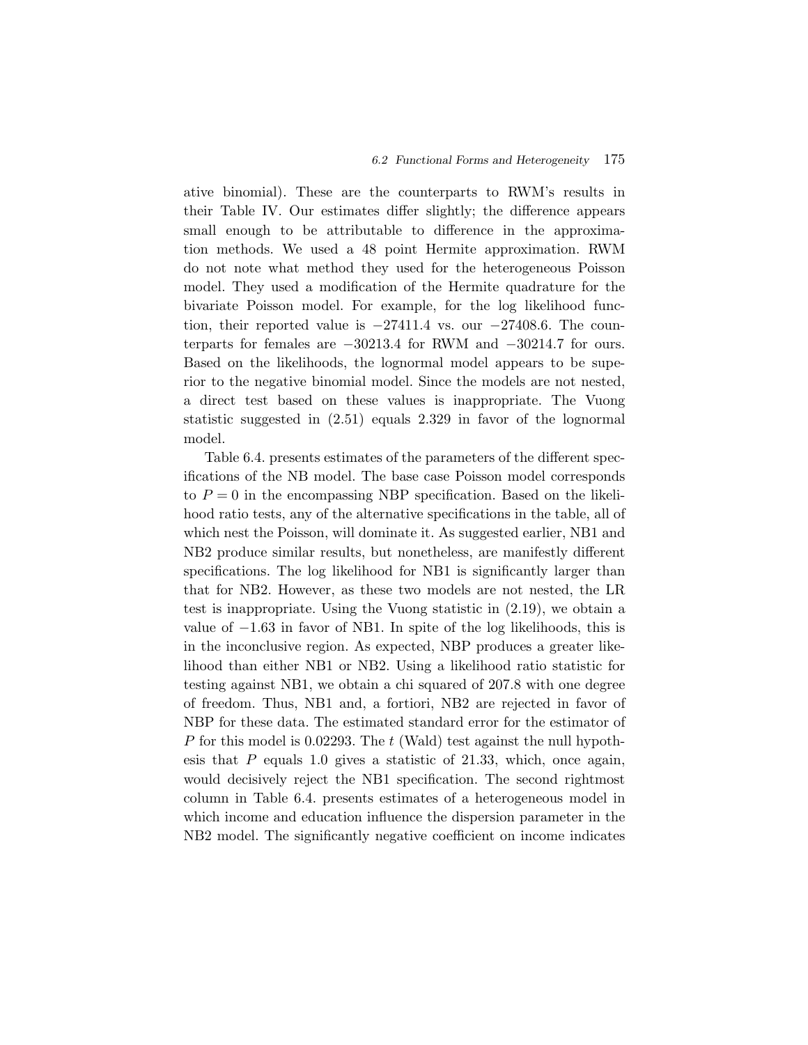ative binomial). These are the counterparts to RWM's results in their Table IV. Our estimates differ slightly; the difference appears small enough to be attributable to difference in the approximation methods. We used a 48 point Hermite approximation. RWM do not note what method they used for the heterogeneous Poisson model. They used a modification of the Hermite quadrature for the bivariate Poisson model. For example, for the log likelihood function, their reported value is $-27411.4$ vs. our $-27408.6$. The counterparts for females are $-30213.4$ for RWM and $-30214.7$ for ours. Based on the likelihoods, the lognormal model appears to be superior to the negative binomial model. Since the models are not nested, a direct test based on these values is inappropriate. The Vuong statistic suggested in (2.51) equals 2.329 in favor of the lognormal model.

Table 6.4. presents estimates of the parameters of the different specifications of the NB model. The base case Poisson model corresponds to $P = 0$ in the encompassing NBP specification. Based on the likelihood ratio tests, any of the alternative specifications in the table, all of which nest the Poisson, will dominate it. As suggested earlier, NB1 and NB2 produce similar results, but nonetheless, are manifestly different specifications. The log likelihood for NB1 is significantly larger than that for NB2. However, as these two models are not nested, the LR test is inappropriate. Using the Vuong statistic in (2.19), we obtain a value of $-1.63$ in favor of NB1. In spite of the log likelihoods, this is in the inconclusive region. As expected, NBP produces a greater likelihood than either NB1 or NB2. Using a likelihood ratio statistic for testing against NB1, we obtain a chi squared of 207.8 with one degree of freedom. Thus, NB1 and, a fortiori, NB2 are rejected in favor of NBP for these data. The estimated standard error for the estimator of $P$ for this model is 0.02293. The $t$ (Wald) test against the null hypothesis that $P$ equals 1.0 gives a statistic of 21.33, which, once again, would decisively reject the NB1 specification. The second rightmost column in Table 6.4. presents estimates of a heterogeneous model in which income and education influence the dispersion parameter in the NB2 model. The significantly negative coefficient on income indicates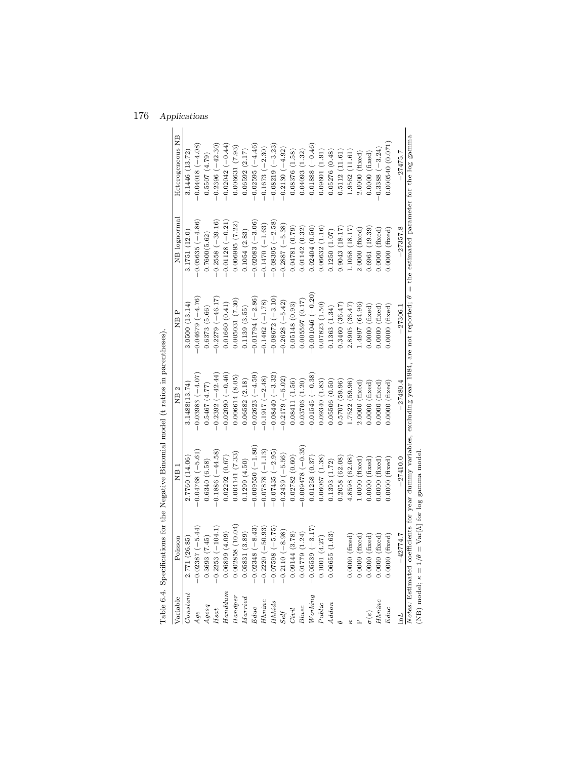Table 6.4. Specifications for the Negative Binomial model ($t$ ratios in parentheses).

| Variable | Poisson | NB 1 | NB 2 | NB P | NB lognormal | Heterogeneous NB |
|---|---|---|---|---|---|---|
| *Constant* | 2.771 (26.85) | 2.7760 (14.06) | 3.1488(13.74) | 3.0500 (13.14) | 3.1751 (12.0) | 3.1446 (13.72) |
| *Age* | −0.02387 (−5.44) | −0.04768 (−5.61) | −0.03983 (−4.07) | −0.04679 (−4.76) | −0.05635 (−4.86) | −0.04018 (−4.08) |
| *Agesq* | 0.3693 (7.45) | 0.6340 (6.58) | 0.5467 (4.77) | 0.6373 (5.66) | 0.7600(5.62) | 0.5507 (4.79) |
| *Hsat* | −0.2253 (−104.1) | −0.1886 (−44.58) | −0.2392 (−42.44) | −0.2279 (−46.17) | −0.2558 (−39.16) | −0.2396 (−42.30) |
| *Handdum* | 0.06899 (4.09) | 0.02292 (0.67) | −0.02090 (−0.46) | 0.01660 (0.41) | −0.01128 (−0.21) | −0.02042 (−0.44) |
| *Handper* | 0.002858 (10.04) | 0.004141 (7.33) | 0.006614 (8.05) | 0.005031 (7.30) | 0.006995 (7.22) | 0.006631 (7.93) |
| *Married* | 0.05831 (3.89) | 0.1299 (4.50) | 0.06582 (2.18) | 0.1139 (3.55) | 0.1054 (2.83) | 0.06592 (2.17) |
| *Educ* | −0.02348 (−8.43) | −0.009550 (−1.80) | −0.02623 (−4.59) | −0.01794 (−2.86) | −0.02083 (−3.06) | −0.02595 (−4.46) |
| *Hhninc* | −0.2220 (−50.93) | −0.07878 (−1.13) | −0.1917 (−2.48) | −0.1462 (−1.78) | −0.1470 (−1.63) | −0.1673 (−2.30) |
| *Hhkids* | −0.07598 (−5.75) | −0.07435 (−2.95) | −0.08440 (−3.32) | −0.08672 (−3.10) | −0.08395 (−2.58) | −0.08219 (−3.23) |
| *Self* | −0.2110 (−8.98) | −0.2439 (−5.56) | −0.2179 (−5.02) | −0.2628 (−5.42) | −0.2887 (−5.38) | −0.2130 (−4.92) |
| *Civil* | 0.09144 (3.78) | 0.02782 (0.60) | 0.08411 (1.56) | 0.05148 (0.93) | 0.04781 (0.79) | 0.08376 (1.58) |
| *Bluec* | 0.01779 (1.24) | −0.009478 (−0.35) | 0.03706 (1.20) | 0.005597 (0.17) | 0.01142 (0.32) | 0.04093 (1.32) |
| *Working* | −0.05539 (−3.17) | 0.01258 (0.37) | −0.01545 (−0.38) | −0.001046 (−0.20) | 0.02404 (0.50) | −0.01888 (−0.46) |
| *Public* | 0.1001 (4.27) | 0.06067 (1.38) | 0.09340 (1.83) | 0.07823 (1.50) | 0.06632 (1.16) | 0.09601 (1.91) |
| *Addon* | 0.06655 (1.63) | 0.1393 (1.72) | 0.05506 (0.50) | 0.1363 (1.34) | 0.1250 (1.07) | 0.05276 (0.48) |
| $\theta$ | | 0.2058 (62.08) | 0.5707 (59.96) | 0.3460 (36.47) | 0.9043 (18.17) | 0.5112 (11.61) |
| $\kappa$ | 0.0000 (fixed) | 4.8598 (62.08) | 1.7522 (59.96) | 2.8905 (36.47) | 1.1058 (18.17) | 1.9562 (11.61) |
| P | 0.0000 (fixed) | 1.0000 (fixed) | 2.0000 (fixed) | 1.4897 (64.96) | 2.0000 (fixed) | 2.0000 (fixed) |
| $\sigma(\varepsilon)$ | 0.0000 (fixed) | 0.0000 (fixed) | 0.0000 (fixed) | 0.0000 (fixed) | 0.6961 (19.39) | 0.0000 (fixed) |
| *Hhninc* | 0.0000 (fixed) | 0.0000 (fixed) | 0.0000 (fixed) | 0.0000 (fixed) | 0.0000 (fixed) | −0.3388 (−3.24) |
| *Educ* | 0.0000 (fixed) | 0.0000 (fixed) | 0.0000 (fixed) | 0.0000 (fixed) | 0.0000 (fixed) | 0.000540 (0.071) |
| ln*L* | −42774.7 | −27410.0 | −27480.4 | −27306.1 | −27357.8 | −27475.7 |

*Notes*: Estimated coefficients for year dummy variables, excluding year 1984, are not reported; $\theta$ = the estimated parameter for the log gamma (NB) model; $\kappa = 1/\theta = \text{Var}[h]$ for log gamma model.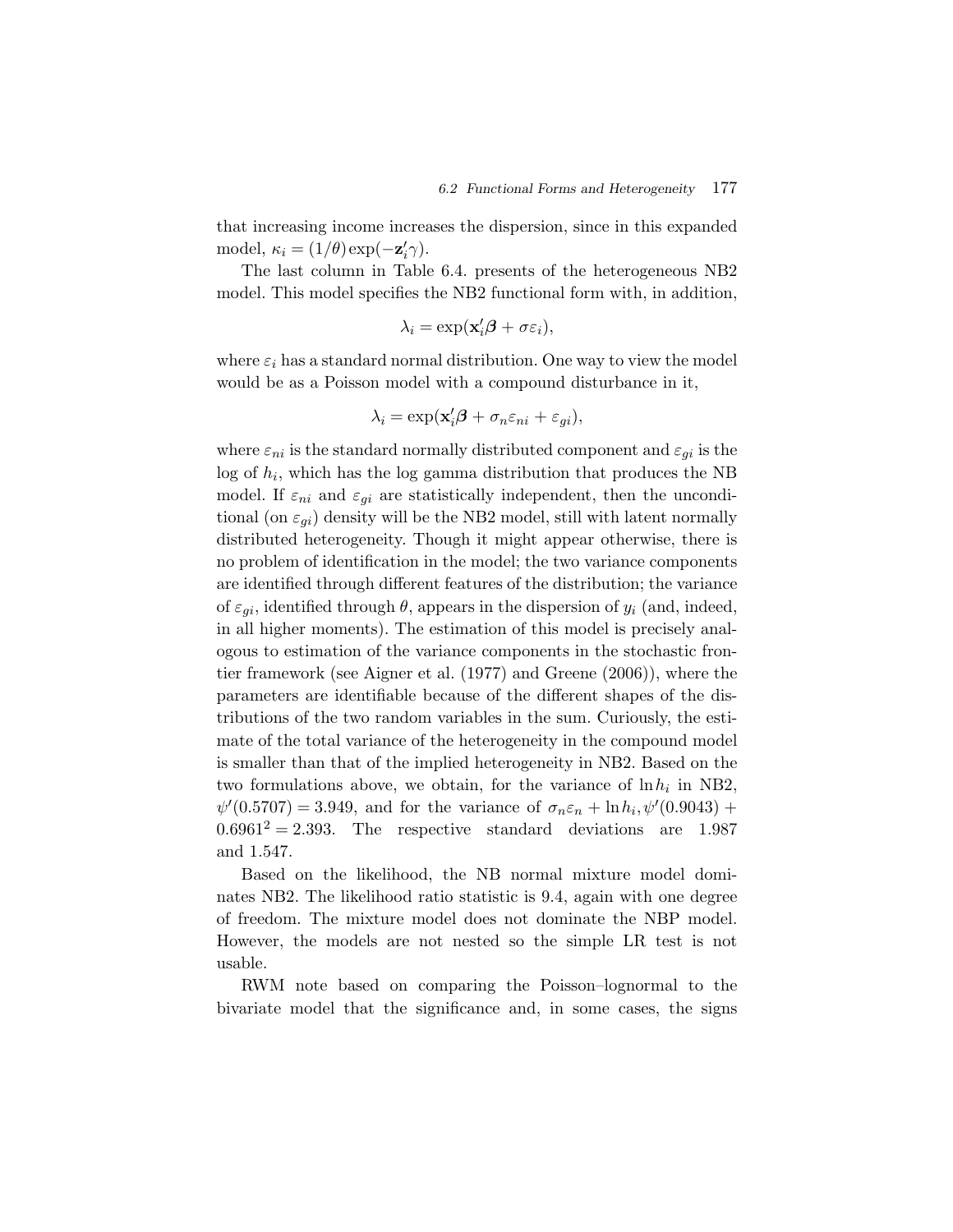that increasing income increases the dispersion, since in this expanded model, $\kappa_i = (1/\theta)\exp(-\mathbf{z}_i'\gamma)$.

The last column in Table 6.4. presents of the heterogeneous NB2 model. This model specifies the NB2 functional form with, in addition,

$$\lambda_i = \exp(\mathbf{x}_i'\boldsymbol{\beta} + \sigma\varepsilon_i),$$

where $\varepsilon_i$ has a standard normal distribution. One way to view the model would be as a Poisson model with a compound disturbance in it,

$$\lambda_i = \exp(\mathbf{x}_i'\boldsymbol{\beta} + \sigma_n\varepsilon_{ni} + \varepsilon_{gi}),$$

where $\varepsilon_{ni}$ is the standard normally distributed component and $\varepsilon_{gi}$ is the log of $h_i$, which has the log gamma distribution that produces the NB model. If $\varepsilon_{ni}$ and $\varepsilon_{gi}$ are statistically independent, then the unconditional (on $\varepsilon_{gi}$) density will be the NB2 model, still with latent normally distributed heterogeneity. Though it might appear otherwise, there is no problem of identification in the model; the two variance components are identified through different features of the distribution; the variance of $\varepsilon_{gi}$, identified through $\theta$, appears in the dispersion of $y_i$ (and, indeed, in all higher moments). The estimation of this model is precisely analogous to estimation of the variance components in the stochastic frontier framework (see Aigner et al. (1977) and Greene (2006)), where the parameters are identifiable because of the different shapes of the distributions of the two random variables in the sum. Curiously, the estimate of the total variance of the heterogeneity in the compound model is smaller than that of the implied heterogeneity in NB2. Based on the two formulations above, we obtain, for the variance of $\ln h_i$ in NB2, $\psi'(0.5707) = 3.949$, and for the variance of $\sigma_n\varepsilon_n + \ln h_i, \psi'(0.9043) + 0.6961^2 = 2.393$. The respective standard deviations are 1.987 and 1.547.

Based on the likelihood, the NB normal mixture model dominates NB2. The likelihood ratio statistic is 9.4, again with one degree of freedom. The mixture model does not dominate the NBP model. However, the models are not nested so the simple LR test is not usable.

RWM note based on comparing the Poisson–lognormal to the bivariate model that the significance and, in some cases, the signs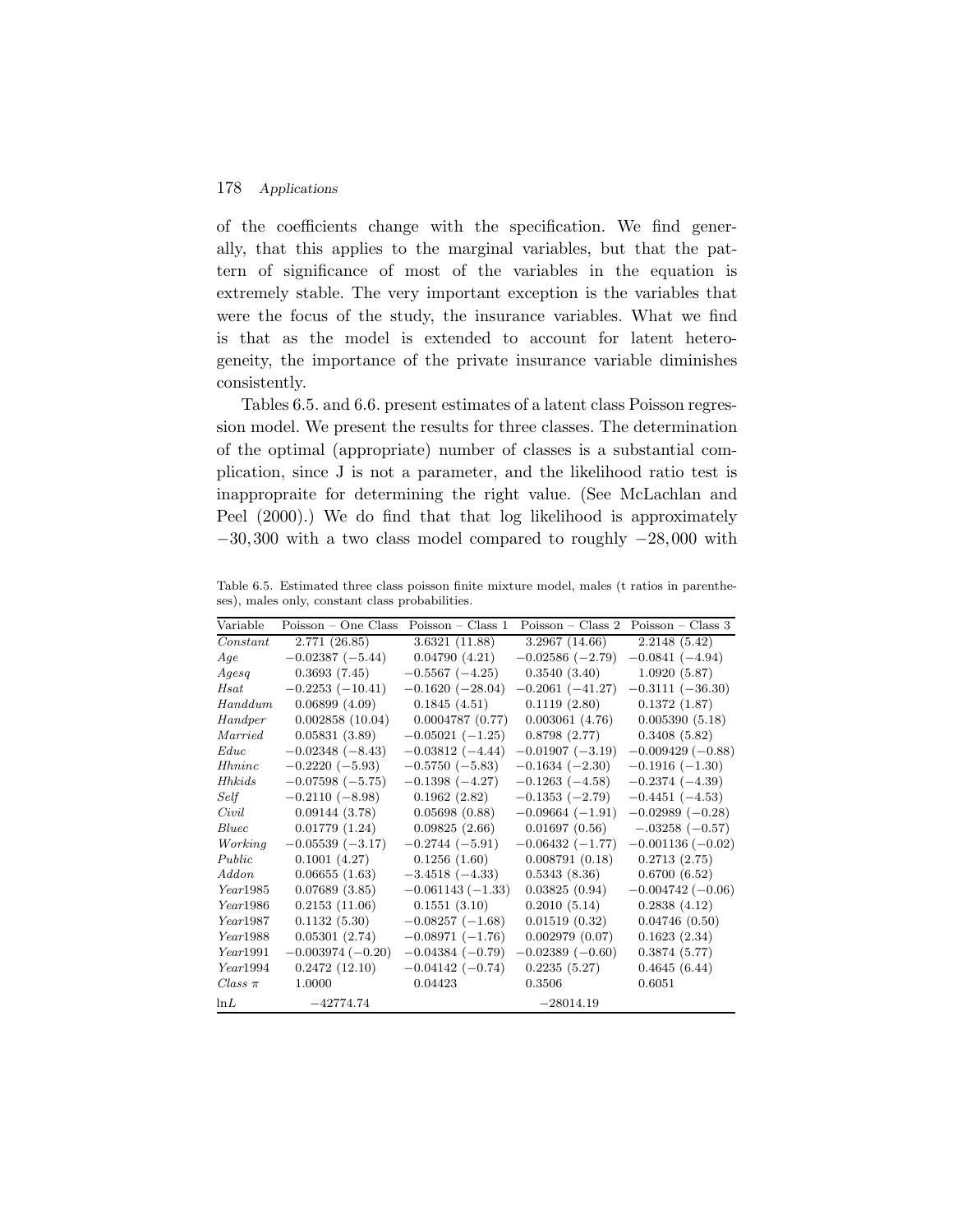of the coefficients change with the specification. We find generally, that this applies to the marginal variables, but that the pattern of significance of most of the variables in the equation is extremely stable. The very important exception is the variables that were the focus of the study, the insurance variables. What we find is that as the model is extended to account for latent heterogeneity, the importance of the private insurance variable diminishes consistently.

Tables 6.5. and 6.6. present estimates of a latent class Poisson regression model. We present the results for three classes. The determination of the optimal (appropriate) number of classes is a substantial complication, since J is not a parameter, and the likelihood ratio test is inappropraite for determining the right value. (See McLachlan and Peel (2000).) We do find that that log likelihood is approximately $-30,300$ with a two class model compared to roughly $-28,000$ with

Table 6.5. Estimated three class poisson finite mixture model, males (t ratios in parentheses), males only, constant class probabilities.

| Variable | Poisson – One Class | Poisson – Class 1 | Poisson – Class 2 | Poisson – Class 3 |
|---|---|---|---|---|
| *Constant* | 2.771 (26.85) | 3.6321 (11.88) | 3.2967 (14.66) | 2.2148 (5.42) |
| *Age* | −0.02387 (−5.44) | 0.04790 (4.21) | −0.02586 (−2.79) | −0.0841 (−4.94) |
| *Agesq* | 0.3693 (7.45) | −0.5567 (−4.25) | 0.3540 (3.40) | 1.0920 (5.87) |
| *Hsat* | −0.2253 (−10.41) | −0.1620 (−28.04) | −0.2061 (−41.27) | −0.3111 (−36.30) |
| *Handdum* | 0.06899 (4.09) | 0.1845 (4.51) | 0.1119 (2.80) | 0.1372 (1.87) |
| *Handper* | 0.002858 (10.04) | 0.0004787 (0.77) | 0.003061 (4.76) | 0.005390 (5.18) |
| *Married* | 0.05831 (3.89) | −0.05021 (−1.25) | 0.8798 (2.77) | 0.3408 (5.82) |
| *Educ* | −0.02348 (−8.43) | −0.03812 (−4.44) | −0.01907 (−3.19) | −0.009429 (−0.88) |
| *Hhninc* | −0.2220 (−5.93) | −0.5750 (−5.83) | −0.1634 (−2.30) | −0.1916 (−1.30) |
| *Hhkids* | −0.07598 (−5.75) | −0.1398 (−4.27) | −0.1263 (−4.58) | −0.2374 (−4.39) |
| *Self* | −0.2110 (−8.98) | 0.1962 (2.82) | −0.1353 (−2.79) | −0.4451 (−4.53) |
| *Civil* | 0.09144 (3.78) | 0.05698 (0.88) | −0.09664 (−1.91) | −0.02989 (−0.28) |
| *Bluec* | 0.01779 (1.24) | 0.09825 (2.66) | 0.01697 (0.56) | −.03258 (−0.57) |
| *Working* | −0.05539 (−3.17) | −0.2744 (−5.91) | −0.06432 (−1.77) | −0.001136 (−0.02) |
| *Public* | 0.1001 (4.27) | 0.1256 (1.60) | 0.008791 (0.18) | 0.2713 (2.75) |
| *Addon* | 0.06655 (1.63) | −3.4518 (−4.33) | 0.5343 (8.36) | 0.6700 (6.52) |
| *Year*1985 | 0.07689 (3.85) | −0.061143 (−1.33) | 0.03825 (0.94) | −0.004742 (−0.06) |
| *Year*1986 | 0.2153 (11.06) | 0.1551 (3.10) | 0.2010 (5.14) | 0.2838 (4.12) |
| *Year*1987 | 0.1132 (5.30) | −0.08257 (−1.68) | 0.01519 (0.32) | 0.04746 (0.50) |
| *Year*1988 | 0.05301 (2.74) | −0.08971 (−1.76) | 0.002979 (0.07) | 0.1623 (2.34) |
| *Year*1991 | −0.003974 (−0.20) | −0.04384 (−0.79) | −0.02389 (−0.60) | 0.3874 (5.77) |
| *Year*1994 | 0.2472 (12.10) | −0.04142 (−0.74) | 0.2235 (5.27) | 0.4645 (6.44) |
| *Class* $\pi$ | 1.0000 | 0.04423 | 0.3506 | 0.6051 |
| ln*L* | −42774.74 | | −28014.19 | |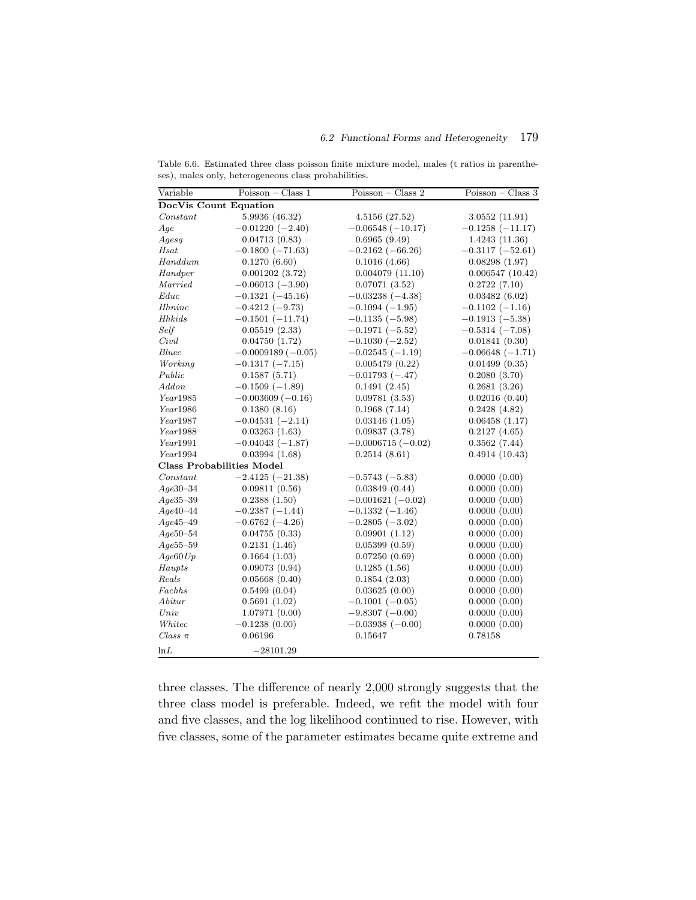Table 6.6. Estimated three class poisson finite mixture model, males (t ratios in parentheses), males only, heterogeneous class probabilities.

| Variable | Poisson – Class 1 | Poisson – Class 2 | Poisson – Class 3 |
|---|---|---|---|
| **DocVis Count Equation** | | | |
| *Constant* | 5.9936 (46.32) | 4.5156 (27.52) | 3.0552 (11.91) |
| *Age* | −0.01220 (−2.40) | −0.06548 (−10.17) | −0.1258 (−11.17) |
| *Agesq* | 0.04713 (0.83) | 0.6965 (9.49) | 1.4243 (11.36) |
| *Hsat* | −0.1800 (−71.63) | −0.2162 (−66.26) | −0.3117 (−52.61) |
| *Handdum* | 0.1270 (6.60) | 0.1016 (4.66) | 0.08298 (1.97) |
| *Handper* | 0.001202 (3.72) | 0.004079 (11.10) | 0.006547 (10.42) |
| *Married* | −0.06013 (−3.90) | 0.07071 (3.52) | 0.2722 (7.10) |
| *Educ* | −0.1321 (−45.16) | −0.03238 (−4.38) | 0.03482 (6.02) |
| *Hhninc* | −0.4212 (−9.73) | −0.1094 (−1.95) | −0.1102 (−1.16) |
| *Hhkids* | −0.1501 (−11.74) | −0.1135 (−5.98) | −0.1913 (−5.38) |
| *Self* | 0.05519 (2.33) | −0.1971 (−5.52) | −0.5314 (−7.08) |
| *Civil* | 0.04750 (1.72) | −0.1030 (−2.52) | 0.01841 (0.30) |
| *Bluec* | −0.0009189 (−0.05) | −0.02545 (−1.19) | −0.06648 (−1.71) |
| *Working* | −0.1317 (−7.15) | 0.005479 (0.22) | 0.01499 (0.35) |
| *Public* | 0.1587 (5.71) | −0.01793 (−.47) | 0.2080 (3.70) |
| *Addon* | −0.1509 (−1.89) | 0.1491 (2.45) | 0.2681 (3.26) |
| *Year*1985 | −0.003609 (−0.16) | 0.09781 (3.53) | 0.02016 (0.40) |
| *Year*1986 | 0.1380 (8.16) | 0.1968 (7.14) | 0.2428 (4.82) |
| *Year*1987 | −0.04531 (−2.14) | 0.03146 (1.05) | 0.06458 (1.17) |
| *Year*1988 | 0.03263 (1.63) | 0.09837 (3.78) | 0.2127 (4.65) |
| *Year*1991 | −0.04043 (−1.87) | −0.0006715 (−0.02) | 0.3562 (7.44) |
| *Year*1994 | 0.03994 (1.68) | 0.2514 (8.61) | 0.4914 (10.43) |
| **Class Probabilities Model** | | | |
| *Constant* | −2.4125 (−21.38) | −0.5743 (−5.83) | 0.0000 (0.00) |
| *Age*30–34 | 0.09811 (0.56) | 0.03849 (0.44) | 0.0000 (0.00) |
| *Age*35–39 | 0.2388 (1.50) | −0.001621 (−0.02) | 0.0000 (0.00) |
| *Age*40–44 | −0.2387 (−1.44) | −0.1332 (−1.46) | 0.0000 (0.00) |
| *Age*45–49 | −0.6762 (−4.26) | −0.2805 (−3.02) | 0.0000 (0.00) |
| *Age*50–54 | 0.04755 (0.33) | 0.09901 (1.12) | 0.0000 (0.00) |
| *Age*55–59 | 0.2131 (1.46) | 0.05399 (0.59) | 0.0000 (0.00) |
| *Age*60*Up* | 0.1664 (1.03) | 0.07250 (0.69) | 0.0000 (0.00) |
| *Haupts* | 0.09073 (0.94) | 0.1285 (1.56) | 0.0000 (0.00) |
| *Reals* | 0.05668 (0.40) | 0.1854 (2.03) | 0.0000 (0.00) |
| *Fachhs* | 0.5499 (0.04) | 0.03625 (0.00) | 0.0000 (0.00) |
| *Abitur* | 0.5691 (1.02) | −0.1001 (−0.05) | 0.0000 (0.00) |
| *Univ* | 1.07971 (0.00) | −9.8307 (−0.00) | 0.0000 (0.00) |
| *Whitec* | −0.1238 (0.00) | −0.03938 (−0.00) | 0.0000 (0.00) |
| *Class* $\pi$ | 0.06196 | 0.15647 | 0.78158 |
| ln*L* | −28101.29 | | |

three classes. The difference of nearly 2,000 strongly suggests that the three class model is preferable. Indeed, we refit the model with four and five classes, and the log likelihood continued to rise. However, with five classes, some of the parameter estimates became quite extreme and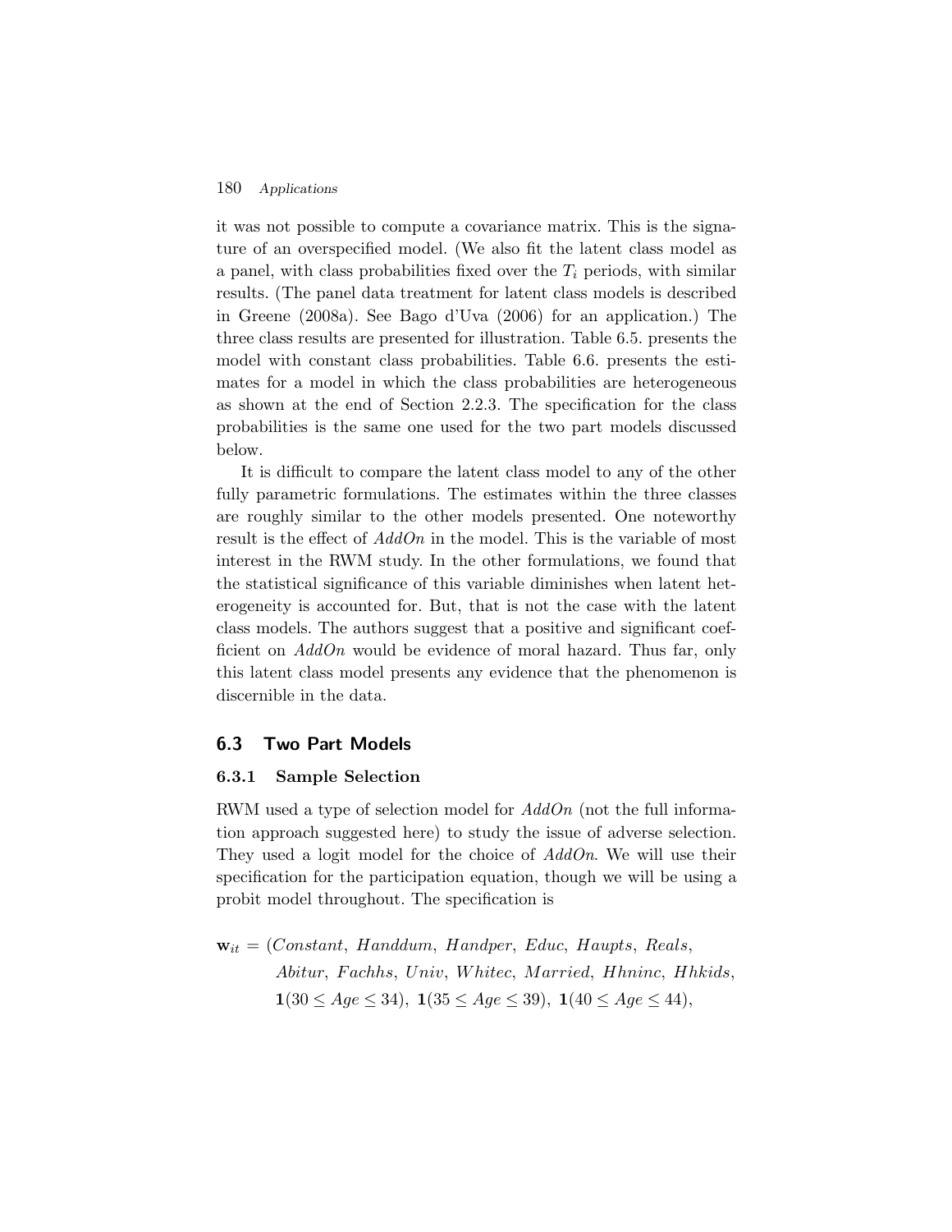it was not possible to compute a covariance matrix. This is the signature of an overspecified model. (We also fit the latent class model as a panel, with class probabilities fixed over the $T_i$ periods, with similar results. (The panel data treatment for latent class models is described in Greene (2008a). See Bago d'Uva (2006) for an application.) The three class results are presented for illustration. Table 6.5. presents the model with constant class probabilities. Table 6.6. presents the estimates for a model in which the class probabilities are heterogeneous as shown at the end of Section 2.2.3. The specification for the class probabilities is the same one used for the two part models discussed below.

It is difficult to compare the latent class model to any of the other fully parametric formulations. The estimates within the three classes are roughly similar to the other models presented. One noteworthy result is the effect of *AddOn* in the model. This is the variable of most interest in the RWM study. In the other formulations, we found that the statistical significance of this variable diminishes when latent heterogeneity is accounted for. But, that is not the case with the latent class models. The authors suggest that a positive and significant coefficient on *AddOn* would be evidence of moral hazard. Thus far, only this latent class model presents any evidence that the phenomenon is discernible in the data.

## 6.3 Two Part Models

### 6.3.1 Sample Selection

RWM used a type of selection model for *AddOn* (not the full information approach suggested here) to study the issue of adverse selection. They used a logit model for the choice of *AddOn*. We will use their specification for the participation equation, though we will be using a probit model throughout. The specification is

$$
\begin{aligned}
\mathbf{w}_{it} = (&Constant,\ Handdum,\ Handper,\ Educ,\ Haupts,\ Reals,\\
&Abitur,\ Fachhs,\ Univ,\ Whitec,\ Married,\ Hhninc,\ Hhkids,\\
&\mathbf{1}(30 \leq Age \leq 34),\ \mathbf{1}(35 \leq Age \leq 39),\ \mathbf{1}(40 \leq Age \leq 44),
\end{aligned}
$$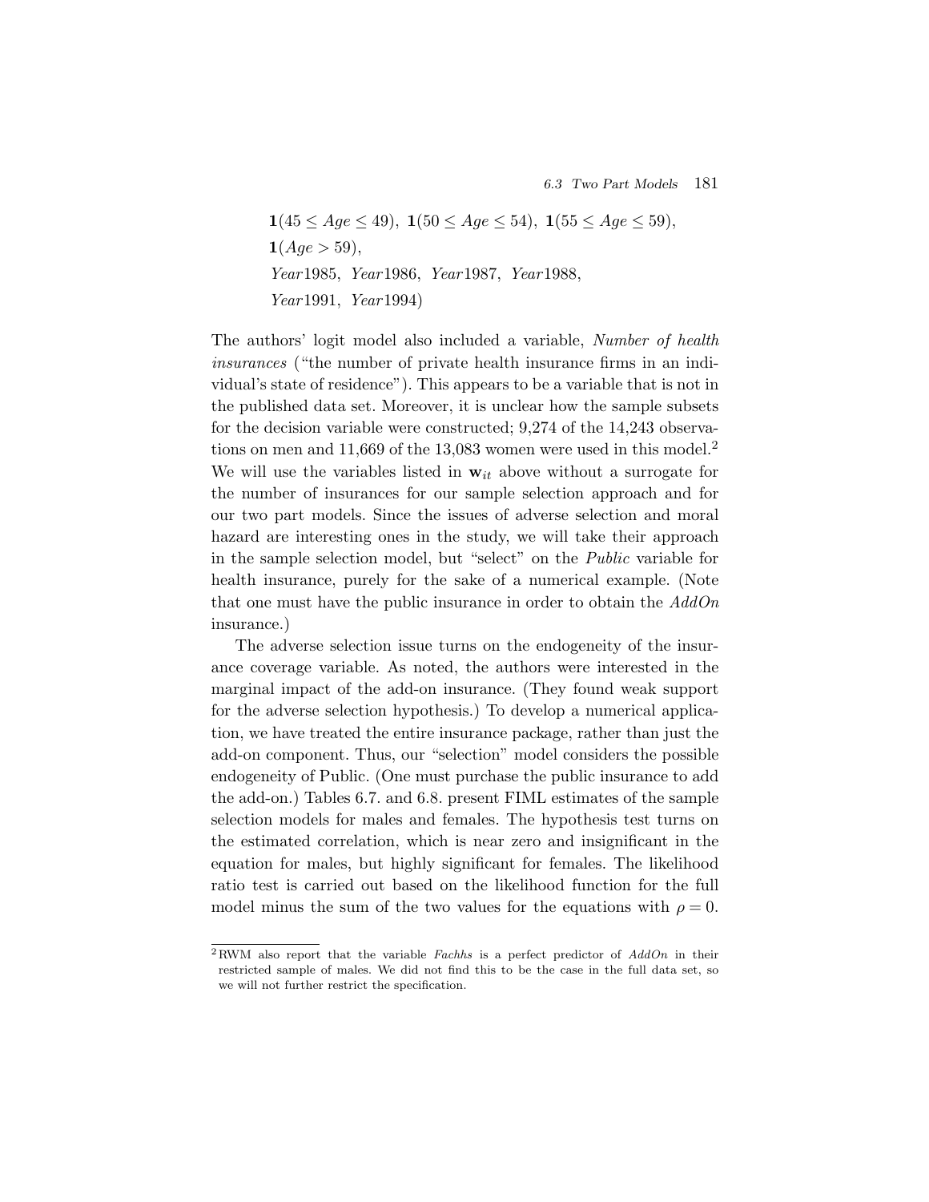$$\mathbf{1}(45 \leq Age \leq 49),\ \mathbf{1}(50 \leq Age \leq 54),\ \mathbf{1}(55 \leq Age \leq 59),$$
$$\mathbf{1}(Age > 59),$$
$$Year1985,\ Year1986,\ Year1987,\ Year1988,$$
$$Year1991,\ Year1994)$$

The authors' logit model also included a variable, *Number of health insurances* ("the number of private health insurance firms in an individual's state of residence"). This appears to be a variable that is not in the published data set. Moreover, it is unclear how the sample subsets for the decision variable were constructed; 9,274 of the 14,243 observations on men and 11,669 of the 13,083 women were used in this model.[2] We will use the variables listed in $\mathbf{w}_{it}$ above without a surrogate for the number of insurances for our sample selection approach and for our two part models. Since the issues of adverse selection and moral hazard are interesting ones in the study, we will take their approach in the sample selection model, but "select" on the *Public* variable for health insurance, purely for the sake of a numerical example. (Note that one must have the public insurance in order to obtain the *AddOn* insurance.)

The adverse selection issue turns on the endogeneity of the insurance coverage variable. As noted, the authors were interested in the marginal impact of the add-on insurance. (They found weak support for the adverse selection hypothesis.) To develop a numerical application, we have treated the entire insurance package, rather than just the add-on component. Thus, our "selection" model considers the possible endogeneity of Public. (One must purchase the public insurance to add the add-on.) Tables 6.7. and 6.8. present FIML estimates of the sample selection models for males and females. The hypothesis test turns on the estimated correlation, which is near zero and insignificant in the equation for males, but highly significant for females. The likelihood ratio test is carried out based on the likelihood function for the full model minus the sum of the two values for the equations with $\rho = 0$.

[2] RWM also report that the variable *Fachhs* is a perfect predictor of *AddOn* in their restricted sample of males. We did not find this to be the case in the full data set, so we will not further restrict the specification.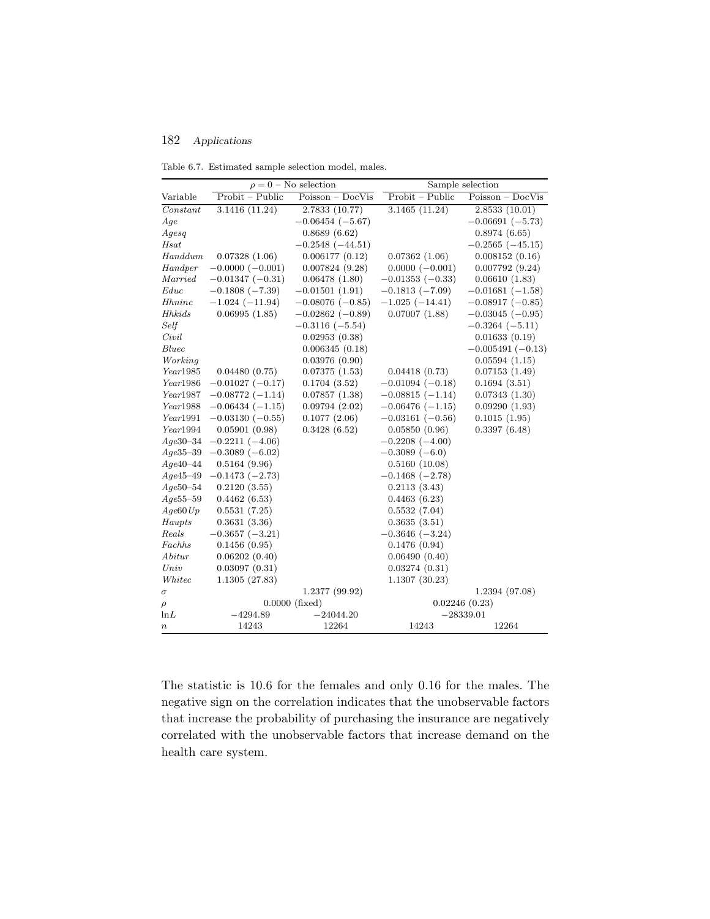Table 6.7. Estimated sample selection model, males.

| | $\rho = 0$ – No selection | | Sample selection | |
|---|---|---|---|---|
| Variable | Probit – Public | Poisson – DocVis | Probit – Public | Poisson – DocVis |
| *Constant* | 3.1416 (11.24) | 2.7833 (10.77) | 3.1465 (11.24) | 2.8533 (10.01) |
| *Age* | | $-0.06454$ ($-5.67$) | | $-0.06691$ ($-5.73$) |
| *Agesq* | | 0.8689 (6.62) | | 0.8974 (6.65) |
| *Hsat* | | $-0.2548$ ($-44.51$) | | $-0.2565$ ($-45.15$) |
| *Handdum* | 0.07328 (1.06) | 0.006177 (0.12) | 0.07362 (1.06) | 0.008152 (0.16) |
| *Handper* | $-0.0000$ ($-0.001$) | 0.007824 (9.28) | 0.0000 ($-0.001$) | 0.007792 (9.24) |
| *Married* | $-0.01347$ ($-0.31$) | 0.06478 (1.80) | $-0.01353$ ($-0.33$) | 0.06610 (1.83) |
| *Educ* | $-0.1808$ ($-7.39$) | $-0.01501$ (1.91) | $-0.1813$ ($-7.09$) | $-0.01681$ ($-1.58$) |
| *Hhninc* | $-1.024$ ($-11.94$) | $-0.08076$ ($-0.85$) | $-1.025$ ($-14.41$) | $-0.08917$ ($-0.85$) |
| *Hhkids* | 0.06995 (1.85) | $-0.02862$ ($-0.89$) | 0.07007 (1.88) | $-0.03045$ ($-0.95$) |
| *Self* | | $-0.3116$ ($-5.54$) | | $-0.3264$ ($-5.11$) |
| *Civil* | | 0.02953 (0.38) | | 0.01633 (0.19) |
| *Bluec* | | 0.006345 (0.18) | | $-0.005491$ ($-0.13$) |
| *Working* | | 0.03976 (0.90) | | 0.05594 (1.15) |
| *Year*1985 | 0.04480 (0.75) | 0.07375 (1.53) | 0.04418 (0.73) | 0.07153 (1.49) |
| *Year*1986 | $-0.01027$ ($-0.17$) | 0.1704 (3.52) | $-0.01094$ ($-0.18$) | 0.1694 (3.51) |
| *Year*1987 | $-0.08772$ ($-1.14$) | 0.07857 (1.38) | $-0.08815$ ($-1.14$) | 0.07343 (1.30) |
| *Year*1988 | $-0.06434$ ($-1.15$) | 0.09794 (2.02) | $-0.06476$ ($-1.15$) | 0.09290 (1.93) |
| *Year*1991 | $-0.03130$ ($-0.55$) | 0.1077 (2.06) | $-0.03161$ ($-0.56$) | 0.1015 (1.95) |
| *Year*1994 | 0.05901 (0.98) | 0.3428 (6.52) | 0.05850 (0.96) | 0.3397 (6.48) |
| *Age*30–34 | $-0.2211$ ($-4.06$) | | $-0.2208$ ($-4.00$) | |
| *Age*35–39 | $-0.3089$ ($-6.02$) | | $-0.3089$ ($-6.0$) | |
| *Age*40–44 | 0.5164 (9.96) | | 0.5160 (10.08) | |
| *Age*45–49 | $-0.1473$ ($-2.73$) | | $-0.1468$ ($-2.78$) | |
| *Age*50–54 | 0.2120 (3.55) | | 0.2113 (3.43) | |
| *Age*55–59 | 0.4462 (6.53) | | 0.4463 (6.23) | |
| *Age*60*Up* | 0.5531 (7.25) | | 0.5532 (7.04) | |
| *Haupts* | 0.3631 (3.36) | | 0.3635 (3.51) | |
| *Reals* | $-0.3657$ ($-3.21$) | | $-0.3646$ ($-3.24$) | |
| *Fachhs* | 0.1456 (0.95) | | 0.1476 (0.94) | |
| *Abitur* | 0.06202 (0.40) | | 0.06490 (0.40) | |
| *Univ* | 0.03097 (0.31) | | 0.03274 (0.31) | |
| *Whitec* | 1.1305 (27.83) | | 1.1307 (30.23) | |
| $\sigma$ | | 1.2377 (99.92) | | 1.2394 (97.08) |
| $\rho$ | 0.0000 (fixed) | | 0.02246 (0.23) | |
| ln$L$ | $-4294.89$ | $-24044.20$ | $-28339.01$ | |
| $n$ | 14243 | 12264 | 14243 | 12264 |

The statistic is 10.6 for the females and only 0.16 for the males. The negative sign on the correlation indicates that the unobservable factors that increase the probability of purchasing the insurance are negatively correlated with the unobservable factors that increase demand on the health care system.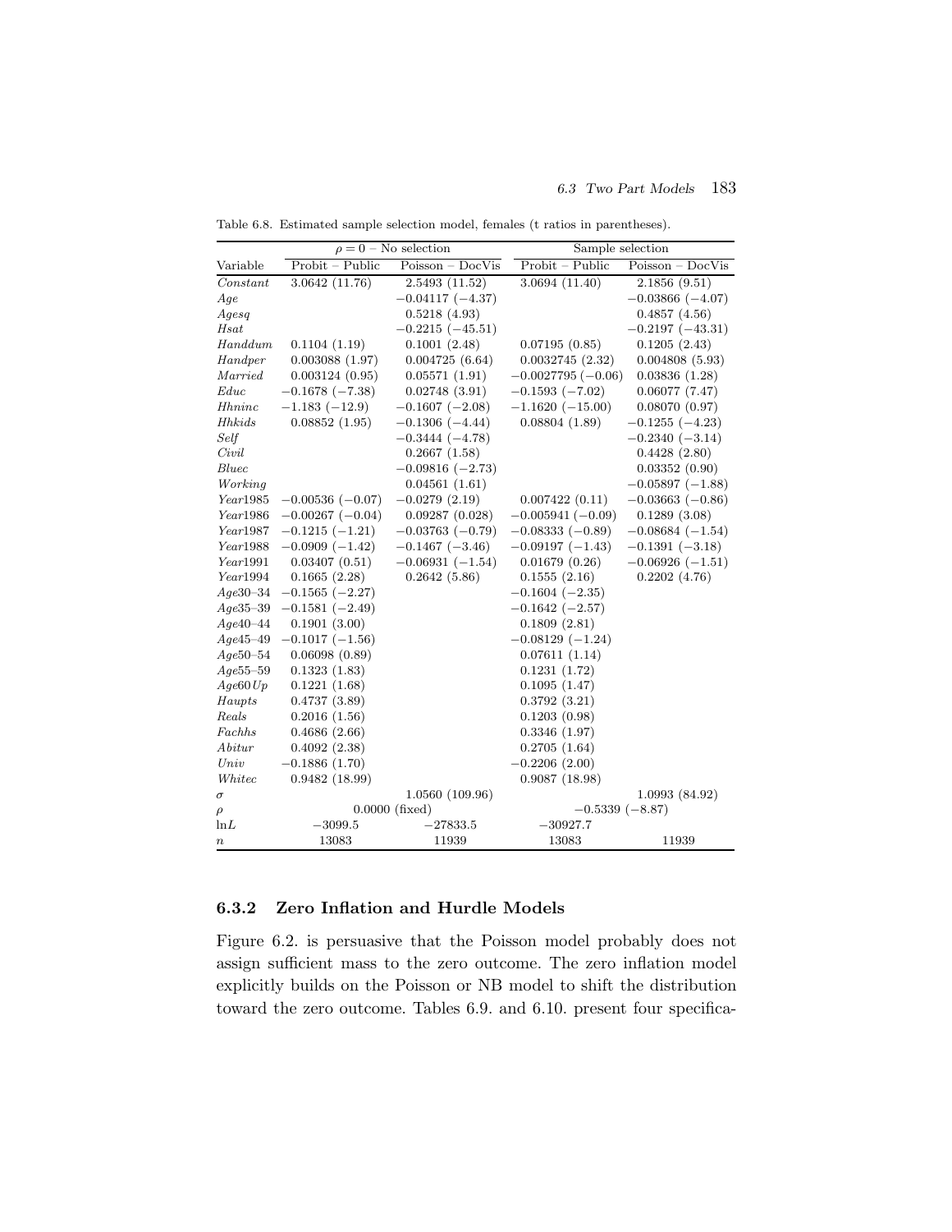Table 6.8. Estimated sample selection model, females (t ratios in parentheses).

| | $\rho = 0$ – No selection | | Sample selection | |
|---|---|---|---|---|
| Variable | Probit – Public | Poisson – DocVis | Probit – Public | Poisson – DocVis |
| *Constant* | 3.0642 (11.76) | 2.5493 (11.52) | 3.0694 (11.40) | 2.1856 (9.51) |
| *Age* | | −0.04117 (−4.37) | | −0.03866 (−4.07) |
| *Agesq* | | 0.5218 (4.93) | | 0.4857 (4.56) |
| *Hsat* | | −0.2215 (−45.51) | | −0.2197 (−43.31) |
| *Handdum* | 0.1104 (1.19) | 0.1001 (2.48) | 0.07195 (0.85) | 0.1205 (2.43) |
| *Handper* | 0.003088 (1.97) | 0.004725 (6.64) | 0.0032745 (2.32) | 0.004808 (5.93) |
| *Married* | 0.003124 (0.95) | 0.05571 (1.91) | −0.0027795 (−0.06) | 0.03836 (1.28) |
| *Educ* | −0.1678 (−7.38) | 0.02748 (3.91) | −0.1593 (−7.02) | 0.06077 (7.47) |
| *Hhninc* | −1.183 (−12.9) | −0.1607 (−2.08) | −1.1620 (−15.00) | 0.08070 (0.97) |
| *Hhkids* | 0.08852 (1.95) | −0.1306 (−4.44) | 0.08804 (1.89) | −0.1255 (−4.23) |
| *Self* | | −0.3444 (−4.78) | | −0.2340 (−3.14) |
| *Civil* | | 0.2667 (1.58) | | 0.4428 (2.80) |
| *Bluec* | | −0.09816 (−2.73) | | 0.03352 (0.90) |
| *Working* | | 0.04561 (1.61) | | −0.05897 (−1.88) |
| *Year*1985 | −0.00536 (−0.07) | −0.0279 (2.19) | 0.007422 (0.11) | −0.03663 (−0.86) |
| *Year*1986 | −0.00267 (−0.04) | 0.09287 (0.028) | −0.005941 (−0.09) | 0.1289 (3.08) |
| *Year*1987 | −0.1215 (−1.21) | −0.03763 (−0.79) | −0.08333 (−0.89) | −0.08684 (−1.54) |
| *Year*1988 | −0.0909 (−1.42) | −0.1467 (−3.46) | −0.09197 (−1.43) | −0.1391 (−3.18) |
| *Year*1991 | 0.03407 (0.51) | −0.06931 (−1.54) | 0.01679 (0.26) | −0.06926 (−1.51) |
| *Year*1994 | 0.1665 (2.28) | 0.2642 (5.86) | 0.1555 (2.16) | 0.2202 (4.76) |
| *Age*30–34 | −0.1565 (−2.27) | | −0.1604 (−2.35) | |
| *Age*35–39 | −0.1581 (−2.49) | | −0.1642 (−2.57) | |
| *Age*40–44 | 0.1901 (3.00) | | 0.1809 (2.81) | |
| *Age*45–49 | −0.1017 (−1.56) | | −0.08129 (−1.24) | |
| *Age*50–54 | 0.06098 (0.89) | | 0.07611 (1.14) | |
| *Age*55–59 | 0.1323 (1.83) | | 0.1231 (1.72) | |
| *Age*60*Up* | 0.1221 (1.68) | | 0.1095 (1.47) | |
| *Haupts* | 0.4737 (3.89) | | 0.3792 (3.21) | |
| *Reals* | 0.2016 (1.56) | | 0.1203 (0.98) | |
| *Fachhs* | 0.4686 (2.66) | | 0.3346 (1.97) | |
| *Abitur* | 0.4092 (2.38) | | 0.2705 (1.64) | |
| *Univ* | −0.1886 (1.70) | | −0.2206 (2.00) | |
| *Whitec* | 0.9482 (18.99) | | 0.9087 (18.98) | |
| $\sigma$ | | 1.0560 (109.96) | | 1.0993 (84.92) |
| $\rho$ | 0.0000 (fixed) | | −0.5339 (−8.87) | |
| ln$L$ | −3099.5 | −27833.5 | −30927.7 | |
| $n$ | 13083 | 11939 | 13083 | 11939 |

### 6.3.2 Zero Inflation and Hurdle Models

Figure 6.2. is persuasive that the Poisson model probably does not assign sufficient mass to the zero outcome. The zero inflation model explicitly builds on the Poisson or NB model to shift the distribution toward the zero outcome. Tables 6.9. and 6.10. present four specifica-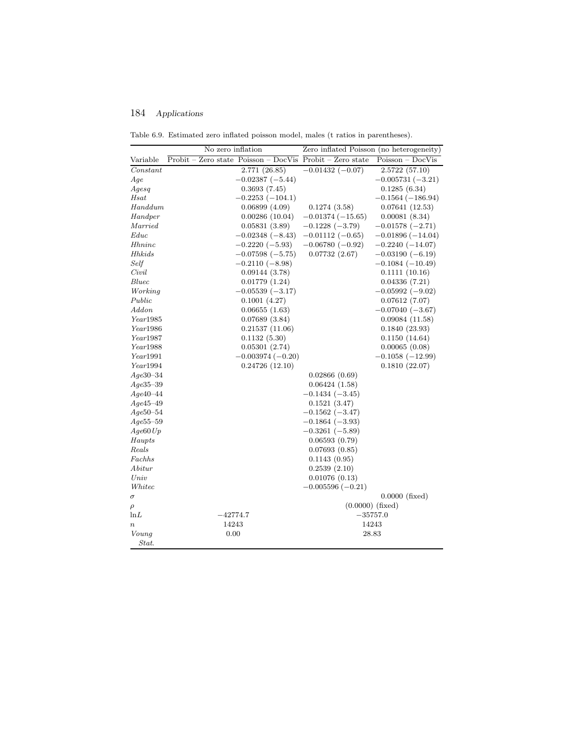Table 6.9. Estimated zero inflated poisson model, males (t ratios in parentheses).

| | No zero inflation | | Zero inflated Poisson (no heterogeneity) | |
|---|---|---|---|---|
| Variable | Probit – Zero state | Poisson – DocVis | Probit – Zero state | Poisson – DocVis |
| *Constant* | | 2.771 (26.85) | −0.01432 (−0.07) | 2.5722 (57.10) |
| *Age* | | −0.02387 (−5.44) | | −0.005731 (−3.21) |
| *Agesq* | | 0.3693 (7.45) | | 0.1285 (6.34) |
| *Hsat* | | −0.2253 (−104.1) | | −0.1564 (−186.94) |
| *Handdum* | | 0.06899 (4.09) | 0.1274 (3.58) | 0.07641 (12.53) |
| *Handper* | | 0.00286 (10.04) | −0.01374 (−15.65) | 0.00081 (8.34) |
| *Married* | | 0.05831 (3.89) | −0.1228 (−3.79) | −0.01578 (−2.71) |
| *Educ* | | −0.02348 (−8.43) | −0.01112 (−0.65) | −0.01896 (−14.04) |
| *Hhninc* | | −0.2220 (−5.93) | −0.06780 (−0.92) | −0.2240 (−14.07) |
| *Hhkids* | | −0.07598 (−5.75) | 0.07732 (2.67) | −0.03190 (−6.19) |
| *Self* | | −0.2110 (−8.98) | | −0.1084 (−10.49) |
| *Civil* | | 0.09144 (3.78) | | 0.1111 (10.16) |
| *Bluec* | | 0.01779 (1.24) | | 0.04336 (7.21) |
| *Working* | | −0.05539 (−3.17) | | −0.05992 (−9.02) |
| *Public* | | 0.1001 (4.27) | | 0.07612 (7.07) |
| *Addon* | | 0.06655 (1.63) | | −0.07040 (−3.67) |
| *Year*1985 | | 0.07689 (3.84) | | 0.09084 (11.58) |
| *Year*1986 | | 0.21537 (11.06) | | 0.1840 (23.93) |
| *Year*1987 | | 0.1132 (5.30) | | 0.1150 (14.64) |
| *Year*1988 | | 0.05301 (2.74) | | 0.00065 (0.08) |
| *Year*1991 | | −0.003974 (−0.20) | | −0.1058 (−12.99) |
| *Year*1994 | | 0.24726 (12.10) | | 0.1810 (22.07) |
| *Age*30–34 | | | 0.02866 (0.69) | |
| *Age*35–39 | | | 0.06424 (1.58) | |
| *Age*40–44 | | | −0.1434 (−3.45) | |
| *Age*45–49 | | | 0.1521 (3.47) | |
| *Age*50–54 | | | −0.1562 (−3.47) | |
| *Age*55–59 | | | −0.1864 (−3.93) | |
| *Age*60*Up* | | | −0.3261 (−5.89) | |
| *Haupts* | | | 0.06593 (0.79) | |
| *Reals* | | | 0.07693 (0.85) | |
| *Fachhs* | | | 0.1143 (0.95) | |
| *Abitur* | | | 0.2539 (2.10) | |
| *Univ* | | | 0.01076 (0.13) | |
| *Whitec* | | | −0.005596 (−0.21) | |
| $\sigma$ | | | | 0.0000 (fixed) |
| $\rho$ | | | (0.0000) (fixed) | |
| ln$L$ | −42774.7 | | −35757.0 | |
| $n$ | 14243 | | 14243 | |
| *Voung Stat.* | 0.00 | | 28.83 | |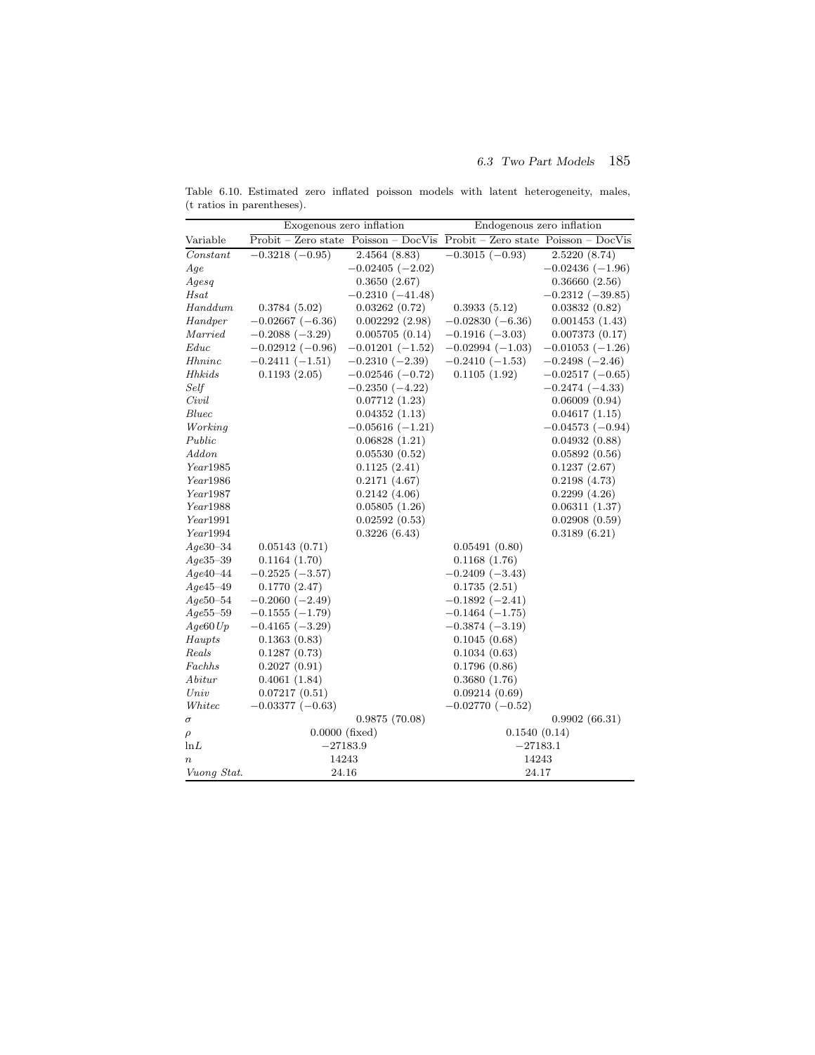Table 6.10. Estimated zero inflated poisson models with latent heterogeneity, males, (t ratios in parentheses).

| | Exogenous zero inflation | | Endogenous zero inflation | |
|---|---|---|---|---|
| Variable | Probit – Zero state | Poisson – DocVis | Probit – Zero state | Poisson – DocVis |
| *Constant* | −0.3218 (−0.95) | 2.4564 (8.83) | −0.3015 (−0.93) | 2.5220 (8.74) |
| *Age* | | −0.02405 (−2.02) | | −0.02436 (−1.96) |
| *Agesq* | | 0.3650 (2.67) | | 0.36660 (2.56) |
| *Hsat* | | −0.2310 (−41.48) | | −0.2312 (−39.85) |
| *Handdum* | 0.3784 (5.02) | 0.03262 (0.72) | 0.3933 (5.12) | 0.03832 (0.82) |
| *Handper* | −0.02667 (−6.36) | 0.002292 (2.98) | −0.02830 (−6.36) | 0.001453 (1.43) |
| *Married* | −0.2088 (−3.29) | 0.005705 (0.14) | −0.1916 (−3.03) | 0.007373 (0.17) |
| *Educ* | −0.02912 (−0.96) | −0.01201 (−1.52) | −0.02994 (−1.03) | −0.01053 (−1.26) |
| *Hhninc* | −0.2411 (−1.51) | −0.2310 (−2.39) | −0.2410 (−1.53) | −0.2498 (−2.46) |
| *Hhkids* | 0.1193 (2.05) | −0.02546 (−0.72) | 0.1105 (1.92) | −0.02517 (−0.65) |
| *Self* | | −0.2350 (−4.22) | | −0.2474 (−4.33) |
| *Civil* | | 0.07712 (1.23) | | 0.06009 (0.94) |
| *Bluec* | | 0.04352 (1.13) | | 0.04617 (1.15) |
| *Working* | | −0.05616 (−1.21) | | −0.04573 (−0.94) |
| *Public* | | 0.06828 (1.21) | | 0.04932 (0.88) |
| *Addon* | | 0.05530 (0.52) | | 0.05892 (0.56) |
| *Year*1985 | | 0.1125 (2.41) | | 0.1237 (2.67) |
| *Year*1986 | | 0.2171 (4.67) | | 0.2198 (4.73) |
| *Year*1987 | | 0.2142 (4.06) | | 0.2299 (4.26) |
| *Year*1988 | | 0.05805 (1.26) | | 0.06311 (1.37) |
| *Year*1991 | | 0.02592 (0.53) | | 0.02908 (0.59) |
| *Year*1994 | | 0.3226 (6.43) | | 0.3189 (6.21) |
| *Age*30–34 | 0.05143 (0.71) | | 0.05491 (0.80) | |
| *Age*35–39 | 0.1164 (1.70) | | 0.1168 (1.76) | |
| *Age*40–44 | −0.2525 (−3.57) | | −0.2409 (−3.43) | |
| *Age*45–49 | 0.1770 (2.47) | | 0.1735 (2.51) | |
| *Age*50–54 | −0.2060 (−2.49) | | −0.1892 (−2.41) | |
| *Age*55–59 | −0.1555 (−1.79) | | −0.1464 (−1.75) | |
| *Age*60*Up* | −0.4165 (−3.29) | | −0.3874 (−3.19) | |
| *Haupts* | 0.1363 (0.83) | | 0.1045 (0.68) | |
| *Reals* | 0.1287 (0.73) | | 0.1034 (0.63) | |
| *Fachhs* | 0.2027 (0.91) | | 0.1796 (0.86) | |
| *Abitur* | 0.4061 (1.84) | | 0.3680 (1.76) | |
| *Univ* | 0.07217 (0.51) | | 0.09214 (0.69) | |
| *Whitec* | −0.03377 (−0.63) | | −0.02770 (−0.52) | |
| $\sigma$ | | 0.9875 (70.08) | | 0.9902 (66.31) |
| $\rho$ | 0.0000 (fixed) | | 0.1540 (0.14) | |
| ln$L$ | −27183.9 | | −27183.1 | |
| $n$ | 14243 | | 14243 | |
| *Vuong Stat.* | 24.16 | | 24.17 | |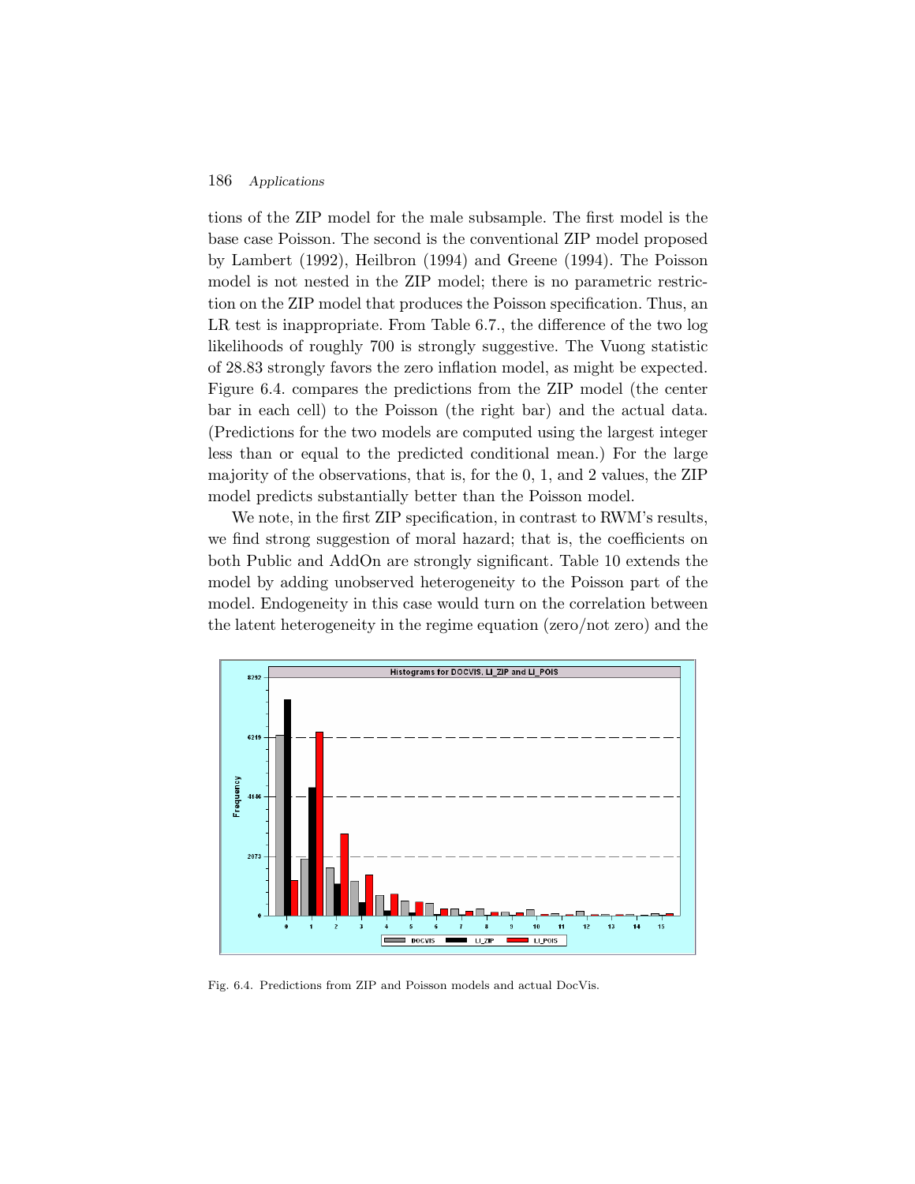tions of the ZIP model for the male subsample. The first model is the base case Poisson. The second is the conventional ZIP model proposed by Lambert (1992), Heilbron (1994) and Greene (1994). The Poisson model is not nested in the ZIP model; there is no parametric restriction on the ZIP model that produces the Poisson specification. Thus, an LR test is inappropriate. From Table 6.7., the difference of the two log likelihoods of roughly 700 is strongly suggestive. The Vuong statistic of 28.83 strongly favors the zero inflation model, as might be expected. Figure 6.4. compares the predictions from the ZIP model (the center bar in each cell) to the Poisson (the right bar) and the actual data. (Predictions for the two models are computed using the largest integer less than or equal to the predicted conditional mean.) For the large majority of the observations, that is, for the 0, 1, and 2 values, the ZIP model predicts substantially better than the Poisson model.

We note, in the first ZIP specification, in contrast to RWM's results, we find strong suggestion of moral hazard; that is, the coefficients on both Public and AddOn are strongly significant. Table 10 extends the model by adding unobserved heterogeneity to the Poisson part of the model. Endogeneity in this case would turn on the correlation between the latent heterogeneity in the regime equation (zero/not zero) and the

Fig. 6.4. Predictions from ZIP and Poisson models and actual DocVis.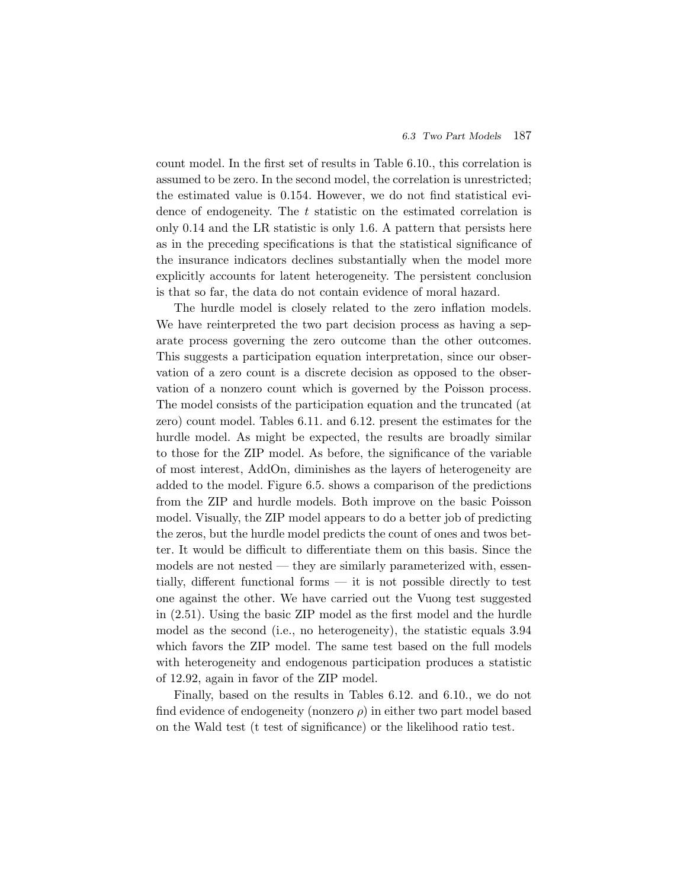count model. In the first set of results in Table 6.10., this correlation is assumed to be zero. In the second model, the correlation is unrestricted; the estimated value is 0.154. However, we do not find statistical evidence of endogeneity. The $t$ statistic on the estimated correlation is only 0.14 and the LR statistic is only 1.6. A pattern that persists here as in the preceding specifications is that the statistical significance of the insurance indicators declines substantially when the model more explicitly accounts for latent heterogeneity. The persistent conclusion is that so far, the data do not contain evidence of moral hazard.

The hurdle model is closely related to the zero inflation models. We have reinterpreted the two part decision process as having a separate process governing the zero outcome than the other outcomes. This suggests a participation equation interpretation, since our observation of a zero count is a discrete decision as opposed to the observation of a nonzero count which is governed by the Poisson process. The model consists of the participation equation and the truncated (at zero) count model. Tables 6.11. and 6.12. present the estimates for the hurdle model. As might be expected, the results are broadly similar to those for the ZIP model. As before, the significance of the variable of most interest, AddOn, diminishes as the layers of heterogeneity are added to the model. Figure 6.5. shows a comparison of the predictions from the ZIP and hurdle models. Both improve on the basic Poisson model. Visually, the ZIP model appears to do a better job of predicting the zeros, but the hurdle model predicts the count of ones and twos better. It would be difficult to differentiate them on this basis. Since the models are not nested — they are similarly parameterized with, essentially, different functional forms — it is not possible directly to test one against the other. We have carried out the Vuong test suggested in (2.51). Using the basic ZIP model as the first model and the hurdle model as the second (i.e., no heterogeneity), the statistic equals 3.94 which favors the ZIP model. The same test based on the full models with heterogeneity and endogenous participation produces a statistic of 12.92, again in favor of the ZIP model.

Finally, based on the results in Tables 6.12. and 6.10., we do not find evidence of endogeneity (nonzero $\rho$) in either two part model based on the Wald test (t test of significance) or the likelihood ratio test.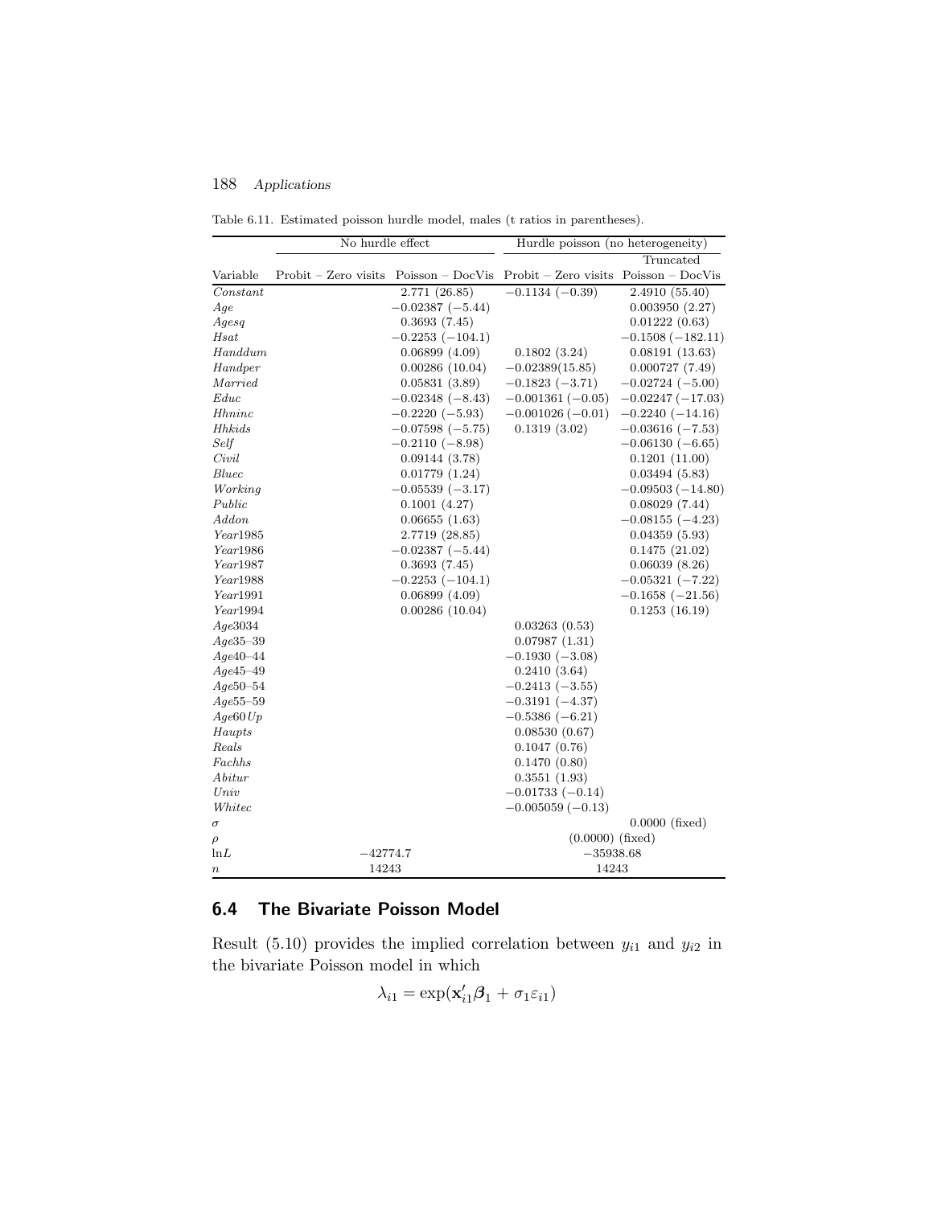Table 6.11. Estimated poisson hurdle model, males (t ratios in parentheses).

| | No hurdle effect | | Hurdle poisson (no heterogeneity) | |
|---|---|---|---|---|
| | | | | Truncated |
| Variable | Probit – Zero visits | Poisson – DocVis | Probit – Zero visits | Poisson – DocVis |
| *Constant* | | 2.771 (26.85) | −0.1134 (−0.39) | 2.4910 (55.40) |
| *Age* | | −0.02387 (−5.44) | | 0.003950 (2.27) |
| *Agesq* | | 0.3693 (7.45) | | 0.01222 (0.63) |
| *Hsat* | | −0.2253 (−104.1) | | −0.1508 (−182.11) |
| *Handdum* | | 0.06899 (4.09) | 0.1802 (3.24) | 0.08191 (13.63) |
| *Handper* | | 0.00286 (10.04) | −0.02389(15.85) | 0.000727 (7.49) |
| *Married* | | 0.05831 (3.89) | −0.1823 (−3.71) | −0.02724 (−5.00) |
| *Educ* | | −0.02348 (−8.43) | −0.001361 (−0.05) | −0.02247 (−17.03) |
| *Hhninc* | | −0.2220 (−5.93) | −0.001026 (−0.01) | −0.2240 (−14.16) |
| *Hhkids* | | −0.07598 (−5.75) | 0.1319 (3.02) | −0.03616 (−7.53) |
| *Self* | | −0.2110 (−8.98) | | −0.06130 (−6.65) |
| *Civil* | | 0.09144 (3.78) | | 0.1201 (11.00) |
| *Bluec* | | 0.01779 (1.24) | | 0.03494 (5.83) |
| *Working* | | −0.05539 (−3.17) | | −0.09503 (−14.80) |
| *Public* | | 0.1001 (4.27) | | 0.08029 (7.44) |
| *Addon* | | 0.06655 (1.63) | | −0.08155 (−4.23) |
| *Year*1985 | | 2.7719 (28.85) | | 0.04359 (5.93) |
| *Year*1986 | | −0.02387 (−5.44) | | 0.1475 (21.02) |
| *Year*1987 | | 0.3693 (7.45) | | 0.06039 (8.26) |
| *Year*1988 | | −0.2253 (−104.1) | | −0.05321 (−7.22) |
| *Year*1991 | | 0.06899 (4.09) | | −0.1658 (−21.56) |
| *Year*1994 | | 0.00286 (10.04) | | 0.1253 (16.19) |
| *Age*3034 | | | 0.03263 (0.53) | |
| *Age*35–39 | | | 0.07987 (1.31) | |
| *Age*40–44 | | | −0.1930 (−3.08) | |
| *Age*45–49 | | | 0.2410 (3.64) | |
| *Age*50–54 | | | −0.2413 (−3.55) | |
| *Age*55–59 | | | −0.3191 (−4.37) | |
| *Age*60*Up* | | | −0.5386 (−6.21) | |
| *Haupts* | | | 0.08530 (0.67) | |
| *Reals* | | | 0.1047 (0.76) | |
| *Fachhs* | | | 0.1470 (0.80) | |
| *Abitur* | | | 0.3551 (1.93) | |
| *Univ* | | | −0.01733 (−0.14) | |
| *Whitec* | | | −0.005059 (−0.13) | |
| $\sigma$ | | | | 0.0000 (fixed) |
| $\rho$ | | | (0.0000) (fixed) | |
| ln$L$ | −42774.7 | | −35938.68 | |
| $n$ | 14243 | | 14243 | |

## 6.4 The Bivariate Poisson Model

Result (5.10) provides the implied correlation between $y_{i1}$ and $y_{i2}$ in the bivariate Poisson model in which

$$\lambda_{i1} = \exp(\mathbf{x}_{i1}'\boldsymbol{\beta}_1 + \sigma_1\varepsilon_{i1})$$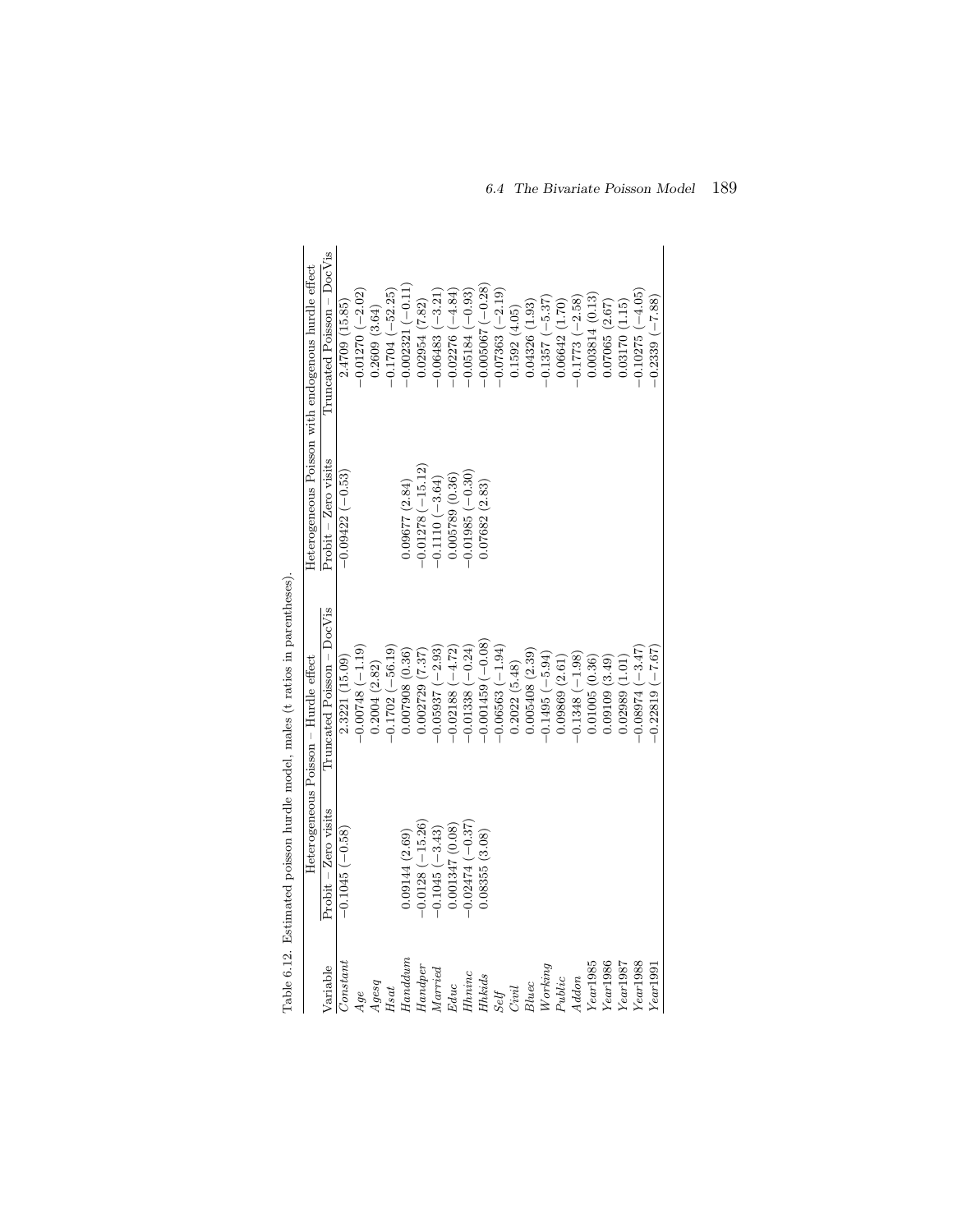Table 6.12. Estimated poisson hurdle model, males (t ratios in parentheses).

| Variable | Heterogeneous Poisson – Hurdle effect | | Heterogeneous Poisson with endogenous hurdle effect | |
|---|---|---|---|---|
| | Probit – Zero visits | Truncated Poisson – DocVis | Probit – Zero visits | Truncated Poisson – DocVis |
| *Constant* | −0.1045 (−0.58) | 2.3221 (15.09) | −0.09422 (−0.53) | 2.4709 (15.85) |
| *Age* | | −0.00748 (−1.19) | | −0.01270 (−2.02) |
| *Agesq* | | 0.2004 (2.82) | | 0.2609 (3.64) |
| *Hsat* | | −0.1702 (−56.19) | | −0.1704 (−52.25) |
| *Handdum* | 0.09144 (2.69) | 0.007908 (0.36) | 0.09677 (2.84) | −0.002321 (−0.11) |
| *Handper* | −0.0128 (−15.26) | 0.002729 (7.37) | −0.01278 (−15.12) | 0.02954 (7.82) |
| *Married* | −0.1045 (−3.43) | −0.05937 (−2.93) | −0.1110 (−3.64) | −0.06483 (−3.21) |
| *Educ* | 0.001347 (0.08) | −0.02188 (−4.72) | 0.005789 (0.36) | −0.02276 (−4.84) |
| *Hhninc* | −0.02474 (−0.37) | −0.01338 (−0.24) | −0.01985 (−0.30) | −0.05184 (−0.93) |
| *Hhkids* | 0.08355 (3.08) | −0.001459 (−0.08) | 0.07682 (2.83) | −0.005067 (−0.28) |
| *Self* | | −0.06563 (−1.94) | | −0.07363 (−2.19) |
| *Civil* | | 0.2022 (5.48) | | 0.1592 (4.05) |
| *Bluec* | | 0.005408 (2.39) | | 0.04326 (1.93) |
| *Working* | | −0.1495 (−5.94) | | −0.1357 (−5.37) |
| *Public* | | 0.09869 (2.61) | | 0.06642 (1.70) |
| *Addon* | | −0.1348 (−1.98) | | −0.1773 (−2.58) |
| *Year*1985 | | 0.01005 (0.36) | | 0.003814 (0.13) |
| *Year*1986 | | 0.09109 (3.49) | | 0.07065 (2.67) |
| *Year*1987 | | 0.02989 (1.01) | | 0.03170 (1.15) |
| *Year*1988 | | −0.08974 (−3.47) | | −0.10275 (−4.05) |
| *Year*1991 | | −0.22819 (−7.67) | | −0.2339 (−7.88) |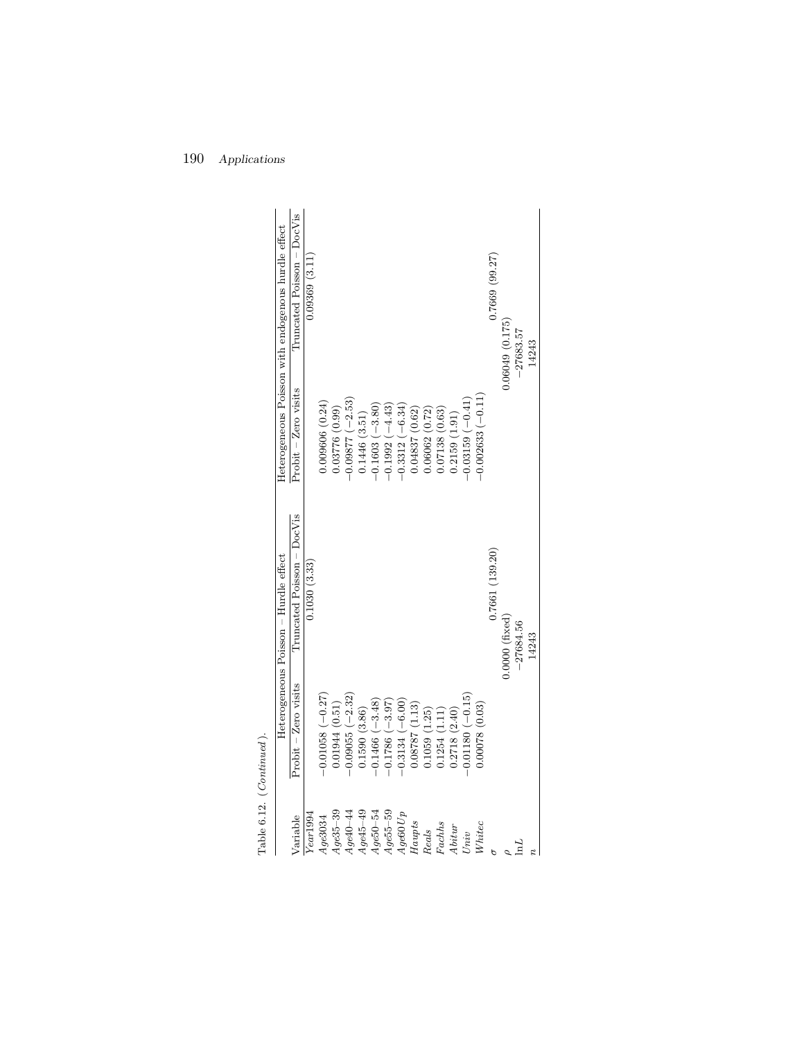Table 6.12. (*Continued*).

| Variable | Heterogeneous Poisson – Hurdle effect | | Heterogeneous Poisson with endogenous hurdle effect | |
|---|---|---|---|---|
| | Probit – Zero visits | Truncated Poisson – DocVis | Probit – Zero visits | Truncated Poisson – DocVis |
| *Year*1994 | | 0.1030 (3.33) | | 0.09369 (3.11) |
| *Age*3034 | −0.01058 (−0.27) | | 0.009606 (0.24) | |
| *Age*35–39 | 0.01944 (0.51) | | 0.03776 (0.99) | |
| *Age*40–44 | −0.09055 (−2.32) | | −0.09877 (−2.53) | |
| *Age*45–49 | 0.1590 (3.86) | | 0.1446 (3.51) | |
| *Age*50–54 | −0.1466 (−3.48) | | −0.1603 (−3.80) | |
| *Age*55–59 | −0.1786 (−3.97) | | −0.1992 (−4.43) | |
| *Age*60*Up* | −0.3134 (−6.00) | | −0.3312 (−6.34) | |
| *Haupts* | 0.08787 (1.13) | | 0.04837 (0.62) | |
| *Reals* | 0.1059 (1.25) | | 0.06062 (0.72) | |
| *Fachhs* | 0.1254 (1.11) | | 0.07138 (0.63) | |
| *Abitur* | 0.2718 (2.40) | | 0.2159 (1.91) | |
| *Univ* | −0.01180 (−0.15) | | −0.03159 (−0.41) | |
| *Whitec* | 0.00078 (0.03) | | −0.002633 (−0.11) | |
| $\sigma$ | | 0.7661 (139.20) | | 0.7669 (99.27) |
| $\rho$ | 0.0000 (fixed) | | 0.06049 (0.175) | |
| ln*L* | −27684.56 | | −27683.57 | |
| $n$ | 14243 | | 14243 | |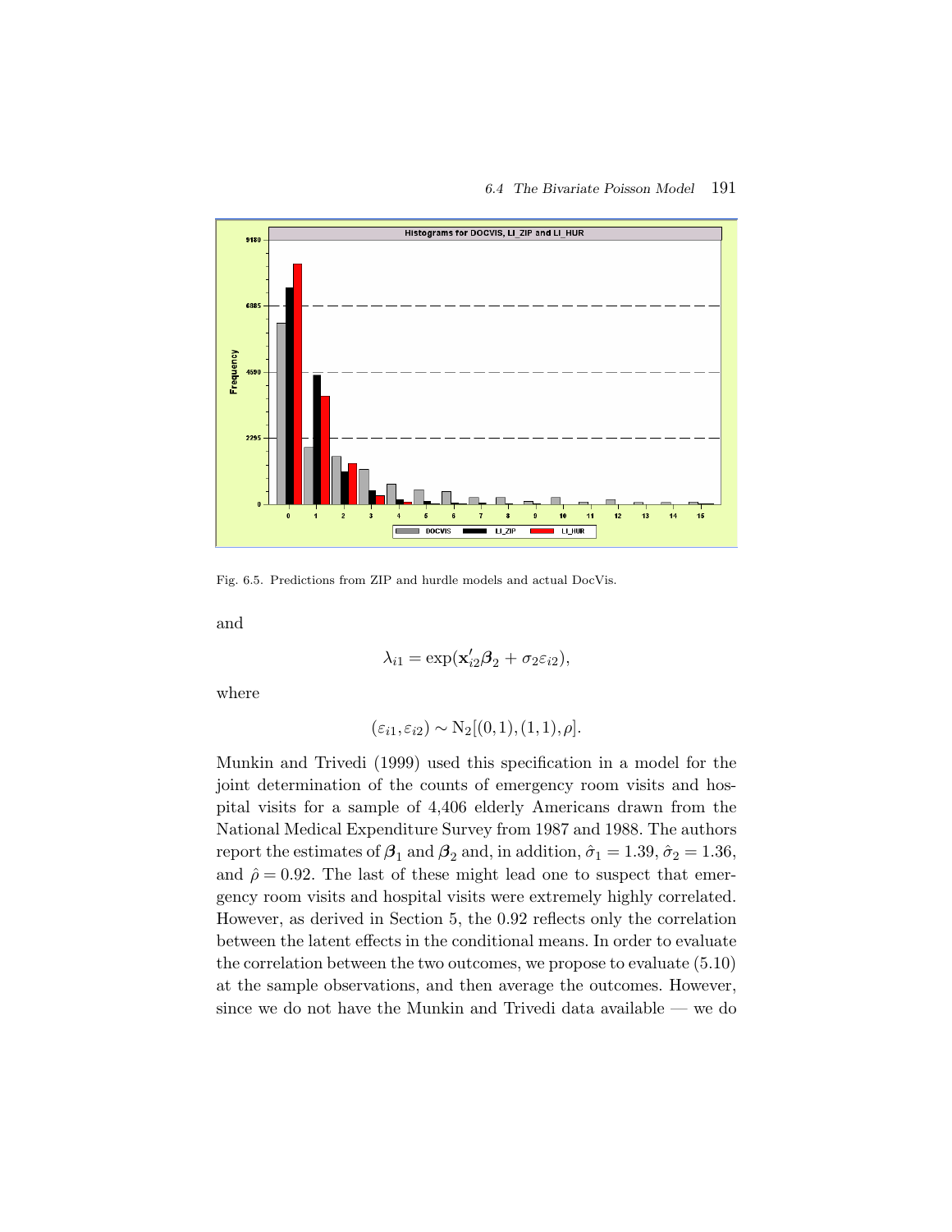Fig. 6.5. Predictions from ZIP and hurdle models and actual DocVis.

and

$$\lambda_{i1} = \exp(\mathbf{x}_{i2}'\boldsymbol{\beta}_2 + \sigma_2 \varepsilon_{i2}),$$

where

$$(\varepsilon_{i1}, \varepsilon_{i2}) \sim \mathrm{N}_2[(0,1),(1,1),\rho].$$

Munkin and Trivedi (1999) used this specification in a model for the joint determination of the counts of emergency room visits and hospital visits for a sample of 4,406 elderly Americans drawn from the National Medical Expenditure Survey from 1987 and 1988. The authors report the estimates of $\boldsymbol{\beta}_1$ and $\boldsymbol{\beta}_2$ and, in addition, $\hat{\sigma}_1 = 1.39$, $\hat{\sigma}_2 = 1.36$, and $\hat{\rho} = 0.92$. The last of these might lead one to suspect that emergency room visits and hospital visits were extremely highly correlated. However, as derived in Section 5, the 0.92 reflects only the correlation between the latent effects in the conditional means. In order to evaluate the correlation between the two outcomes, we propose to evaluate (5.10) at the sample observations, and then average the outcomes. However, since we do not have the Munkin and Trivedi data available — we do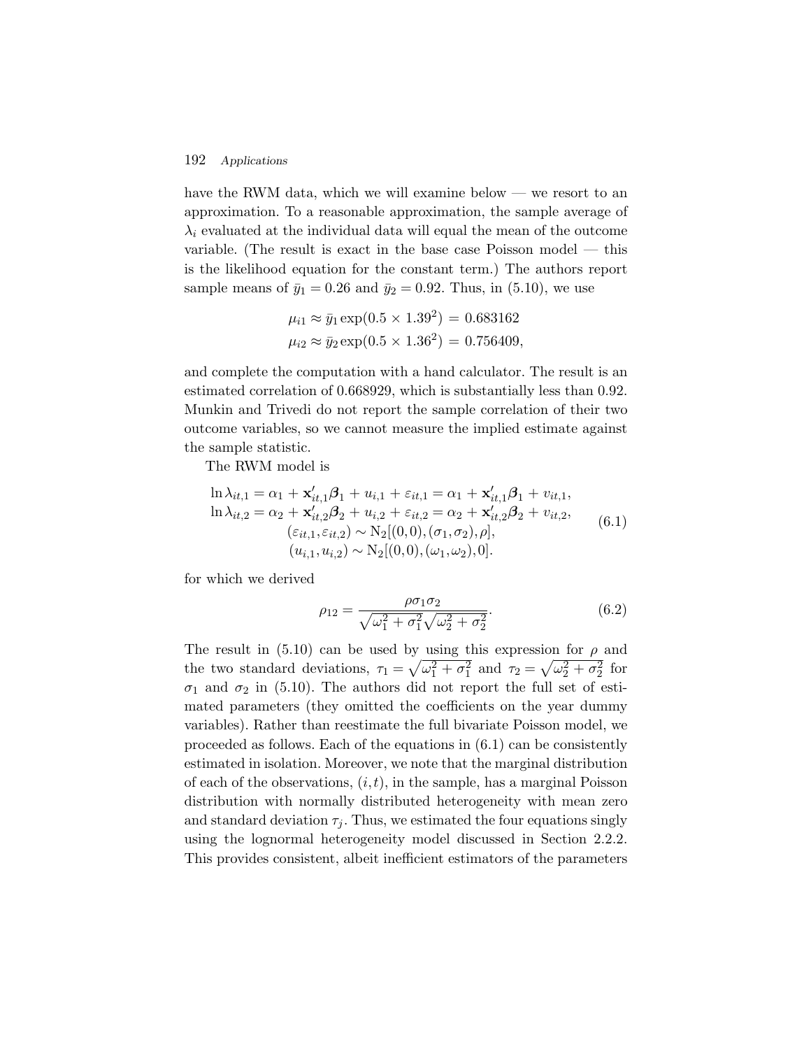have the RWM data, which we will examine below — we resort to an approximation. To a reasonable approximation, the sample average of $\lambda_i$ evaluated at the individual data will equal the mean of the outcome variable. (The result is exact in the base case Poisson model — this is the likelihood equation for the constant term.) The authors report sample means of $\bar{y}_1 = 0.26$ and $\bar{y}_2 = 0.92$. Thus, in (5.10), we use

$$
\begin{aligned}
\mu_{i1} &\approx \bar{y}_1 \exp(0.5 \times 1.39^2) = 0.683162 \\
\mu_{i2} &\approx \bar{y}_2 \exp(0.5 \times 1.36^2) = 0.756409,
\end{aligned}
$$

and complete the computation with a hand calculator. The result is an estimated correlation of 0.668929, which is substantially less than 0.92. Munkin and Trivedi do not report the sample correlation of their two outcome variables, so we cannot measure the implied estimate against the sample statistic.

The RWM model is

$$
\begin{aligned}
\ln \lambda_{it,1} &= \alpha_1 + \mathbf{x}'_{it,1}\boldsymbol{\beta}_1 + u_{i,1} + \varepsilon_{it,1} = \alpha_1 + \mathbf{x}'_{it,1}\boldsymbol{\beta}_1 + v_{it,1}, \\
\ln \lambda_{it,2} &= \alpha_2 + \mathbf{x}'_{it,2}\boldsymbol{\beta}_2 + u_{i,2} + \varepsilon_{it,2} = \alpha_2 + \mathbf{x}'_{it,2}\boldsymbol{\beta}_2 + v_{it,2}, \\
&(\varepsilon_{it,1}, \varepsilon_{it,2}) \sim \mathrm{N}_2[(0,0), (\sigma_1, \sigma_2), \rho], \\
&(u_{i,1}, u_{i,2}) \sim \mathrm{N}_2[(0,0), (\omega_1, \omega_2), 0].
\end{aligned} \tag{6.1}
$$

for which we derived

$$
\rho_{12} = \frac{\rho \sigma_1 \sigma_2}{\sqrt{\omega_1^2 + \sigma_1^2}\sqrt{\omega_2^2 + \sigma_2^2}}. \tag{6.2}
$$

The result in (5.10) can be used by using this expression for $\rho$ and the two standard deviations, $\tau_1 = \sqrt{\omega_1^2 + \sigma_1^2}$ and $\tau_2 = \sqrt{\omega_2^2 + \sigma_2^2}$ for $\sigma_1$ and $\sigma_2$ in (5.10). The authors did not report the full set of estimated parameters (they omitted the coefficients on the year dummy variables). Rather than reestimate the full bivariate Poisson model, we proceeded as follows. Each of the equations in (6.1) can be consistently estimated in isolation. Moreover, we note that the marginal distribution of each of the observations, $(i,t)$, in the sample, has a marginal Poisson distribution with normally distributed heterogeneity with mean zero and standard deviation $\tau_j$. Thus, we estimated the four equations singly using the lognormal heterogeneity model discussed in Section 2.2.2. This provides consistent, albeit inefficient estimators of the parameters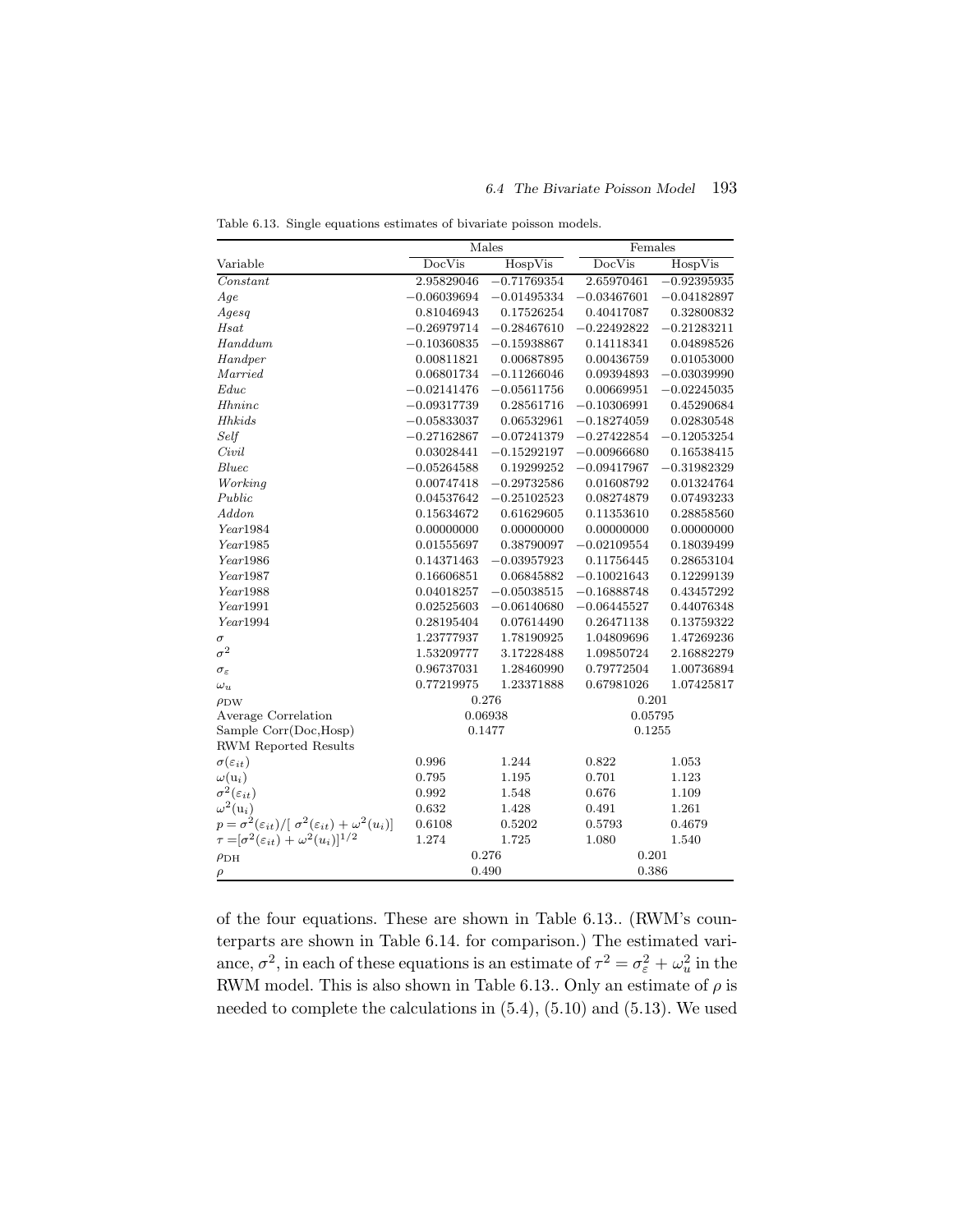Table 6.13. Single equations estimates of bivariate poisson models.

| | Males | | Females | |
|---|---|---|---|---|
| Variable | DocVis | HospVis | DocVis | HospVis |
| *Constant* | 2.95829046 | −0.71769354 | 2.65970461 | −0.92395935 |
| *Age* | −0.06039694 | −0.01495334 | −0.03467601 | −0.04182897 |
| *Agesq* | 0.81046943 | 0.17526254 | 0.40417087 | 0.32800832 |
| *Hsat* | −0.26979714 | −0.28467610 | −0.22492822 | −0.21283211 |
| *Handdum* | −0.10360835 | −0.15938867 | 0.14118341 | 0.04898526 |
| *Handper* | 0.00811821 | 0.00687895 | 0.00436759 | 0.01053000 |
| *Married* | 0.06801734 | −0.11266046 | 0.09394893 | −0.03039990 |
| *Educ* | −0.02141476 | −0.05611756 | 0.00669951 | −0.02245035 |
| *Hhninc* | −0.09317739 | 0.28561716 | −0.10306991 | 0.45290684 |
| *Hhkids* | −0.05833037 | 0.06532961 | −0.18274059 | 0.02830548 |
| *Self* | −0.27162867 | −0.07241379 | −0.27422854 | −0.12053254 |
| *Civil* | 0.03028441 | −0.15292197 | −0.00966680 | 0.16538415 |
| *Bluec* | −0.05264588 | 0.19299252 | −0.09417967 | −0.31982329 |
| *Working* | 0.00747418 | −0.29732586 | 0.01608792 | 0.01324764 |
| *Public* | 0.04537642 | −0.25102523 | 0.08274879 | 0.07493233 |
| *Addon* | 0.15634672 | 0.61629605 | 0.11353610 | 0.28858560 |
| *Year*1984 | 0.00000000 | 0.00000000 | 0.00000000 | 0.00000000 |
| *Year*1985 | 0.01555697 | 0.38790097 | −0.02109554 | 0.18039499 |
| *Year*1986 | 0.14371463 | −0.03957923 | 0.11756445 | 0.28653104 |
| *Year*1987 | 0.16606851 | 0.06845882 | −0.10021643 | 0.12299139 |
| *Year*1988 | 0.04018257 | −0.05038515 | −0.16888748 | 0.43457292 |
| *Year*1991 | 0.02525603 | −0.06140680 | −0.06445527 | 0.44076348 |
| *Year*1994 | 0.28195404 | 0.07614490 | 0.26471138 | 0.13759322 |
| $\sigma$ | 1.23777937 | 1.78190925 | 1.04809696 | 1.47269236 |
| $\sigma^2$ | 1.53209777 | 3.17228488 | 1.09850724 | 2.16882279 |
| $\sigma_\varepsilon$ | 0.96737031 | 1.28460990 | 0.79772504 | 1.00736894 |
| $\omega_u$ | 0.77219975 | 1.23371888 | 0.67981026 | 1.07425817 |
| $\rho_{\text{DW}}$ | 0.276 | | 0.201 | |
| Average Correlation | 0.06938 | | 0.05795 | |
| Sample Corr(Doc,Hosp) | 0.1477 | | 0.1255 | |
| RWM Reported Results | | | | |
| $\sigma(\varepsilon_{it})$ | 0.996 | 1.244 | 0.822 | 1.053 |
| $\omega(\mathrm{u}_i)$ | 0.795 | 1.195 | 0.701 | 1.123 |
| $\sigma^2(\varepsilon_{it})$ | 0.992 | 1.548 | 0.676 | 1.109 |
| $\omega^2(\mathrm{u}_i)$ | 0.632 | 1.428 | 0.491 | 1.261 |
| $p = \sigma^2(\varepsilon_{it})/[\,\sigma^2(\varepsilon_{it}) + \omega^2(u_i)]$ | 0.6108 | 0.5202 | 0.5793 | 0.4679 |
| $\tau = [\sigma^2(\varepsilon_{it}) + \omega^2(u_i)]^{1/2}$ | 1.274 | 1.725 | 1.080 | 1.540 |
| $\rho_{\text{DH}}$ | 0.276 | | 0.201 | |
| $\rho$ | 0.490 | | 0.386 | |

of the four equations. These are shown in Table 6.13.. (RWM's counterparts are shown in Table 6.14. for comparison.) The estimated variance, $\sigma^2$, in each of these equations is an estimate of $\tau^2 = \sigma_\varepsilon^2 + \omega_u^2$ in the RWM model. This is also shown in Table 6.13.. Only an estimate of $\rho$ is needed to complete the calculations in (5.4), (5.10) and (5.13). We used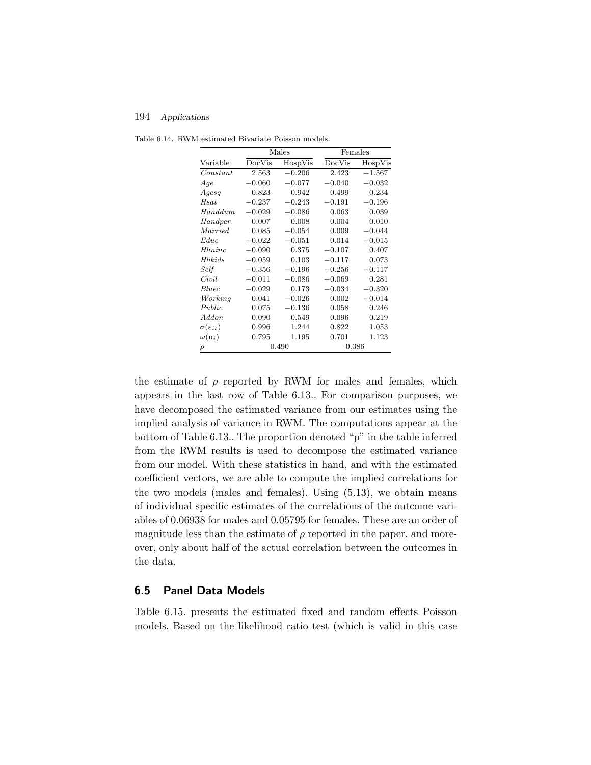Table 6.14. RWM estimated Bivariate Poisson models.

| | Males | | Females | |
|---|---|---|---|---|
| Variable | DocVis | HospVis | DocVis | HospVis |
| *Constant* | 2.563 | −0.206 | 2.423 | −1.567 |
| *Age* | −0.060 | −0.077 | −0.040 | −0.032 |
| *Agesq* | 0.823 | 0.942 | 0.499 | 0.234 |
| *Hsat* | −0.237 | −0.243 | −0.191 | −0.196 |
| *Handdum* | −0.029 | −0.086 | 0.063 | 0.039 |
| *Handper* | 0.007 | 0.008 | 0.004 | 0.010 |
| *Married* | 0.085 | −0.054 | 0.009 | −0.044 |
| *Educ* | −0.022 | −0.051 | 0.014 | −0.015 |
| *Hhninc* | −0.090 | 0.375 | −0.107 | 0.407 |
| *Hhkids* | −0.059 | 0.103 | −0.117 | 0.073 |
| *Self* | −0.356 | −0.196 | −0.256 | −0.117 |
| *Civil* | −0.011 | −0.086 | −0.069 | 0.281 |
| *Bluec* | −0.029 | 0.173 | −0.034 | −0.320 |
| *Working* | 0.041 | −0.026 | 0.002 | −0.014 |
| *Public* | 0.075 | −0.136 | 0.058 | 0.246 |
| *Addon* | 0.090 | 0.549 | 0.096 | 0.219 |
| $\sigma(\varepsilon_{it})$ | 0.996 | 1.244 | 0.822 | 1.053 |
| $\omega(\mathrm{u}_i)$ | 0.795 | 1.195 | 0.701 | 1.123 |
| $\rho$ | 0.490 | | 0.386 | |

the estimate of $\rho$ reported by RWM for males and females, which appears in the last row of Table 6.13.. For comparison purposes, we have decomposed the estimated variance from our estimates using the implied analysis of variance in RWM. The computations appear at the bottom of Table 6.13.. The proportion denoted "p" in the table inferred from the RWM results is used to decompose the estimated variance from our model. With these statistics in hand, and with the estimated coefficient vectors, we are able to compute the implied correlations for the two models (males and females). Using (5.13), we obtain means of individual specific estimates of the correlations of the outcome variables of 0.06938 for males and 0.05795 for females. These are an order of magnitude less than the estimate of $\rho$ reported in the paper, and moreover, only about half of the actual correlation between the outcomes in the data.

## 6.5 Panel Data Models

Table 6.15. presents the estimated fixed and random effects Poisson models. Based on the likelihood ratio test (which is valid in this case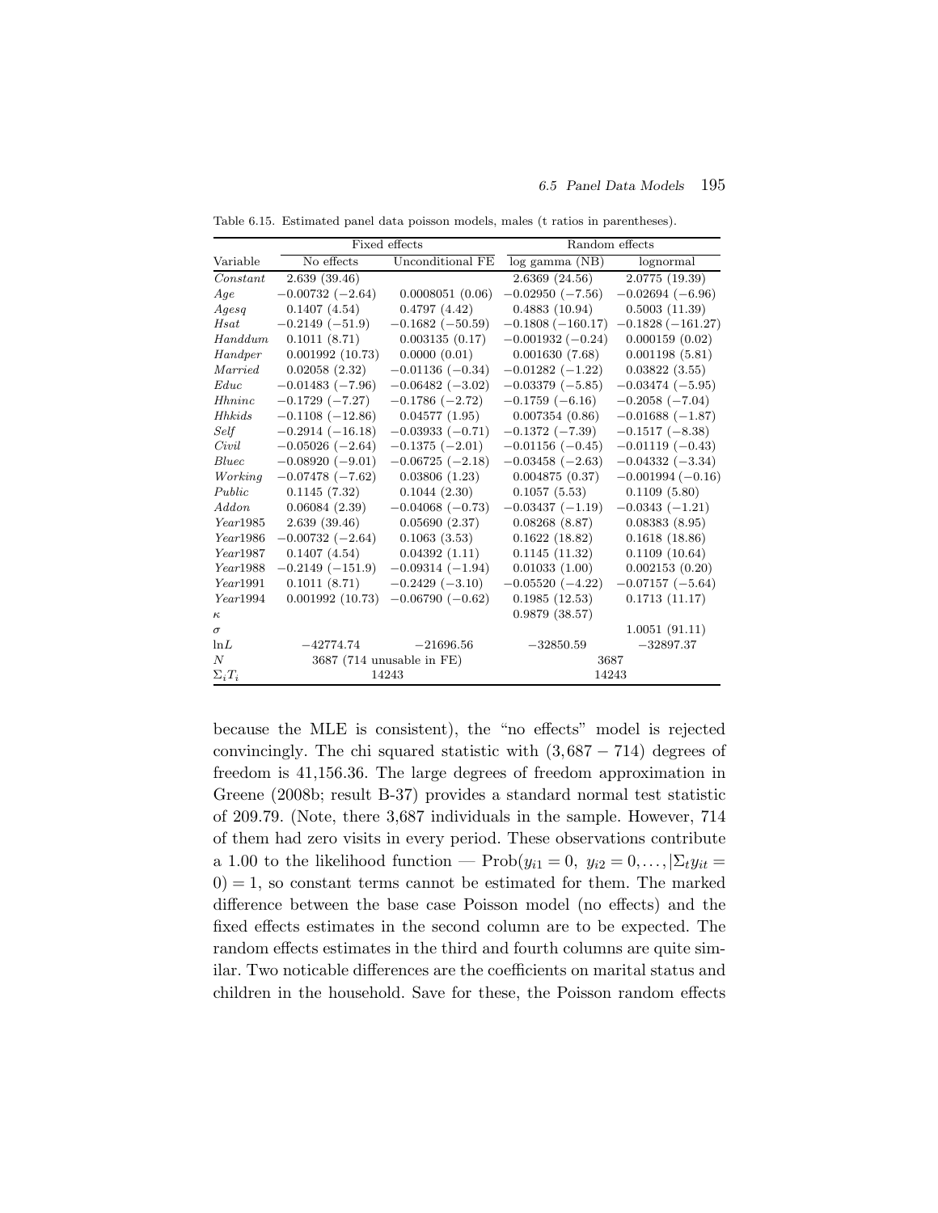Table 6.15. Estimated panel data poisson models, males (t ratios in parentheses).

| | Fixed effects | | Random effects | |
|---|---|---|---|---|
| Variable | No effects | Unconditional FE | log gamma (NB) | lognormal |
| *Constant* | 2.639 (39.46) | | 2.6369 (24.56) | 2.0775 (19.39) |
| *Age* | −0.00732 (−2.64) | 0.0008051 (0.06) | −0.02950 (−7.56) | −0.02694 (−6.96) |
| *Agesq* | 0.1407 (4.54) | 0.4797 (4.42) | 0.4883 (10.94) | 0.5003 (11.39) |
| *Hsat* | −0.2149 (−51.9) | −0.1682 (−50.59) | −0.1808 (−160.17) | −0.1828 (−161.27) |
| *Handdum* | 0.1011 (8.71) | 0.003135 (0.17) | −0.001932 (−0.24) | 0.000159 (0.02) |
| *Handper* | 0.001992 (10.73) | 0.0000 (0.01) | 0.001630 (7.68) | 0.001198 (5.81) |
| *Married* | 0.02058 (2.32) | −0.01136 (−0.34) | −0.01282 (−1.22) | 0.03822 (3.55) |
| *Educ* | −0.01483 (−7.96) | −0.06482 (−3.02) | −0.03379 (−5.85) | −0.03474 (−5.95) |
| *Hhninc* | −0.1729 (−7.27) | −0.1786 (−2.72) | −0.1759 (−6.16) | −0.2058 (−7.04) |
| *Hhkids* | −0.1108 (−12.86) | 0.04577 (1.95) | 0.007354 (0.86) | −0.01688 (−1.87) |
| *Self* | −0.2914 (−16.18) | −0.03933 (−0.71) | −0.1372 (−7.39) | −0.1517 (−8.38) |
| *Civil* | −0.05026 (−2.64) | −0.1375 (−2.01) | −0.01156 (−0.45) | −0.01119 (−0.43) |
| *Bluec* | −0.08920 (−9.01) | −0.06725 (−2.18) | −0.03458 (−2.63) | −0.04332 (−3.34) |
| *Working* | −0.07478 (−7.62) | 0.03806 (1.23) | 0.004875 (0.37) | −0.001994 (−0.16) |
| *Public* | 0.1145 (7.32) | 0.1044 (2.30) | 0.1057 (5.53) | 0.1109 (5.80) |
| *Addon* | 0.06084 (2.39) | −0.04068 (−0.73) | −0.03437 (−1.19) | −0.0343 (−1.21) |
| *Year*1985 | 2.639 (39.46) | 0.05690 (2.37) | 0.08268 (8.87) | 0.08383 (8.95) |
| *Year*1986 | −0.00732 (−2.64) | 0.1063 (3.53) | 0.1622 (18.82) | 0.1618 (18.86) |
| *Year*1987 | 0.1407 (4.54) | 0.04392 (1.11) | 0.1145 (11.32) | 0.1109 (10.64) |
| *Year*1988 | −0.2149 (−151.9) | −0.09314 (−1.94) | 0.01033 (1.00) | 0.002153 (0.20) |
| *Year*1991 | 0.1011 (8.71) | −0.2429 (−3.10) | −0.05520 (−4.22) | −0.07157 (−5.64) |
| *Year*1994 | 0.001992 (10.73) | −0.06790 (−0.62) | 0.1985 (12.53) | 0.1713 (11.17) |
| $\kappa$ | | | 0.9879 (38.57) | |
| $\sigma$ | | | | 1.0051 (91.11) |
| $\ln L$ | −42774.74 | −21696.56 | −32850.59 | −32897.37 |
| $N$ | 3687 (714 unusable in FE) | | 3687 | |
| $\Sigma_i T_i$ | 14243 | | 14243 | |

because the MLE is consistent), the "no effects" model is rejected convincingly. The chi squared statistic with $(3{,}687 - 714)$ degrees of freedom is 41,156.36. The large degrees of freedom approximation in Greene (2008b; result B-37) provides a standard normal test statistic of 209.79. (Note, there 3,687 individuals in the sample. However, 714 of them had zero visits in every period. These observations contribute a 1.00 to the likelihood function — $\text{Prob}(y_{i1} = 0,\ y_{i2} = 0, \ldots, |\Sigma_t y_{it} = 0) = 1$, so constant terms cannot be estimated for them. The marked difference between the base case Poisson model (no effects) and the fixed effects estimates in the second column are to be expected. The random effects estimates in the third and fourth columns are quite similar. Two noticable differences are the coefficients on marital status and children in the household. Save for these, the Poisson random effects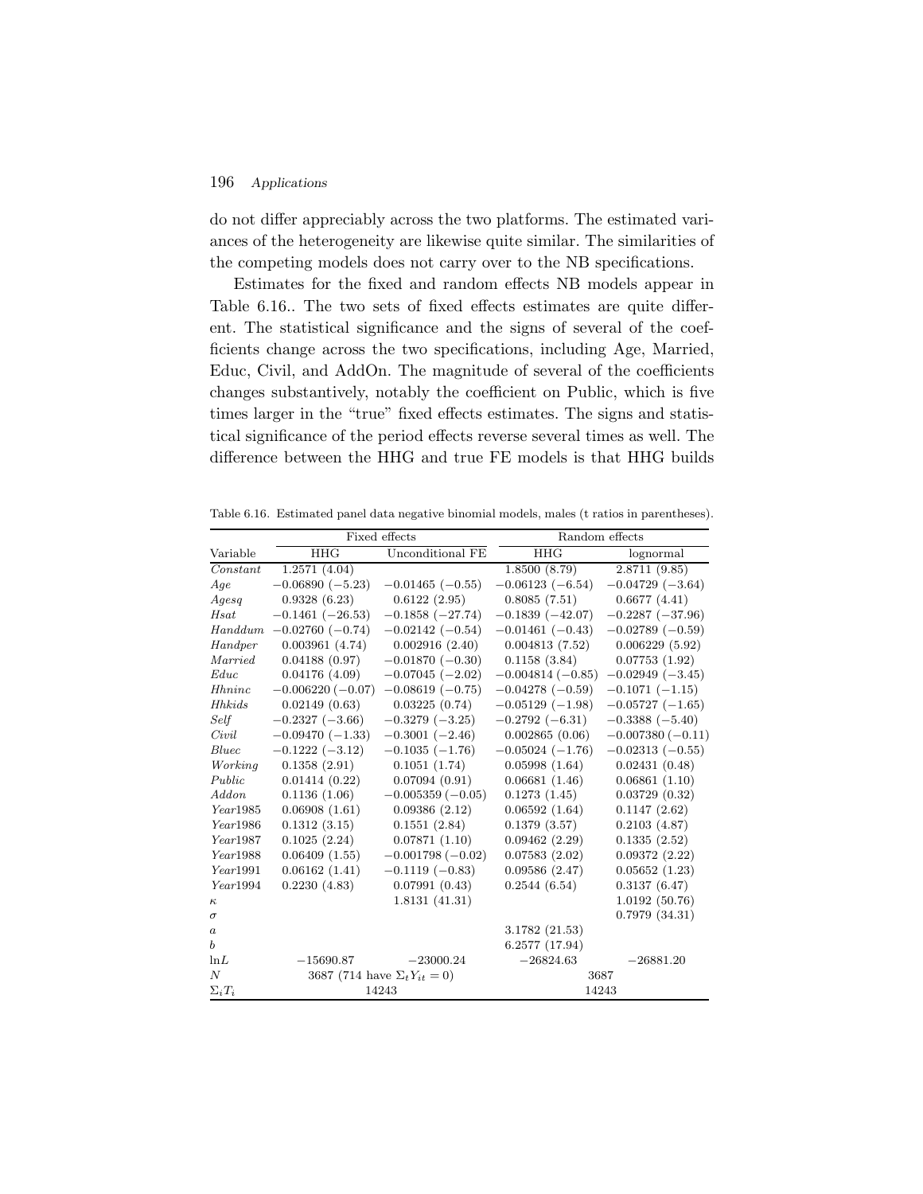do not differ appreciably across the two platforms. The estimated variances of the heterogeneity are likewise quite similar. The similarities of the competing models does not carry over to the NB specifications.

Estimates for the fixed and random effects NB models appear in Table 6.16.. The two sets of fixed effects estimates are quite different. The statistical significance and the signs of several of the coefficients change across the two specifications, including Age, Married, Educ, Civil, and AddOn. The magnitude of several of the coefficients changes substantively, notably the coefficient on Public, which is five times larger in the "true" fixed effects estimates. The signs and statistical significance of the period effects reverse several times as well. The difference between the HHG and true FE models is that HHG builds

Table 6.16. Estimated panel data negative binomial models, males (t ratios in parentheses).

| | Fixed effects | | Random effects | |
|---|---|---|---|---|
| Variable | HHG | Unconditional FE | HHG | lognormal |
| *Constant* | 1.2571 (4.04) | | 1.8500 (8.79) | 2.8711 (9.85) |
| *Age* | −0.06890 (−5.23) | −0.01465 (−0.55) | −0.06123 (−6.54) | −0.04729 (−3.64) |
| *Agesq* | 0.9328 (6.23) | 0.6122 (2.95) | 0.8085 (7.51) | 0.6677 (4.41) |
| *Hsat* | −0.1461 (−26.53) | −0.1858 (−27.74) | −0.1839 (−42.07) | −0.2287 (−37.96) |
| *Handdum* | −0.02760 (−0.74) | −0.02142 (−0.54) | −0.01461 (−0.43) | −0.02789 (−0.59) |
| *Handper* | 0.003961 (4.74) | 0.002916 (2.40) | 0.004813 (7.52) | 0.006229 (5.92) |
| *Married* | 0.04188 (0.97) | −0.01870 (−0.30) | 0.1158 (3.84) | 0.07753 (1.92) |
| *Educ* | 0.04176 (4.09) | −0.07045 (−2.02) | −0.004814 (−0.85) | −0.02949 (−3.45) |
| *Hhninc* | −0.006220 (−0.07) | −0.08619 (−0.75) | −0.04278 (−0.59) | −0.1071 (−1.15) |
| *Hhkids* | 0.02149 (0.63) | 0.03225 (0.74) | −0.05129 (−1.98) | −0.05727 (−1.65) |
| *Self* | −0.2327 (−3.66) | −0.3279 (−3.25) | −0.2792 (−6.31) | −0.3388 (−5.40) |
| *Civil* | −0.09470 (−1.33) | −0.3001 (−2.46) | 0.002865 (0.06) | −0.007380 (−0.11) |
| *Bluec* | −0.1222 (−3.12) | −0.1035 (−1.76) | −0.05024 (−1.76) | −0.02313 (−0.55) |
| *Working* | 0.1358 (2.91) | 0.1051 (1.74) | 0.05998 (1.64) | 0.02431 (0.48) |
| *Public* | 0.01414 (0.22) | 0.07094 (0.91) | 0.06681 (1.46) | 0.06861 (1.10) |
| *Addon* | 0.1136 (1.06) | −0.005359 (−0.05) | 0.1273 (1.45) | 0.03729 (0.32) |
| *Year*1985 | 0.06908 (1.61) | 0.09386 (2.12) | 0.06592 (1.64) | 0.1147 (2.62) |
| *Year*1986 | 0.1312 (3.15) | 0.1551 (2.84) | 0.1379 (3.57) | 0.2103 (4.87) |
| *Year*1987 | 0.1025 (2.24) | 0.07871 (1.10) | 0.09462 (2.29) | 0.1335 (2.52) |
| *Year*1988 | 0.06409 (1.55) | −0.001798 (−0.02) | 0.07583 (2.02) | 0.09372 (2.22) |
| *Year*1991 | 0.06162 (1.41) | −0.1119 (−0.83) | 0.09586 (2.47) | 0.05652 (1.23) |
| *Year*1994 | 0.2230 (4.83) | 0.07991 (0.43) | 0.2544 (6.54) | 0.3137 (6.47) |
| $\kappa$ | | 1.8131 (41.31) | | 1.0192 (50.76) |
| $\sigma$ | | | | 0.7979 (34.31) |
| $a$ | | | 3.1782 (21.53) | |
| $b$ | | | 6.2577 (17.94) | |
| ln$L$ | −15690.87 | −23000.24 | −26824.63 | −26881.20 |
| $N$ | 3687 (714 have $\Sigma_t Y_{it} = 0$) | | 3687 | |
| $\Sigma_i T_i$ | 14243 | | 14243 | |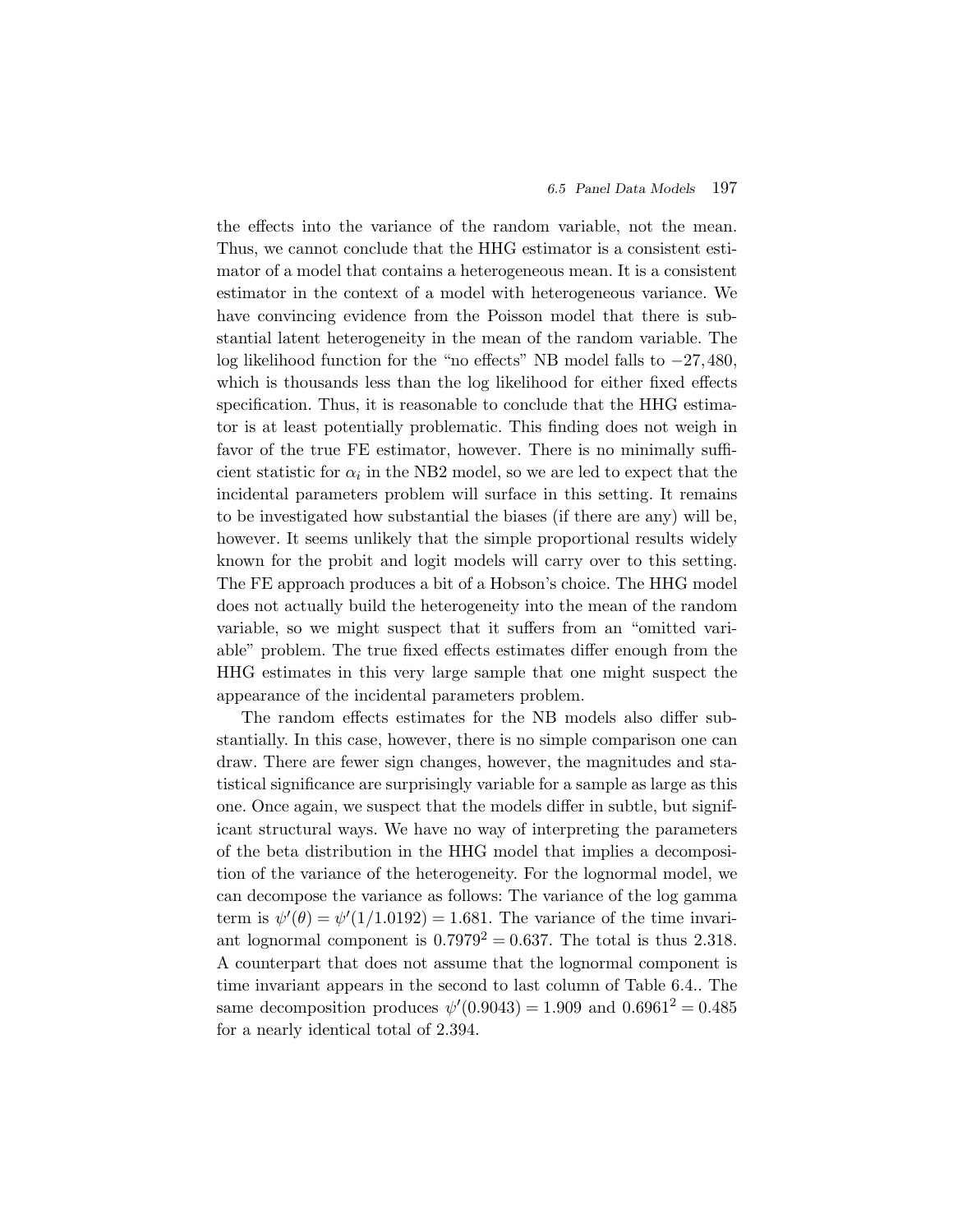the effects into the variance of the random variable, not the mean. Thus, we cannot conclude that the HHG estimator is a consistent estimator of a model that contains a heterogeneous mean. It is a consistent estimator in the context of a model with heterogeneous variance. We have convincing evidence from the Poisson model that there is substantial latent heterogeneity in the mean of the random variable. The log likelihood function for the "no effects" NB model falls to $-27,480$, which is thousands less than the log likelihood for either fixed effects specification. Thus, it is reasonable to conclude that the HHG estimator is at least potentially problematic. This finding does not weigh in favor of the true FE estimator, however. There is no minimally sufficient statistic for $\alpha_i$ in the NB2 model, so we are led to expect that the incidental parameters problem will surface in this setting. It remains to be investigated how substantial the biases (if there are any) will be, however. It seems unlikely that the simple proportional results widely known for the probit and logit models will carry over to this setting. The FE approach produces a bit of a Hobson's choice. The HHG model does not actually build the heterogeneity into the mean of the random variable, so we might suspect that it suffers from an "omitted variable" problem. The true fixed effects estimates differ enough from the HHG estimates in this very large sample that one might suspect the appearance of the incidental parameters problem.

The random effects estimates for the NB models also differ substantially. In this case, however, there is no simple comparison one can draw. There are fewer sign changes, however, the magnitudes and statistical significance are surprisingly variable for a sample as large as this one. Once again, we suspect that the models differ in subtle, but significant structural ways. We have no way of interpreting the parameters of the beta distribution in the HHG model that implies a decomposition of the variance of the heterogeneity. For the lognormal model, we can decompose the variance as follows: The variance of the log gamma term is $\psi'(\theta) = \psi'(1/1.0192) = 1.681$. The variance of the time invariant lognormal component is $0.7979^2 = 0.637$. The total is thus 2.318. A counterpart that does not assume that the lognormal component is time invariant appears in the second to last column of Table 6.4.. The same decomposition produces $\psi'(0.9043) = 1.909$ and $0.6961^2 = 0.485$ for a nearly identical total of 2.394.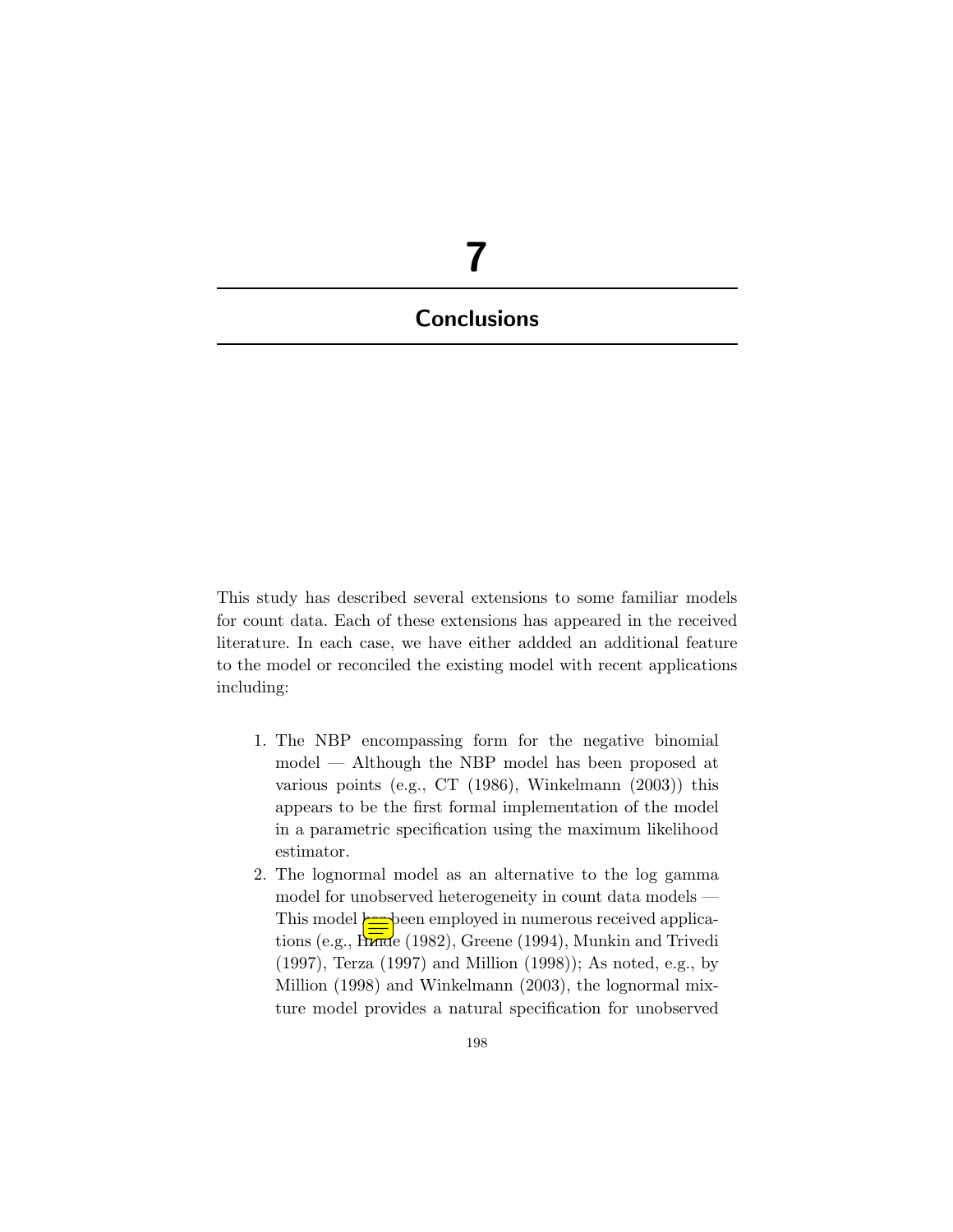# 7

## Conclusions

This study has described several extensions to some familiar models for count data. Each of these extensions has appeared in the received literature. In each case, we have either addded an additional feature to the model or reconciled the existing model with recent applications including:

1. The NBP encompassing form for the negative binomial model — Although the NBP model has been proposed at various points (e.g., CT (1986), Winkelmann (2003)) this appears to be the first formal implementation of the model in a parametric specification using the maximum likelihood estimator.
2. The lognormal model as an alternative to the log gamma model for unobserved heterogeneity in count data models — This model has been employed in numerous received applications (e.g., Hinde (1982), Greene (1994), Munkin and Trivedi (1997), Terza (1997) and Million (1998)); As noted, e.g., by Million (1998) and Winkelmann (2003), the lognormal mixture model provides a natural specification for unobserved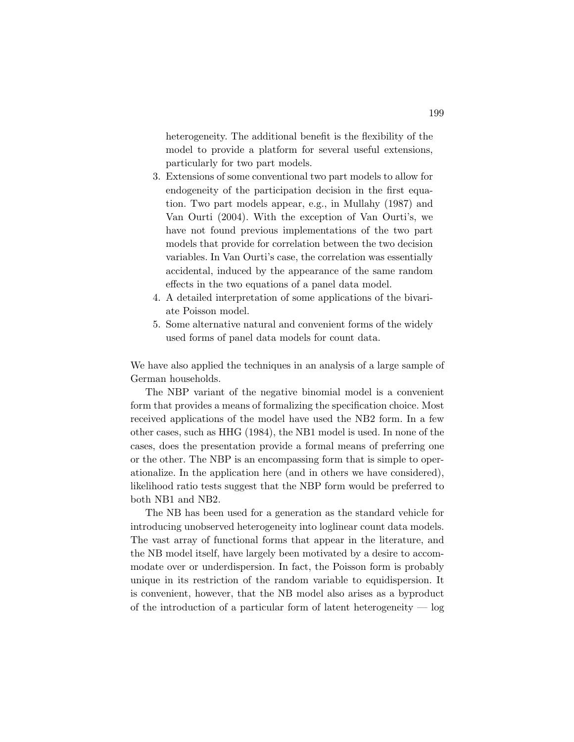heterogeneity. The additional benefit is the flexibility of the model to provide a platform for several useful extensions, particularly for two part models.

3. Extensions of some conventional two part models to allow for endogeneity of the participation decision in the first equation. Two part models appear, e.g., in Mullahy (1987) and Van Ourti (2004). With the exception of Van Ourti's, we have not found previous implementations of the two part models that provide for correlation between the two decision variables. In Van Ourti's case, the correlation was essentially accidental, induced by the appearance of the same random effects in the two equations of a panel data model.
4. A detailed interpretation of some applications of the bivariate Poisson model.
5. Some alternative natural and convenient forms of the widely used forms of panel data models for count data.

We have also applied the techniques in an analysis of a large sample of German households.

The NBP variant of the negative binomial model is a convenient form that provides a means of formalizing the specification choice. Most received applications of the model have used the NB2 form. In a few other cases, such as HHG (1984), the NB1 model is used. In none of the cases, does the presentation provide a formal means of preferring one or the other. The NBP is an encompassing form that is simple to operationalize. In the application here (and in others we have considered), likelihood ratio tests suggest that the NBP form would be preferred to both NB1 and NB2.

The NB has been used for a generation as the standard vehicle for introducing unobserved heterogeneity into loglinear count data models. The vast array of functional forms that appear in the literature, and the NB model itself, have largely been motivated by a desire to accommodate over or underdispersion. In fact, the Poisson form is probably unique in its restriction of the random variable to equidispersion. It is convenient, however, that the NB model also arises as a byproduct of the introduction of a particular form of latent heterogeneity — log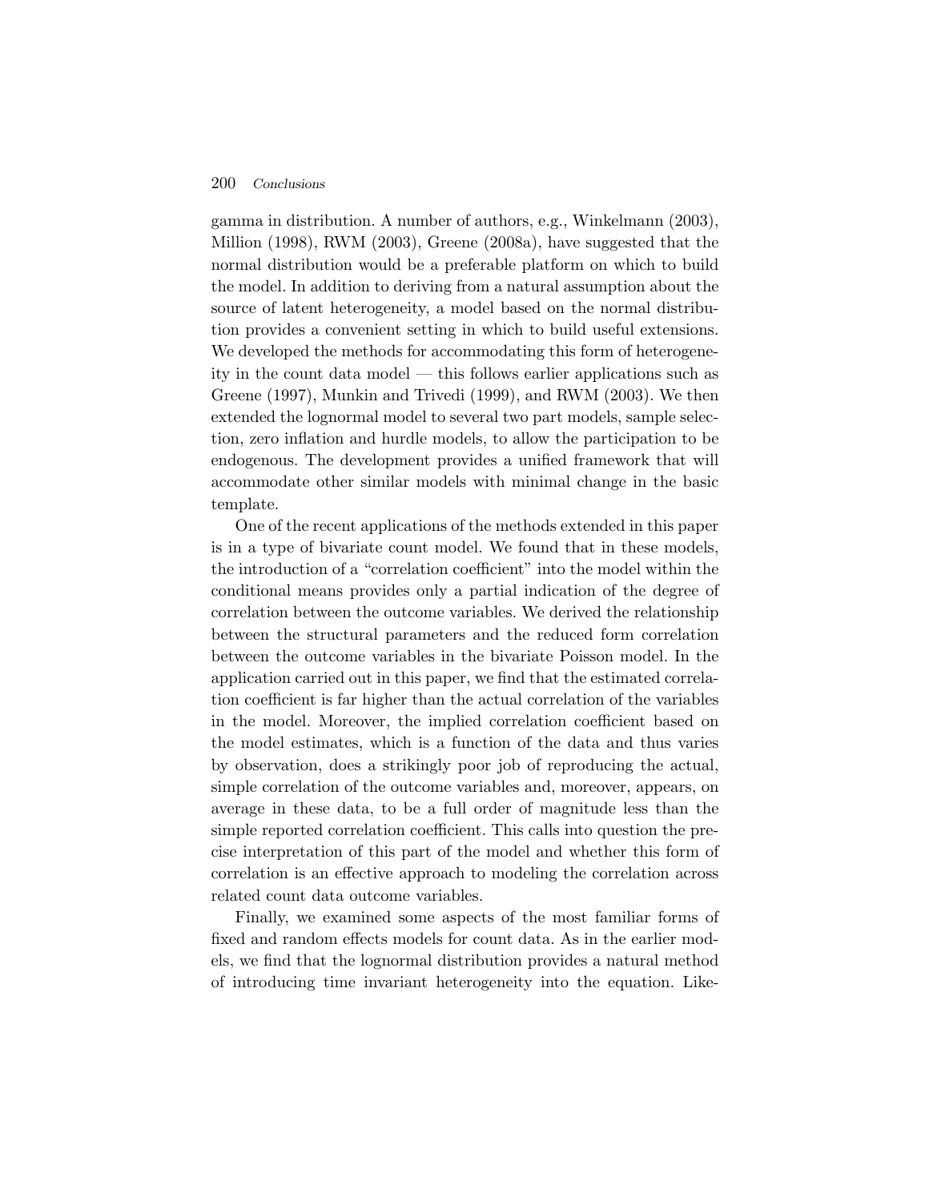gamma in distribution. A number of authors, e.g., Winkelmann (2003), Million (1998), RWM (2003), Greene (2008a), have suggested that the normal distribution would be a preferable platform on which to build the model. In addition to deriving from a natural assumption about the source of latent heterogeneity, a model based on the normal distribution provides a convenient setting in which to build useful extensions. We developed the methods for accommodating this form of heterogeneity in the count data model — this follows earlier applications such as Greene (1997), Munkin and Trivedi (1999), and RWM (2003). We then extended the lognormal model to several two part models, sample selection, zero inflation and hurdle models, to allow the participation to be endogenous. The development provides a unified framework that will accommodate other similar models with minimal change in the basic template.

One of the recent applications of the methods extended in this paper is in a type of bivariate count model. We found that in these models, the introduction of a "correlation coefficient" into the model within the conditional means provides only a partial indication of the degree of correlation between the outcome variables. We derived the relationship between the structural parameters and the reduced form correlation between the outcome variables in the bivariate Poisson model. In the application carried out in this paper, we find that the estimated correlation coefficient is far higher than the actual correlation of the variables in the model. Moreover, the implied correlation coefficient based on the model estimates, which is a function of the data and thus varies by observation, does a strikingly poor job of reproducing the actual, simple correlation of the outcome variables and, moreover, appears, on average in these data, to be a full order of magnitude less than the simple reported correlation coefficient. This calls into question the precise interpretation of this part of the model and whether this form of correlation is an effective approach to modeling the correlation across related count data outcome variables.

Finally, we examined some aspects of the most familiar forms of fixed and random effects models for count data. As in the earlier models, we find that the lognormal distribution provides a natural method of introducing time invariant heterogeneity into the equation. Like-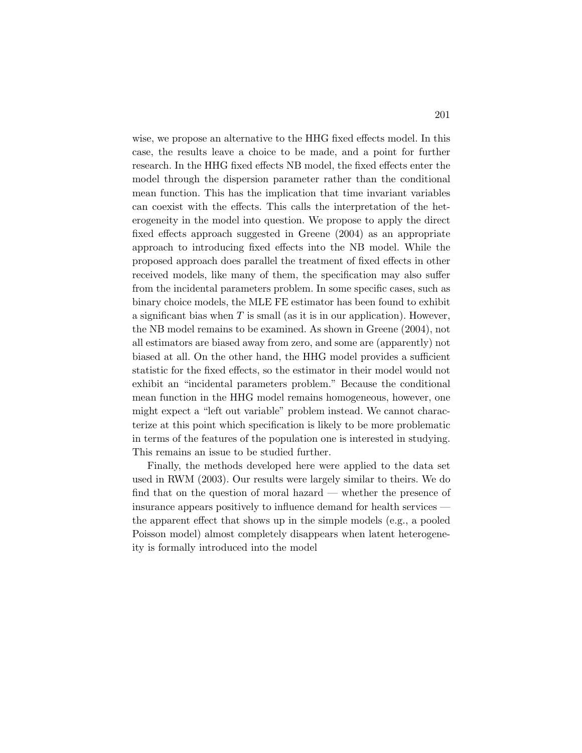wise, we propose an alternative to the HHG fixed effects model. In this case, the results leave a choice to be made, and a point for further research. In the HHG fixed effects NB model, the fixed effects enter the model through the dispersion parameter rather than the conditional mean function. This has the implication that time invariant variables can coexist with the effects. This calls the interpretation of the heterogeneity in the model into question. We propose to apply the direct fixed effects approach suggested in Greene (2004) as an appropriate approach to introducing fixed effects into the NB model. While the proposed approach does parallel the treatment of fixed effects in other received models, like many of them, the specification may also suffer from the incidental parameters problem. In some specific cases, such as binary choice models, the MLE FE estimator has been found to exhibit a significant bias when $T$ is small (as it is in our application). However, the NB model remains to be examined. As shown in Greene (2004), not all estimators are biased away from zero, and some are (apparently) not biased at all. On the other hand, the HHG model provides a sufficient statistic for the fixed effects, so the estimator in their model would not exhibit an "incidental parameters problem." Because the conditional mean function in the HHG model remains homogeneous, however, one might expect a "left out variable" problem instead. We cannot characterize at this point which specification is likely to be more problematic in terms of the features of the population one is interested in studying. This remains an issue to be studied further.

Finally, the methods developed here were applied to the data set used in RWM (2003). Our results were largely similar to theirs. We do find that on the question of moral hazard — whether the presence of insurance appears positively to influence demand for health services — the apparent effect that shows up in the simple models (e.g., a pooled Poisson model) almost completely disappears when latent heterogeneity is formally introduced into the model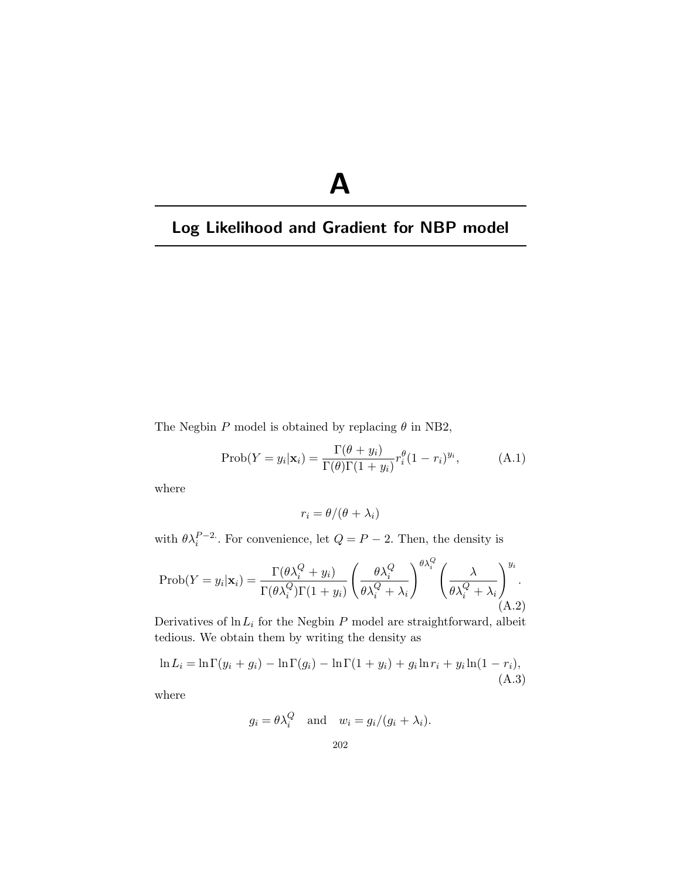# A

# Log Likelihood and Gradient for NBP model

The Negbin $P$ model is obtained by replacing $\theta$ in NB2,

$$\text{Prob}(Y = y_i|\mathbf{x}_i) = \frac{\Gamma(\theta + y_i)}{\Gamma(\theta)\Gamma(1 + y_i)} r_i^{\theta}(1 - r_i)^{y_i}, \tag{A.1}$$

where

$$r_i = \theta/(\theta + \lambda_i)$$

with $\theta\lambda_i^{P-2}$. For convenience, let $Q = P - 2$. Then, the density is

$$\text{Prob}(Y = y_i|\mathbf{x}_i) = \frac{\Gamma(\theta\lambda_i^Q + y_i)}{\Gamma(\theta\lambda_i^Q)\Gamma(1 + y_i)} \left(\frac{\theta\lambda_i^Q}{\theta\lambda_i^Q + \lambda_i}\right)^{\theta\lambda_i^Q} \left(\frac{\lambda}{\theta\lambda_i^Q + \lambda_i}\right)^{y_i}. \tag{A.2}$$

Derivatives of $\ln L_i$ for the Negbin $P$ model are straightforward, albeit tedious. We obtain them by writing the density as

$$\ln L_i = \ln\Gamma(y_i + g_i) - \ln\Gamma(g_i) - \ln\Gamma(1 + y_i) + g_i \ln r_i + y_i \ln(1 - r_i), \tag{A.3}$$

where

$$g_i = \theta\lambda_i^Q \quad \text{and} \quad w_i = g_i/(g_i + \lambda_i).$$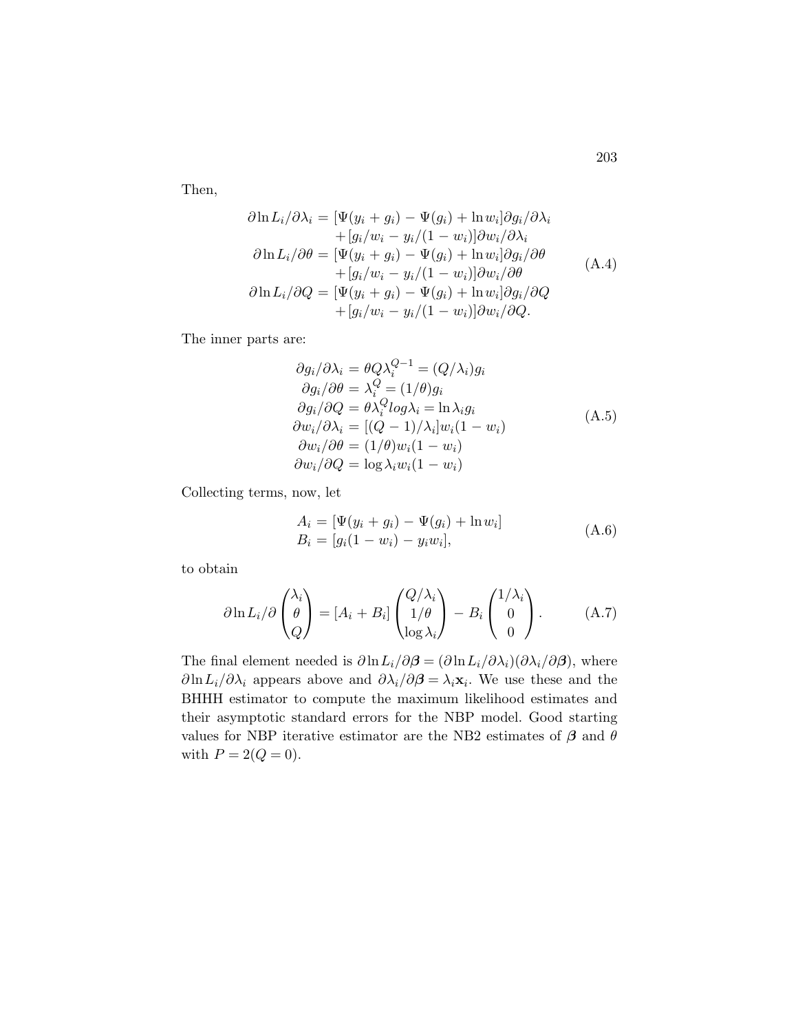Then,

$$
\begin{aligned}
\partial \ln L_i/\partial \lambda_i &= [\Psi(y_i + g_i) - \Psi(g_i) + \ln w_i]\partial g_i/\partial \lambda_i \\
&\quad + [g_i/w_i - y_i/(1-w_i)]\partial w_i/\partial \lambda_i \\
\partial \ln L_i/\partial \theta &= [\Psi(y_i + g_i) - \Psi(g_i) + \ln w_i]\partial g_i/\partial \theta \\
&\quad + [g_i/w_i - y_i/(1-w_i)]\partial w_i/\partial \theta \\
\partial \ln L_i/\partial Q &= [\Psi(y_i + g_i) - \Psi(g_i) + \ln w_i]\partial g_i/\partial Q \\
&\quad + [g_i/w_i - y_i/(1-w_i)]\partial w_i/\partial Q.
\end{aligned}
\tag{A.4}
$$

The inner parts are:

$$
\begin{aligned}
\partial g_i/\partial \lambda_i &= \theta Q \lambda_i^{Q-1} = (Q/\lambda_i) g_i \\
\partial g_i/\partial \theta &= \lambda_i^Q = (1/\theta) g_i \\
\partial g_i/\partial Q &= \theta \lambda_i^Q log \lambda_i = \ln \lambda_i g_i \\
\partial w_i/\partial \lambda_i &= [(Q-1)/\lambda_i] w_i (1-w_i) \\
\partial w_i/\partial \theta &= (1/\theta) w_i (1-w_i) \\
\partial w_i/\partial Q &= \log \lambda_i w_i (1-w_i)
\end{aligned}
\tag{A.5}
$$

Collecting terms, now, let

$$
\begin{aligned}
A_i &= [\Psi(y_i + g_i) - \Psi(g_i) + \ln w_i] \\
B_i &= [g_i(1-w_i) - y_i w_i],
\end{aligned}
\tag{A.6}
$$

to obtain

$$
\partial \ln L_i/\partial \begin{pmatrix} \lambda_i \\ \theta \\ Q \end{pmatrix} = [A_i + B_i] \begin{pmatrix} Q/\lambda_i \\ 1/\theta \\ \log \lambda_i \end{pmatrix} - B_i \begin{pmatrix} 1/\lambda_i \\ 0 \\ 0 \end{pmatrix}. \tag{A.7}
$$

The final element needed is $\partial \ln L_i/\partial \boldsymbol{\beta} = (\partial \ln L_i/\partial \lambda_i)(\partial \lambda_i/\partial \boldsymbol{\beta})$, where $\partial \ln L_i/\partial \lambda_i$ appears above and $\partial \lambda_i/\partial \boldsymbol{\beta} = \lambda_i \mathbf{x}_i$. We use these and the BHHH estimator to compute the maximum likelihood estimates and their asymptotic standard errors for the NBP model. Good starting values for NBP iterative estimator are the NB2 estimates of $\boldsymbol{\beta}$ and $\theta$ with $P = 2(Q = 0)$.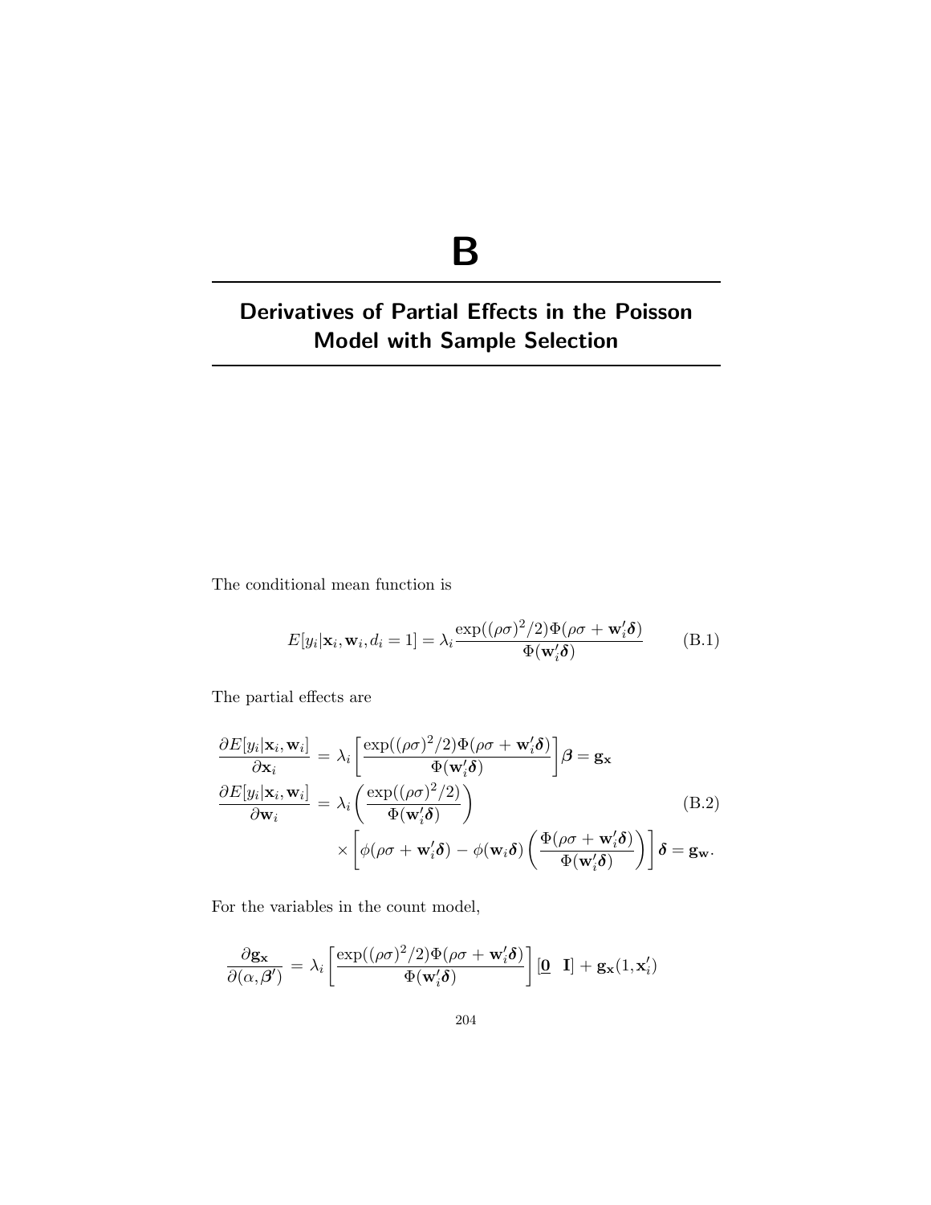# B

# Derivatives of Partial Effects in the Poisson Model with Sample Selection

The conditional mean function is

$$E[y_i|\mathbf{x}_i, \mathbf{w}_i, d_i = 1] = \lambda_i \frac{\exp((\rho\sigma)^2/2)\Phi(\rho\sigma + \mathbf{w}_i'\boldsymbol{\delta})}{\Phi(\mathbf{w}_i'\boldsymbol{\delta})} \qquad \text{(B.1)}$$

The partial effects are

$$\begin{aligned}
\frac{\partial E[y_i|\mathbf{x}_i, \mathbf{w}_i]}{\partial \mathbf{x}_i} &= \lambda_i \left[\frac{\exp((\rho\sigma)^2/2)\Phi(\rho\sigma + \mathbf{w}_i'\boldsymbol{\delta})}{\Phi(\mathbf{w}_i'\boldsymbol{\delta})}\right]\boldsymbol{\beta} = \mathbf{g}_{\mathbf{x}} \\
\frac{\partial E[y_i|\mathbf{x}_i, \mathbf{w}_i]}{\partial \mathbf{w}_i} &= \lambda_i \left(\frac{\exp((\rho\sigma)^2/2)}{\Phi(\mathbf{w}_i'\boldsymbol{\delta})}\right) \qquad \text{(B.2)} \\
&\quad \times \left[\phi(\rho\sigma + \mathbf{w}_i'\boldsymbol{\delta}) - \phi(\mathbf{w}_i\boldsymbol{\delta})\left(\frac{\Phi(\rho\sigma + \mathbf{w}_i'\boldsymbol{\delta})}{\Phi(\mathbf{w}_i'\boldsymbol{\delta})}\right)\right]\boldsymbol{\delta} = \mathbf{g}_{\mathbf{w}}.
\end{aligned}$$

For the variables in the count model,

$$\frac{\partial \mathbf{g}_{\mathbf{x}}}{\partial(\alpha, \boldsymbol{\beta}')} = \lambda_i \left[\frac{\exp((\rho\sigma)^2/2)\Phi(\rho\sigma + \mathbf{w}_i'\boldsymbol{\delta})}{\Phi(\mathbf{w}_i'\boldsymbol{\delta})}\right][\underline{\mathbf{0}} \;\; \mathbf{I}] + \mathbf{g}_{\mathbf{x}}(1, \mathbf{x}_i')$$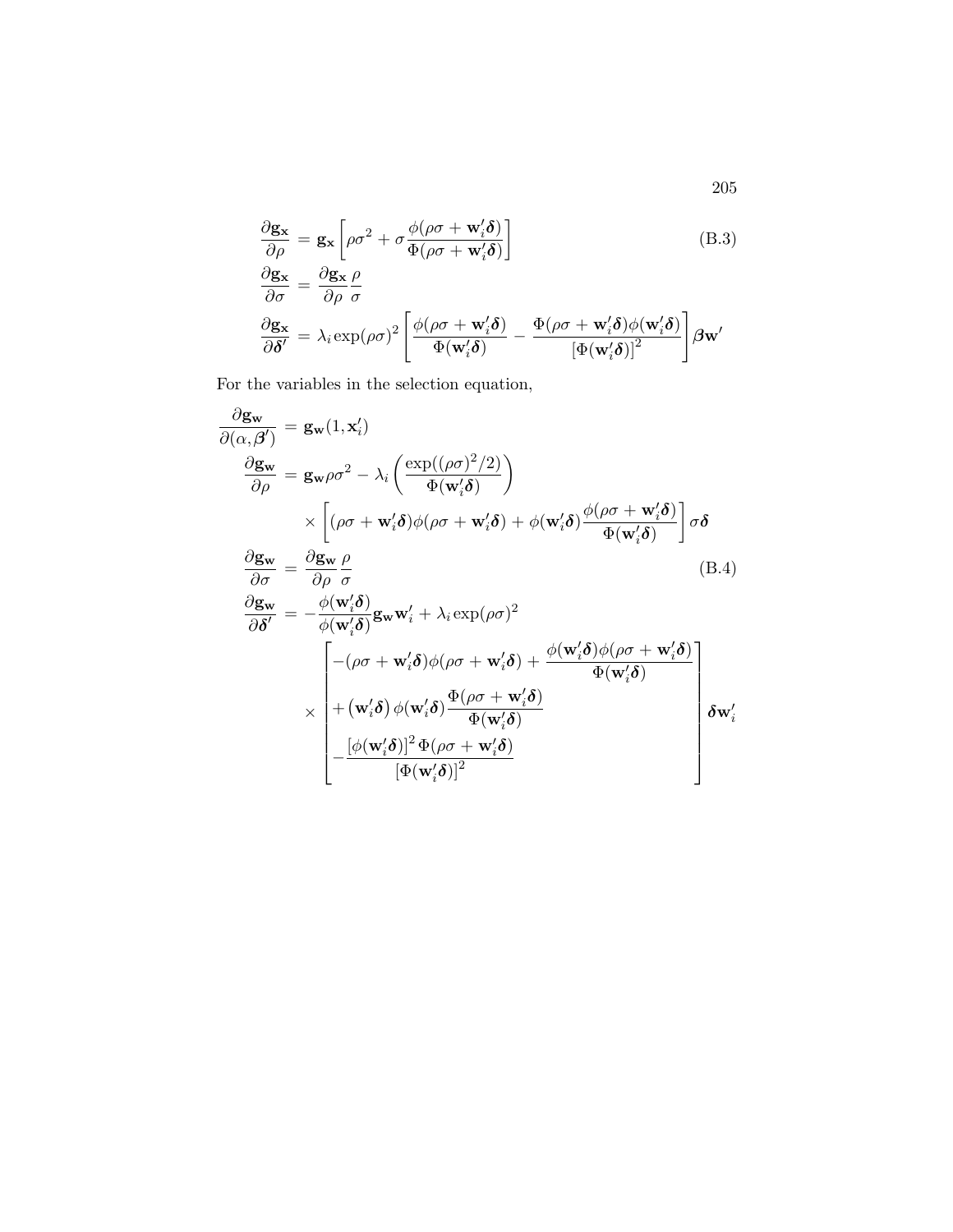$$
\begin{aligned}
\frac{\partial \mathbf{g_x}}{\partial \rho} &= \mathbf{g_x}\left[\rho\sigma^2 + \sigma\frac{\phi(\rho\sigma + \mathbf{w}_i'\boldsymbol{\delta})}{\Phi(\rho\sigma + \mathbf{w}_i'\boldsymbol{\delta})}\right] \\
\frac{\partial \mathbf{g_x}}{\partial \sigma} &= \frac{\partial \mathbf{g_x}}{\partial \rho}\frac{\rho}{\sigma} \\
\frac{\partial \mathbf{g_x}}{\partial \boldsymbol{\delta}'} &= \lambda_i \exp(\rho\sigma)^2\left[\frac{\phi(\rho\sigma + \mathbf{w}_i'\boldsymbol{\delta})}{\Phi(\mathbf{w}_i'\boldsymbol{\delta})} - \frac{\Phi(\rho\sigma + \mathbf{w}_i'\boldsymbol{\delta})\phi(\mathbf{w}_i'\boldsymbol{\delta})}{[\Phi(\mathbf{w}_i'\boldsymbol{\delta})]^2}\right]\boldsymbol{\beta}\mathbf{w}'
\end{aligned}
\tag{B.3}
$$

For the variables in the selection equation,

$$
\begin{aligned}
\frac{\partial \mathbf{g_w}}{\partial(\alpha, \boldsymbol{\beta}')} &= \mathbf{g_w}(1, \mathbf{x}_i') \\
\frac{\partial \mathbf{g_w}}{\partial \rho} &= \mathbf{g_w}\rho\sigma^2 - \lambda_i\left(\frac{\exp((\rho\sigma)^2/2)}{\Phi(\mathbf{w}_i'\boldsymbol{\delta})}\right) \\
&\quad \times \left[(\rho\sigma + \mathbf{w}_i'\boldsymbol{\delta})\phi(\rho\sigma + \mathbf{w}_i'\boldsymbol{\delta}) + \phi(\mathbf{w}_i'\boldsymbol{\delta})\frac{\phi(\rho\sigma + \mathbf{w}_i'\boldsymbol{\delta})}{\Phi(\mathbf{w}_i'\boldsymbol{\delta})}\right]\sigma\boldsymbol{\delta} \\
\frac{\partial \mathbf{g_w}}{\partial \sigma} &= \frac{\partial \mathbf{g_w}}{\partial \rho}\frac{\rho}{\sigma} \\
\frac{\partial \mathbf{g_w}}{\partial \boldsymbol{\delta}'} &= -\frac{\phi(\mathbf{w}_i'\boldsymbol{\delta})}{\phi(\mathbf{w}_i'\boldsymbol{\delta})}\mathbf{g_w}\mathbf{w}_i' + \lambda_i \exp(\rho\sigma)^2 \\
&\quad \times \begin{bmatrix} -(\rho\sigma + \mathbf{w}_i'\boldsymbol{\delta})\phi(\rho\sigma + \mathbf{w}_i'\boldsymbol{\delta}) + \dfrac{\phi(\mathbf{w}_i'\boldsymbol{\delta})\phi(\rho\sigma + \mathbf{w}_i'\boldsymbol{\delta})}{\Phi(\mathbf{w}_i'\boldsymbol{\delta})} \\ + \left(\mathbf{w}_i'\boldsymbol{\delta}\right)\phi(\mathbf{w}_i'\boldsymbol{\delta})\dfrac{\Phi(\rho\sigma + \mathbf{w}_i'\boldsymbol{\delta})}{\Phi(\mathbf{w}_i'\boldsymbol{\delta})} \\ -\dfrac{[\phi(\mathbf{w}_i'\boldsymbol{\delta})]^2\,\Phi(\rho\sigma + \mathbf{w}_i'\boldsymbol{\delta})}{[\Phi(\mathbf{w}_i'\boldsymbol{\delta})]^2} \end{bmatrix}\boldsymbol{\delta}\mathbf{w}_i'
\end{aligned}
\tag{B.4}
$$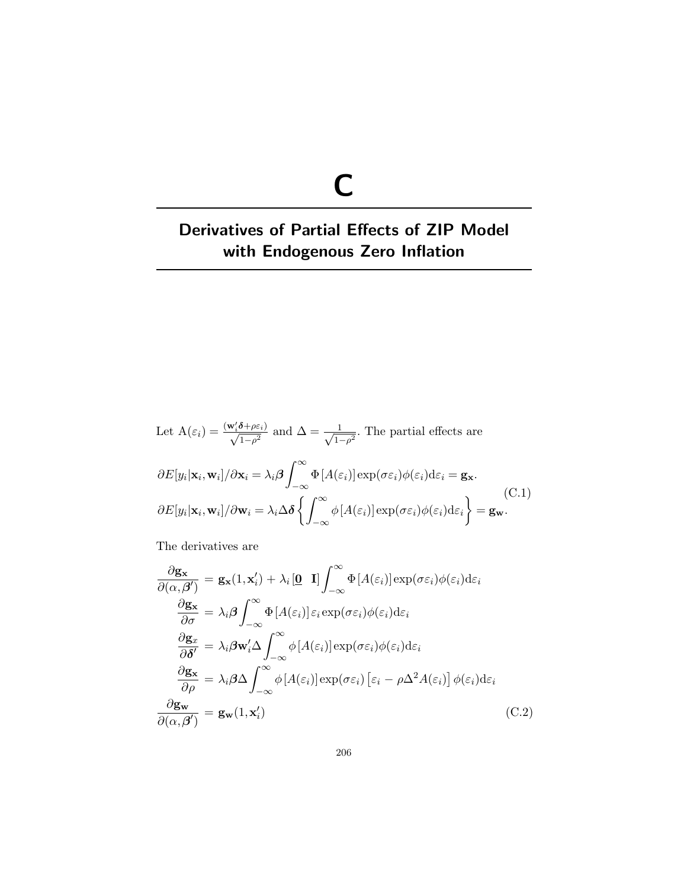# C

## Derivatives of Partial Effects of ZIP Model with Endogenous Zero Inflation

Let $\mathrm{A}(\varepsilon_i) = \frac{(\mathbf{w}_i'\boldsymbol{\delta}+\rho\varepsilon_i)}{\sqrt{1-\rho^2}}$ and $\Delta = \frac{1}{\sqrt{1-\rho^2}}$. The partial effects are

$$
\begin{aligned}
&\partial E[y_i|\mathbf{x}_i, \mathbf{w}_i]/\partial \mathbf{x}_i = \lambda_i \boldsymbol{\beta} \int_{-\infty}^{\infty} \Phi\left[A(\varepsilon_i)\right] \exp(\sigma\varepsilon_i)\phi(\varepsilon_i)\mathrm{d}\varepsilon_i = \mathbf{g}_{\mathbf{x}}. \\
&\partial E[y_i|\mathbf{x}_i, \mathbf{w}_i]/\partial \mathbf{w}_i = \lambda_i \Delta \boldsymbol{\delta} \left\{ \int_{-\infty}^{\infty} \phi\left[A(\varepsilon_i)\right] \exp(\sigma\varepsilon_i)\phi(\varepsilon_i)\mathrm{d}\varepsilon_i \right\} = \mathbf{g}_{\mathbf{w}}.
\end{aligned}
\tag{C.1}
$$

The derivatives are

$$
\begin{aligned}
\frac{\partial \mathbf{g}_{\mathbf{x}}}{\partial(\alpha, \boldsymbol{\beta}')} &= \mathbf{g}_{\mathbf{x}}(1, \mathbf{x}_i') + \lambda_i \left[\underline{\mathbf{0}} \quad \mathbf{I}\right] \int_{-\infty}^{\infty} \Phi\left[A(\varepsilon_i)\right] \exp(\sigma\varepsilon_i)\phi(\varepsilon_i)\mathrm{d}\varepsilon_i \\
\frac{\partial \mathbf{g}_{\mathbf{x}}}{\partial \sigma} &= \lambda_i \boldsymbol{\beta} \int_{-\infty}^{\infty} \Phi\left[A(\varepsilon_i)\right] \varepsilon_i \exp(\sigma\varepsilon_i)\phi(\varepsilon_i)\mathrm{d}\varepsilon_i \\
\frac{\partial \mathbf{g}_{x}}{\partial \boldsymbol{\delta}'} &= \lambda_i \boldsymbol{\beta} \mathbf{w}_i' \Delta \int_{-\infty}^{\infty} \phi\left[A(\varepsilon_i)\right] \exp(\sigma\varepsilon_i)\phi(\varepsilon_i)\mathrm{d}\varepsilon_i \\
\frac{\partial \mathbf{g}_{\mathbf{x}}}{\partial \rho} &= \lambda_i \boldsymbol{\beta} \Delta \int_{-\infty}^{\infty} \phi\left[A(\varepsilon_i)\right] \exp(\sigma\varepsilon_i) \left[\varepsilon_i - \rho\Delta^2 A(\varepsilon_i)\right] \phi(\varepsilon_i)\mathrm{d}\varepsilon_i \\
\frac{\partial \mathbf{g}_{\mathbf{w}}}{\partial(\alpha, \boldsymbol{\beta}')} &= \mathbf{g}_{\mathbf{w}}(1, \mathbf{x}_i')
\end{aligned}
\tag{C.2}
$$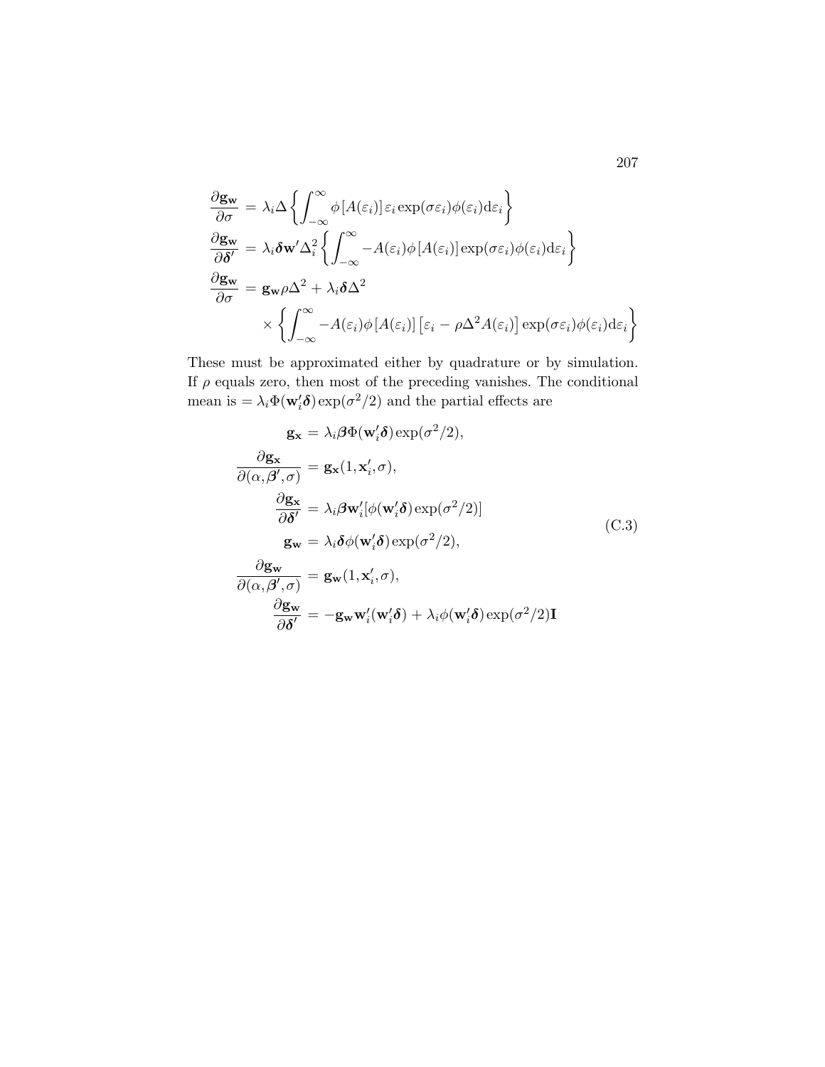$$
\begin{aligned}
\frac{\partial \mathbf{g_w}}{\partial \sigma} &= \lambda_i \Delta \left\{ \int_{-\infty}^{\infty} \phi\left[A(\varepsilon_i)\right] \varepsilon_i \exp(\sigma \varepsilon_i) \phi(\varepsilon_i) \mathrm{d}\varepsilon_i \right\} \\
\frac{\partial \mathbf{g_w}}{\partial \boldsymbol{\delta}'} &= \lambda_i \boldsymbol{\delta} \mathbf{w}' \Delta_i^2 \left\{ \int_{-\infty}^{\infty} -A(\varepsilon_i) \phi\left[A(\varepsilon_i)\right] \exp(\sigma \varepsilon_i) \phi(\varepsilon_i) \mathrm{d}\varepsilon_i \right\} \\
\frac{\partial \mathbf{g_w}}{\partial \sigma} &= \mathbf{g_w} \rho \Delta^2 + \lambda_i \boldsymbol{\delta} \Delta^2 \\
&\quad \times \left\{ \int_{-\infty}^{\infty} -A(\varepsilon_i) \phi\left[A(\varepsilon_i)\right] \left[\varepsilon_i - \rho \Delta^2 A(\varepsilon_i)\right] \exp(\sigma \varepsilon_i) \phi(\varepsilon_i) \mathrm{d}\varepsilon_i \right\}
\end{aligned}
$$

These must be approximated either by quadrature or by simulation. If $\rho$ equals zero, then most of the preceding vanishes. The conditional mean is $= \lambda_i \Phi(\mathbf{w}_i' \boldsymbol{\delta}) \exp(\sigma^2/2)$ and the partial effects are

$$
\begin{aligned}
\mathbf{g_x} &= \lambda_i \boldsymbol{\beta} \Phi(\mathbf{w}_i' \boldsymbol{\delta}) \exp(\sigma^2/2), \\
\frac{\partial \mathbf{g_x}}{\partial(\alpha, \boldsymbol{\beta}', \sigma)} &= \mathbf{g_x}(1, \mathbf{x}_i', \sigma), \\
\frac{\partial \mathbf{g_x}}{\partial \boldsymbol{\delta}'} &= \lambda_i \boldsymbol{\beta} \mathbf{w}_i' [\phi(\mathbf{w}_i' \boldsymbol{\delta}) \exp(\sigma^2/2)] \\
\mathbf{g_w} &= \lambda_i \boldsymbol{\delta} \phi(\mathbf{w}_i' \boldsymbol{\delta}) \exp(\sigma^2/2), \\
\frac{\partial \mathbf{g_w}}{\partial(\alpha, \boldsymbol{\beta}', \sigma)} &= \mathbf{g_w}(1, \mathbf{x}_i', \sigma), \\
\frac{\partial \mathbf{g_w}}{\partial \boldsymbol{\delta}'} &= -\mathbf{g_w} \mathbf{w}_i' (\mathbf{w}_i' \boldsymbol{\delta}) + \lambda_i \phi(\mathbf{w}_i' \boldsymbol{\delta}) \exp(\sigma^2/2) \mathbf{I}
\end{aligned}
\tag{C.3}
$$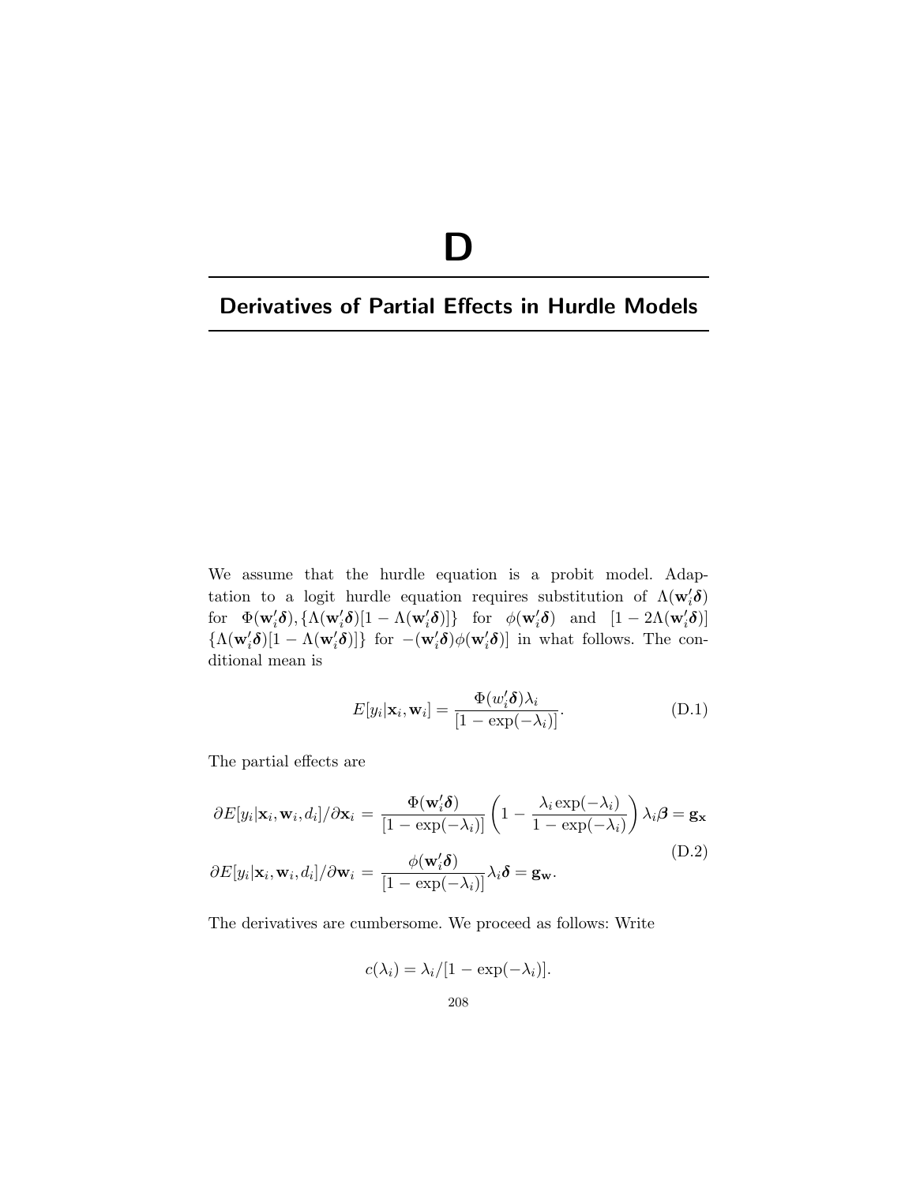# D

## Derivatives of Partial Effects in Hurdle Models

We assume that the hurdle equation is a probit model. Adaptation to a logit hurdle equation requires substitution of $\Lambda(\mathbf{w}_i'\boldsymbol{\delta})$ for $\Phi(\mathbf{w}_i'\boldsymbol{\delta}), \{\Lambda(\mathbf{w}_i'\boldsymbol{\delta})[1-\Lambda(\mathbf{w}_i'\boldsymbol{\delta})]\}$ for $\phi(\mathbf{w}_i'\boldsymbol{\delta})$ and $[1-2\Lambda(\mathbf{w}_i'\boldsymbol{\delta})]$ $\{\Lambda(\mathbf{w}_i'\boldsymbol{\delta})[1-\Lambda(\mathbf{w}_i'\boldsymbol{\delta})]\}$ for $-(\mathbf{w}_i'\boldsymbol{\delta})\phi(\mathbf{w}_i'\boldsymbol{\delta})]$ in what follows. The conditional mean is

$$E[y_i|\mathbf{x}_i, \mathbf{w}_i] = \frac{\Phi(w_i'\boldsymbol{\delta})\lambda_i}{[1-\exp(-\lambda_i)]}. \tag{D.1}$$

The partial effects are

$$\begin{aligned}
\partial E[y_i|\mathbf{x}_i, \mathbf{w}_i, d_i]/\partial \mathbf{x}_i &= \frac{\Phi(\mathbf{w}_i'\boldsymbol{\delta})}{[1-\exp(-\lambda_i)]}\left(1 - \frac{\lambda_i \exp(-\lambda_i)}{1-\exp(-\lambda_i)}\right)\lambda_i \boldsymbol{\beta} = \mathbf{g}_\mathbf{x} \\
\partial E[y_i|\mathbf{x}_i, \mathbf{w}_i, d_i]/\partial \mathbf{w}_i &= \frac{\phi(\mathbf{w}_i'\boldsymbol{\delta})}{[1-\exp(-\lambda_i)]}\lambda_i \boldsymbol{\delta} = \mathbf{g}_\mathbf{w}.
\end{aligned} \tag{D.2}$$

The derivatives are cumbersome. We proceed as follows: Write

$$c(\lambda_i) = \lambda_i/[1-\exp(-\lambda_i)].$$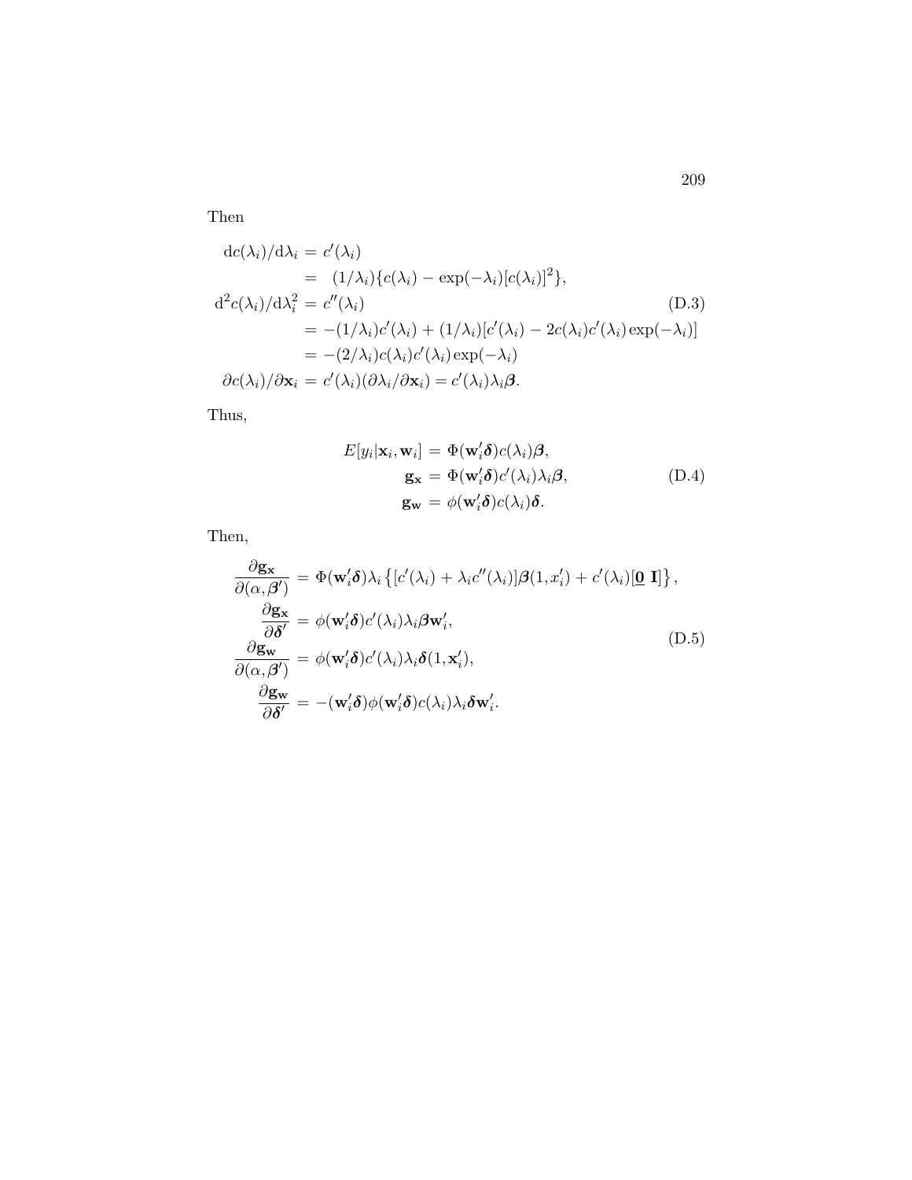Then

$$
\begin{aligned}
\mathrm{d}c(\lambda_i)/\mathrm{d}\lambda_i &= c'(\lambda_i) \\
&= (1/\lambda_i)\{c(\lambda_i) - \exp(-\lambda_i)[c(\lambda_i)]^2\}, \\
\mathrm{d}^2 c(\lambda_i)/\mathrm{d}\lambda_i^2 &= c''(\lambda_i) \\
&= -(1/\lambda_i)c'(\lambda_i) + (1/\lambda_i)[c'(\lambda_i) - 2c(\lambda_i)c'(\lambda_i)\exp(-\lambda_i)] \\
&= -(2/\lambda_i)c(\lambda_i)c'(\lambda_i)\exp(-\lambda_i) \\
\partial c(\lambda_i)/\partial \mathbf{x}_i &= c'(\lambda_i)(\partial \lambda_i/\partial \mathbf{x}_i) = c'(\lambda_i)\lambda_i \boldsymbol{\beta}.
\end{aligned}
\tag{D.3}
$$

Thus,

$$
\begin{aligned}
E[y_i|\mathbf{x}_i, \mathbf{w}_i] &= \Phi(\mathbf{w}_i'\boldsymbol{\delta})c(\lambda_i)\boldsymbol{\beta}, \\
\mathbf{g}_\mathbf{x} &= \Phi(\mathbf{w}_i'\boldsymbol{\delta})c'(\lambda_i)\lambda_i\boldsymbol{\beta}, \\
\mathbf{g}_\mathbf{w} &= \phi(\mathbf{w}_i'\boldsymbol{\delta})c(\lambda_i)\boldsymbol{\delta}.
\end{aligned}
\tag{D.4}
$$

Then,

$$
\begin{aligned}
\frac{\partial \mathbf{g}_\mathbf{x}}{\partial(\alpha, \boldsymbol{\beta}')} &= \Phi(\mathbf{w}_i'\boldsymbol{\delta})\lambda_i\left\{[c'(\lambda_i) + \lambda_i c''(\lambda_i)]\boldsymbol{\beta}(1, x_i') + c'(\lambda_i)[\underline{\mathbf{0}}\ \mathbf{I}]\right\}, \\
\frac{\partial \mathbf{g}_\mathbf{x}}{\partial \boldsymbol{\delta}'} &= \phi(\mathbf{w}_i'\boldsymbol{\delta})c'(\lambda_i)\lambda_i\boldsymbol{\beta}\mathbf{w}_i', \\
\frac{\partial \mathbf{g}_\mathbf{w}}{\partial(\alpha, \boldsymbol{\beta}')} &= \phi(\mathbf{w}_i'\boldsymbol{\delta})c'(\lambda_i)\lambda_i\boldsymbol{\delta}(1, \mathbf{x}_i'), \\
\frac{\partial \mathbf{g}_\mathbf{w}}{\partial \boldsymbol{\delta}'} &= -(\mathbf{w}_i'\boldsymbol{\delta})\phi(\mathbf{w}_i'\boldsymbol{\delta})c(\lambda_i)\lambda_i\boldsymbol{\delta}\mathbf{w}_i'.
\end{aligned}
\tag{D.5}
$$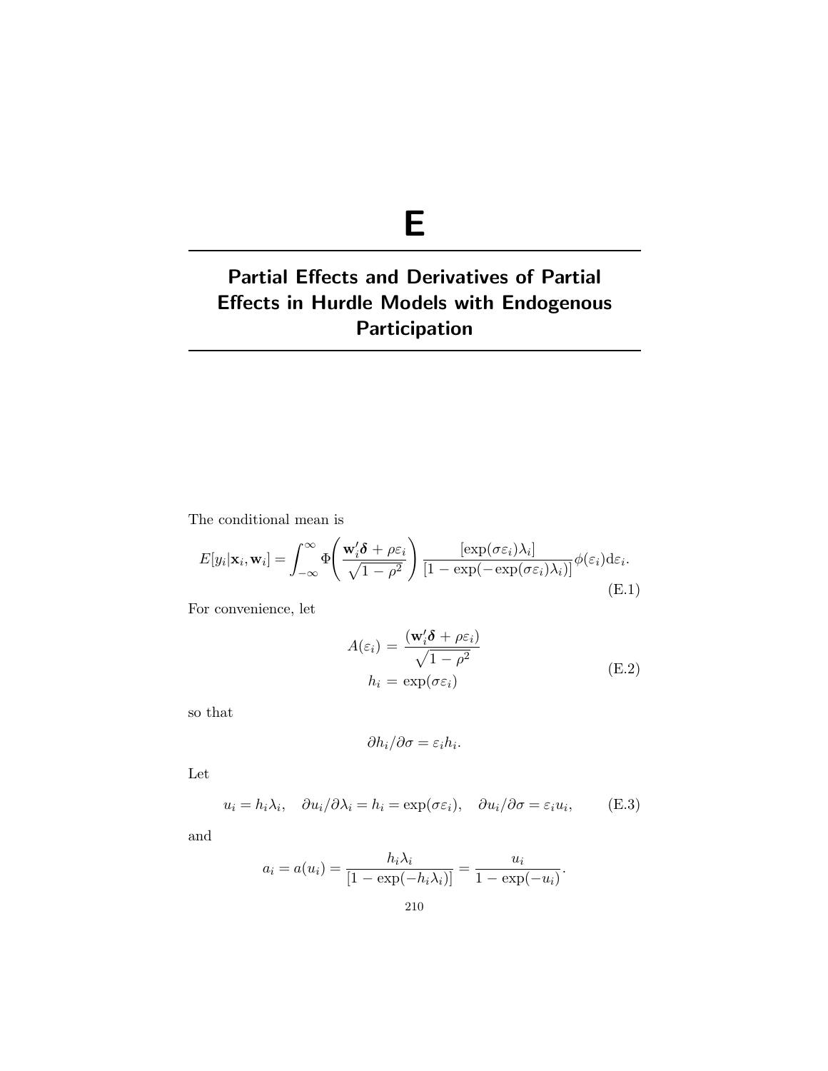# E

# Partial Effects and Derivatives of Partial Effects in Hurdle Models with Endogenous Participation

The conditional mean is

$$E[y_i|\mathbf{x}_i, \mathbf{w}_i] = \int_{-\infty}^{\infty} \Phi\left(\frac{\mathbf{w}_i'\boldsymbol{\delta} + \rho\varepsilon_i}{\sqrt{1-\rho^2}}\right) \frac{[\exp(\sigma\varepsilon_i)\lambda_i]}{[1 - \exp(-\exp(\sigma\varepsilon_i)\lambda_i)]} \phi(\varepsilon_i) \mathrm{d}\varepsilon_i. \tag{E.1}$$

For convenience, let

$$\begin{aligned} A(\varepsilon_i) &= \frac{(\mathbf{w}_i'\boldsymbol{\delta} + \rho\varepsilon_i)}{\sqrt{1-\rho^2}} \\ h_i &= \exp(\sigma\varepsilon_i) \end{aligned} \tag{E.2}$$

so that

$$\partial h_i / \partial \sigma = \varepsilon_i h_i.$$

Let

$$u_i = h_i \lambda_i, \quad \partial u_i / \partial \lambda_i = h_i = \exp(\sigma\varepsilon_i), \quad \partial u_i / \partial \sigma = \varepsilon_i u_i, \tag{E.3}$$

and

$$a_i = a(u_i) = \frac{h_i \lambda_i}{[1 - \exp(-h_i \lambda_i)]} = \frac{u_i}{1 - \exp(-u_i)}.$$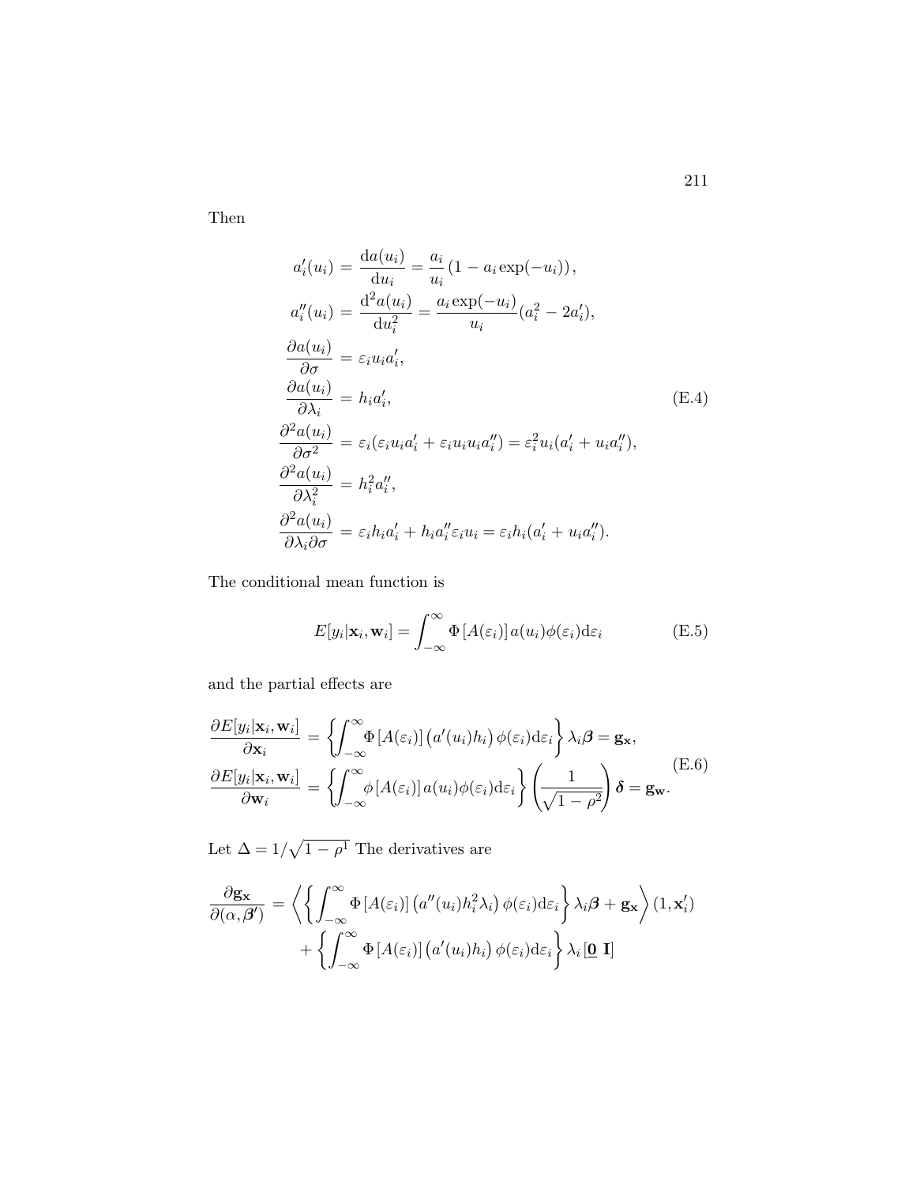Then

$$
\begin{aligned}
a_i'(u_i) &= \frac{\mathrm{d}a(u_i)}{\mathrm{d}u_i} = \frac{a_i}{u_i}\left(1 - a_i \exp(-u_i)\right), \\
a_i''(u_i) &= \frac{\mathrm{d}^2 a(u_i)}{\mathrm{d}u_i^2} = \frac{a_i \exp(-u_i)}{u_i}(a_i^2 - 2a_i'), \\
\frac{\partial a(u_i)}{\partial \sigma} &= \varepsilon_i u_i a_i', \\
\frac{\partial a(u_i)}{\partial \lambda_i} &= h_i a_i', \\
\frac{\partial^2 a(u_i)}{\partial \sigma^2} &= \varepsilon_i(\varepsilon_i u_i a_i' + \varepsilon_i u_i u_i a_i'') = \varepsilon_i^2 u_i (a_i' + u_i a_i''), \\
\frac{\partial^2 a(u_i)}{\partial \lambda_i^2} &= h_i^2 a_i'', \\
\frac{\partial^2 a(u_i)}{\partial \lambda_i \partial \sigma} &= \varepsilon_i h_i a_i' + h_i a_i'' \varepsilon_i u_i = \varepsilon_i h_i (a_i' + u_i a_i'').
\end{aligned}
\tag{E.4}
$$

The conditional mean function is

$$
E[y_i|\mathbf{x}_i, \mathbf{w}_i] = \int_{-\infty}^{\infty} \Phi\left[A(\varepsilon_i)\right] a(u_i) \phi(\varepsilon_i) \mathrm{d}\varepsilon_i \tag{E.5}
$$

and the partial effects are

$$
\begin{aligned}
\frac{\partial E[y_i|\mathbf{x}_i, \mathbf{w}_i]}{\partial \mathbf{x}_i} &= \left\{ \int_{-\infty}^{\infty} \Phi\left[A(\varepsilon_i)\right] \left(a'(u_i) h_i\right) \phi(\varepsilon_i) \mathrm{d}\varepsilon_i \right\} \lambda_i \boldsymbol{\beta} = \mathbf{g}_{\mathbf{x}}, \\
\frac{\partial E[y_i|\mathbf{x}_i, \mathbf{w}_i]}{\partial \mathbf{w}_i} &= \left\{ \int_{-\infty}^{\infty} \phi\left[A(\varepsilon_i)\right] a(u_i) \phi(\varepsilon_i) \mathrm{d}\varepsilon_i \right\} \left( \frac{1}{\sqrt{1-\rho^2}} \right) \boldsymbol{\delta} = \mathbf{g}_{\mathbf{w}}.
\end{aligned}
\tag{E.6}
$$

Let $\Delta = 1/\sqrt{1-\rho^{\mathrm{I}}}$ The derivatives are

$$
\begin{aligned}
\frac{\partial \mathbf{g}_{\mathbf{x}}}{\partial(\alpha, \boldsymbol{\beta}')} &= \left\langle \left\{ \int_{-\infty}^{\infty} \Phi\left[A(\varepsilon_i)\right] \left(a''(u_i) h_i^2 \lambda_i\right) \phi(\varepsilon_i) \mathrm{d}\varepsilon_i \right\} \lambda_i \boldsymbol{\beta} + \mathbf{g}_{\mathbf{x}} \right\rangle (1, \mathbf{x}_i') \\
&\quad + \left\{ \int_{-\infty}^{\infty} \Phi\left[A(\varepsilon_i)\right] \left(a'(u_i) h_i\right) \phi(\varepsilon_i) \mathrm{d}\varepsilon_i \right\} \lambda_i \left[\underline{\mathbf{0}}\ \mathbf{I}\right]
\end{aligned}
$$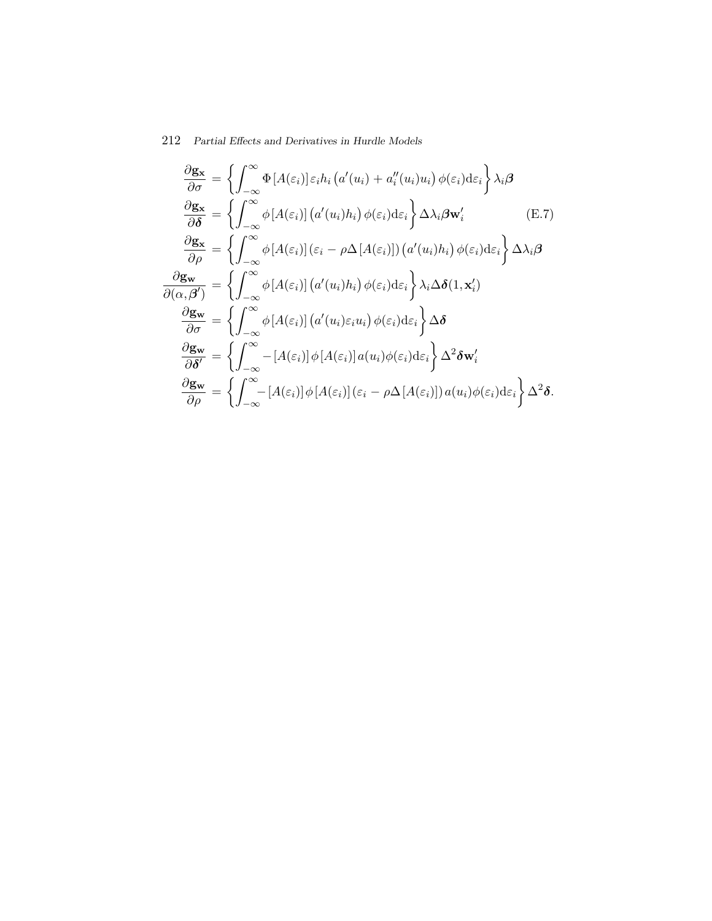$$
\begin{aligned}
\frac{\partial \mathbf{g_x}}{\partial \sigma} &= \left\{ \int_{-\infty}^{\infty} \Phi\left[A(\varepsilon_i)\right] \varepsilon_i h_i \left(a'(u_i) + a_i''(u_i) u_i\right) \phi(\varepsilon_i) \mathrm{d}\varepsilon_i \right\} \lambda_i \boldsymbol{\beta} \\
\frac{\partial \mathbf{g_x}}{\partial \boldsymbol{\delta}} &= \left\{ \int_{-\infty}^{\infty} \phi\left[A(\varepsilon_i)\right] \left(a'(u_i) h_i\right) \phi(\varepsilon_i) \mathrm{d}\varepsilon_i \right\} \Delta \lambda_i \boldsymbol{\beta} \mathbf{w}_i' \qquad \text{(E.7)} \\
\frac{\partial \mathbf{g_x}}{\partial \rho} &= \left\{ \int_{-\infty}^{\infty} \phi\left[A(\varepsilon_i)\right] \left(\varepsilon_i - \rho \Delta \left[A(\varepsilon_i)\right]\right) \left(a'(u_i) h_i\right) \phi(\varepsilon_i) \mathrm{d}\varepsilon_i \right\} \Delta \lambda_i \boldsymbol{\beta} \\
\frac{\partial \mathbf{g_w}}{\partial (\alpha, \boldsymbol{\beta}')} &= \left\{ \int_{-\infty}^{\infty} \phi\left[A(\varepsilon_i)\right] \left(a'(u_i) h_i\right) \phi(\varepsilon_i) \mathrm{d}\varepsilon_i \right\} \lambda_i \Delta \boldsymbol{\delta} (1, \mathbf{x}_i') \\
\frac{\partial \mathbf{g_w}}{\partial \sigma} &= \left\{ \int_{-\infty}^{\infty} \phi\left[A(\varepsilon_i)\right] \left(a'(u_i) \varepsilon_i u_i\right) \phi(\varepsilon_i) \mathrm{d}\varepsilon_i \right\} \Delta \boldsymbol{\delta} \\
\frac{\partial \mathbf{g_w}}{\partial \boldsymbol{\delta}'} &= \left\{ \int_{-\infty}^{\infty} - \left[A(\varepsilon_i)\right] \phi\left[A(\varepsilon_i)\right] a(u_i) \phi(\varepsilon_i) \mathrm{d}\varepsilon_i \right\} \Delta^2 \boldsymbol{\delta} \mathbf{w}_i' \\
\frac{\partial \mathbf{g_w}}{\partial \rho} &= \left\{ \int_{-\infty}^{\infty} - \left[A(\varepsilon_i)\right] \phi\left[A(\varepsilon_i)\right] \left(\varepsilon_i - \rho \Delta \left[A(\varepsilon_i)\right]\right) a(u_i) \phi(\varepsilon_i) \mathrm{d}\varepsilon_i \right\} \Delta^2 \boldsymbol{\delta}.
\end{aligned}
$$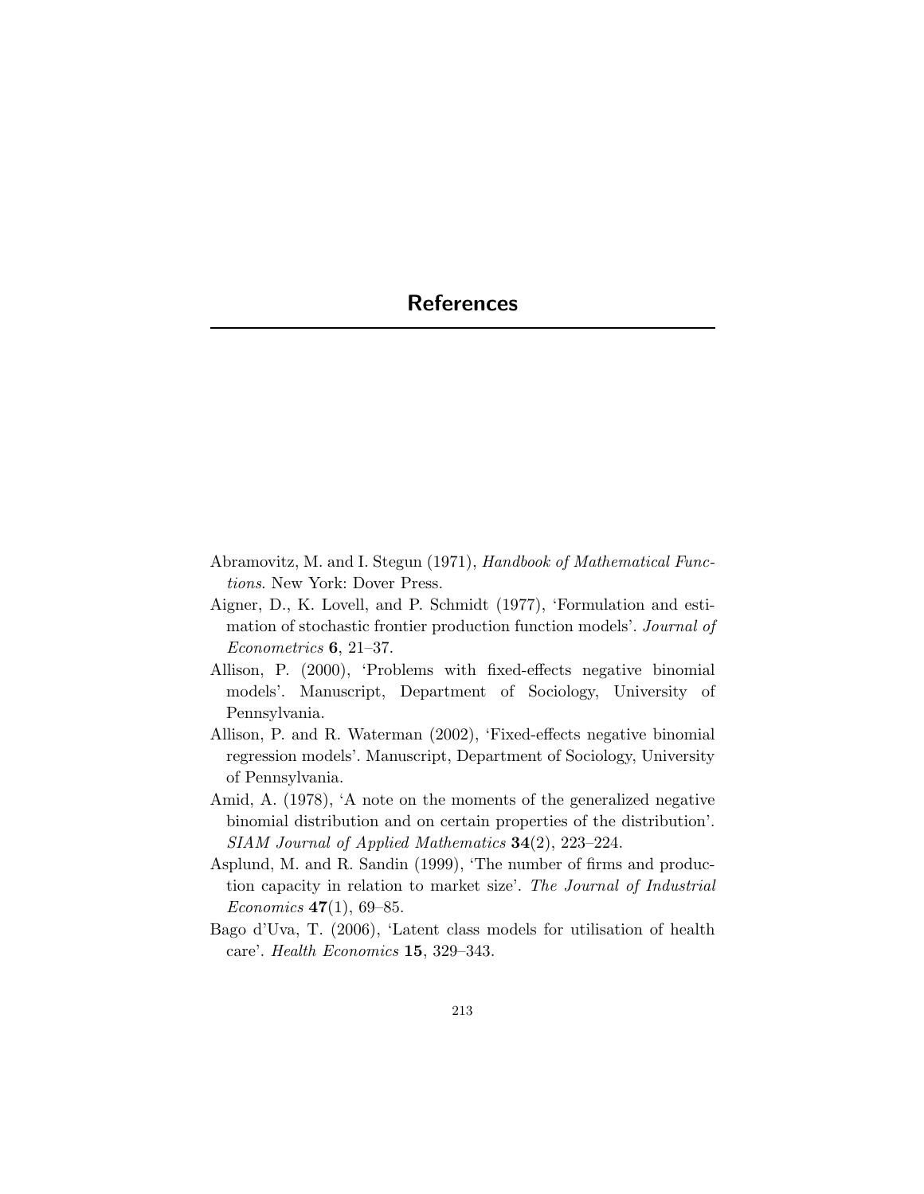# References

Abramovitz, M. and I. Stegun (1971), *Handbook of Mathematical Functions*. New York: Dover Press.

Aigner, D., K. Lovell, and P. Schmidt (1977), 'Formulation and estimation of stochastic frontier production function models'. *Journal of Econometrics* **6**, 21–37.

Allison, P. (2000), 'Problems with fixed-effects negative binomial models'. Manuscript, Department of Sociology, University of Pennsylvania.

Allison, P. and R. Waterman (2002), 'Fixed-effects negative binomial regression models'. Manuscript, Department of Sociology, University of Pennsylvania.

Amid, A. (1978), 'A note on the moments of the generalized negative binomial distribution and on certain properties of the distribution'. *SIAM Journal of Applied Mathematics* **34**(2), 223–224.

Asplund, M. and R. Sandin (1999), 'The number of firms and production capacity in relation to market size'. *The Journal of Industrial Economics* **47**(1), 69–85.

Bago d'Uva, T. (2006), 'Latent class models for utilisation of health care'. *Health Economics* **15**, 329–343.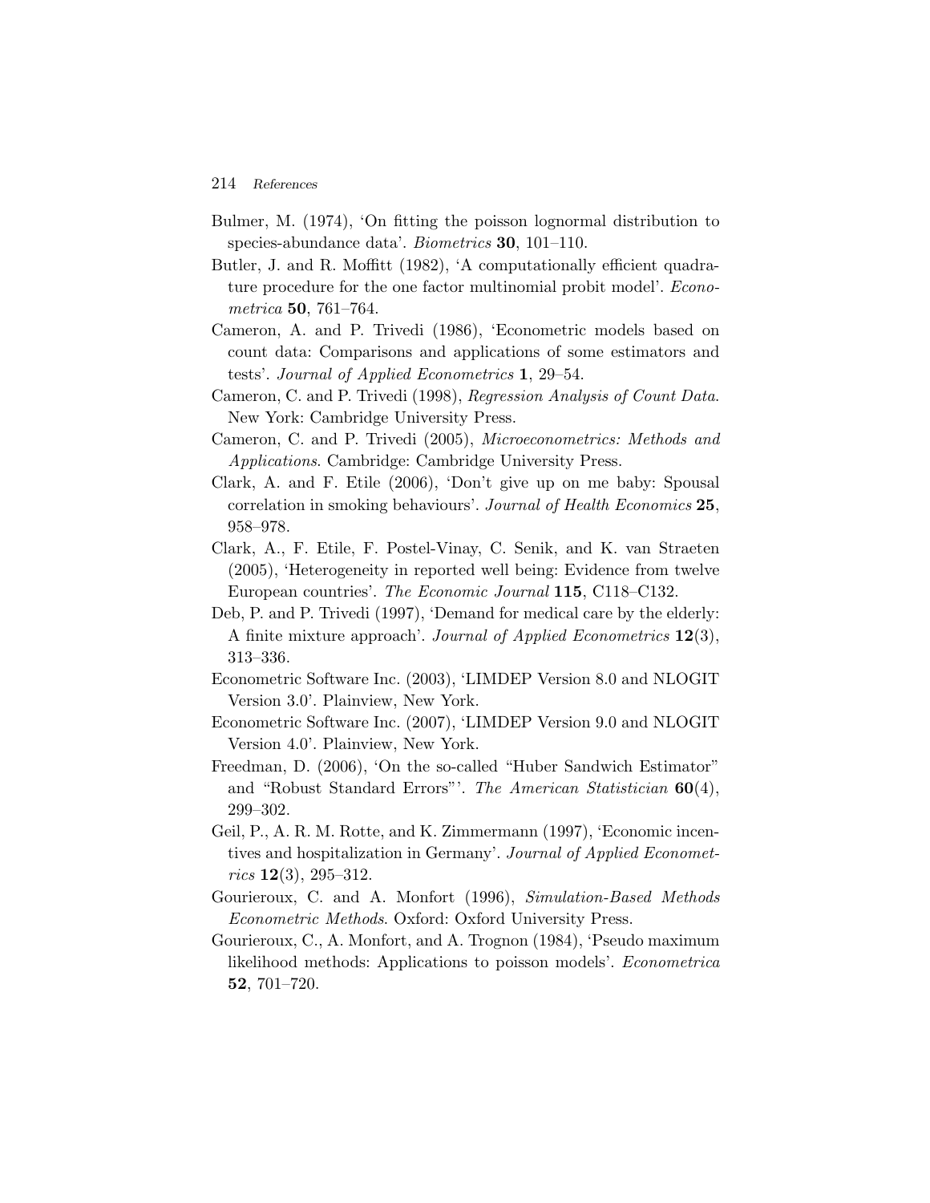Bulmer, M. (1974), 'On fitting the poisson lognormal distribution to species-abundance data'. *Biometrics* **30**, 101–110.

Butler, J. and R. Moffitt (1982), 'A computationally efficient quadrature procedure for the one factor multinomial probit model'. *Econometrica* **50**, 761–764.

Cameron, A. and P. Trivedi (1986), 'Econometric models based on count data: Comparisons and applications of some estimators and tests'. *Journal of Applied Econometrics* **1**, 29–54.

Cameron, C. and P. Trivedi (1998), *Regression Analysis of Count Data*. New York: Cambridge University Press.

Cameron, C. and P. Trivedi (2005), *Microeconometrics: Methods and Applications*. Cambridge: Cambridge University Press.

Clark, A. and F. Etile (2006), 'Don't give up on me baby: Spousal correlation in smoking behaviours'. *Journal of Health Economics* **25**, 958–978.

Clark, A., F. Etile, F. Postel-Vinay, C. Senik, and K. van Straeten (2005), 'Heterogeneity in reported well being: Evidence from twelve European countries'. *The Economic Journal* **115**, C118–C132.

Deb, P. and P. Trivedi (1997), 'Demand for medical care by the elderly: A finite mixture approach'. *Journal of Applied Econometrics* **12**(3), 313–336.

Econometric Software Inc. (2003), 'LIMDEP Version 8.0 and NLOGIT Version 3.0'. Plainview, New York.

Econometric Software Inc. (2007), 'LIMDEP Version 9.0 and NLOGIT Version 4.0'. Plainview, New York.

Freedman, D. (2006), 'On the so-called "Huber Sandwich Estimator" and "Robust Standard Errors"'. *The American Statistician* **60**(4), 299–302.

Geil, P., A. R. M. Rotte, and K. Zimmermann (1997), 'Economic incentives and hospitalization in Germany'. *Journal of Applied Econometrics* **12**(3), 295–312.

Gourieroux, C. and A. Monfort (1996), *Simulation-Based Methods Econometric Methods*. Oxford: Oxford University Press.

Gourieroux, C., A. Monfort, and A. Trognon (1984), 'Pseudo maximum likelihood methods: Applications to poisson models'. *Econometrica* **52**, 701–720.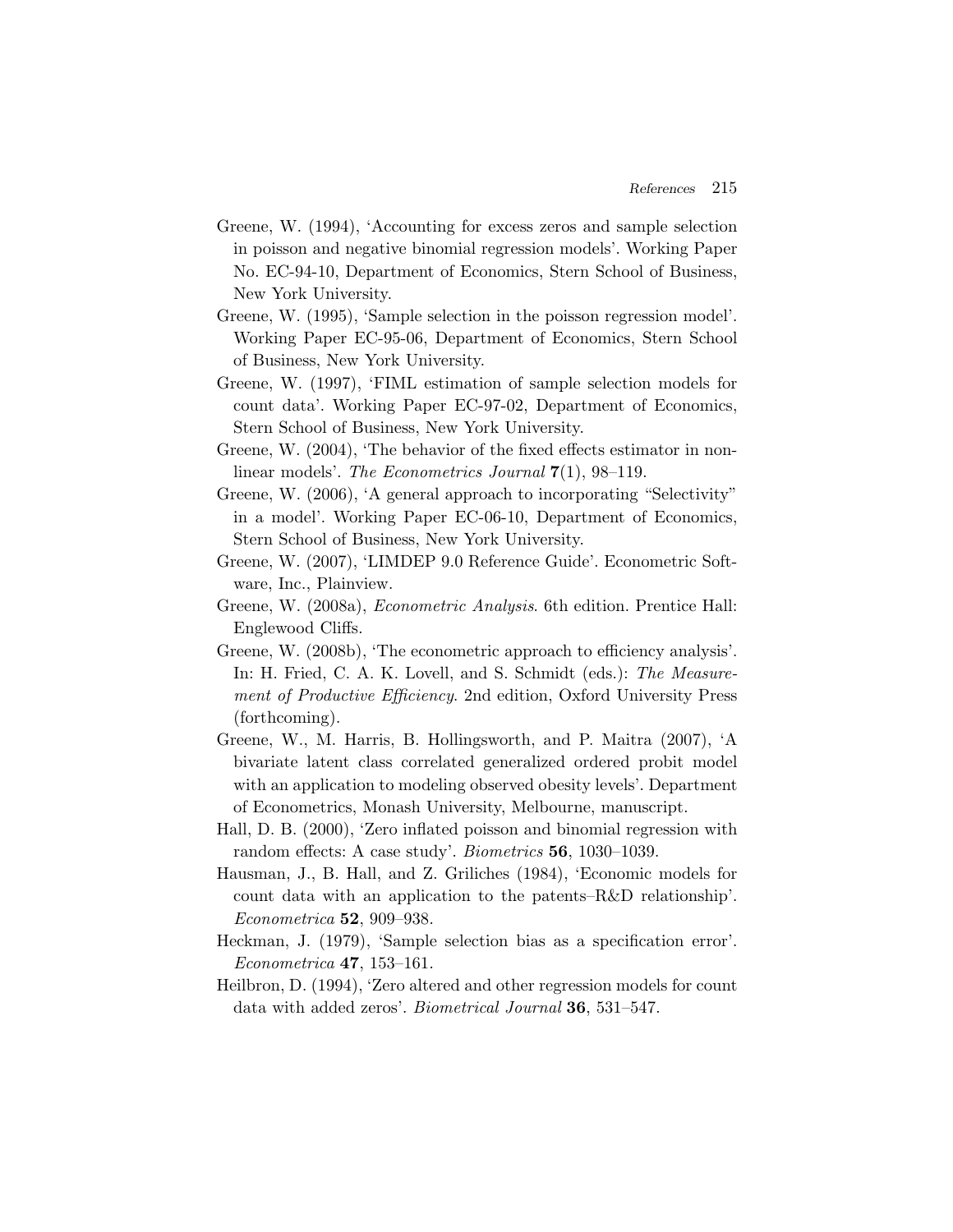Greene, W. (1994), 'Accounting for excess zeros and sample selection in poisson and negative binomial regression models'. Working Paper No. EC-94-10, Department of Economics, Stern School of Business, New York University.

Greene, W. (1995), 'Sample selection in the poisson regression model'. Working Paper EC-95-06, Department of Economics, Stern School of Business, New York University.

Greene, W. (1997), 'FIML estimation of sample selection models for count data'. Working Paper EC-97-02, Department of Economics, Stern School of Business, New York University.

Greene, W. (2004), 'The behavior of the fixed effects estimator in nonlinear models'. *The Econometrics Journal* **7**(1), 98–119.

Greene, W. (2006), 'A general approach to incorporating "Selectivity" in a model'. Working Paper EC-06-10, Department of Economics, Stern School of Business, New York University.

Greene, W. (2007), 'LIMDEP 9.0 Reference Guide'. Econometric Software, Inc., Plainview.

Greene, W. (2008a), *Econometric Analysis*. 6th edition. Prentice Hall: Englewood Cliffs.

Greene, W. (2008b), 'The econometric approach to efficiency analysis'. In: H. Fried, C. A. K. Lovell, and S. Schmidt (eds.): *The Measurement of Productive Efficiency*. 2nd edition, Oxford University Press (forthcoming).

Greene, W., M. Harris, B. Hollingsworth, and P. Maitra (2007), 'A bivariate latent class correlated generalized ordered probit model with an application to modeling observed obesity levels'. Department of Econometrics, Monash University, Melbourne, manuscript.

Hall, D. B. (2000), 'Zero inflated poisson and binomial regression with random effects: A case study'. *Biometrics* **56**, 1030–1039.

Hausman, J., B. Hall, and Z. Griliches (1984), 'Economic models for count data with an application to the patents–R&D relationship'. *Econometrica* **52**, 909–938.

Heckman, J. (1979), 'Sample selection bias as a specification error'. *Econometrica* **47**, 153–161.

Heilbron, D. (1994), 'Zero altered and other regression models for count data with added zeros'. *Biometrical Journal* **36**, 531–547.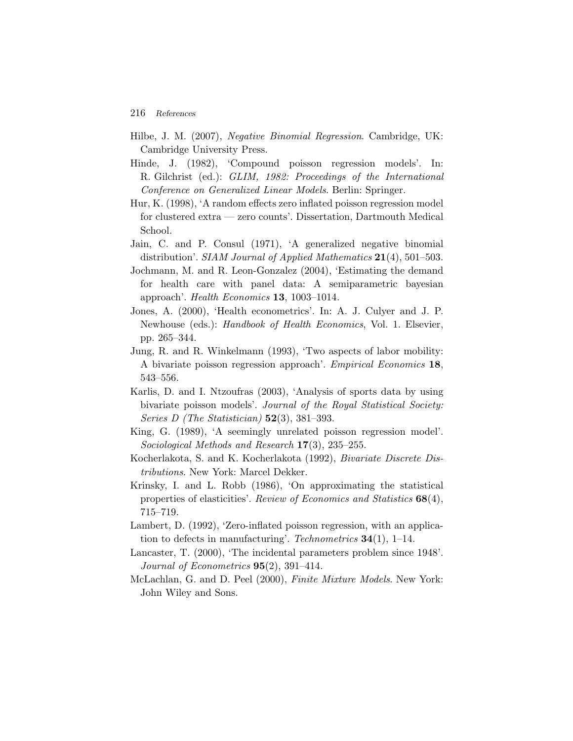Hilbe, J. M. (2007), *Negative Binomial Regression*. Cambridge, UK: Cambridge University Press.

Hinde, J. (1982), 'Compound poisson regression models'. In: R. Gilchrist (ed.): *GLIM, 1982: Proceedings of the International Conference on Generalized Linear Models*. Berlin: Springer.

Hur, K. (1998), 'A random effects zero inflated poisson regression model for clustered extra — zero counts'. Dissertation, Dartmouth Medical School.

Jain, C. and P. Consul (1971), 'A generalized negative binomial distribution'. *SIAM Journal of Applied Mathematics* **21**(4), 501–503.

Jochmann, M. and R. Leon-Gonzalez (2004), 'Estimating the demand for health care with panel data: A semiparametric bayesian approach'. *Health Economics* **13**, 1003–1014.

Jones, A. (2000), 'Health econometrics'. In: A. J. Culyer and J. P. Newhouse (eds.): *Handbook of Health Economics*, Vol. 1. Elsevier, pp. 265–344.

Jung, R. and R. Winkelmann (1993), 'Two aspects of labor mobility: A bivariate poisson regression approach'. *Empirical Economics* **18**, 543–556.

Karlis, D. and I. Ntzoufras (2003), 'Analysis of sports data by using bivariate poisson models'. *Journal of the Royal Statistical Society: Series D (The Statistician)* **52**(3), 381–393.

King, G. (1989), 'A seemingly unrelated poisson regression model'. *Sociological Methods and Research* **17**(3), 235–255.

Kocherlakota, S. and K. Kocherlakota (1992), *Bivariate Discrete Distributions*. New York: Marcel Dekker.

Krinsky, I. and L. Robb (1986), 'On approximating the statistical properties of elasticities'. *Review of Economics and Statistics* **68**(4), 715–719.

Lambert, D. (1992), 'Zero-inflated poisson regression, with an application to defects in manufacturing'. *Technometrics* **34**(1), 1–14.

Lancaster, T. (2000), 'The incidental parameters problem since 1948'. *Journal of Econometrics* **95**(2), 391–414.

McLachlan, G. and D. Peel (2000), *Finite Mixture Models*. New York: John Wiley and Sons.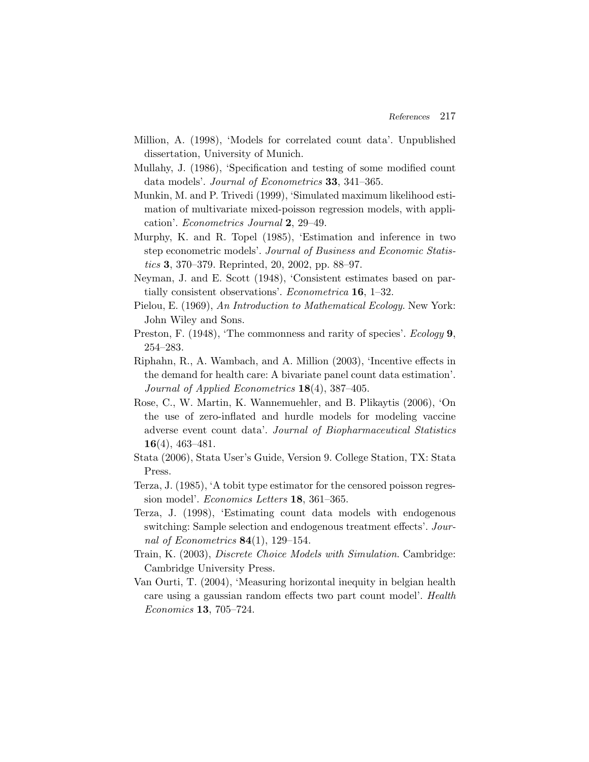Million, A. (1998), 'Models for correlated count data'. Unpublished dissertation, University of Munich.

Mullahy, J. (1986), 'Specification and testing of some modified count data models'. *Journal of Econometrics* **33**, 341–365.

Munkin, M. and P. Trivedi (1999), 'Simulated maximum likelihood estimation of multivariate mixed-poisson regression models, with application'. *Econometrics Journal* **2**, 29–49.

Murphy, K. and R. Topel (1985), 'Estimation and inference in two step econometric models'. *Journal of Business and Economic Statistics* **3**, 370–379. Reprinted, 20, 2002, pp. 88–97.

Neyman, J. and E. Scott (1948), 'Consistent estimates based on partially consistent observations'. *Econometrica* **16**, 1–32.

Pielou, E. (1969), *An Introduction to Mathematical Ecology*. New York: John Wiley and Sons.

Preston, F. (1948), 'The commonness and rarity of species'. *Ecology* **9**, 254–283.

Riphahn, R., A. Wambach, and A. Million (2003), 'Incentive effects in the demand for health care: A bivariate panel count data estimation'. *Journal of Applied Econometrics* **18**(4), 387–405.

Rose, C., W. Martin, K. Wannemuehler, and B. Plikaytis (2006), 'On the use of zero-inflated and hurdle models for modeling vaccine adverse event count data'. *Journal of Biopharmaceutical Statistics* **16**(4), 463–481.

Stata (2006), Stata User's Guide, Version 9. College Station, TX: Stata Press.

Terza, J. (1985), 'A tobit type estimator for the censored poisson regression model'. *Economics Letters* **18**, 361–365.

Terza, J. (1998), 'Estimating count data models with endogenous switching: Sample selection and endogenous treatment effects'. *Journal of Econometrics* **84**(1), 129–154.

Train, K. (2003), *Discrete Choice Models with Simulation*. Cambridge: Cambridge University Press.

Van Ourti, T. (2004), 'Measuring horizontal inequity in belgian health care using a gaussian random effects two part count model'. *Health Economics* **13**, 705–724.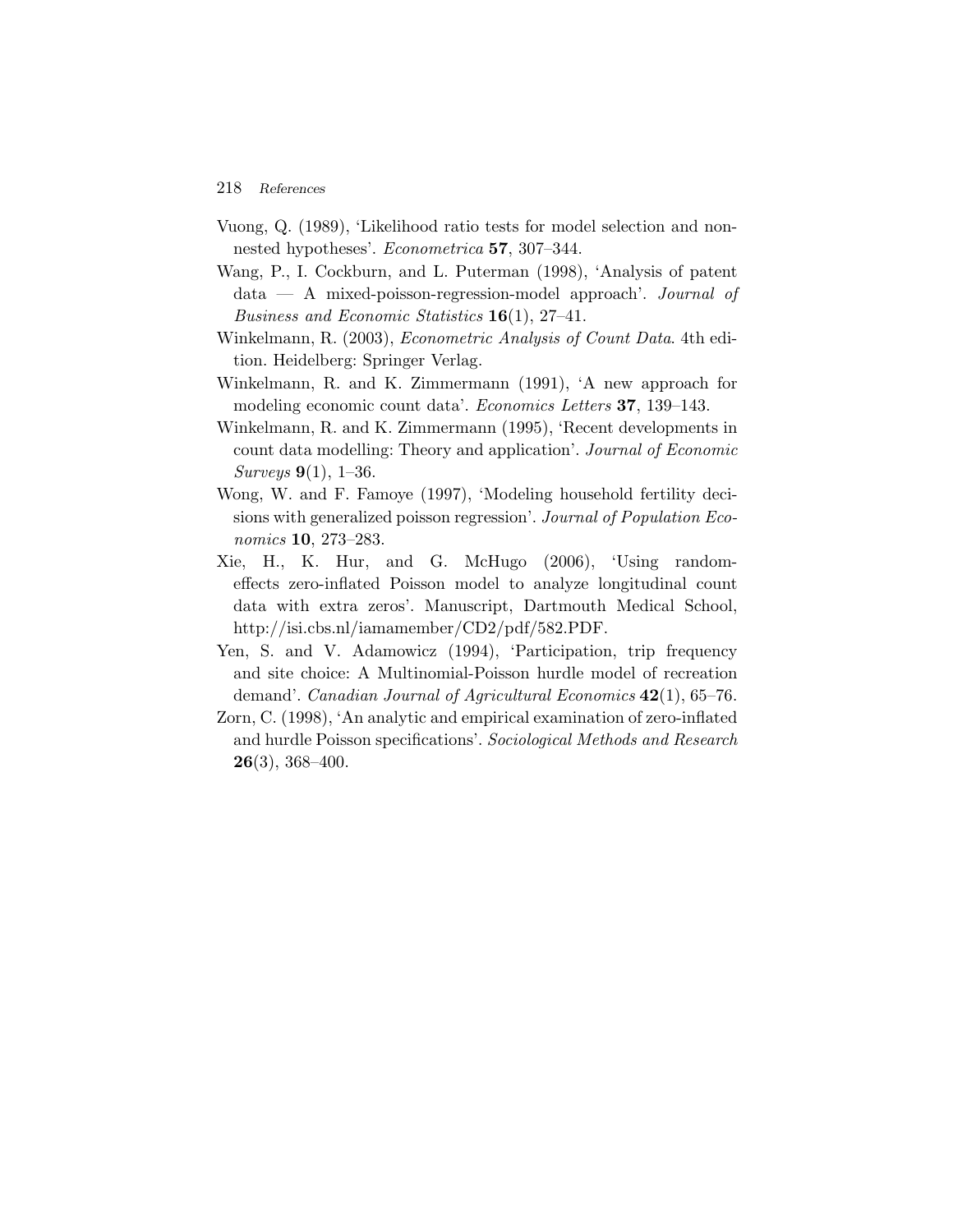Vuong, Q. (1989), 'Likelihood ratio tests for model selection and non-nested hypotheses'. *Econometrica* **57**, 307–344.

Wang, P., I. Cockburn, and L. Puterman (1998), 'Analysis of patent data — A mixed-poisson-regression-model approach'. *Journal of Business and Economic Statistics* **16**(1), 27–41.

Winkelmann, R. (2003), *Econometric Analysis of Count Data*. 4th edition. Heidelberg: Springer Verlag.

Winkelmann, R. and K. Zimmermann (1991), 'A new approach for modeling economic count data'. *Economics Letters* **37**, 139–143.

Winkelmann, R. and K. Zimmermann (1995), 'Recent developments in count data modelling: Theory and application'. *Journal of Economic Surveys* **9**(1), 1–36.

Wong, W. and F. Famoye (1997), 'Modeling household fertility decisions with generalized poisson regression'. *Journal of Population Economics* **10**, 273–283.

Xie, H., K. Hur, and G. McHugo (2006), 'Using random-effects zero-inflated Poisson model to analyze longitudinal count data with extra zeros'. Manuscript, Dartmouth Medical School, http://isi.cbs.nl/iamamember/CD2/pdf/582.PDF.

Yen, S. and V. Adamowicz (1994), 'Participation, trip frequency and site choice: A Multinomial-Poisson hurdle model of recreation demand'. *Canadian Journal of Agricultural Economics* **42**(1), 65–76.

Zorn, C. (1998), 'An analytic and empirical examination of zero-inflated and hurdle Poisson specifications'. *Sociological Methods and Research* **26**(3), 368–400.